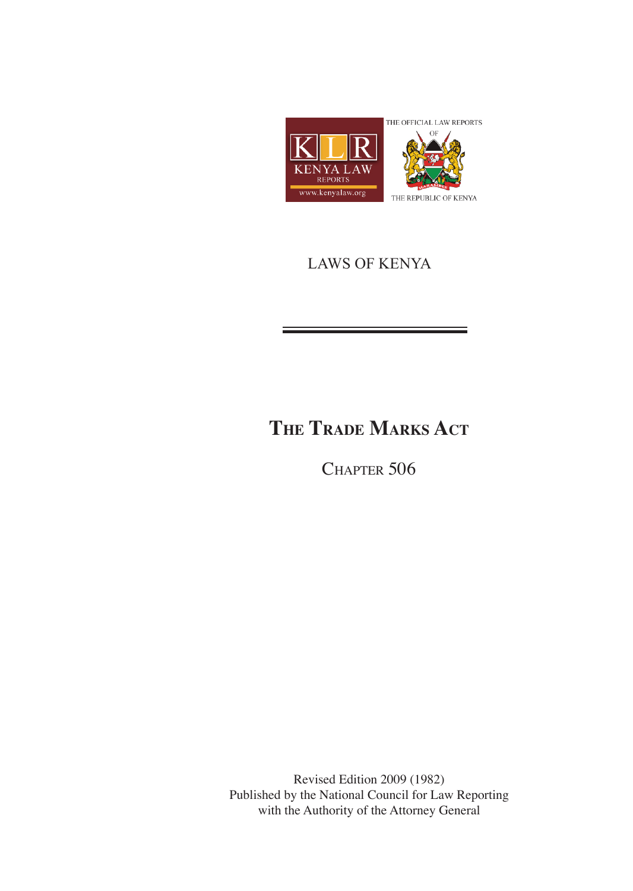KLR KENYA LAW REPORTS www.kenyalaw.org

THE OFFICIAL LAW REPORTS OF THE REPUBLIC OF KENYA

LAWS OF KENYA

# THE TRADE MARKS ACT

## CHAPTER 506

Revised Edition 2009 (1982)
Published by the National Council for Law Reporting
with the Authority of the Attorney General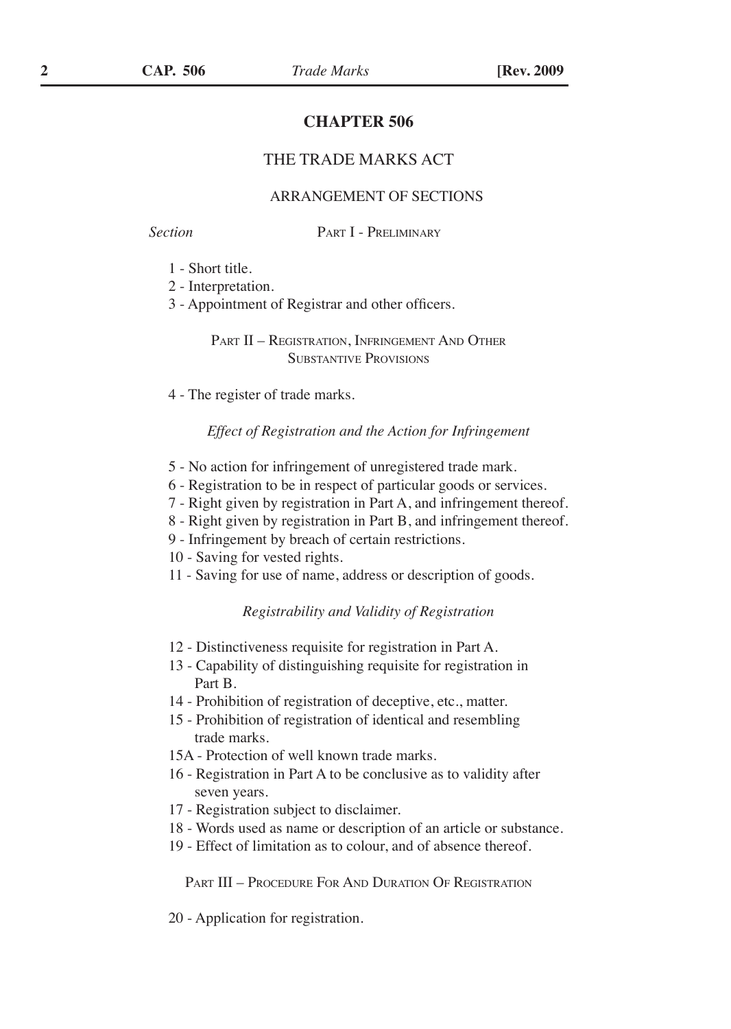# CHAPTER 506

## THE TRADE MARKS ACT

### ARRANGEMENT OF SECTIONS

*Section*

PART I - PRELIMINARY

1 - Short title.
2 - Interpretation.
3 - Appointment of Registrar and other officers.

PART II – REGISTRATION, INFRINGEMENT AND OTHER SUBSTANTIVE PROVISIONS

4 - The register of trade marks.

*Effect of Registration and the Action for Infringement*

5 - No action for infringement of unregistered trade mark.
6 - Registration to be in respect of particular goods or services.
7 - Right given by registration in Part A, and infringement thereof.
8 - Right given by registration in Part B, and infringement thereof.
9 - Infringement by breach of certain restrictions.
10 - Saving for vested rights.
11 - Saving for use of name, address or description of goods.

*Registrability and Validity of Registration*

12 - Distinctiveness requisite for registration in Part A.
13 - Capability of distinguishing requisite for registration in Part B.
14 - Prohibition of registration of deceptive, etc., matter.
15 - Prohibition of registration of identical and resembling trade marks.
15A - Protection of well known trade marks.
16 - Registration in Part A to be conclusive as to validity after seven years.
17 - Registration subject to disclaimer.
18 - Words used as name or description of an article or substance.
19 - Effect of limitation as to colour, and of absence thereof.

PART III – PROCEDURE FOR AND DURATION OF REGISTRATION

20 - Application for registration.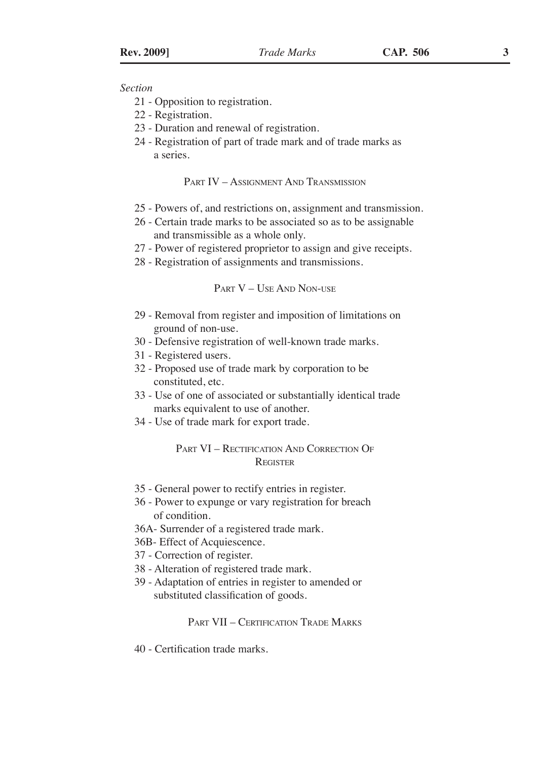*Section*

21 - Opposition to registration.
22 - Registration.
23 - Duration and renewal of registration.
24 - Registration of part of trade mark and of trade marks as a series.

## PART IV – ASSIGNMENT AND TRANSMISSION

25 - Powers of, and restrictions on, assignment and transmission.
26 - Certain trade marks to be associated so as to be assignable and transmissible as a whole only.
27 - Power of registered proprietor to assign and give receipts.
28 - Registration of assignments and transmissions.

## PART V – USE AND NON-USE

29 - Removal from register and imposition of limitations on ground of non-use.
30 - Defensive registration of well-known trade marks.
31 - Registered users.
32 - Proposed use of trade mark by corporation to be constituted, etc.
33 - Use of one of associated or substantially identical trade marks equivalent to use of another.
34 - Use of trade mark for export trade.

## PART VI – RECTIFICATION AND CORRECTION OF REGISTER

35 - General power to rectify entries in register.
36 - Power to expunge or vary registration for breach of condition.
36A- Surrender of a registered trade mark.
36B- Effect of Acquiescence.
37 - Correction of register.
38 - Alteration of registered trade mark.
39 - Adaptation of entries in register to amended or substituted classification of goods.

## PART VII – CERTIFICATION TRADE MARKS

40 - Certification trade marks.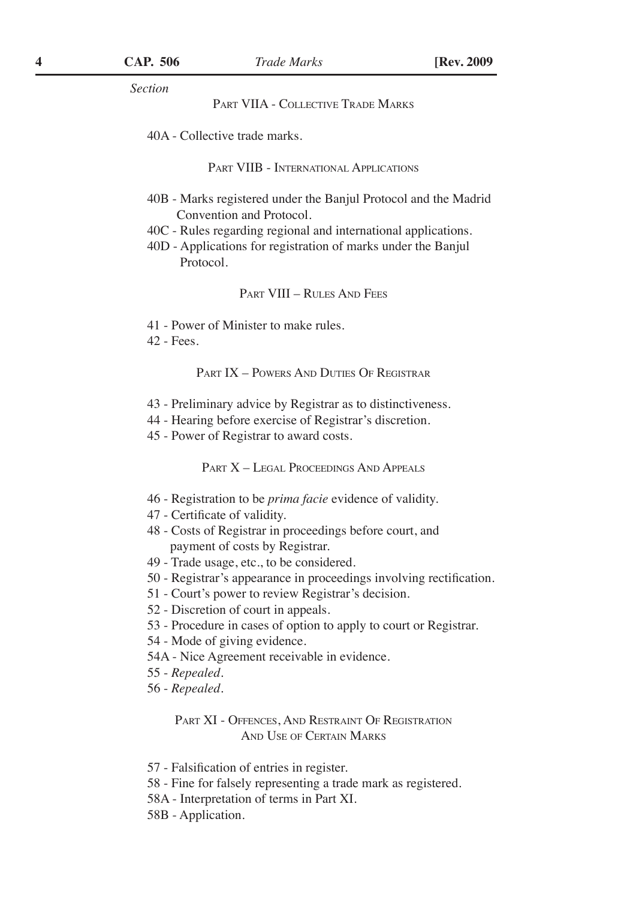*Section*

PART VIIA - COLLECTIVE TRADE MARKS

40A - Collective trade marks.

PART VIIB - INTERNATIONAL APPLICATIONS

40B - Marks registered under the Banjul Protocol and the Madrid Convention and Protocol.
40C - Rules regarding regional and international applications.
40D - Applications for registration of marks under the Banjul Protocol.

PART VIII – RULES AND FEES

41 - Power of Minister to make rules.
42 - Fees.

PART IX – POWERS AND DUTIES OF REGISTRAR

43 - Preliminary advice by Registrar as to distinctiveness.
44 - Hearing before exercise of Registrar's discretion.
45 - Power of Registrar to award costs.

PART X – LEGAL PROCEEDINGS AND APPEALS

46 - Registration to be *prima facie* evidence of validity.
47 - Certificate of validity.
48 - Costs of Registrar in proceedings before court, and payment of costs by Registrar.
49 - Trade usage, etc., to be considered.
50 - Registrar's appearance in proceedings involving rectification.
51 - Court's power to review Registrar's decision.
52 - Discretion of court in appeals.
53 - Procedure in cases of option to apply to court or Registrar.
54 - Mode of giving evidence.
54A - Nice Agreement receivable in evidence.
55 - *Repealed*.
56 - *Repealed*.

PART XI - OFFENCES, AND RESTRAINT OF REGISTRATION AND USE OF CERTAIN MARKS

57 - Falsification of entries in register.
58 - Fine for falsely representing a trade mark as registered.
58A - Interpretation of terms in Part XI.
58B - Application.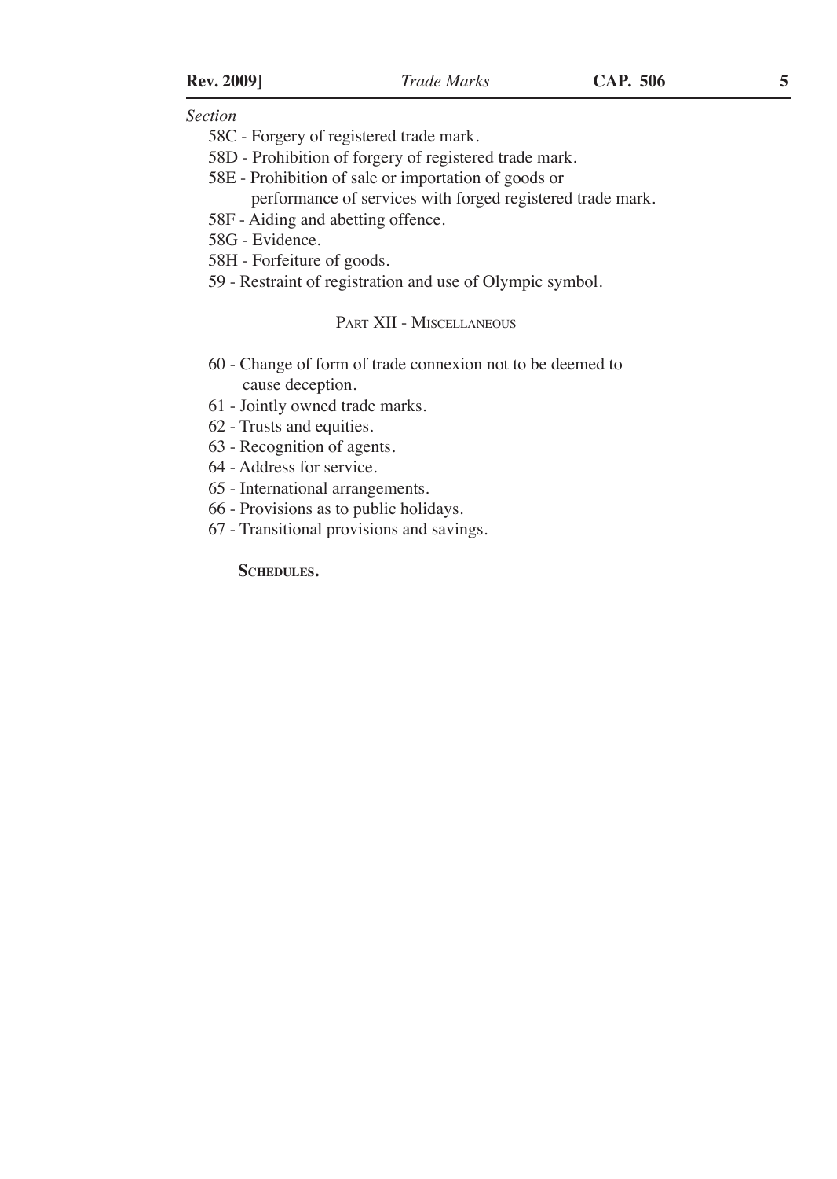*Section*

58C - Forgery of registered trade mark.

58D - Prohibition of forgery of registered trade mark.

58E - Prohibition of sale or importation of goods or performance of services with forged registered trade mark.

58F - Aiding and abetting offence.

58G - Evidence.

58H - Forfeiture of goods.

59 - Restraint of registration and use of Olympic symbol.

PART XII - MISCELLANEOUS

60 - Change of form of trade connexion not to be deemed to cause deception.

61 - Jointly owned trade marks.

62 - Trusts and equities.

63 - Recognition of agents.

64 - Address for service.

65 - International arrangements.

66 - Provisions as to public holidays.

67 - Transitional provisions and savings.

**SCHEDULES.**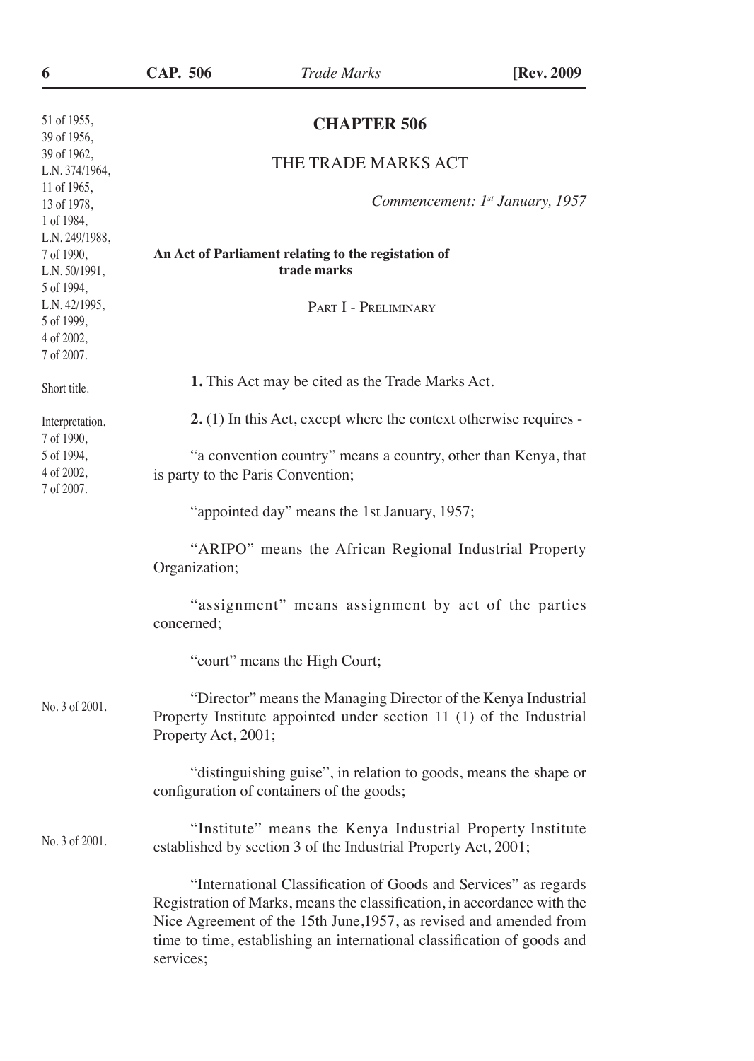51 of 1955,
39 of 1956,
39 of 1962,
L.N. 374/1964,
11 of 1965,
13 of 1978,
1 of 1984,
L.N. 249/1988,
7 of 1990,
L.N. 50/1991,
5 of 1994,
L.N. 42/1995,
5 of 1999,
4 of 2002,
7 of 2007.

# CHAPTER 506

## THE TRADE MARKS ACT

*Commencement: 1st January, 1957*

**An Act of Parliament relating to the registation of trade marks**

### PART I - PRELIMINARY

Short title.

**1.** This Act may be cited as the Trade Marks Act.

Interpretation. 7 of 1990, 5 of 1994, 4 of 2002, 7 of 2007.

**2.** (1) In this Act, except where the context otherwise requires -

"a convention country" means a country, other than Kenya, that is party to the Paris Convention;

"appointed day" means the 1st January, 1957;

"ARIPO" means the African Regional Industrial Property Organization;

"assignment" means assignment by act of the parties concerned;

"court" means the High Court;

No. 3 of 2001.

"Director" means the Managing Director of the Kenya Industrial Property Institute appointed under section 11 (1) of the Industrial Property Act, 2001;

"distinguishing guise", in relation to goods, means the shape or configuration of containers of the goods;

No. 3 of 2001.

"Institute" means the Kenya Industrial Property Institute established by section 3 of the Industrial Property Act, 2001;

"International Classification of Goods and Services" as regards Registration of Marks, means the classification, in accordance with the Nice Agreement of the 15th June,1957, as revised and amended from time to time, establishing an international classification of goods and services;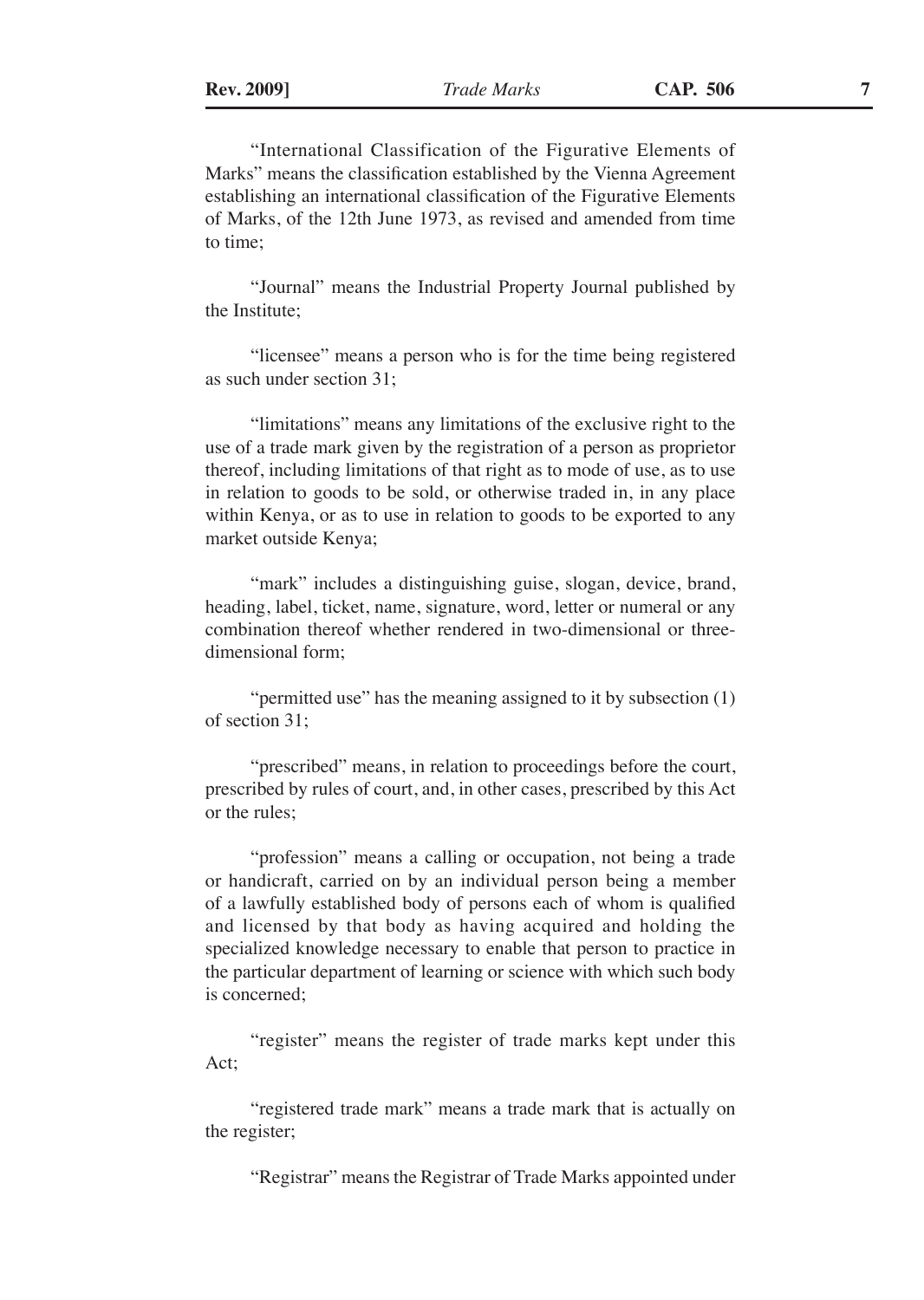"International Classification of the Figurative Elements of Marks" means the classification established by the Vienna Agreement establishing an international classification of the Figurative Elements of Marks, of the 12th June 1973, as revised and amended from time to time;

"Journal" means the Industrial Property Journal published by the Institute;

"licensee" means a person who is for the time being registered as such under section 31;

"limitations" means any limitations of the exclusive right to the use of a trade mark given by the registration of a person as proprietor thereof, including limitations of that right as to mode of use, as to use in relation to goods to be sold, or otherwise traded in, in any place within Kenya, or as to use in relation to goods to be exported to any market outside Kenya;

"mark" includes a distinguishing guise, slogan, device, brand, heading, label, ticket, name, signature, word, letter or numeral or any combination thereof whether rendered in two-dimensional or three-dimensional form;

"permitted use" has the meaning assigned to it by subsection (1) of section 31;

"prescribed" means, in relation to proceedings before the court, prescribed by rules of court, and, in other cases, prescribed by this Act or the rules;

"profession" means a calling or occupation, not being a trade or handicraft, carried on by an individual person being a member of a lawfully established body of persons each of whom is qualified and licensed by that body as having acquired and holding the specialized knowledge necessary to enable that person to practice in the particular department of learning or science with which such body is concerned;

"register" means the register of trade marks kept under this Act;

"registered trade mark" means a trade mark that is actually on the register;

"Registrar" means the Registrar of Trade Marks appointed under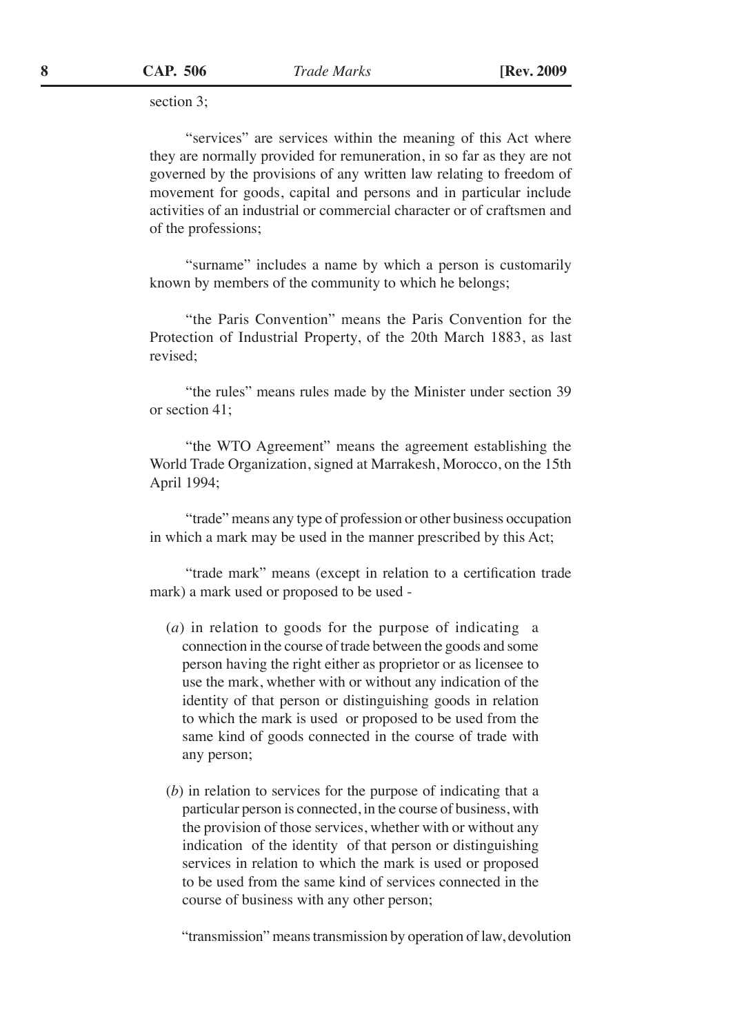section 3;

"services" are services within the meaning of this Act where they are normally provided for remuneration, in so far as they are not governed by the provisions of any written law relating to freedom of movement for goods, capital and persons and in particular include activities of an industrial or commercial character or of craftsmen and of the professions;

"surname" includes a name by which a person is customarily known by members of the community to which he belongs;

"the Paris Convention" means the Paris Convention for the Protection of Industrial Property, of the 20th March 1883, as last revised;

"the rules" means rules made by the Minister under section 39 or section 41;

"the WTO Agreement" means the agreement establishing the World Trade Organization, signed at Marrakesh, Morocco, on the 15th April 1994;

"trade" means any type of profession or other business occupation in which a mark may be used in the manner prescribed by this Act;

"trade mark" means (except in relation to a certification trade mark) a mark used or proposed to be used -

(*a*) in relation to goods for the purpose of indicating a connection in the course of trade between the goods and some person having the right either as proprietor or as licensee to use the mark, whether with or without any indication of the identity of that person or distinguishing goods in relation to which the mark is used or proposed to be used from the same kind of goods connected in the course of trade with any person;

(*b*) in relation to services for the purpose of indicating that a particular person is connected, in the course of business, with the provision of those services, whether with or without any indication of the identity of that person or distinguishing services in relation to which the mark is used or proposed to be used from the same kind of services connected in the course of business with any other person;

"transmission" means transmission by operation of law, devolution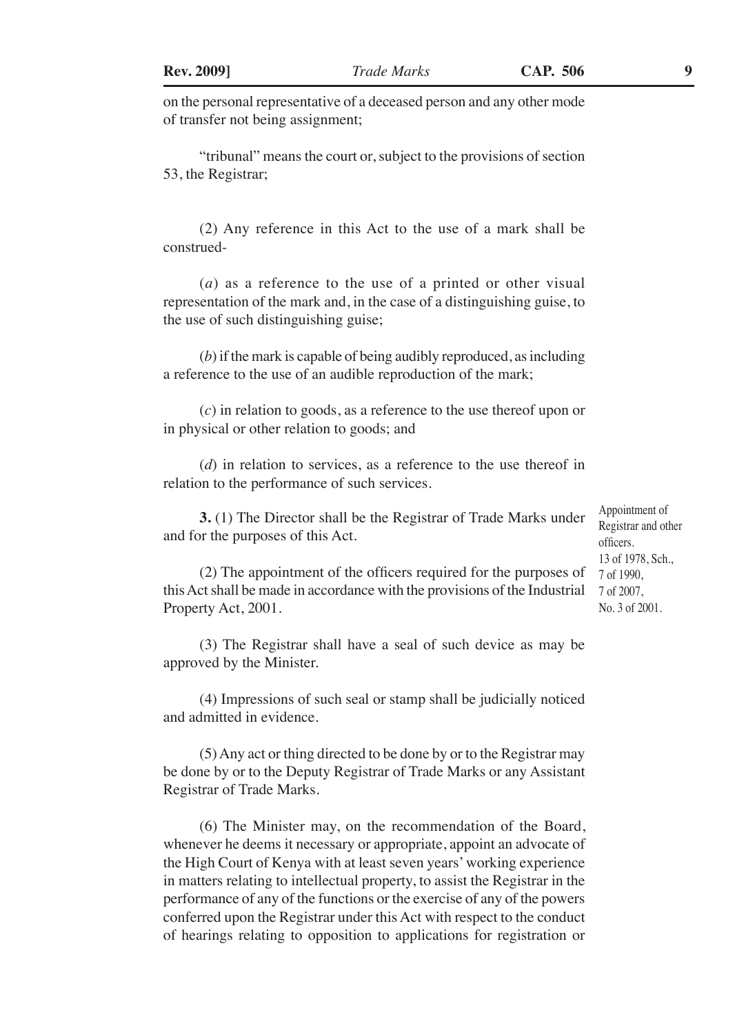on the personal representative of a deceased person and any other mode of transfer not being assignment;

"tribunal" means the court or, subject to the provisions of section 53, the Registrar;

(2) Any reference in this Act to the use of a mark shall be construed-

(*a*) as a reference to the use of a printed or other visual representation of the mark and, in the case of a distinguishing guise, to the use of such distinguishing guise;

(*b*) if the mark is capable of being audibly reproduced, as including a reference to the use of an audible reproduction of the mark;

(*c*) in relation to goods, as a reference to the use thereof upon or in physical or other relation to goods; and

(*d*) in relation to services, as a reference to the use thereof in relation to the performance of such services.

Appointment of Registrar and other officers.
13 of 1978, Sch.,
7 of 1990,
7 of 2007,
No. 3 of 2001.

**3.** (1) The Director shall be the Registrar of Trade Marks under and for the purposes of this Act.

(2) The appointment of the officers required for the purposes of this Act shall be made in accordance with the provisions of the Industrial Property Act, 2001.

(3) The Registrar shall have a seal of such device as may be approved by the Minister.

(4) Impressions of such seal or stamp shall be judicially noticed and admitted in evidence.

(5) Any act or thing directed to be done by or to the Registrar may be done by or to the Deputy Registrar of Trade Marks or any Assistant Registrar of Trade Marks.

(6) The Minister may, on the recommendation of the Board, whenever he deems it necessary or appropriate, appoint an advocate of the High Court of Kenya with at least seven years' working experience in matters relating to intellectual property, to assist the Registrar in the performance of any of the functions or the exercise of any of the powers conferred upon the Registrar under this Act with respect to the conduct of hearings relating to opposition to applications for registration or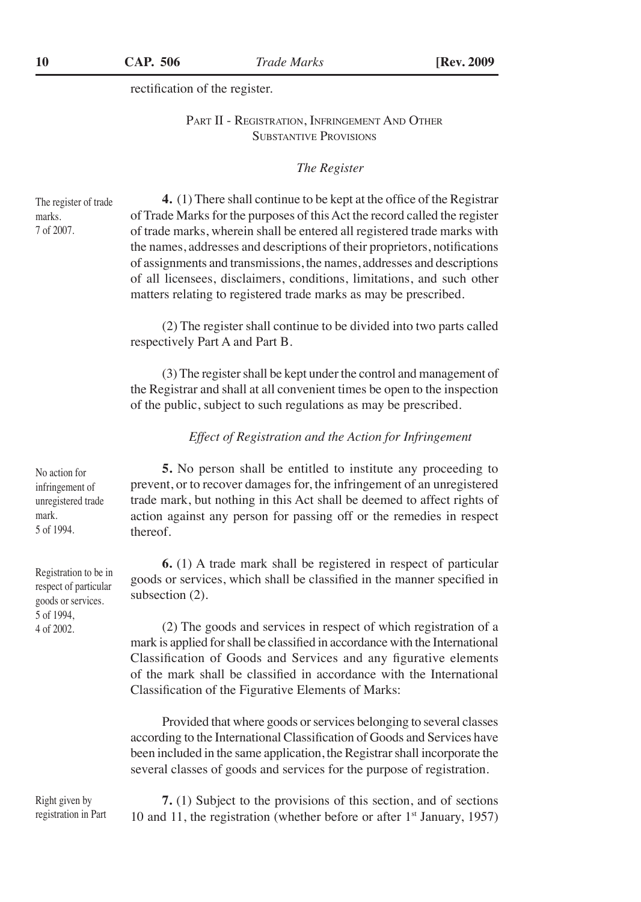rectification of the register.

## PART II - REGISTRATION, INFRINGEMENT AND OTHER SUBSTANTIVE PROVISIONS

### *The Register*

The register of trade marks. 7 of 2007.

**4.** (1) There shall continue to be kept at the office of the Registrar of Trade Marks for the purposes of this Act the record called the register of trade marks, wherein shall be entered all registered trade marks with the names, addresses and descriptions of their proprietors, notifications of assignments and transmissions, the names, addresses and descriptions of all licensees, disclaimers, conditions, limitations, and such other matters relating to registered trade marks as may be prescribed.

(2) The register shall continue to be divided into two parts called respectively Part A and Part B.

(3) The register shall be kept under the control and management of the Registrar and shall at all convenient times be open to the inspection of the public, subject to such regulations as may be prescribed.

### *Effect of Registration and the Action for Infringement*

No action for infringement of unregistered trade mark. 5 of 1994.

**5.** No person shall be entitled to institute any proceeding to prevent, or to recover damages for, the infringement of an unregistered trade mark, but nothing in this Act shall be deemed to affect rights of action against any person for passing off or the remedies in respect thereof.

Registration to be in respect of particular goods or services. 5 of 1994, 4 of 2002.

**6.** (1) A trade mark shall be registered in respect of particular goods or services, which shall be classified in the manner specified in subsection (2).

(2) The goods and services in respect of which registration of a mark is applied for shall be classified in accordance with the International Classification of Goods and Services and any figurative elements of the mark shall be classified in accordance with the International Classification of the Figurative Elements of Marks:

Provided that where goods or services belonging to several classes according to the International Classification of Goods and Services have been included in the same application, the Registrar shall incorporate the several classes of goods and services for the purpose of registration.

Right given by registration in Part

**7.** (1) Subject to the provisions of this section, and of sections 10 and 11, the registration (whether before or after 1st January, 1957)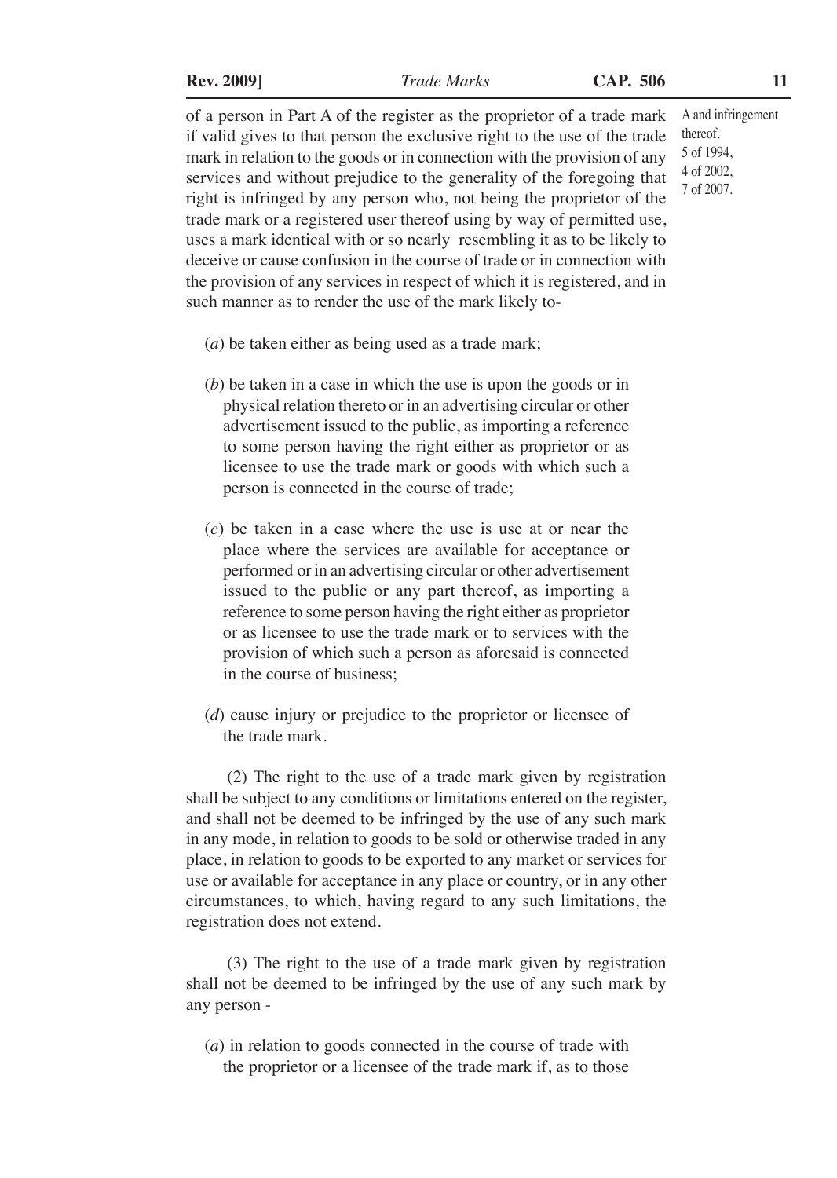of a person in Part A of the register as the proprietor of a trade mark if valid gives to that person the exclusive right to the use of the trade mark in relation to the goods or in connection with the provision of any services and without prejudice to the generality of the foregoing that right is infringed by any person who, not being the proprietor of the trade mark or a registered user thereof using by way of permitted use, uses a mark identical with or so nearly resembling it as to be likely to deceive or cause confusion in the course of trade or in connection with the provision of any services in respect of which it is registered, and in such manner as to render the use of the mark likely to-

A and infringement thereof.
5 of 1994,
4 of 2002,
7 of 2007.

(*a*) be taken either as being used as a trade mark;

(*b*) be taken in a case in which the use is upon the goods or in physical relation thereto or in an advertising circular or other advertisement issued to the public, as importing a reference to some person having the right either as proprietor or as licensee to use the trade mark or goods with which such a person is connected in the course of trade;

(*c*) be taken in a case where the use is use at or near the place where the services are available for acceptance or performed or in an advertising circular or other advertisement issued to the public or any part thereof, as importing a reference to some person having the right either as proprietor or as licensee to use the trade mark or to services with the provision of which such a person as aforesaid is connected in the course of business;

(*d*) cause injury or prejudice to the proprietor or licensee of the trade mark.

(2) The right to the use of a trade mark given by registration shall be subject to any conditions or limitations entered on the register, and shall not be deemed to be infringed by the use of any such mark in any mode, in relation to goods to be sold or otherwise traded in any place, in relation to goods to be exported to any market or services for use or available for acceptance in any place or country, or in any other circumstances, to which, having regard to any such limitations, the registration does not extend.

(3) The right to the use of a trade mark given by registration shall not be deemed to be infringed by the use of any such mark by any person -

(*a*) in relation to goods connected in the course of trade with the proprietor or a licensee of the trade mark if, as to those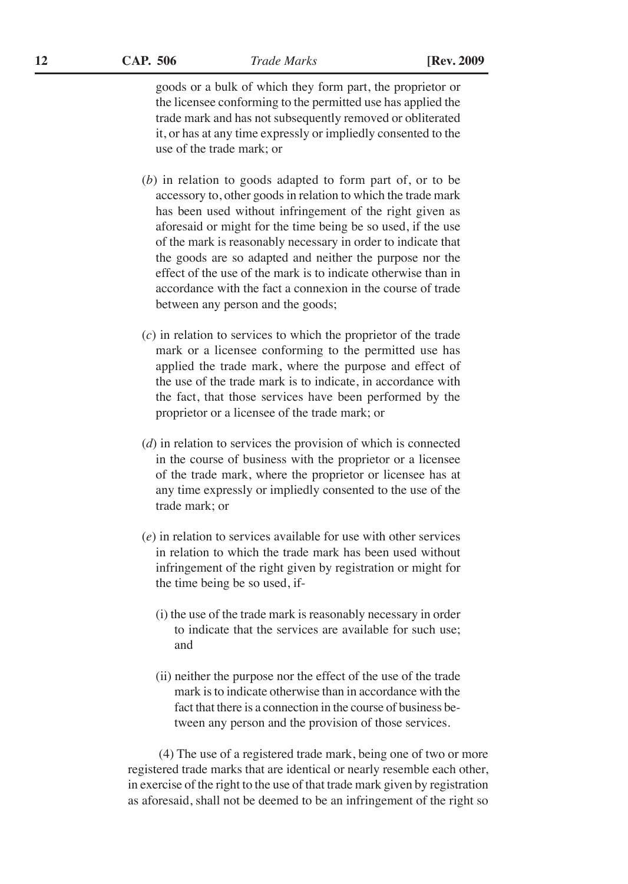goods or a bulk of which they form part, the proprietor or the licensee conforming to the permitted use has applied the trade mark and has not subsequently removed or obliterated it, or has at any time expressly or impliedly consented to the use of the trade mark; or

(*b*) in relation to goods adapted to form part of, or to be accessory to, other goods in relation to which the trade mark has been used without infringement of the right given as aforesaid or might for the time being be so used, if the use of the mark is reasonably necessary in order to indicate that the goods are so adapted and neither the purpose nor the effect of the use of the mark is to indicate otherwise than in accordance with the fact a connexion in the course of trade between any person and the goods;

(*c*) in relation to services to which the proprietor of the trade mark or a licensee conforming to the permitted use has applied the trade mark, where the purpose and effect of the use of the trade mark is to indicate, in accordance with the fact, that those services have been performed by the proprietor or a licensee of the trade mark; or

(*d*) in relation to services the provision of which is connected in the course of business with the proprietor or a licensee of the trade mark, where the proprietor or licensee has at any time expressly or impliedly consented to the use of the trade mark; or

(*e*) in relation to services available for use with other services in relation to which the trade mark has been used without infringement of the right given by registration or might for the time being be so used, if-

(i) the use of the trade mark is reasonably necessary in order to indicate that the services are available for such use; and

(ii) neither the purpose nor the effect of the use of the trade mark is to indicate otherwise than in accordance with the fact that there is a connection in the course of business between any person and the provision of those services.

(4) The use of a registered trade mark, being one of two or more registered trade marks that are identical or nearly resemble each other, in exercise of the right to the use of that trade mark given by registration as aforesaid, shall not be deemed to be an infringement of the right so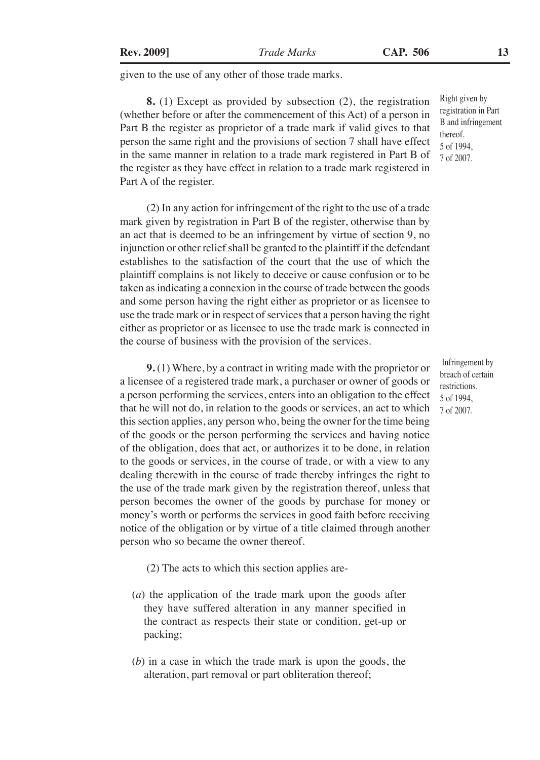given to the use of any other of those trade marks.

**8.** (1) Except as provided by subsection (2), the registration (whether before or after the commencement of this Act) of a person in Part B the register as proprietor of a trade mark if valid gives to that person the same right and the provisions of section 7 shall have effect in the same manner in relation to a trade mark registered in Part B of the register as they have effect in relation to a trade mark registered in Part A of the register.

Right given by registration in Part B and infringement thereof. 5 of 1994, 7 of 2007.

(2) In any action for infringement of the right to the use of a trade mark given by registration in Part B of the register, otherwise than by an act that is deemed to be an infringement by virtue of section 9, no injunction or other relief shall be granted to the plaintiff if the defendant establishes to the satisfaction of the court that the use of which the plaintiff complains is not likely to deceive or cause confusion or to be taken as indicating a connexion in the course of trade between the goods and some person having the right either as proprietor or as licensee to use the trade mark or in respect of services that a person having the right either as proprietor or as licensee to use the trade mark is connected in the course of business with the provision of the services.

**9.** (1) Where, by a contract in writing made with the proprietor or a licensee of a registered trade mark, a purchaser or owner of goods or a person performing the services, enters into an obligation to the effect that he will not do, in relation to the goods or services, an act to which this section applies, any person who, being the owner for the time being of the goods or the person performing the services and having notice of the obligation, does that act, or authorizes it to be done, in relation to the goods or services, in the course of trade, or with a view to any dealing therewith in the course of trade thereby infringes the right to the use of the trade mark given by the registration thereof, unless that person becomes the owner of the goods by purchase for money or money's worth or performs the services in good faith before receiving notice of the obligation or by virtue of a title claimed through another person who so became the owner thereof.

Infringement by breach of certain restrictions. 5 of 1994, 7 of 2007.

(2) The acts to which this section applies are-

(*a*) the application of the trade mark upon the goods after they have suffered alteration in any manner specified in the contract as respects their state or condition, get-up or packing;

(*b*) in a case in which the trade mark is upon the goods, the alteration, part removal or part obliteration thereof;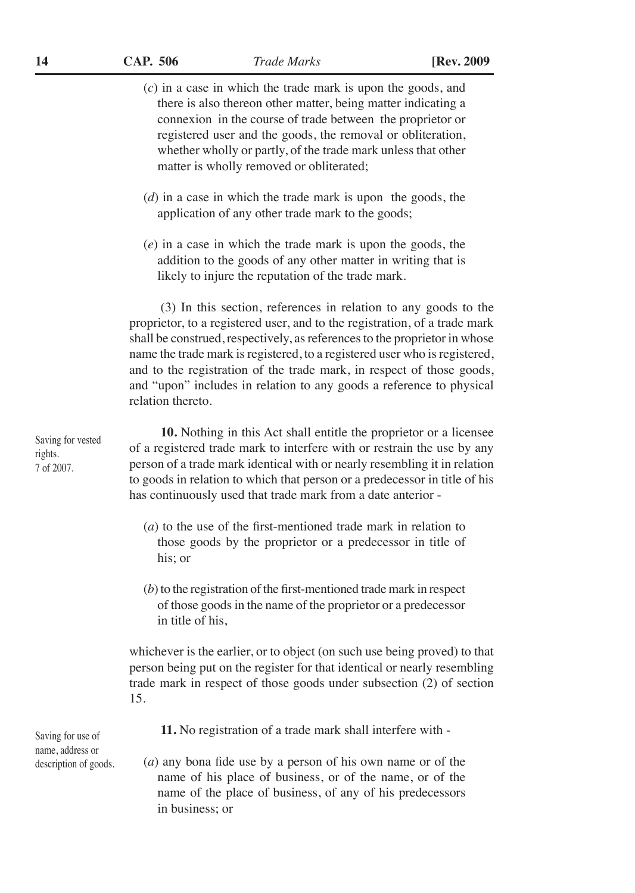(*c*) in a case in which the trade mark is upon the goods, and there is also thereon other matter, being matter indicating a connexion in the course of trade between the proprietor or registered user and the goods, the removal or obliteration, whether wholly or partly, of the trade mark unless that other matter is wholly removed or obliterated;

(*d*) in a case in which the trade mark is upon the goods, the application of any other trade mark to the goods;

(*e*) in a case in which the trade mark is upon the goods, the addition to the goods of any other matter in writing that is likely to injure the reputation of the trade mark.

(3) In this section, references in relation to any goods to the proprietor, to a registered user, and to the registration, of a trade mark shall be construed, respectively, as references to the proprietor in whose name the trade mark is registered, to a registered user who is registered, and to the registration of the trade mark, in respect of those goods, and "upon" includes in relation to any goods a reference to physical relation thereto.

Saving for vested rights. 7 of 2007.

**10.** Nothing in this Act shall entitle the proprietor or a licensee of a registered trade mark to interfere with or restrain the use by any person of a trade mark identical with or nearly resembling it in relation to goods in relation to which that person or a predecessor in title of his has continuously used that trade mark from a date anterior -

(*a*) to the use of the first-mentioned trade mark in relation to those goods by the proprietor or a predecessor in title of his; or

(*b*) to the registration of the first-mentioned trade mark in respect of those goods in the name of the proprietor or a predecessor in title of his,

whichever is the earlier, or to object (on such use being proved) to that person being put on the register for that identical or nearly resembling trade mark in respect of those goods under subsection (2) of section 15.

Saving for use of name, address or description of goods.

**11.** No registration of a trade mark shall interfere with -

(*a*) any bona fide use by a person of his own name or of the name of his place of business, or of the name, or of the name of the place of business, of any of his predecessors in business; or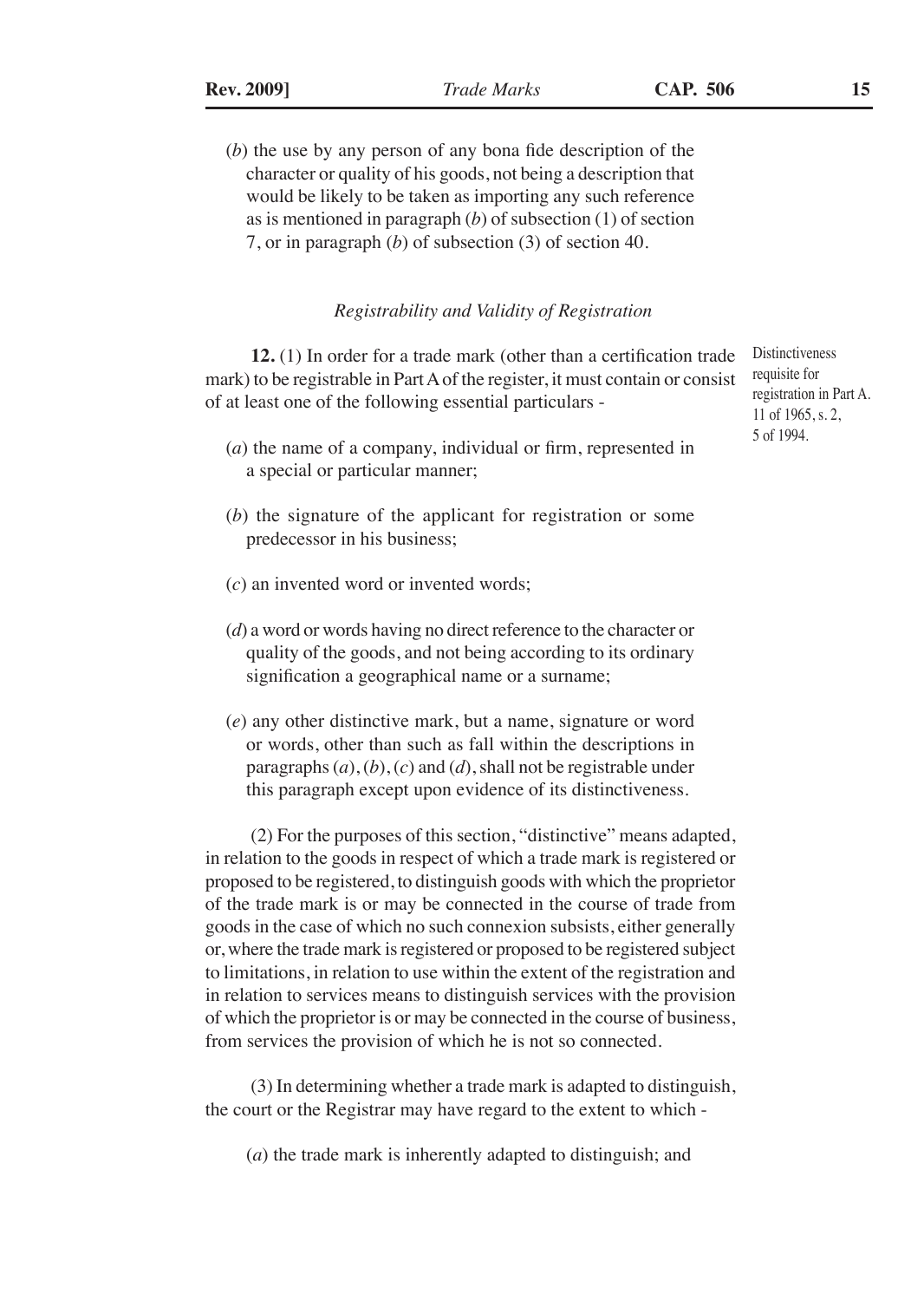(*b*) the use by any person of any bona fide description of the character or quality of his goods, not being a description that would be likely to be taken as importing any such reference as is mentioned in paragraph (*b*) of subsection (1) of section 7, or in paragraph (*b*) of subsection (3) of section 40.

*Registrability and Validity of Registration*

Distinctiveness requisite for registration in Part A. 11 of 1965, s. 2, 5 of 1994.

**12.** (1) In order for a trade mark (other than a certification trade mark) to be registrable in Part A of the register, it must contain or consist of at least one of the following essential particulars -

(*a*) the name of a company, individual or firm, represented in a special or particular manner;

(*b*) the signature of the applicant for registration or some predecessor in his business;

(*c*) an invented word or invented words;

(*d*) a word or words having no direct reference to the character or quality of the goods, and not being according to its ordinary signification a geographical name or a surname;

(*e*) any other distinctive mark, but a name, signature or word or words, other than such as fall within the descriptions in paragraphs (*a*), (*b*), (*c*) and (*d*), shall not be registrable under this paragraph except upon evidence of its distinctiveness.

(2) For the purposes of this section, "distinctive" means adapted, in relation to the goods in respect of which a trade mark is registered or proposed to be registered, to distinguish goods with which the proprietor of the trade mark is or may be connected in the course of trade from goods in the case of which no such connexion subsists, either generally or, where the trade mark is registered or proposed to be registered subject to limitations, in relation to use within the extent of the registration and in relation to services means to distinguish services with the provision of which the proprietor is or may be connected in the course of business, from services the provision of which he is not so connected.

(3) In determining whether a trade mark is adapted to distinguish, the court or the Registrar may have regard to the extent to which -

(*a*) the trade mark is inherently adapted to distinguish; and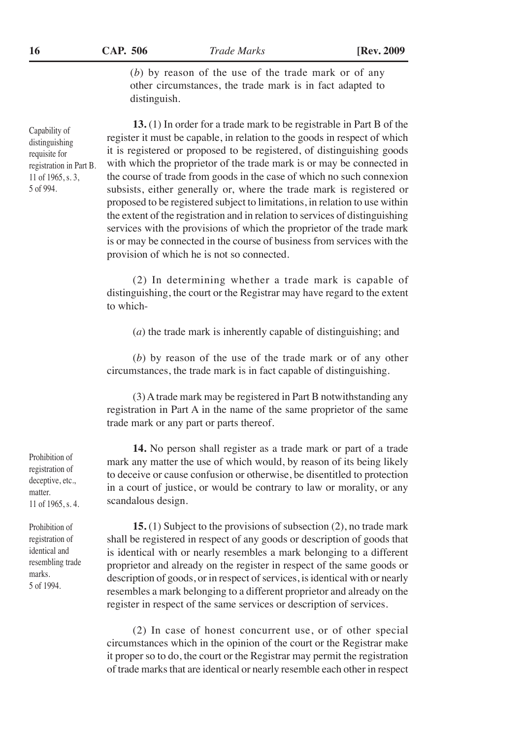(*b*) by reason of the use of the trade mark or of any other circumstances, the trade mark is in fact adapted to distinguish.

Capability of distinguishing requisite for registration in Part B. 11 of 1965, s. 3, 5 of 994.

**13.** (1) In order for a trade mark to be registrable in Part B of the register it must be capable, in relation to the goods in respect of which it is registered or proposed to be registered, of distinguishing goods with which the proprietor of the trade mark is or may be connected in the course of trade from goods in the case of which no such connexion subsists, either generally or, where the trade mark is registered or proposed to be registered subject to limitations, in relation to use within the extent of the registration and in relation to services of distinguishing services with the provisions of which the proprietor of the trade mark is or may be connected in the course of business from services with the provision of which he is not so connected.

(2) In determining whether a trade mark is capable of distinguishing, the court or the Registrar may have regard to the extent to which-

(*a*) the trade mark is inherently capable of distinguishing; and

(*b*) by reason of the use of the trade mark or of any other circumstances, the trade mark is in fact capable of distinguishing.

(3) A trade mark may be registered in Part B notwithstanding any registration in Part A in the name of the same proprietor of the same trade mark or any part or parts thereof.

Prohibition of registration of deceptive, etc., matter. 11 of 1965, s. 4.

**14.** No person shall register as a trade mark or part of a trade mark any matter the use of which would, by reason of its being likely to deceive or cause confusion or otherwise, be disentitled to protection in a court of justice, or would be contrary to law or morality, or any scandalous design.

Prohibition of registration of identical and resembling trade marks. 5 of 1994.

**15.** (1) Subject to the provisions of subsection (2), no trade mark shall be registered in respect of any goods or description of goods that is identical with or nearly resembles a mark belonging to a different proprietor and already on the register in respect of the same goods or description of goods, or in respect of services, is identical with or nearly resembles a mark belonging to a different proprietor and already on the register in respect of the same services or description of services.

(2) In case of honest concurrent use, or of other special circumstances which in the opinion of the court or the Registrar make it proper so to do, the court or the Registrar may permit the registration of trade marks that are identical or nearly resemble each other in respect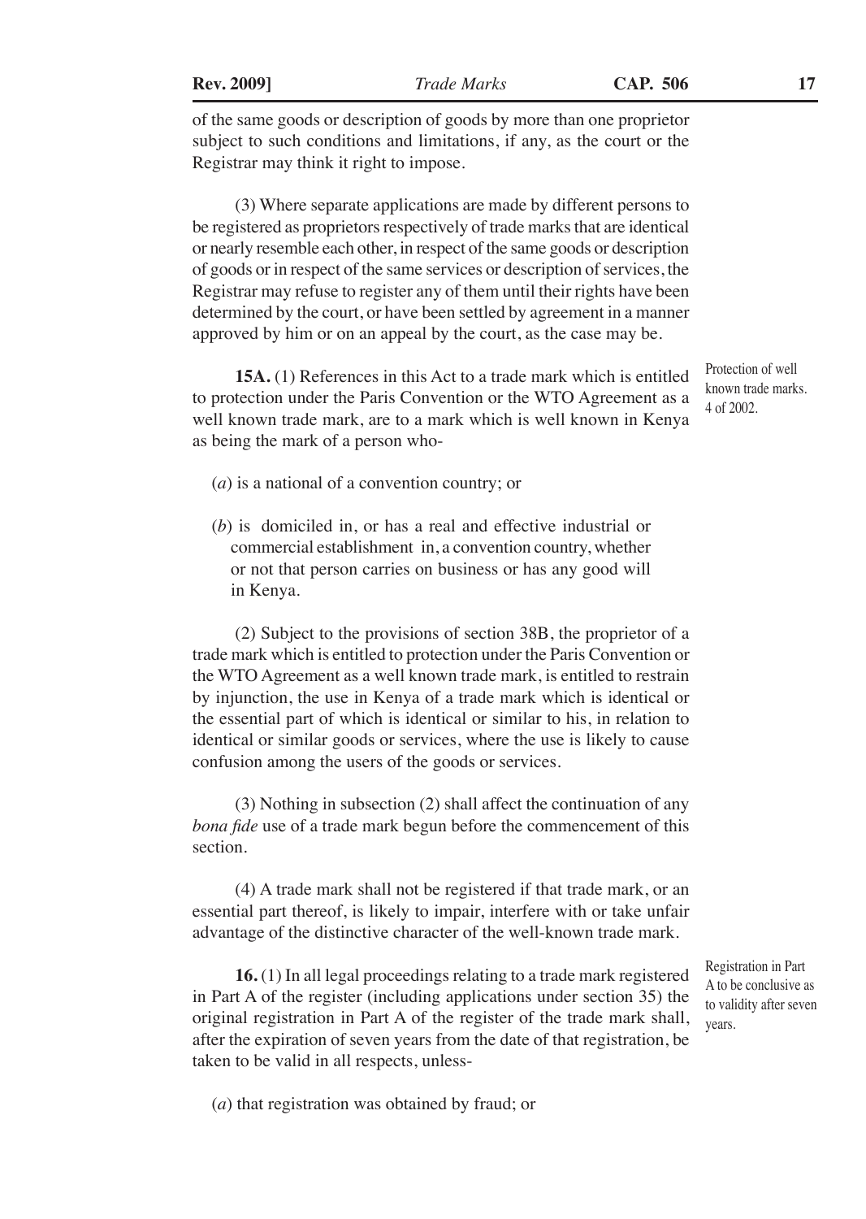of the same goods or description of goods by more than one proprietor subject to such conditions and limitations, if any, as the court or the Registrar may think it right to impose.

(3) Where separate applications are made by different persons to be registered as proprietors respectively of trade marks that are identical or nearly resemble each other, in respect of the same goods or description of goods or in respect of the same services or description of services, the Registrar may refuse to register any of them until their rights have been determined by the court, or have been settled by agreement in a manner approved by him or on an appeal by the court, as the case may be.

Protection of well known trade marks. 4 of 2002.

**15A.** (1) References in this Act to a trade mark which is entitled to protection under the Paris Convention or the WTO Agreement as a well known trade mark, are to a mark which is well known in Kenya as being the mark of a person who-

(*a*) is a national of a convention country; or

(*b*) is domiciled in, or has a real and effective industrial or commercial establishment in, a convention country, whether or not that person carries on business or has any good will in Kenya.

(2) Subject to the provisions of section 38B, the proprietor of a trade mark which is entitled to protection under the Paris Convention or the WTO Agreement as a well known trade mark, is entitled to restrain by injunction, the use in Kenya of a trade mark which is identical or the essential part of which is identical or similar to his, in relation to identical or similar goods or services, where the use is likely to cause confusion among the users of the goods or services.

(3) Nothing in subsection (2) shall affect the continuation of any *bona fide* use of a trade mark begun before the commencement of this section.

(4) A trade mark shall not be registered if that trade mark, or an essential part thereof, is likely to impair, interfere with or take unfair advantage of the distinctive character of the well-known trade mark.

Registration in Part A to be conclusive as to validity after seven years.

**16.** (1) In all legal proceedings relating to a trade mark registered in Part A of the register (including applications under section 35) the original registration in Part A of the register of the trade mark shall, after the expiration of seven years from the date of that registration, be taken to be valid in all respects, unless-

(*a*) that registration was obtained by fraud; or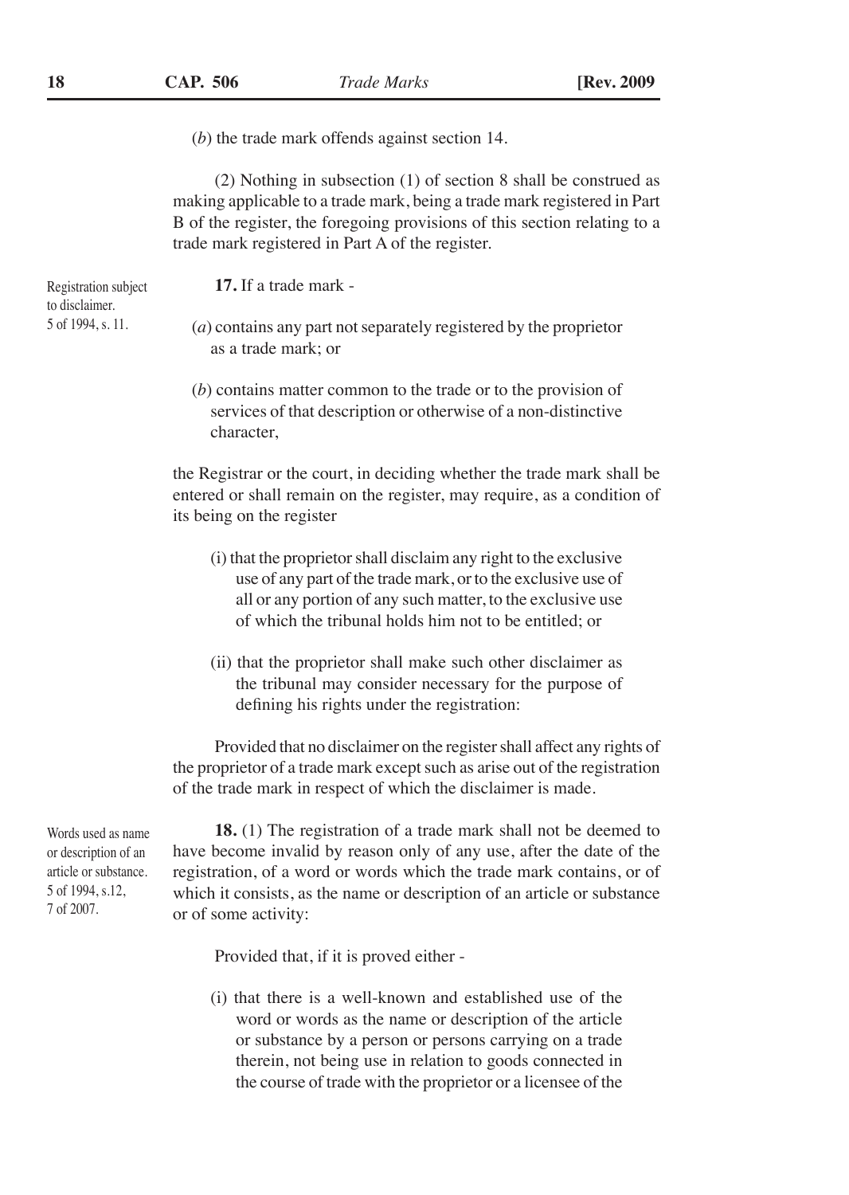(*b*) the trade mark offends against section 14.

(2) Nothing in subsection (1) of section 8 shall be construed as making applicable to a trade mark, being a trade mark registered in Part B of the register, the foregoing provisions of this section relating to a trade mark registered in Part A of the register.

Registration subject to disclaimer. 5 of 1994, s. 11.

**17.** If a trade mark -

(*a*) contains any part not separately registered by the proprietor as a trade mark; or

(*b*) contains matter common to the trade or to the provision of services of that description or otherwise of a non-distinctive character,

the Registrar or the court, in deciding whether the trade mark shall be entered or shall remain on the register, may require, as a condition of its being on the register

(i) that the proprietor shall disclaim any right to the exclusive use of any part of the trade mark, or to the exclusive use of all or any portion of any such matter, to the exclusive use of which the tribunal holds him not to be entitled; or

(ii) that the proprietor shall make such other disclaimer as the tribunal may consider necessary for the purpose of defining his rights under the registration:

Provided that no disclaimer on the register shall affect any rights of the proprietor of a trade mark except such as arise out of the registration of the trade mark in respect of which the disclaimer is made.

Words used as name or description of an article or substance. 5 of 1994, s.12, 7 of 2007.

**18.** (1) The registration of a trade mark shall not be deemed to have become invalid by reason only of any use, after the date of the registration, of a word or words which the trade mark contains, or of which it consists, as the name or description of an article or substance or of some activity:

Provided that, if it is proved either -

(i) that there is a well-known and established use of the word or words as the name or description of the article or substance by a person or persons carrying on a trade therein, not being use in relation to goods connected in the course of trade with the proprietor or a licensee of the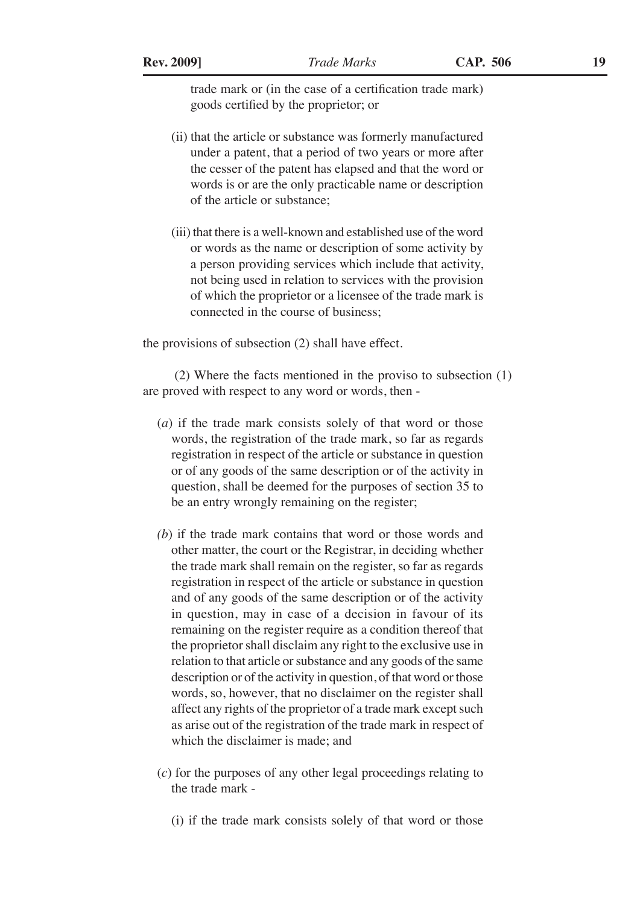trade mark or (in the case of a certification trade mark) goods certified by the proprietor; or

(ii) that the article or substance was formerly manufactured under a patent, that a period of two years or more after the cesser of the patent has elapsed and that the word or words is or are the only practicable name or description of the article or substance;

(iii) that there is a well-known and established use of the word or words as the name or description of some activity by a person providing services which include that activity, not being used in relation to services with the provision of which the proprietor or a licensee of the trade mark is connected in the course of business;

the provisions of subsection (2) shall have effect.

(2) Where the facts mentioned in the proviso to subsection (1) are proved with respect to any word or words, then -

(*a*) if the trade mark consists solely of that word or those words, the registration of the trade mark, so far as regards registration in respect of the article or substance in question or of any goods of the same description or of the activity in question, shall be deemed for the purposes of section 35 to be an entry wrongly remaining on the register;

(*b*) if the trade mark contains that word or those words and other matter, the court or the Registrar, in deciding whether the trade mark shall remain on the register, so far as regards registration in respect of the article or substance in question and of any goods of the same description or of the activity in question, may in case of a decision in favour of its remaining on the register require as a condition thereof that the proprietor shall disclaim any right to the exclusive use in relation to that article or substance and any goods of the same description or of the activity in question, of that word or those words, so, however, that no disclaimer on the register shall affect any rights of the proprietor of a trade mark except such as arise out of the registration of the trade mark in respect of which the disclaimer is made; and

(*c*) for the purposes of any other legal proceedings relating to the trade mark -

(i) if the trade mark consists solely of that word or those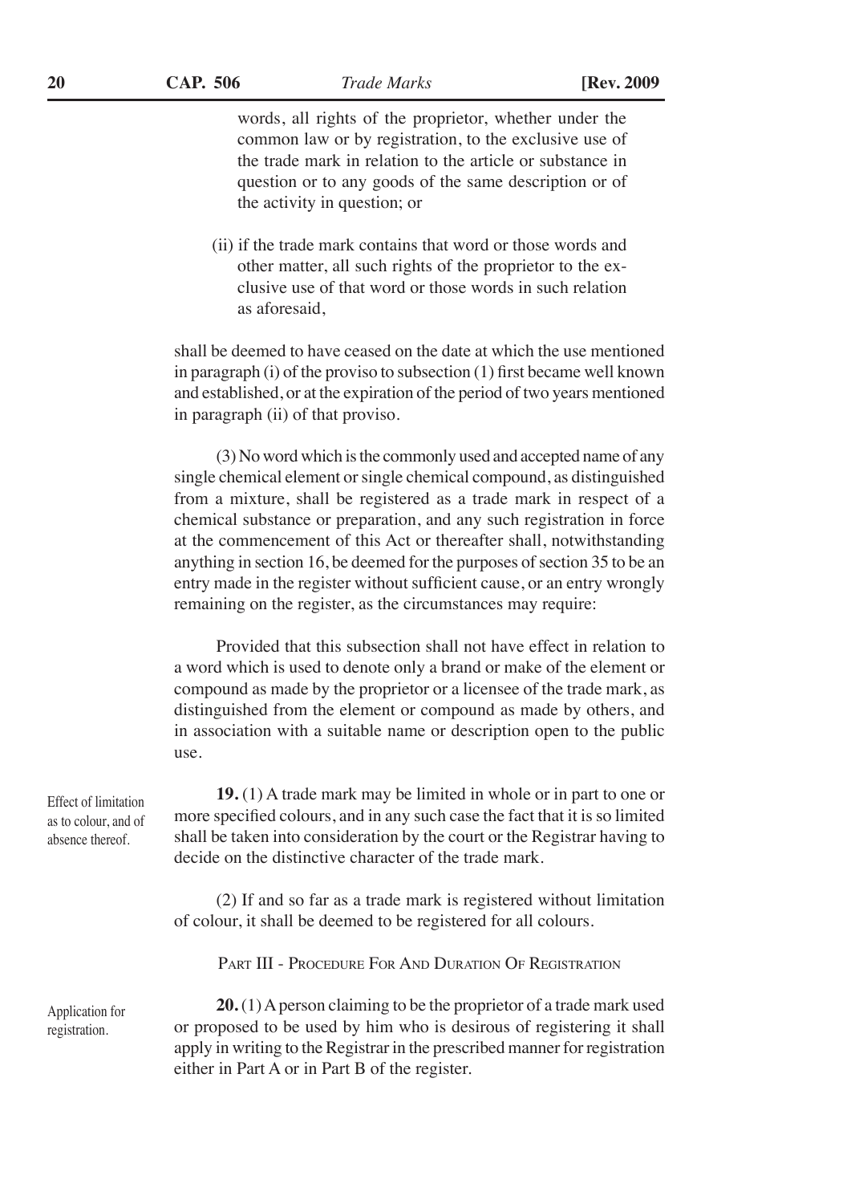words, all rights of the proprietor, whether under the common law or by registration, to the exclusive use of the trade mark in relation to the article or substance in question or to any goods of the same description or of the activity in question; or

(ii) if the trade mark contains that word or those words and other matter, all such rights of the proprietor to the exclusive use of that word or those words in such relation as aforesaid,

shall be deemed to have ceased on the date at which the use mentioned in paragraph (i) of the proviso to subsection (1) first became well known and established, or at the expiration of the period of two years mentioned in paragraph (ii) of that proviso.

(3) No word which is the commonly used and accepted name of any single chemical element or single chemical compound, as distinguished from a mixture, shall be registered as a trade mark in respect of a chemical substance or preparation, and any such registration in force at the commencement of this Act or thereafter shall, notwithstanding anything in section 16, be deemed for the purposes of section 35 to be an entry made in the register without sufficient cause, or an entry wrongly remaining on the register, as the circumstances may require:

Provided that this subsection shall not have effect in relation to a word which is used to denote only a brand or make of the element or compound as made by the proprietor or a licensee of the trade mark, as distinguished from the element or compound as made by others, and in association with a suitable name or description open to the public use.

*Effect of limitation as to colour, and of absence thereof.*

**19.** (1) A trade mark may be limited in whole or in part to one or more specified colours, and in any such case the fact that it is so limited shall be taken into consideration by the court or the Registrar having to decide on the distinctive character of the trade mark.

(2) If and so far as a trade mark is registered without limitation of colour, it shall be deemed to be registered for all colours.

## PART III - PROCEDURE FOR AND DURATION OF REGISTRATION

*Application for registration.*

**20.** (1) A person claiming to be the proprietor of a trade mark used or proposed to be used by him who is desirous of registering it shall apply in writing to the Registrar in the prescribed manner for registration either in Part A or in Part B of the register.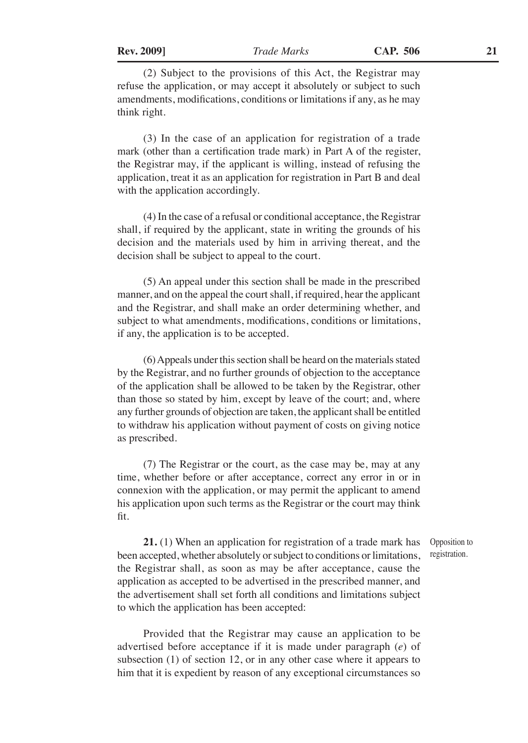(2) Subject to the provisions of this Act, the Registrar may refuse the application, or may accept it absolutely or subject to such amendments, modifications, conditions or limitations if any, as he may think right.

(3) In the case of an application for registration of a trade mark (other than a certification trade mark) in Part A of the register, the Registrar may, if the applicant is willing, instead of refusing the application, treat it as an application for registration in Part B and deal with the application accordingly.

(4) In the case of a refusal or conditional acceptance, the Registrar shall, if required by the applicant, state in writing the grounds of his decision and the materials used by him in arriving thereat, and the decision shall be subject to appeal to the court.

(5) An appeal under this section shall be made in the prescribed manner, and on the appeal the court shall, if required, hear the applicant and the Registrar, and shall make an order determining whether, and subject to what amendments, modifications, conditions or limitations, if any, the application is to be accepted.

(6) Appeals under this section shall be heard on the materials stated by the Registrar, and no further grounds of objection to the acceptance of the application shall be allowed to be taken by the Registrar, other than those so stated by him, except by leave of the court; and, where any further grounds of objection are taken, the applicant shall be entitled to withdraw his application without payment of costs on giving notice as prescribed.

(7) The Registrar or the court, as the case may be, may at any time, whether before or after acceptance, correct any error in or in connexion with the application, or may permit the applicant to amend his application upon such terms as the Registrar or the court may think fit.

Opposition to registration.

**21.** (1) When an application for registration of a trade mark has been accepted, whether absolutely or subject to conditions or limitations, the Registrar shall, as soon as may be after acceptance, cause the application as accepted to be advertised in the prescribed manner, and the advertisement shall set forth all conditions and limitations subject to which the application has been accepted:

Provided that the Registrar may cause an application to be advertised before acceptance if it is made under paragraph (*e*) of subsection (1) of section 12, or in any other case where it appears to him that it is expedient by reason of any exceptional circumstances so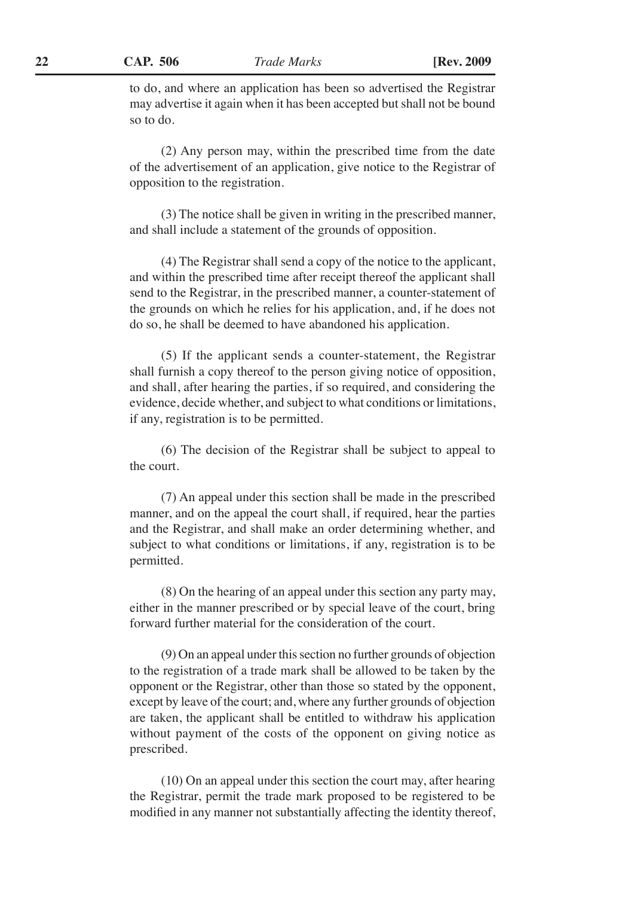to do, and where an application has been so advertised the Registrar may advertise it again when it has been accepted but shall not be bound so to do.

(2) Any person may, within the prescribed time from the date of the advertisement of an application, give notice to the Registrar of opposition to the registration.

(3) The notice shall be given in writing in the prescribed manner, and shall include a statement of the grounds of opposition.

(4) The Registrar shall send a copy of the notice to the applicant, and within the prescribed time after receipt thereof the applicant shall send to the Registrar, in the prescribed manner, a counter-statement of the grounds on which he relies for his application, and, if he does not do so, he shall be deemed to have abandoned his application.

(5) If the applicant sends a counter-statement, the Registrar shall furnish a copy thereof to the person giving notice of opposition, and shall, after hearing the parties, if so required, and considering the evidence, decide whether, and subject to what conditions or limitations, if any, registration is to be permitted.

(6) The decision of the Registrar shall be subject to appeal to the court.

(7) An appeal under this section shall be made in the prescribed manner, and on the appeal the court shall, if required, hear the parties and the Registrar, and shall make an order determining whether, and subject to what conditions or limitations, if any, registration is to be permitted.

(8) On the hearing of an appeal under this section any party may, either in the manner prescribed or by special leave of the court, bring forward further material for the consideration of the court.

(9) On an appeal under this section no further grounds of objection to the registration of a trade mark shall be allowed to be taken by the opponent or the Registrar, other than those so stated by the opponent, except by leave of the court; and, where any further grounds of objection are taken, the applicant shall be entitled to withdraw his application without payment of the costs of the opponent on giving notice as prescribed.

(10) On an appeal under this section the court may, after hearing the Registrar, permit the trade mark proposed to be registered to be modified in any manner not substantially affecting the identity thereof,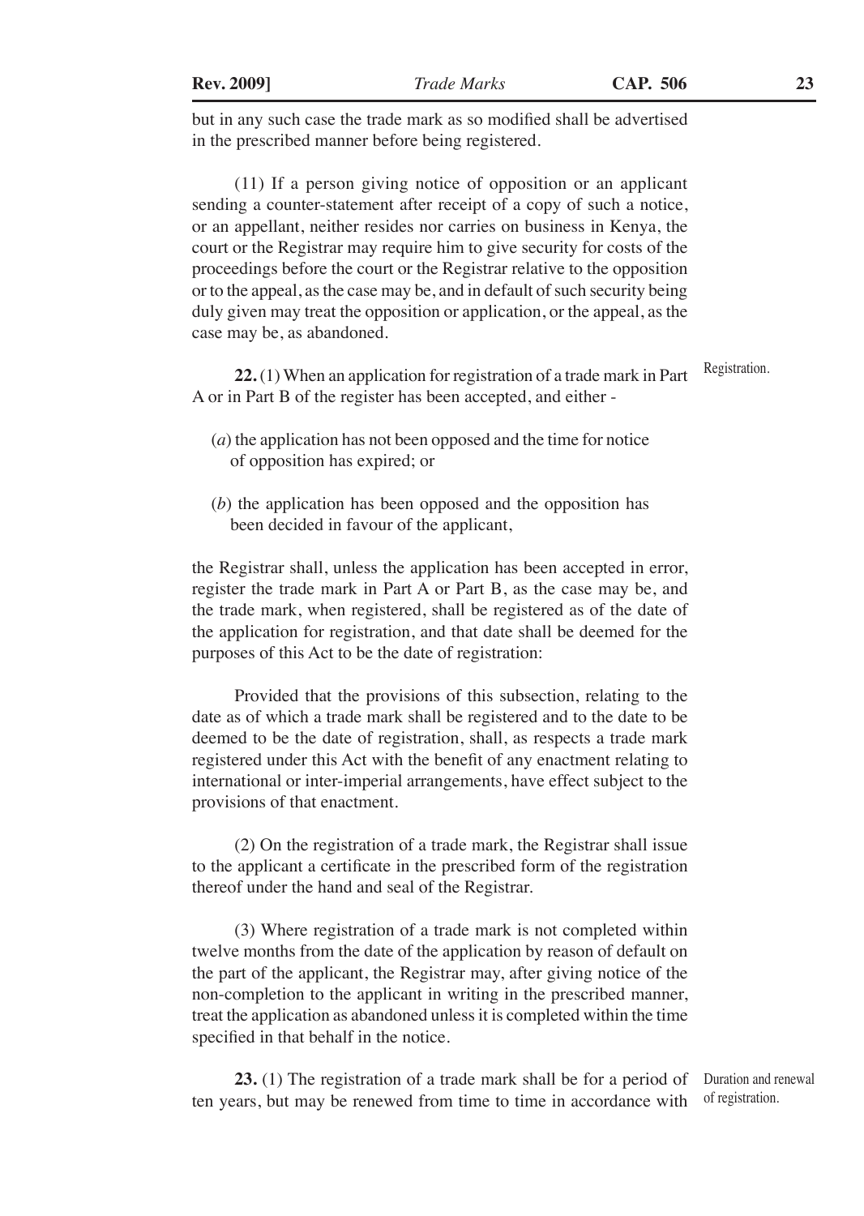but in any such case the trade mark as so modified shall be advertised in the prescribed manner before being registered.

(11) If a person giving notice of opposition or an applicant sending a counter-statement after receipt of a copy of such a notice, or an appellant, neither resides nor carries on business in Kenya, the court or the Registrar may require him to give security for costs of the proceedings before the court or the Registrar relative to the opposition or to the appeal, as the case may be, and in default of such security being duly given may treat the opposition or application, or the appeal, as the case may be, as abandoned.

Registration.

**22.** (1) When an application for registration of a trade mark in Part A or in Part B of the register has been accepted, and either -

(*a*) the application has not been opposed and the time for notice of opposition has expired; or

(*b*) the application has been opposed and the opposition has been decided in favour of the applicant,

the Registrar shall, unless the application has been accepted in error, register the trade mark in Part A or Part B, as the case may be, and the trade mark, when registered, shall be registered as of the date of the application for registration, and that date shall be deemed for the purposes of this Act to be the date of registration:

Provided that the provisions of this subsection, relating to the date as of which a trade mark shall be registered and to the date to be deemed to be the date of registration, shall, as respects a trade mark registered under this Act with the benefit of any enactment relating to international or inter-imperial arrangements, have effect subject to the provisions of that enactment.

(2) On the registration of a trade mark, the Registrar shall issue to the applicant a certificate in the prescribed form of the registration thereof under the hand and seal of the Registrar.

(3) Where registration of a trade mark is not completed within twelve months from the date of the application by reason of default on the part of the applicant, the Registrar may, after giving notice of the non-completion to the applicant in writing in the prescribed manner, treat the application as abandoned unless it is completed within the time specified in that behalf in the notice.

Duration and renewal of registration.

**23.** (1) The registration of a trade mark shall be for a period of ten years, but may be renewed from time to time in accordance with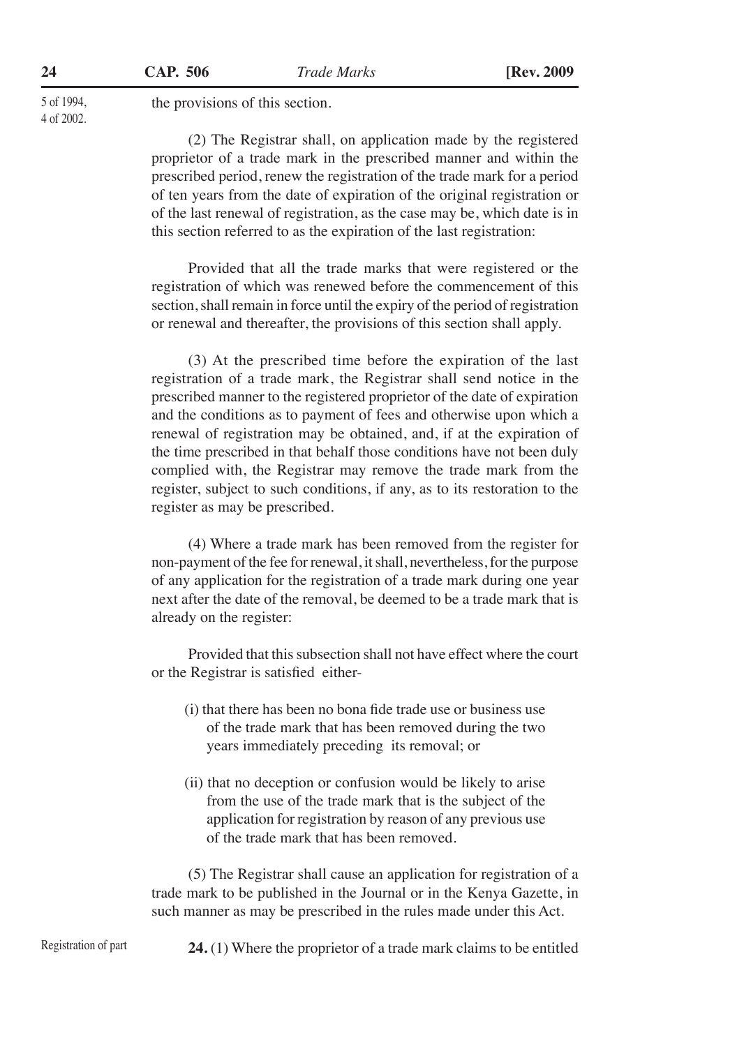5 of 1994, 4 of 2002.

the provisions of this section.

(2) The Registrar shall, on application made by the registered proprietor of a trade mark in the prescribed manner and within the prescribed period, renew the registration of the trade mark for a period of ten years from the date of expiration of the original registration or of the last renewal of registration, as the case may be, which date is in this section referred to as the expiration of the last registration:

Provided that all the trade marks that were registered or the registration of which was renewed before the commencement of this section, shall remain in force until the expiry of the period of registration or renewal and thereafter, the provisions of this section shall apply.

(3) At the prescribed time before the expiration of the last registration of a trade mark, the Registrar shall send notice in the prescribed manner to the registered proprietor of the date of expiration and the conditions as to payment of fees and otherwise upon which a renewal of registration may be obtained, and, if at the expiration of the time prescribed in that behalf those conditions have not been duly complied with, the Registrar may remove the trade mark from the register, subject to such conditions, if any, as to its restoration to the register as may be prescribed.

(4) Where a trade mark has been removed from the register for non-payment of the fee for renewal, it shall, nevertheless, for the purpose of any application for the registration of a trade mark during one year next after the date of the removal, be deemed to be a trade mark that is already on the register:

Provided that this subsection shall not have effect where the court or the Registrar is satisfied either-

(i) that there has been no bona fide trade use or business use of the trade mark that has been removed during the two years immediately preceding its removal; or

(ii) that no deception or confusion would be likely to arise from the use of the trade mark that is the subject of the application for registration by reason of any previous use of the trade mark that has been removed.

(5) The Registrar shall cause an application for registration of a trade mark to be published in the Journal or in the Kenya Gazette, in such manner as may be prescribed in the rules made under this Act.

Registration of part

**24.** (1) Where the proprietor of a trade mark claims to be entitled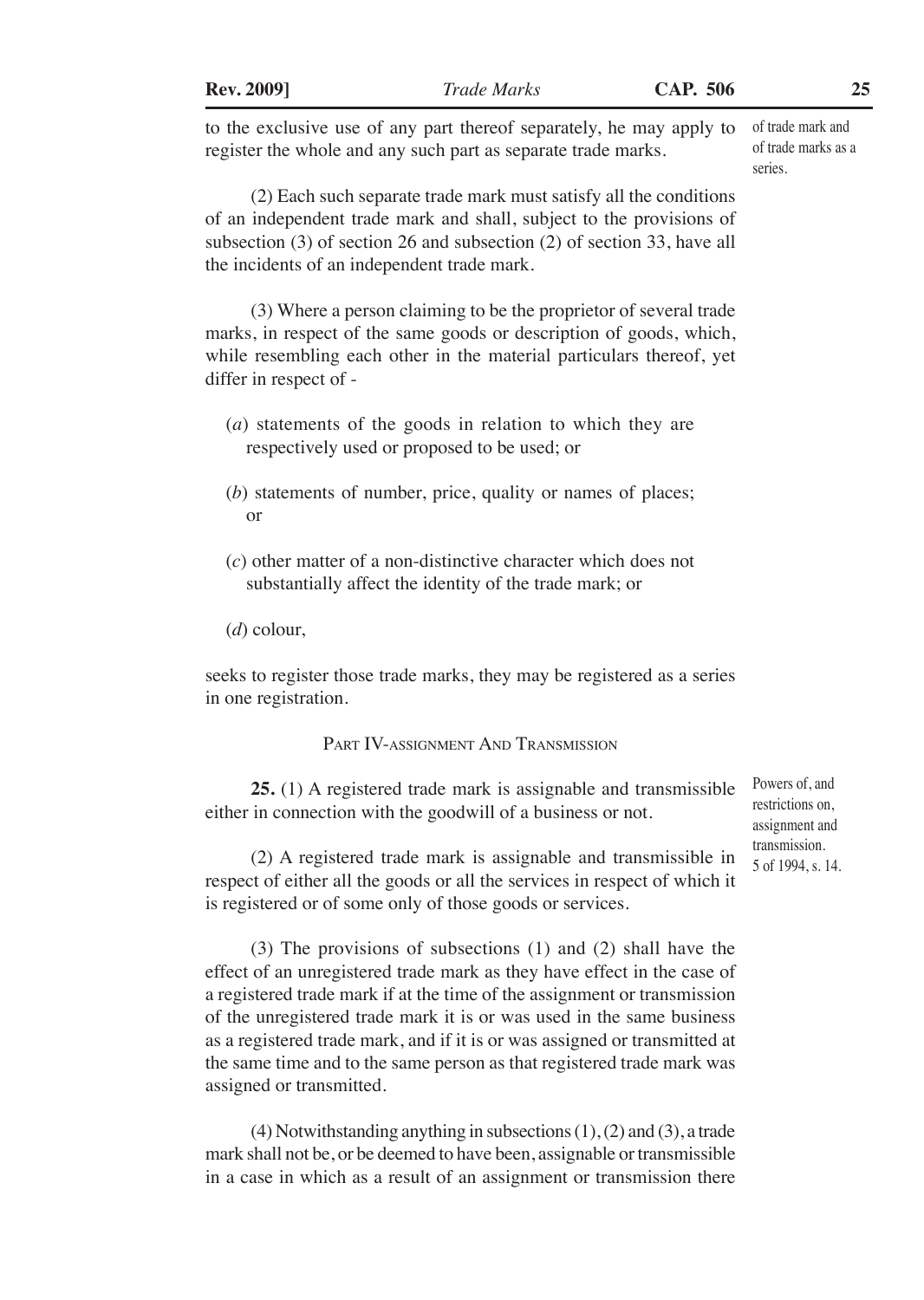to the exclusive use of any part thereof separately, he may apply to register the whole and any such part as separate trade marks.

of trade mark and of trade marks as a series.

(2) Each such separate trade mark must satisfy all the conditions of an independent trade mark and shall, subject to the provisions of subsection (3) of section 26 and subsection (2) of section 33, have all the incidents of an independent trade mark.

(3) Where a person claiming to be the proprietor of several trade marks, in respect of the same goods or description of goods, which, while resembling each other in the material particulars thereof, yet differ in respect of -

(*a*) statements of the goods in relation to which they are respectively used or proposed to be used; or

(*b*) statements of number, price, quality or names of places; or

(*c*) other matter of a non-distinctive character which does not substantially affect the identity of the trade mark; or

(*d*) colour,

seeks to register those trade marks, they may be registered as a series in one registration.

## Part IV-assignment And Transmission

Powers of, and restrictions on, assignment and transmission.
5 of 1994, s. 14.

**25.** (1) A registered trade mark is assignable and transmissible either in connection with the goodwill of a business or not.

(2) A registered trade mark is assignable and transmissible in respect of either all the goods or all the services in respect of which it is registered or of some only of those goods or services.

(3) The provisions of subsections (1) and (2) shall have the effect of an unregistered trade mark as they have effect in the case of a registered trade mark if at the time of the assignment or transmission of the unregistered trade mark it is or was used in the same business as a registered trade mark, and if it is or was assigned or transmitted at the same time and to the same person as that registered trade mark was assigned or transmitted.

(4) Notwithstanding anything in subsections (1), (2) and (3), a trade mark shall not be, or be deemed to have been, assignable or transmissible in a case in which as a result of an assignment or transmission there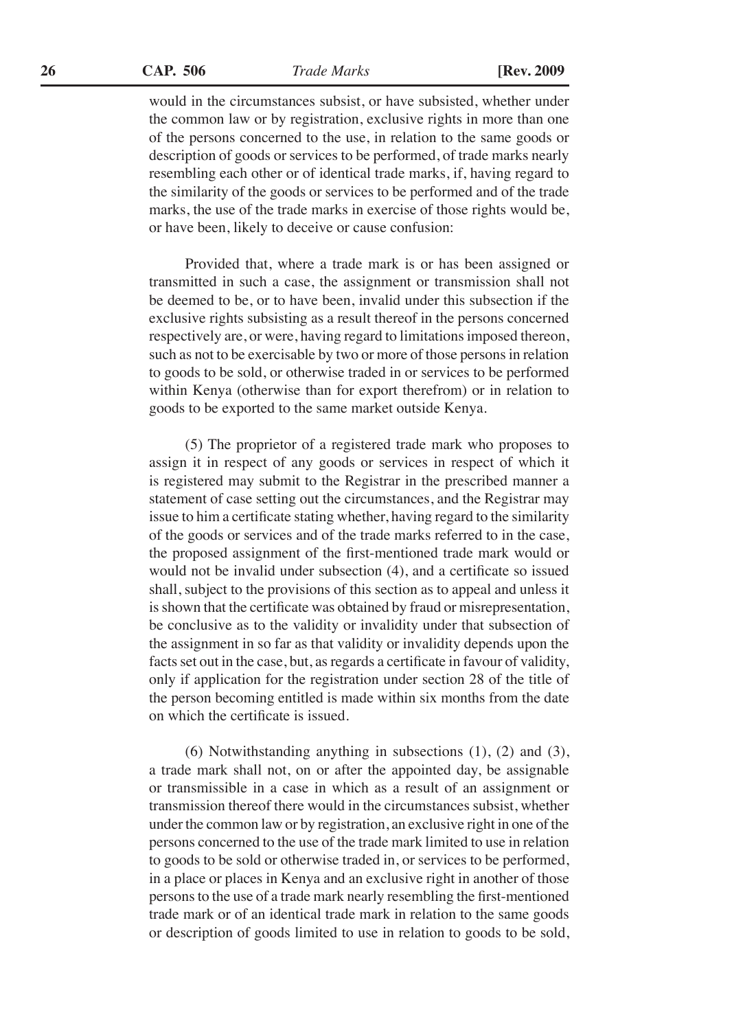would in the circumstances subsist, or have subsisted, whether under the common law or by registration, exclusive rights in more than one of the persons concerned to the use, in relation to the same goods or description of goods or services to be performed, of trade marks nearly resembling each other or of identical trade marks, if, having regard to the similarity of the goods or services to be performed and of the trade marks, the use of the trade marks in exercise of those rights would be, or have been, likely to deceive or cause confusion:

Provided that, where a trade mark is or has been assigned or transmitted in such a case, the assignment or transmission shall not be deemed to be, or to have been, invalid under this subsection if the exclusive rights subsisting as a result thereof in the persons concerned respectively are, or were, having regard to limitations imposed thereon, such as not to be exercisable by two or more of those persons in relation to goods to be sold, or otherwise traded in or services to be performed within Kenya (otherwise than for export therefrom) or in relation to goods to be exported to the same market outside Kenya.

(5) The proprietor of a registered trade mark who proposes to assign it in respect of any goods or services in respect of which it is registered may submit to the Registrar in the prescribed manner a statement of case setting out the circumstances, and the Registrar may issue to him a certificate stating whether, having regard to the similarity of the goods or services and of the trade marks referred to in the case, the proposed assignment of the first-mentioned trade mark would or would not be invalid under subsection (4), and a certificate so issued shall, subject to the provisions of this section as to appeal and unless it is shown that the certificate was obtained by fraud or misrepresentation, be conclusive as to the validity or invalidity under that subsection of the assignment in so far as that validity or invalidity depends upon the facts set out in the case, but, as regards a certificate in favour of validity, only if application for the registration under section 28 of the title of the person becoming entitled is made within six months from the date on which the certificate is issued.

(6) Notwithstanding anything in subsections (1), (2) and (3), a trade mark shall not, on or after the appointed day, be assignable or transmissible in a case in which as a result of an assignment or transmission thereof there would in the circumstances subsist, whether under the common law or by registration, an exclusive right in one of the persons concerned to the use of the trade mark limited to use in relation to goods to be sold or otherwise traded in, or services to be performed, in a place or places in Kenya and an exclusive right in another of those persons to the use of a trade mark nearly resembling the first-mentioned trade mark or of an identical trade mark in relation to the same goods or description of goods limited to use in relation to goods to be sold,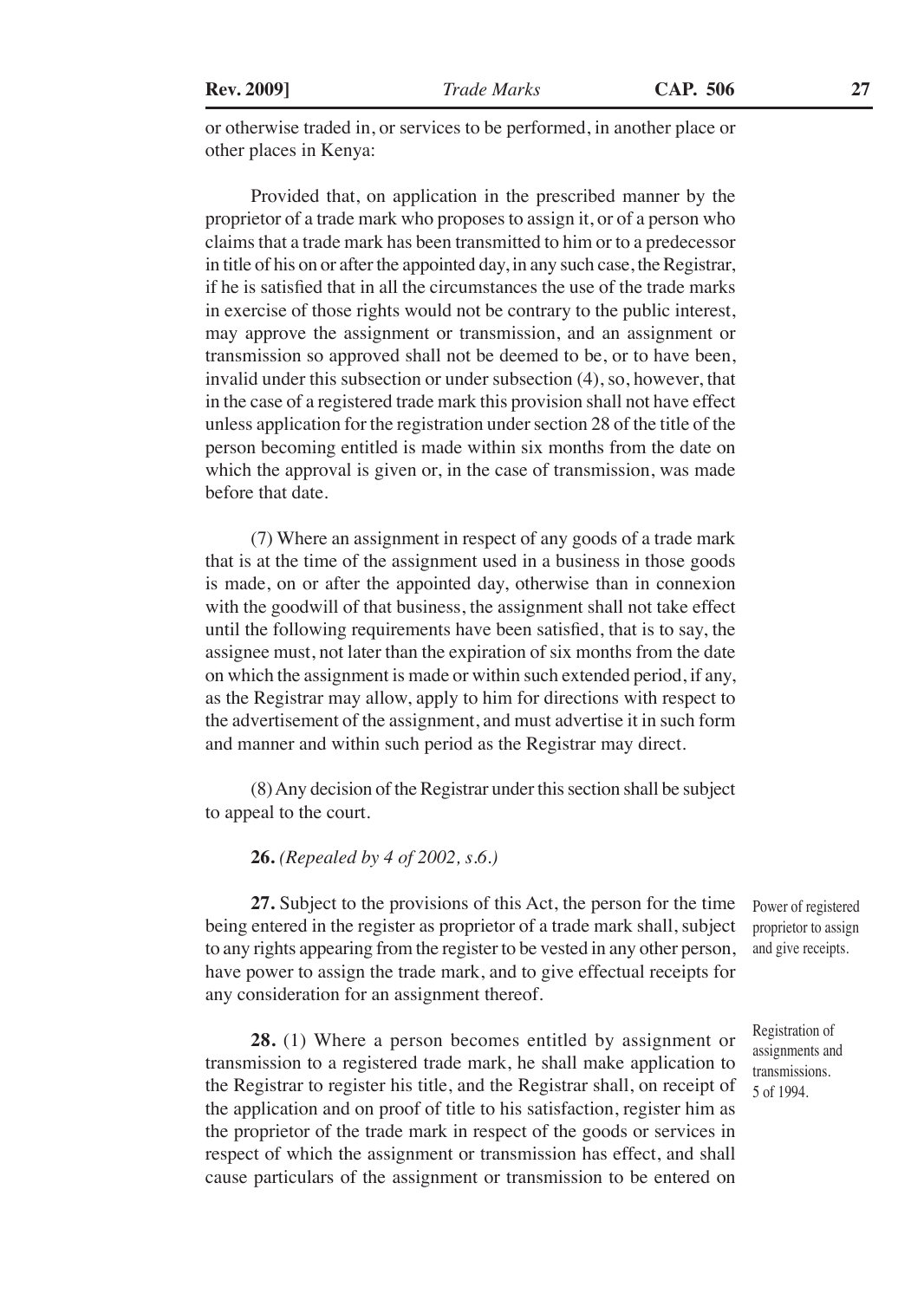or otherwise traded in, or services to be performed, in another place or other places in Kenya:

Provided that, on application in the prescribed manner by the proprietor of a trade mark who proposes to assign it, or of a person who claims that a trade mark has been transmitted to him or to a predecessor in title of his on or after the appointed day, in any such case, the Registrar, if he is satisfied that in all the circumstances the use of the trade marks in exercise of those rights would not be contrary to the public interest, may approve the assignment or transmission, and an assignment or transmission so approved shall not be deemed to be, or to have been, invalid under this subsection or under subsection (4), so, however, that in the case of a registered trade mark this provision shall not have effect unless application for the registration under section 28 of the title of the person becoming entitled is made within six months from the date on which the approval is given or, in the case of transmission, was made before that date.

(7) Where an assignment in respect of any goods of a trade mark that is at the time of the assignment used in a business in those goods is made, on or after the appointed day, otherwise than in connexion with the goodwill of that business, the assignment shall not take effect until the following requirements have been satisfied, that is to say, the assignee must, not later than the expiration of six months from the date on which the assignment is made or within such extended period, if any, as the Registrar may allow, apply to him for directions with respect to the advertisement of the assignment, and must advertise it in such form and manner and within such period as the Registrar may direct.

(8) Any decision of the Registrar under this section shall be subject to appeal to the court.

**26.** *(Repealed by 4 of 2002, s.6.)*

*Power of registered proprietor to assign and give receipts.*

**27.** Subject to the provisions of this Act, the person for the time being entered in the register as proprietor of a trade mark shall, subject to any rights appearing from the register to be vested in any other person, have power to assign the trade mark, and to give effectual receipts for any consideration for an assignment thereof.

*Registration of assignments and transmissions. 5 of 1994.*

**28.** (1) Where a person becomes entitled by assignment or transmission to a registered trade mark, he shall make application to the Registrar to register his title, and the Registrar shall, on receipt of the application and on proof of title to his satisfaction, register him as the proprietor of the trade mark in respect of the goods or services in respect of which the assignment or transmission has effect, and shall cause particulars of the assignment or transmission to be entered on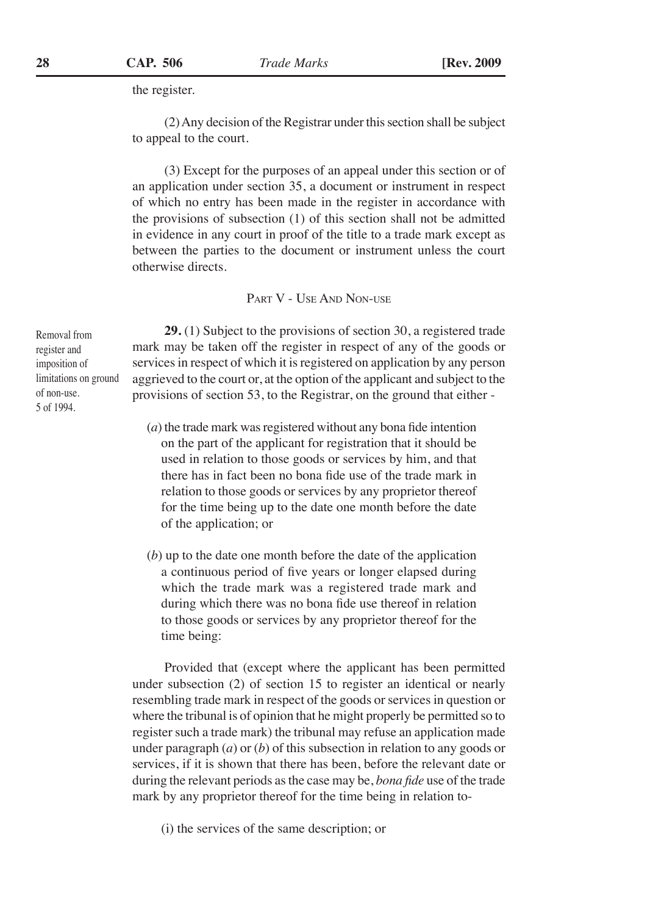the register.

(2) Any decision of the Registrar under this section shall be subject to appeal to the court.

(3) Except for the purposes of an appeal under this section or of an application under section 35, a document or instrument in respect of which no entry has been made in the register in accordance with the provisions of subsection (1) of this section shall not be admitted in evidence in any court in proof of the title to a trade mark except as between the parties to the document or instrument unless the court otherwise directs.

## PART V - USE AND NON-USE

Removal from register and imposition of limitations on ground of non-use.
5 of 1994.

**29.** (1) Subject to the provisions of section 30, a registered trade mark may be taken off the register in respect of any of the goods or services in respect of which it is registered on application by any person aggrieved to the court or, at the option of the applicant and subject to the provisions of section 53, to the Registrar, on the ground that either -

(*a*) the trade mark was registered without any bona fide intention on the part of the applicant for registration that it should be used in relation to those goods or services by him, and that there has in fact been no bona fide use of the trade mark in relation to those goods or services by any proprietor thereof for the time being up to the date one month before the date of the application; or

(*b*) up to the date one month before the date of the application a continuous period of five years or longer elapsed during which the trade mark was a registered trade mark and during which there was no bona fide use thereof in relation to those goods or services by any proprietor thereof for the time being:

Provided that (except where the applicant has been permitted under subsection (2) of section 15 to register an identical or nearly resembling trade mark in respect of the goods or services in question or where the tribunal is of opinion that he might properly be permitted so to register such a trade mark) the tribunal may refuse an application made under paragraph (*a*) or (*b*) of this subsection in relation to any goods or services, if it is shown that there has been, before the relevant date or during the relevant periods as the case may be, *bona fide* use of the trade mark by any proprietor thereof for the time being in relation to-

(i) the services of the same description; or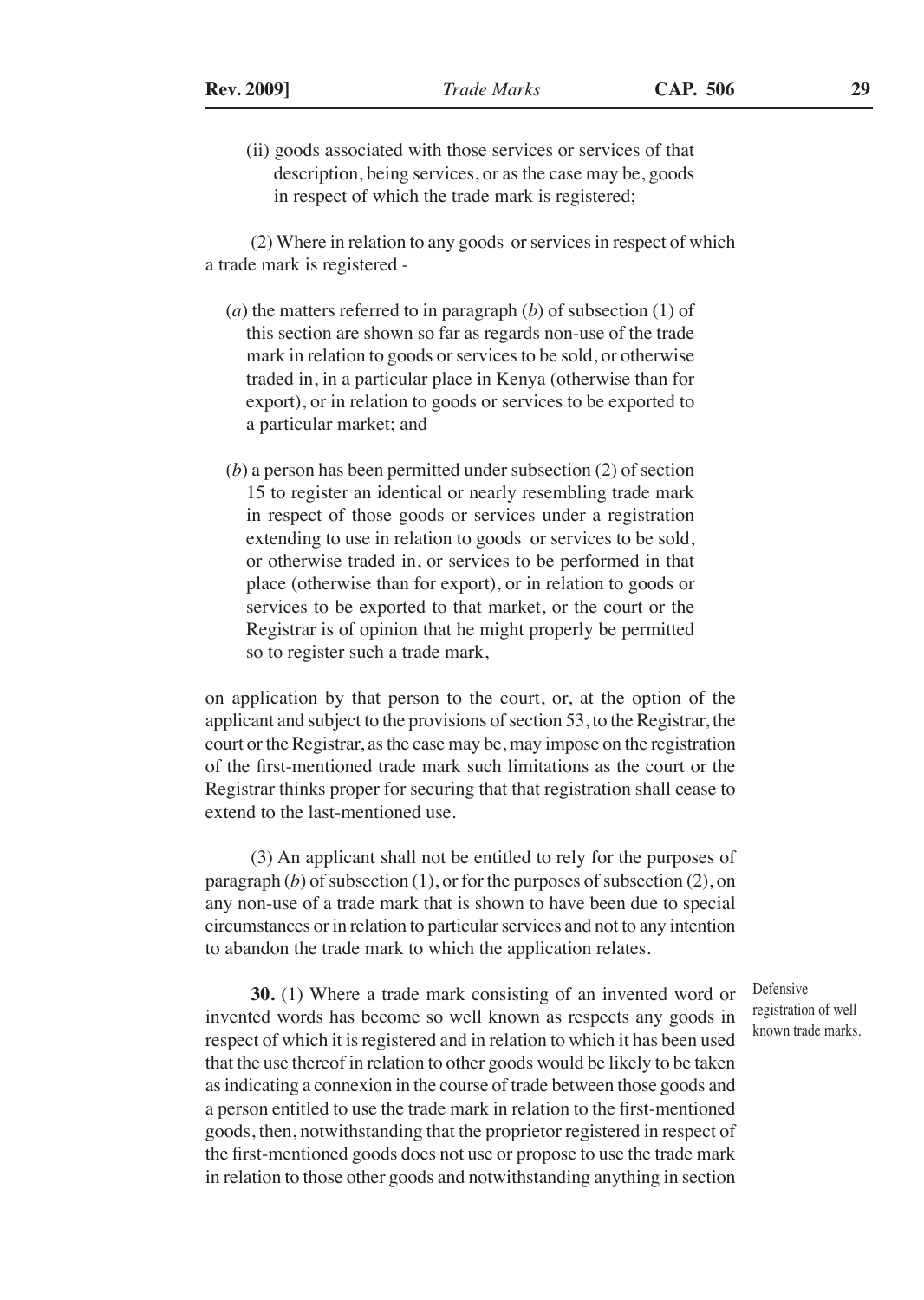(ii) goods associated with those services or services of that description, being services, or as the case may be, goods in respect of which the trade mark is registered;

(2) Where in relation to any goods or services in respect of which a trade mark is registered -

(*a*) the matters referred to in paragraph (*b*) of subsection (1) of this section are shown so far as regards non-use of the trade mark in relation to goods or services to be sold, or otherwise traded in, in a particular place in Kenya (otherwise than for export), or in relation to goods or services to be exported to a particular market; and

(*b*) a person has been permitted under subsection (2) of section 15 to register an identical or nearly resembling trade mark in respect of those goods or services under a registration extending to use in relation to goods or services to be sold, or otherwise traded in, or services to be performed in that place (otherwise than for export), or in relation to goods or services to be exported to that market, or the court or the Registrar is of opinion that he might properly be permitted so to register such a trade mark,

on application by that person to the court, or, at the option of the applicant and subject to the provisions of section 53, to the Registrar, the court or the Registrar, as the case may be, may impose on the registration of the first-mentioned trade mark such limitations as the court or the Registrar thinks proper for securing that that registration shall cease to extend to the last-mentioned use.

(3) An applicant shall not be entitled to rely for the purposes of paragraph (*b*) of subsection (1), or for the purposes of subsection (2), on any non-use of a trade mark that is shown to have been due to special circumstances or in relation to particular services and not to any intention to abandon the trade mark to which the application relates.

Defensive registration of well known trade marks.

**30.** (1) Where a trade mark consisting of an invented word or invented words has become so well known as respects any goods in respect of which it is registered and in relation to which it has been used that the use thereof in relation to other goods would be likely to be taken as indicating a connexion in the course of trade between those goods and a person entitled to use the trade mark in relation to the first-mentioned goods, then, notwithstanding that the proprietor registered in respect of the first-mentioned goods does not use or propose to use the trade mark in relation to those other goods and notwithstanding anything in section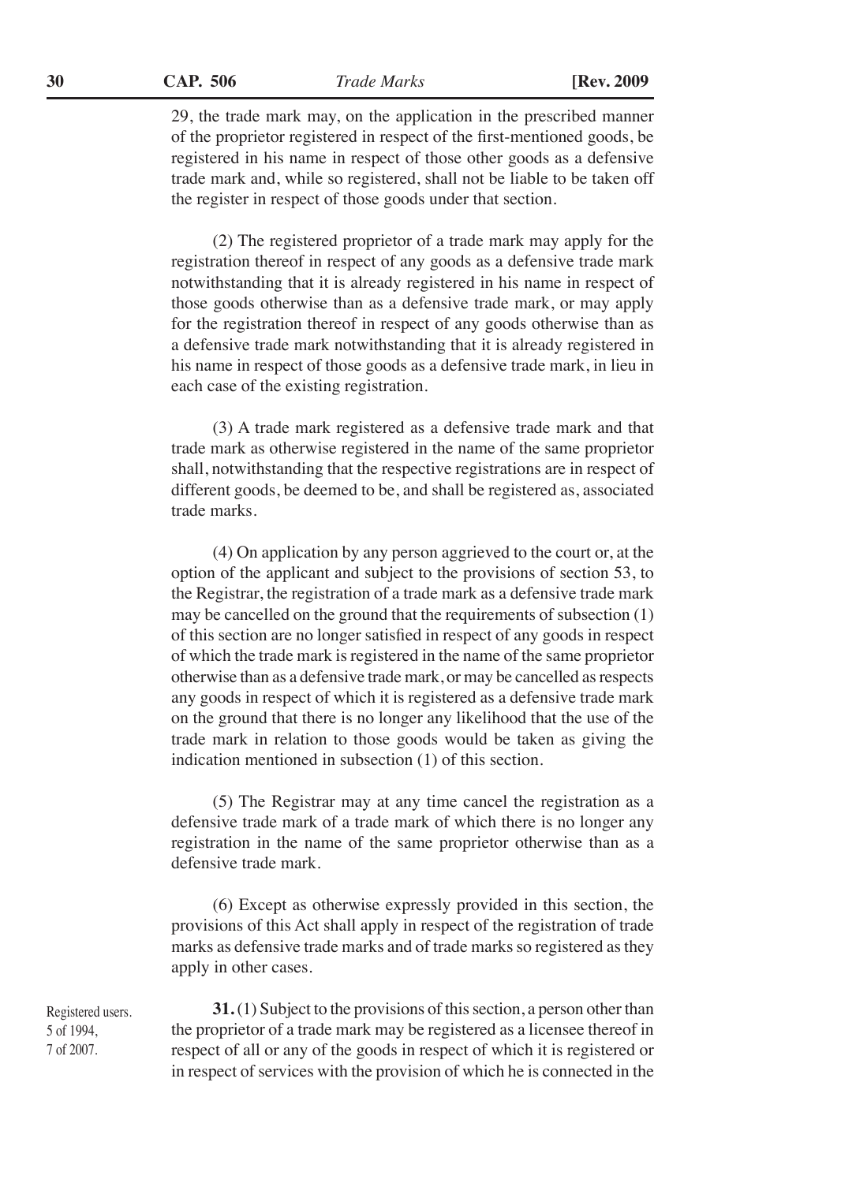29, the trade mark may, on the application in the prescribed manner of the proprietor registered in respect of the first-mentioned goods, be registered in his name in respect of those other goods as a defensive trade mark and, while so registered, shall not be liable to be taken off the register in respect of those goods under that section.

(2) The registered proprietor of a trade mark may apply for the registration thereof in respect of any goods as a defensive trade mark notwithstanding that it is already registered in his name in respect of those goods otherwise than as a defensive trade mark, or may apply for the registration thereof in respect of any goods otherwise than as a defensive trade mark notwithstanding that it is already registered in his name in respect of those goods as a defensive trade mark, in lieu in each case of the existing registration.

(3) A trade mark registered as a defensive trade mark and that trade mark as otherwise registered in the name of the same proprietor shall, notwithstanding that the respective registrations are in respect of different goods, be deemed to be, and shall be registered as, associated trade marks.

(4) On application by any person aggrieved to the court or, at the option of the applicant and subject to the provisions of section 53, to the Registrar, the registration of a trade mark as a defensive trade mark may be cancelled on the ground that the requirements of subsection (1) of this section are no longer satisfied in respect of any goods in respect of which the trade mark is registered in the name of the same proprietor otherwise than as a defensive trade mark, or may be cancelled as respects any goods in respect of which it is registered as a defensive trade mark on the ground that there is no longer any likelihood that the use of the trade mark in relation to those goods would be taken as giving the indication mentioned in subsection (1) of this section.

(5) The Registrar may at any time cancel the registration as a defensive trade mark of a trade mark of which there is no longer any registration in the name of the same proprietor otherwise than as a defensive trade mark.

(6) Except as otherwise expressly provided in this section, the provisions of this Act shall apply in respect of the registration of trade marks as defensive trade marks and of trade marks so registered as they apply in other cases.

Registered users. 5 of 1994, 7 of 2007.

**31.** (1) Subject to the provisions of this section, a person other than the proprietor of a trade mark may be registered as a licensee thereof in respect of all or any of the goods in respect of which it is registered or in respect of services with the provision of which he is connected in the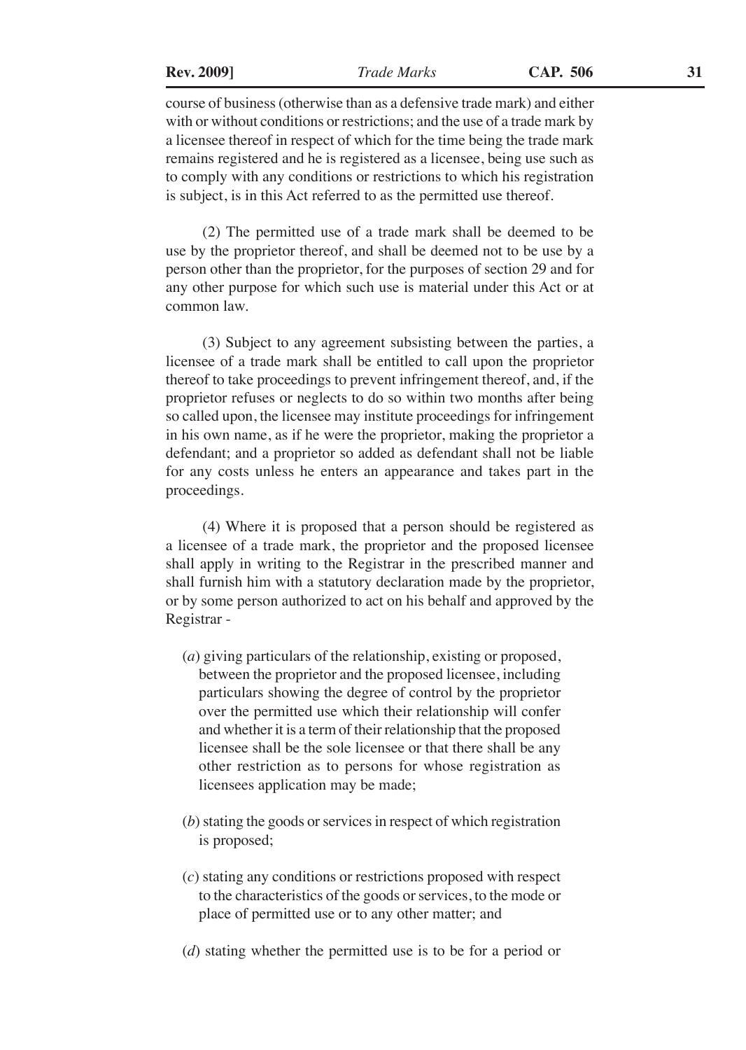course of business (otherwise than as a defensive trade mark) and either with or without conditions or restrictions; and the use of a trade mark by a licensee thereof in respect of which for the time being the trade mark remains registered and he is registered as a licensee, being use such as to comply with any conditions or restrictions to which his registration is subject, is in this Act referred to as the permitted use thereof.

(2) The permitted use of a trade mark shall be deemed to be use by the proprietor thereof, and shall be deemed not to be use by a person other than the proprietor, for the purposes of section 29 and for any other purpose for which such use is material under this Act or at common law.

(3) Subject to any agreement subsisting between the parties, a licensee of a trade mark shall be entitled to call upon the proprietor thereof to take proceedings to prevent infringement thereof, and, if the proprietor refuses or neglects to do so within two months after being so called upon, the licensee may institute proceedings for infringement in his own name, as if he were the proprietor, making the proprietor a defendant; and a proprietor so added as defendant shall not be liable for any costs unless he enters an appearance and takes part in the proceedings.

(4) Where it is proposed that a person should be registered as a licensee of a trade mark, the proprietor and the proposed licensee shall apply in writing to the Registrar in the prescribed manner and shall furnish him with a statutory declaration made by the proprietor, or by some person authorized to act on his behalf and approved by the Registrar -

(*a*) giving particulars of the relationship, existing or proposed, between the proprietor and the proposed licensee, including particulars showing the degree of control by the proprietor over the permitted use which their relationship will confer and whether it is a term of their relationship that the proposed licensee shall be the sole licensee or that there shall be any other restriction as to persons for whose registration as licensees application may be made;

(*b*) stating the goods or services in respect of which registration is proposed;

(*c*) stating any conditions or restrictions proposed with respect to the characteristics of the goods or services, to the mode or place of permitted use or to any other matter; and

(*d*) stating whether the permitted use is to be for a period or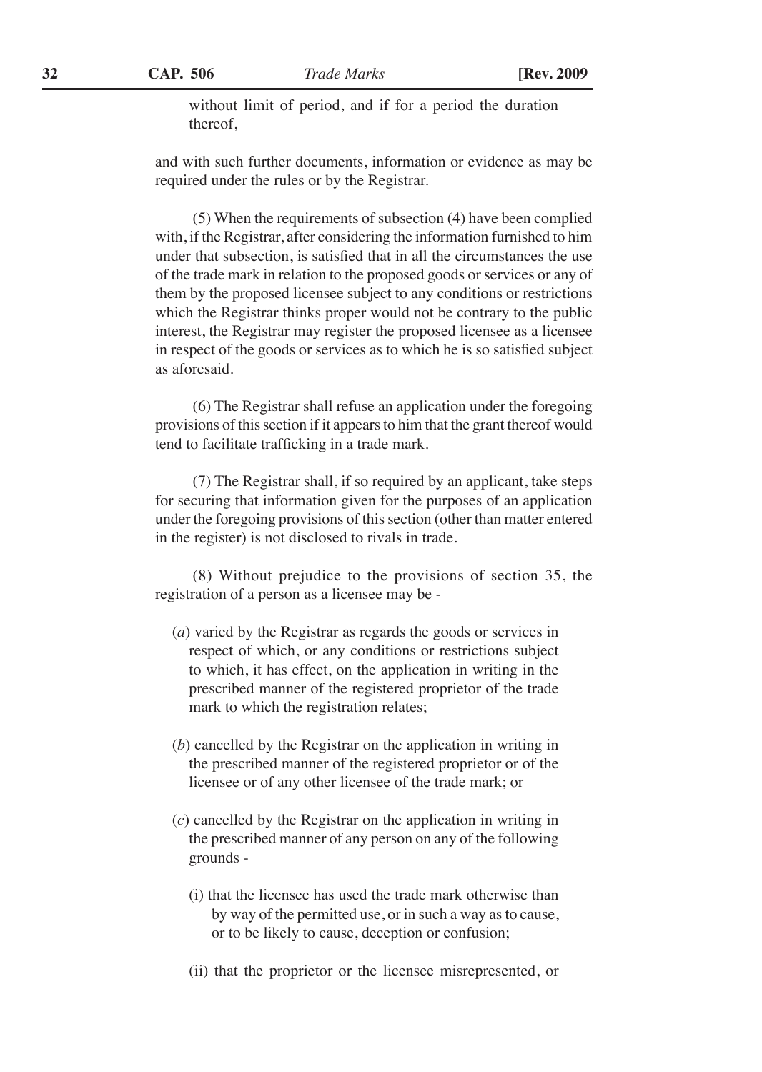without limit of period, and if for a period the duration thereof,

and with such further documents, information or evidence as may be required under the rules or by the Registrar.

(5) When the requirements of subsection (4) have been complied with, if the Registrar, after considering the information furnished to him under that subsection, is satisfied that in all the circumstances the use of the trade mark in relation to the proposed goods or services or any of them by the proposed licensee subject to any conditions or restrictions which the Registrar thinks proper would not be contrary to the public interest, the Registrar may register the proposed licensee as a licensee in respect of the goods or services as to which he is so satisfied subject as aforesaid.

(6) The Registrar shall refuse an application under the foregoing provisions of this section if it appears to him that the grant thereof would tend to facilitate trafficking in a trade mark.

(7) The Registrar shall, if so required by an applicant, take steps for securing that information given for the purposes of an application under the foregoing provisions of this section (other than matter entered in the register) is not disclosed to rivals in trade.

(8) Without prejudice to the provisions of section 35, the registration of a person as a licensee may be -

(*a*) varied by the Registrar as regards the goods or services in respect of which, or any conditions or restrictions subject to which, it has effect, on the application in writing in the prescribed manner of the registered proprietor of the trade mark to which the registration relates;

(*b*) cancelled by the Registrar on the application in writing in the prescribed manner of the registered proprietor or of the licensee or of any other licensee of the trade mark; or

(*c*) cancelled by the Registrar on the application in writing in the prescribed manner of any person on any of the following grounds -

(i) that the licensee has used the trade mark otherwise than by way of the permitted use, or in such a way as to cause, or to be likely to cause, deception or confusion;

(ii) that the proprietor or the licensee misrepresented, or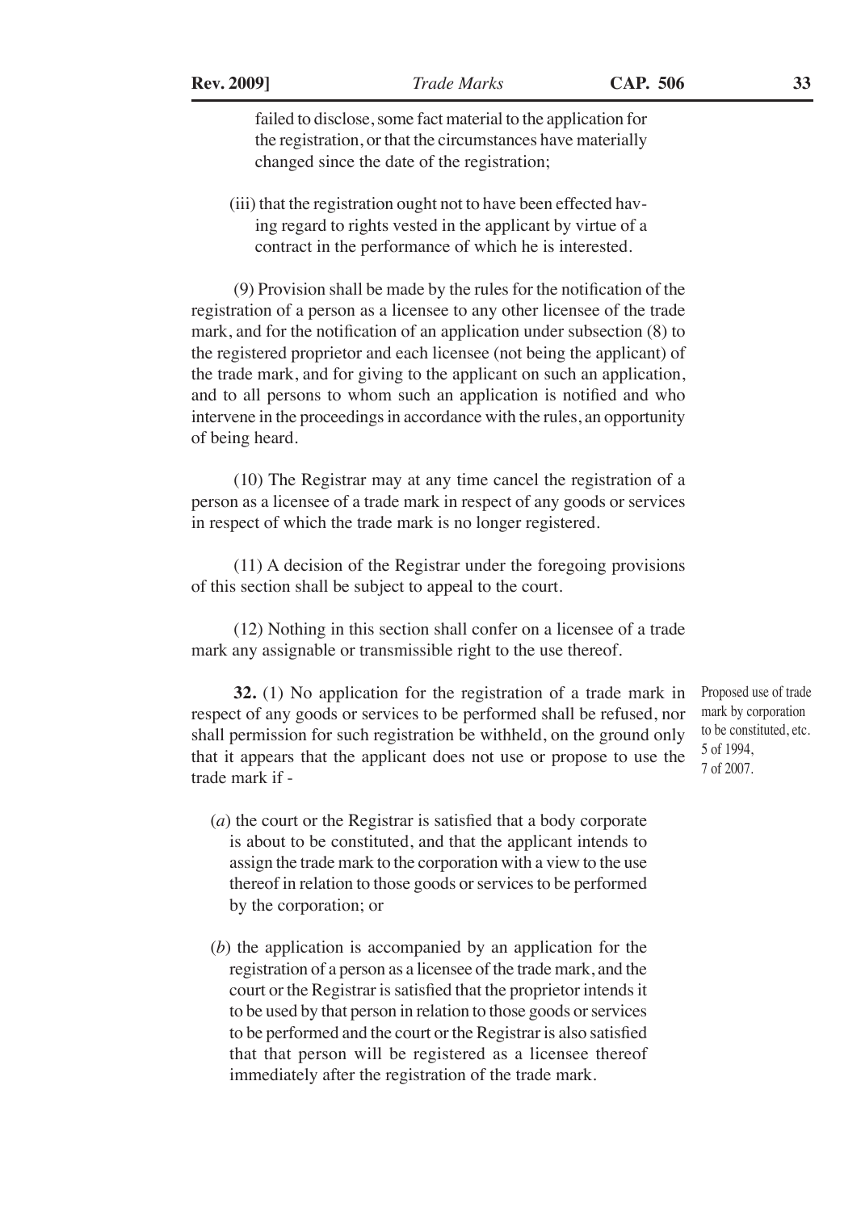failed to disclose, some fact material to the application for the registration, or that the circumstances have materially changed since the date of the registration;

(iii) that the registration ought not to have been effected having regard to rights vested in the applicant by virtue of a contract in the performance of which he is interested.

(9) Provision shall be made by the rules for the notification of the registration of a person as a licensee to any other licensee of the trade mark, and for the notification of an application under subsection (8) to the registered proprietor and each licensee (not being the applicant) of the trade mark, and for giving to the applicant on such an application, and to all persons to whom such an application is notified and who intervene in the proceedings in accordance with the rules, an opportunity of being heard.

(10) The Registrar may at any time cancel the registration of a person as a licensee of a trade mark in respect of any goods or services in respect of which the trade mark is no longer registered.

(11) A decision of the Registrar under the foregoing provisions of this section shall be subject to appeal to the court.

(12) Nothing in this section shall confer on a licensee of a trade mark any assignable or transmissible right to the use thereof.

Proposed use of trade mark by corporation to be constituted, etc. 5 of 1994, 7 of 2007.

**32.** (1) No application for the registration of a trade mark in respect of any goods or services to be performed shall be refused, nor shall permission for such registration be withheld, on the ground only that it appears that the applicant does not use or propose to use the trade mark if -

(*a*) the court or the Registrar is satisfied that a body corporate is about to be constituted, and that the applicant intends to assign the trade mark to the corporation with a view to the use thereof in relation to those goods or services to be performed by the corporation; or

(*b*) the application is accompanied by an application for the registration of a person as a licensee of the trade mark, and the court or the Registrar is satisfied that the proprietor intends it to be used by that person in relation to those goods or services to be performed and the court or the Registrar is also satisfied that that person will be registered as a licensee thereof immediately after the registration of the trade mark.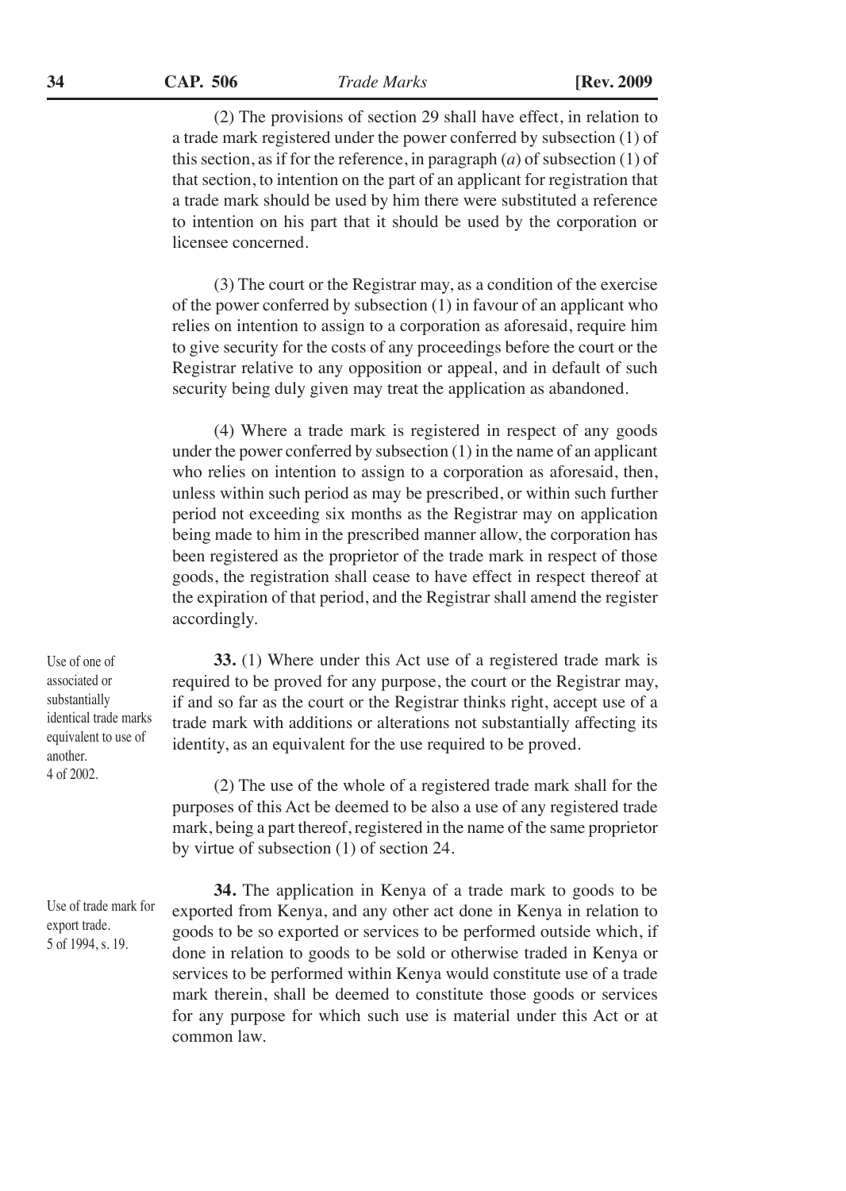(2) The provisions of section 29 shall have effect, in relation to a trade mark registered under the power conferred by subsection (1) of this section, as if for the reference, in paragraph (*a*) of subsection (1) of that section, to intention on the part of an applicant for registration that a trade mark should be used by him there were substituted a reference to intention on his part that it should be used by the corporation or licensee concerned.

(3) The court or the Registrar may, as a condition of the exercise of the power conferred by subsection (1) in favour of an applicant who relies on intention to assign to a corporation as aforesaid, require him to give security for the costs of any proceedings before the court or the Registrar relative to any opposition or appeal, and in default of such security being duly given may treat the application as abandoned.

(4) Where a trade mark is registered in respect of any goods under the power conferred by subsection (1) in the name of an applicant who relies on intention to assign to a corporation as aforesaid, then, unless within such period as may be prescribed, or within such further period not exceeding six months as the Registrar may on application being made to him in the prescribed manner allow, the corporation has been registered as the proprietor of the trade mark in respect of those goods, the registration shall cease to have effect in respect thereof at the expiration of that period, and the Registrar shall amend the register accordingly.

*Use of one of associated or substantially identical trade marks equivalent to use of another.*
*4 of 2002.*

**33.** (1) Where under this Act use of a registered trade mark is required to be proved for any purpose, the court or the Registrar may, if and so far as the court or the Registrar thinks right, accept use of a trade mark with additions or alterations not substantially affecting its identity, as an equivalent for the use required to be proved.

(2) The use of the whole of a registered trade mark shall for the purposes of this Act be deemed to be also a use of any registered trade mark, being a part thereof, registered in the name of the same proprietor by virtue of subsection (1) of section 24.

*Use of trade mark for export trade.*
*5 of 1994, s. 19.*

**34.** The application in Kenya of a trade mark to goods to be exported from Kenya, and any other act done in Kenya in relation to goods to be so exported or services to be performed outside which, if done in relation to goods to be sold or otherwise traded in Kenya or services to be performed within Kenya would constitute use of a trade mark therein, shall be deemed to constitute those goods or services for any purpose for which such use is material under this Act or at common law.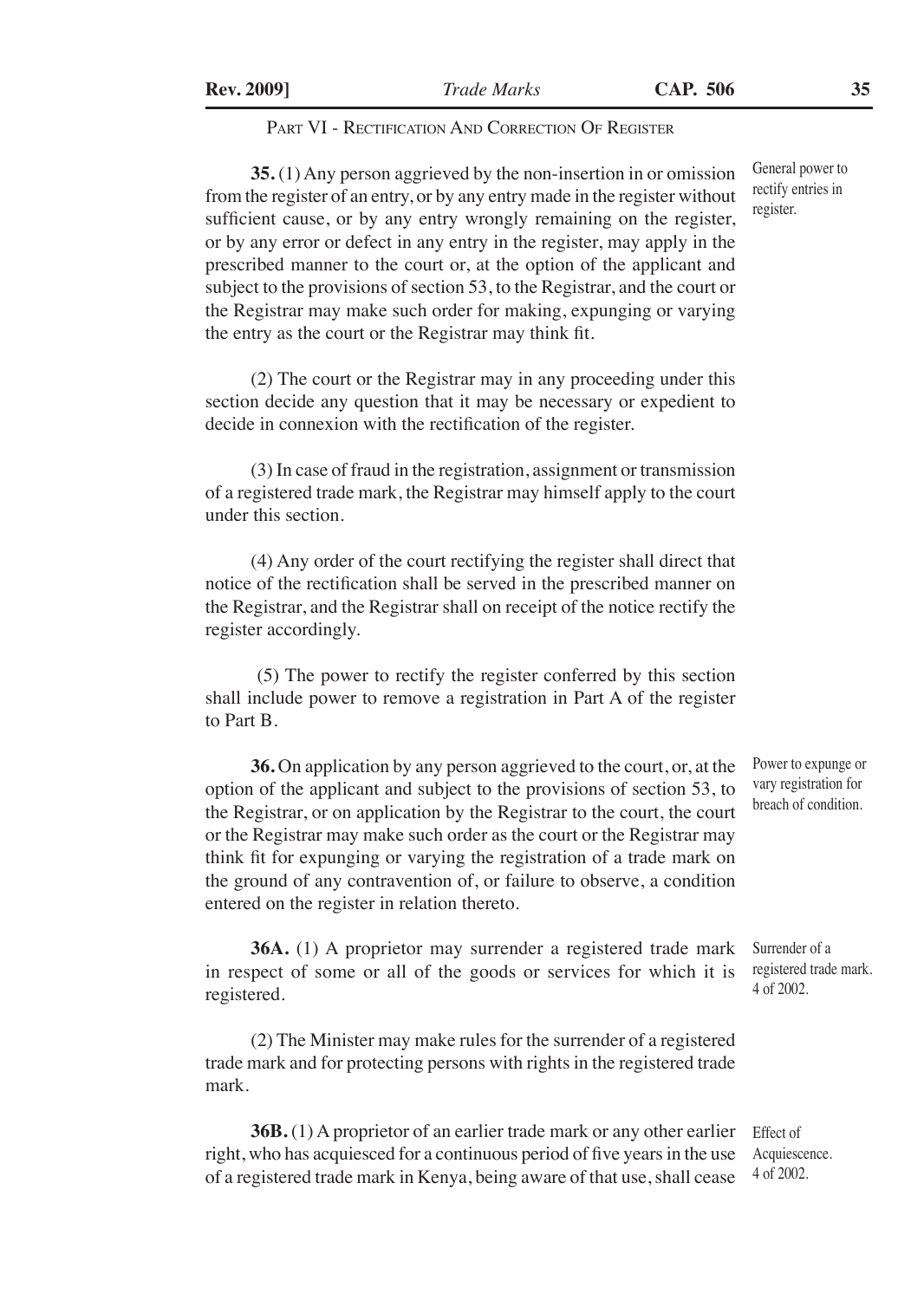## Part VI - Rectification And Correction Of Register

*General power to rectify entries in register.*

**35.** (1) Any person aggrieved by the non-insertion in or omission from the register of an entry, or by any entry made in the register without sufficient cause, or by any entry wrongly remaining on the register, or by any error or defect in any entry in the register, may apply in the prescribed manner to the court or, at the option of the applicant and subject to the provisions of section 53, to the Registrar, and the court or the Registrar may make such order for making, expunging or varying the entry as the court or the Registrar may think fit.

(2) The court or the Registrar may in any proceeding under this section decide any question that it may be necessary or expedient to decide in connexion with the rectification of the register.

(3) In case of fraud in the registration, assignment or transmission of a registered trade mark, the Registrar may himself apply to the court under this section.

(4) Any order of the court rectifying the register shall direct that notice of the rectification shall be served in the prescribed manner on the Registrar, and the Registrar shall on receipt of the notice rectify the register accordingly.

(5) The power to rectify the register conferred by this section shall include power to remove a registration in Part A of the register to Part B.

*Power to expunge or vary registration for breach of condition.*

**36.** On application by any person aggrieved to the court, or, at the option of the applicant and subject to the provisions of section 53, to the Registrar, or on application by the Registrar to the court, the court or the Registrar may make such order as the court or the Registrar may think fit for expunging or varying the registration of a trade mark on the ground of any contravention of, or failure to observe, a condition entered on the register in relation thereto.

*Surrender of a registered trade mark. 4 of 2002.*

**36A.** (1) A proprietor may surrender a registered trade mark in respect of some or all of the goods or services for which it is registered.

(2) The Minister may make rules for the surrender of a registered trade mark and for protecting persons with rights in the registered trade mark.

*Effect of Acquiescence. 4 of 2002.*

**36B.** (1) A proprietor of an earlier trade mark or any other earlier right, who has acquiesced for a continuous period of five years in the use of a registered trade mark in Kenya, being aware of that use, shall cease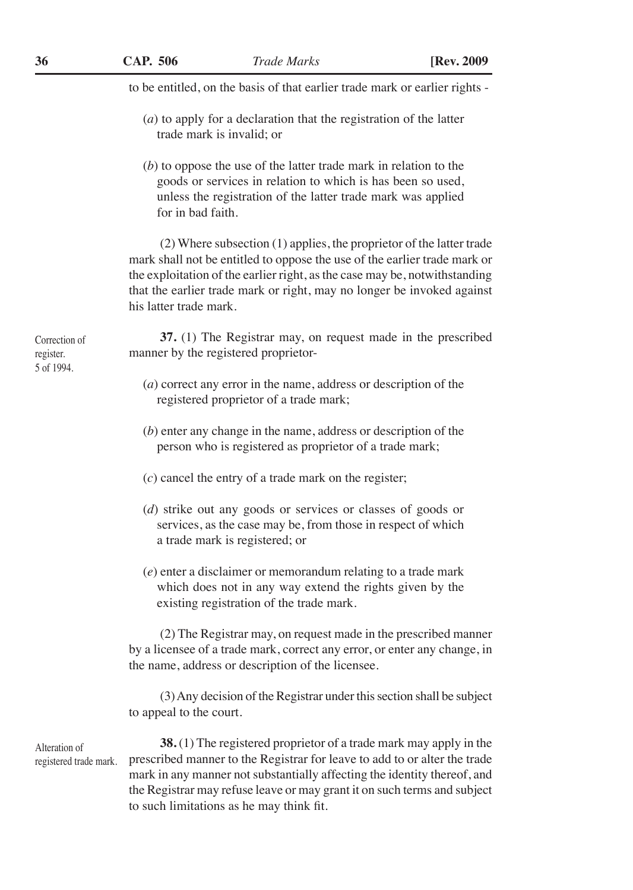to be entitled, on the basis of that earlier trade mark or earlier rights -

(*a*) to apply for a declaration that the registration of the latter trade mark is invalid; or

(*b*) to oppose the use of the latter trade mark in relation to the goods or services in relation to which is has been so used, unless the registration of the latter trade mark was applied for in bad faith.

(2) Where subsection (1) applies, the proprietor of the latter trade mark shall not be entitled to oppose the use of the earlier trade mark or the exploitation of the earlier right, as the case may be, notwithstanding that the earlier trade mark or right, may no longer be invoked against his latter trade mark.

Correction of register. 5 of 1994.

**37.** (1) The Registrar may, on request made in the prescribed manner by the registered proprietor-

(*a*) correct any error in the name, address or description of the registered proprietor of a trade mark;

(*b*) enter any change in the name, address or description of the person who is registered as proprietor of a trade mark;

(*c*) cancel the entry of a trade mark on the register;

(*d*) strike out any goods or services or classes of goods or services, as the case may be, from those in respect of which a trade mark is registered; or

(*e*) enter a disclaimer or memorandum relating to a trade mark which does not in any way extend the rights given by the existing registration of the trade mark.

(2) The Registrar may, on request made in the prescribed manner by a licensee of a trade mark, correct any error, or enter any change, in the name, address or description of the licensee.

(3) Any decision of the Registrar under this section shall be subject to appeal to the court.

Alteration of registered trade mark.

**38.** (1) The registered proprietor of a trade mark may apply in the prescribed manner to the Registrar for leave to add to or alter the trade mark in any manner not substantially affecting the identity thereof, and the Registrar may refuse leave or may grant it on such terms and subject to such limitations as he may think fit.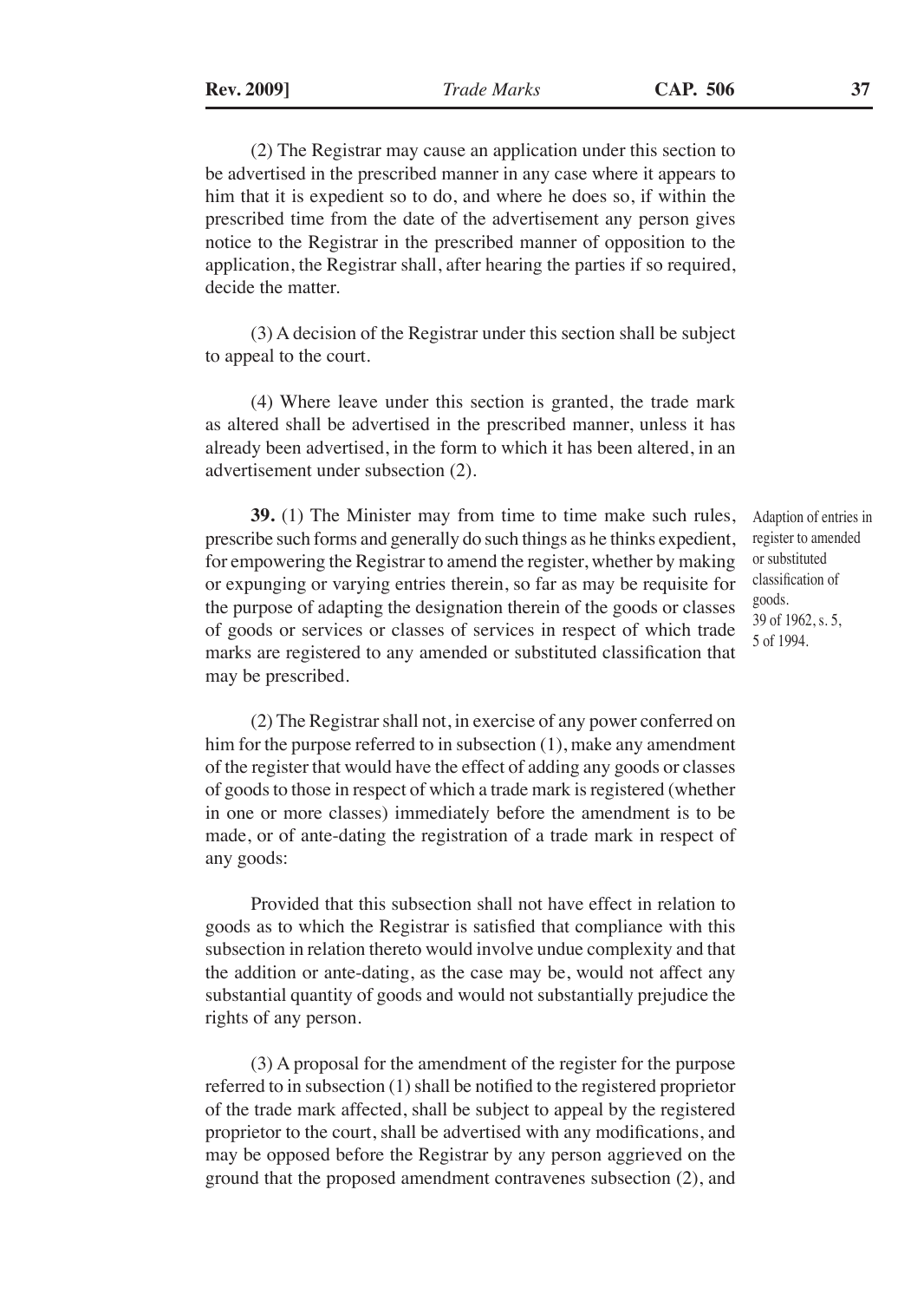(2) The Registrar may cause an application under this section to be advertised in the prescribed manner in any case where it appears to him that it is expedient so to do, and where he does so, if within the prescribed time from the date of the advertisement any person gives notice to the Registrar in the prescribed manner of opposition to the application, the Registrar shall, after hearing the parties if so required, decide the matter.

(3) A decision of the Registrar under this section shall be subject to appeal to the court.

(4) Where leave under this section is granted, the trade mark as altered shall be advertised in the prescribed manner, unless it has already been advertised, in the form to which it has been altered, in an advertisement under subsection (2).

*Adaption of entries in register to amended or substituted classification of goods.*
*39 of 1962, s. 5, 5 of 1994.*

**39.** (1) The Minister may from time to time make such rules, prescribe such forms and generally do such things as he thinks expedient, for empowering the Registrar to amend the register, whether by making or expunging or varying entries therein, so far as may be requisite for the purpose of adapting the designation therein of the goods or classes of goods or services or classes of services in respect of which trade marks are registered to any amended or substituted classification that may be prescribed.

(2) The Registrar shall not, in exercise of any power conferred on him for the purpose referred to in subsection (1), make any amendment of the register that would have the effect of adding any goods or classes of goods to those in respect of which a trade mark is registered (whether in one or more classes) immediately before the amendment is to be made, or of ante-dating the registration of a trade mark in respect of any goods:

Provided that this subsection shall not have effect in relation to goods as to which the Registrar is satisfied that compliance with this subsection in relation thereto would involve undue complexity and that the addition or ante-dating, as the case may be, would not affect any substantial quantity of goods and would not substantially prejudice the rights of any person.

(3) A proposal for the amendment of the register for the purpose referred to in subsection (1) shall be notified to the registered proprietor of the trade mark affected, shall be subject to appeal by the registered proprietor to the court, shall be advertised with any modifications, and may be opposed before the Registrar by any person aggrieved on the ground that the proposed amendment contravenes subsection (2), and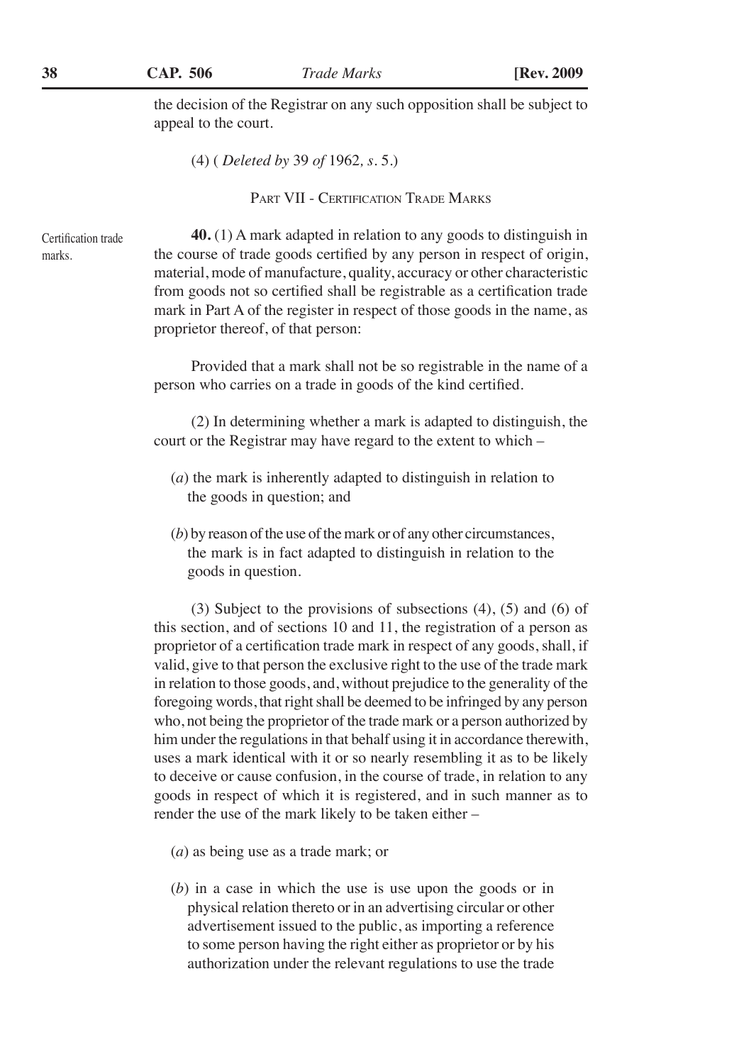the decision of the Registrar on any such opposition shall be subject to appeal to the court.

(4) ( *Deleted by* 39 *of* 1962*, s.* 5.)

## PART VII - CERTIFICATION TRADE MARKS

Certification trade marks.

**40.** (1) A mark adapted in relation to any goods to distinguish in the course of trade goods certified by any person in respect of origin, material, mode of manufacture, quality, accuracy or other characteristic from goods not so certified shall be registrable as a certification trade mark in Part A of the register in respect of those goods in the name, as proprietor thereof, of that person:

Provided that a mark shall not be so registrable in the name of a person who carries on a trade in goods of the kind certified.

(2) In determining whether a mark is adapted to distinguish, the court or the Registrar may have regard to the extent to which –

(*a*) the mark is inherently adapted to distinguish in relation to the goods in question; and

(*b*) by reason of the use of the mark or of any other circumstances, the mark is in fact adapted to distinguish in relation to the goods in question.

(3) Subject to the provisions of subsections (4), (5) and (6) of this section, and of sections 10 and 11, the registration of a person as proprietor of a certification trade mark in respect of any goods, shall, if valid, give to that person the exclusive right to the use of the trade mark in relation to those goods, and, without prejudice to the generality of the foregoing words, that right shall be deemed to be infringed by any person who, not being the proprietor of the trade mark or a person authorized by him under the regulations in that behalf using it in accordance therewith, uses a mark identical with it or so nearly resembling it as to be likely to deceive or cause confusion, in the course of trade, in relation to any goods in respect of which it is registered, and in such manner as to render the use of the mark likely to be taken either –

(*a*) as being use as a trade mark; or

(*b*) in a case in which the use is use upon the goods or in physical relation thereto or in an advertising circular or other advertisement issued to the public, as importing a reference to some person having the right either as proprietor or by his authorization under the relevant regulations to use the trade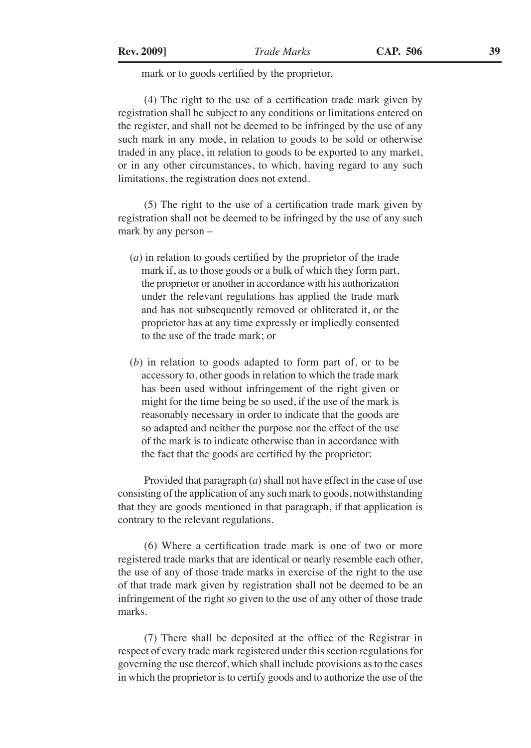mark or to goods certified by the proprietor.

(4) The right to the use of a certification trade mark given by registration shall be subject to any conditions or limitations entered on the register, and shall not be deemed to be infringed by the use of any such mark in any mode, in relation to goods to be sold or otherwise traded in any place, in relation to goods to be exported to any market, or in any other circumstances, to which, having regard to any such limitations, the registration does not extend.

(5) The right to the use of a certification trade mark given by registration shall not be deemed to be infringed by the use of any such mark by any person –

(*a*) in relation to goods certified by the proprietor of the trade mark if, as to those goods or a bulk of which they form part, the proprietor or another in accordance with his authorization under the relevant regulations has applied the trade mark and has not subsequently removed or obliterated it, or the proprietor has at any time expressly or impliedly consented to the use of the trade mark; or

(*b*) in relation to goods adapted to form part of, or to be accessory to, other goods in relation to which the trade mark has been used without infringement of the right given or might for the time being be so used, if the use of the mark is reasonably necessary in order to indicate that the goods are so adapted and neither the purpose nor the effect of the use of the mark is to indicate otherwise than in accordance with the fact that the goods are certified by the proprietor:

Provided that paragraph (*a*) shall not have effect in the case of use consisting of the application of any such mark to goods, notwithstanding that they are goods mentioned in that paragraph, if that application is contrary to the relevant regulations.

(6) Where a certification trade mark is one of two or more registered trade marks that are identical or nearly resemble each other, the use of any of those trade marks in exercise of the right to the use of that trade mark given by registration shall not be deemed to be an infringement of the right so given to the use of any other of those trade marks.

(7) There shall be deposited at the office of the Registrar in respect of every trade mark registered under this section regulations for governing the use thereof, which shall include provisions as to the cases in which the proprietor is to certify goods and to authorize the use of the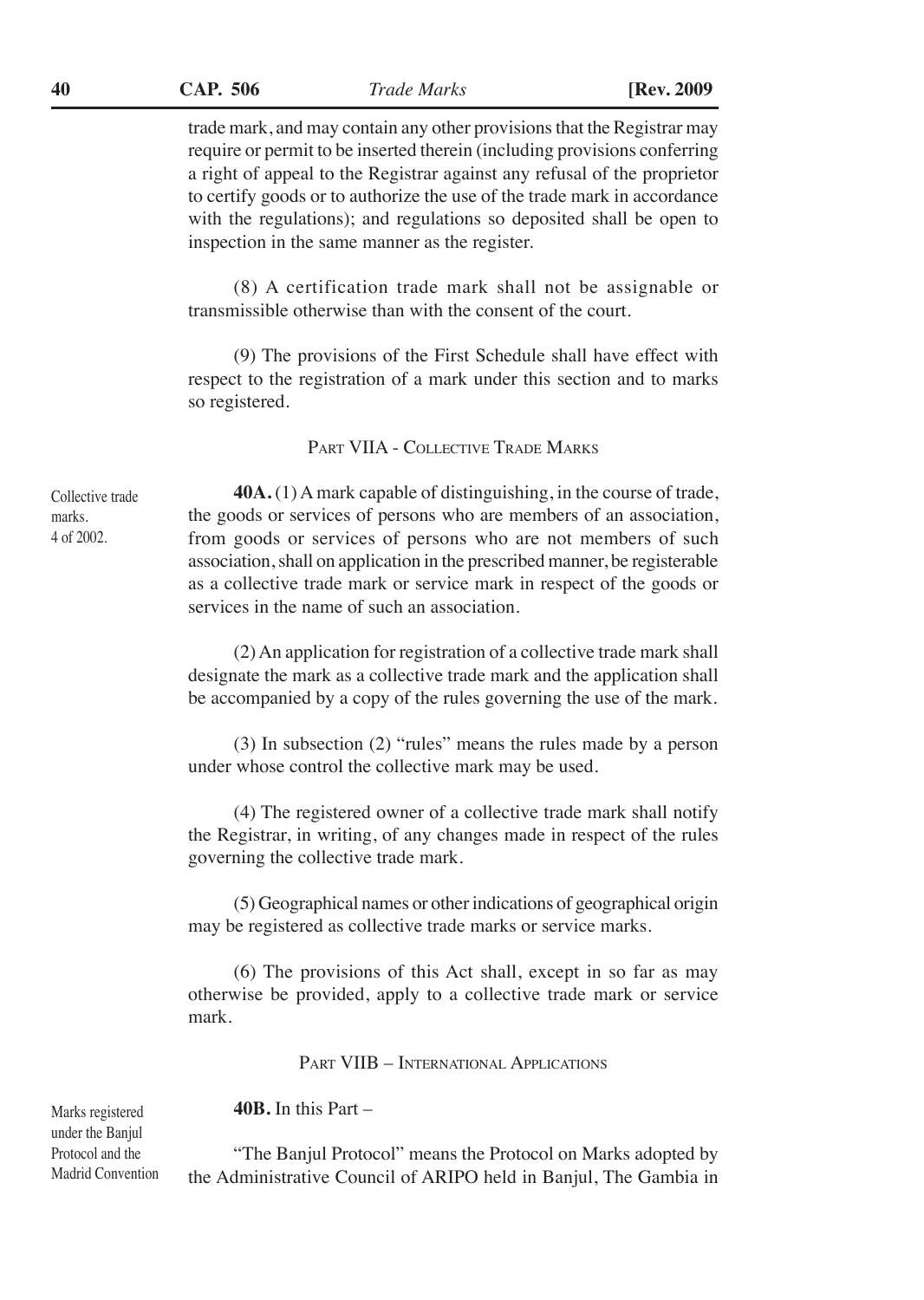trade mark, and may contain any other provisions that the Registrar may require or permit to be inserted therein (including provisions conferring a right of appeal to the Registrar against any refusal of the proprietor to certify goods or to authorize the use of the trade mark in accordance with the regulations); and regulations so deposited shall be open to inspection in the same manner as the register.

(8) A certification trade mark shall not be assignable or transmissible otherwise than with the consent of the court.

(9) The provisions of the First Schedule shall have effect with respect to the registration of a mark under this section and to marks so registered.

## Part VIIA - Collective Trade Marks

Collective trade marks. 4 of 2002.

**40A.** (1) A mark capable of distinguishing, in the course of trade, the goods or services of persons who are members of an association, from goods or services of persons who are not members of such association, shall on application in the prescribed manner, be registerable as a collective trade mark or service mark in respect of the goods or services in the name of such an association.

(2) An application for registration of a collective trade mark shall designate the mark as a collective trade mark and the application shall be accompanied by a copy of the rules governing the use of the mark.

(3) In subsection (2) "rules" means the rules made by a person under whose control the collective mark may be used.

(4) The registered owner of a collective trade mark shall notify the Registrar, in writing, of any changes made in respect of the rules governing the collective trade mark.

(5) Geographical names or other indications of geographical origin may be registered as collective trade marks or service marks.

(6) The provisions of this Act shall, except in so far as may otherwise be provided, apply to a collective trade mark or service mark.

## Part VIIB – International Applications

Marks registered under the Banjul Protocol and the Madrid Convention

**40B.** In this Part –

"The Banjul Protocol" means the Protocol on Marks adopted by the Administrative Council of ARIPO held in Banjul, The Gambia in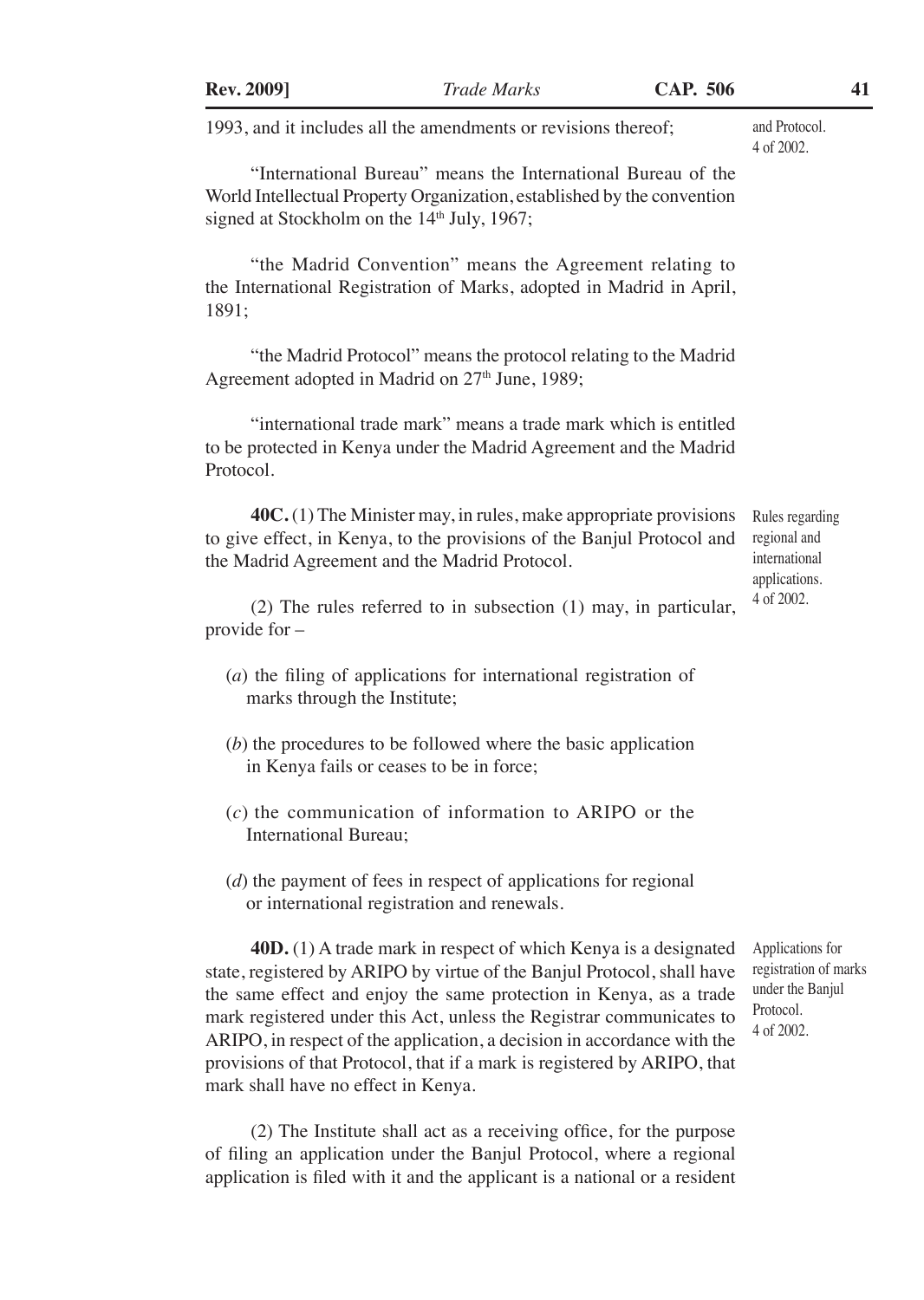1993, and it includes all the amendments or revisions thereof;

and Protocol. 4 of 2002.

"International Bureau" means the International Bureau of the World Intellectual Property Organization, established by the convention signed at Stockholm on the 14th July, 1967;

"the Madrid Convention" means the Agreement relating to the International Registration of Marks, adopted in Madrid in April, 1891;

"the Madrid Protocol" means the protocol relating to the Madrid Agreement adopted in Madrid on 27th June, 1989;

"international trade mark" means a trade mark which is entitled to be protected in Kenya under the Madrid Agreement and the Madrid Protocol.

Rules regarding regional and international applications. 4 of 2002.

**40C.** (1) The Minister may, in rules, make appropriate provisions to give effect, in Kenya, to the provisions of the Banjul Protocol and the Madrid Agreement and the Madrid Protocol.

(2) The rules referred to in subsection (1) may, in particular, provide for –

(*a*) the filing of applications for international registration of marks through the Institute;

(*b*) the procedures to be followed where the basic application in Kenya fails or ceases to be in force;

(*c*) the communication of information to ARIPO or the International Bureau;

(*d*) the payment of fees in respect of applications for regional or international registration and renewals.

Applications for registration of marks under the Banjul Protocol. 4 of 2002.

**40D.** (1) A trade mark in respect of which Kenya is a designated state, registered by ARIPO by virtue of the Banjul Protocol, shall have the same effect and enjoy the same protection in Kenya, as a trade mark registered under this Act, unless the Registrar communicates to ARIPO, in respect of the application, a decision in accordance with the provisions of that Protocol, that if a mark is registered by ARIPO, that mark shall have no effect in Kenya.

(2) The Institute shall act as a receiving office, for the purpose of filing an application under the Banjul Protocol, where a regional application is filed with it and the applicant is a national or a resident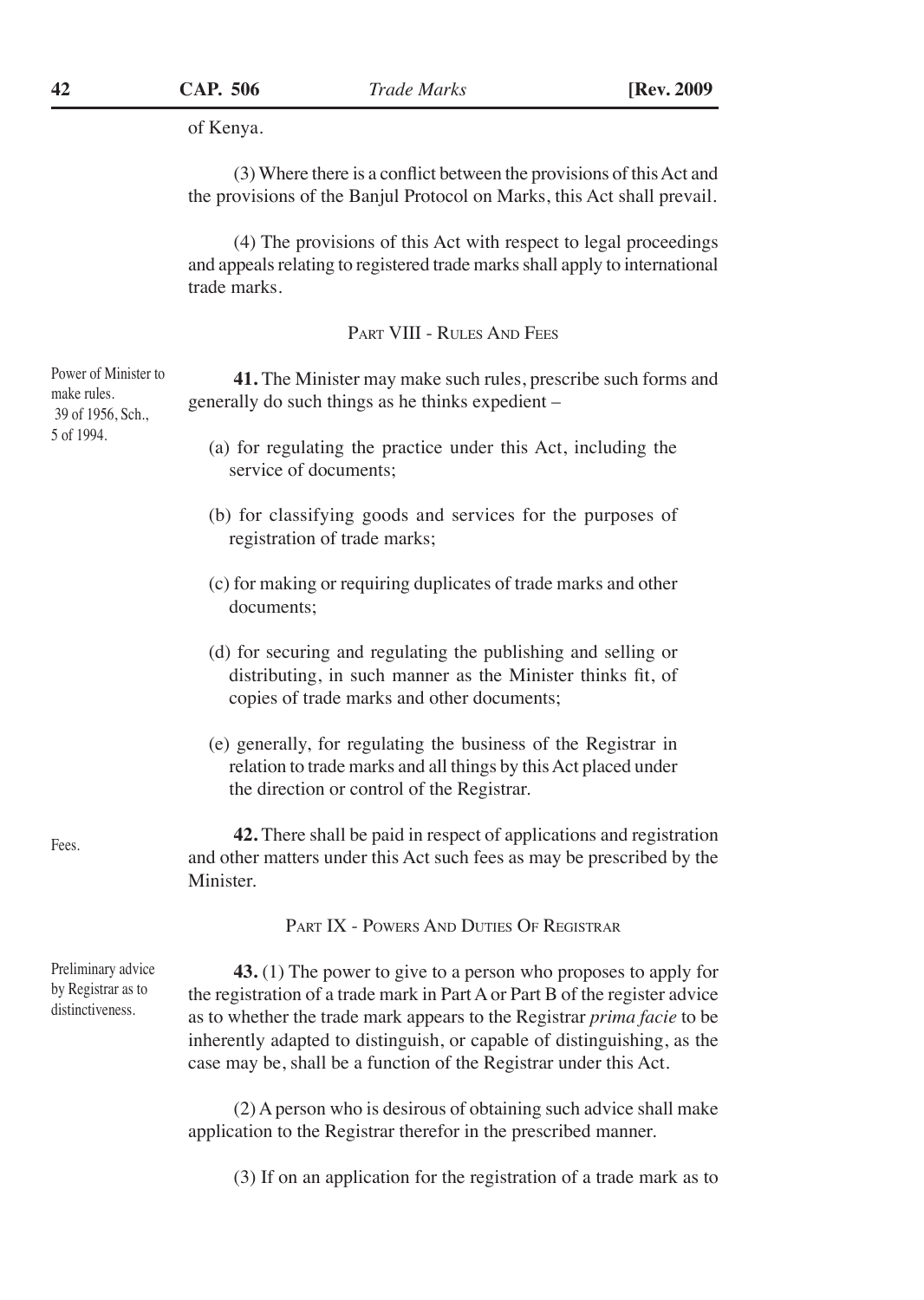of Kenya.

(3) Where there is a conflict between the provisions of this Act and the provisions of the Banjul Protocol on Marks, this Act shall prevail.

(4) The provisions of this Act with respect to legal proceedings and appeals relating to registered trade marks shall apply to international trade marks.

## PART VIII - RULES AND FEES

Power of Minister to make rules. 39 of 1956, Sch., 5 of 1994.

**41.** The Minister may make such rules, prescribe such forms and generally do such things as he thinks expedient –

(a) for regulating the practice under this Act, including the service of documents;

(b) for classifying goods and services for the purposes of registration of trade marks;

(c) for making or requiring duplicates of trade marks and other documents;

(d) for securing and regulating the publishing and selling or distributing, in such manner as the Minister thinks fit, of copies of trade marks and other documents;

(e) generally, for regulating the business of the Registrar in relation to trade marks and all things by this Act placed under the direction or control of the Registrar.

Fees.

**42.** There shall be paid in respect of applications and registration and other matters under this Act such fees as may be prescribed by the Minister.

## PART IX - POWERS AND DUTIES OF REGISTRAR

Preliminary advice by Registrar as to distinctiveness.

**43.** (1) The power to give to a person who proposes to apply for the registration of a trade mark in Part A or Part B of the register advice as to whether the trade mark appears to the Registrar *prima facie* to be inherently adapted to distinguish, or capable of distinguishing, as the case may be, shall be a function of the Registrar under this Act.

(2) A person who is desirous of obtaining such advice shall make application to the Registrar therefor in the prescribed manner.

(3) If on an application for the registration of a trade mark as to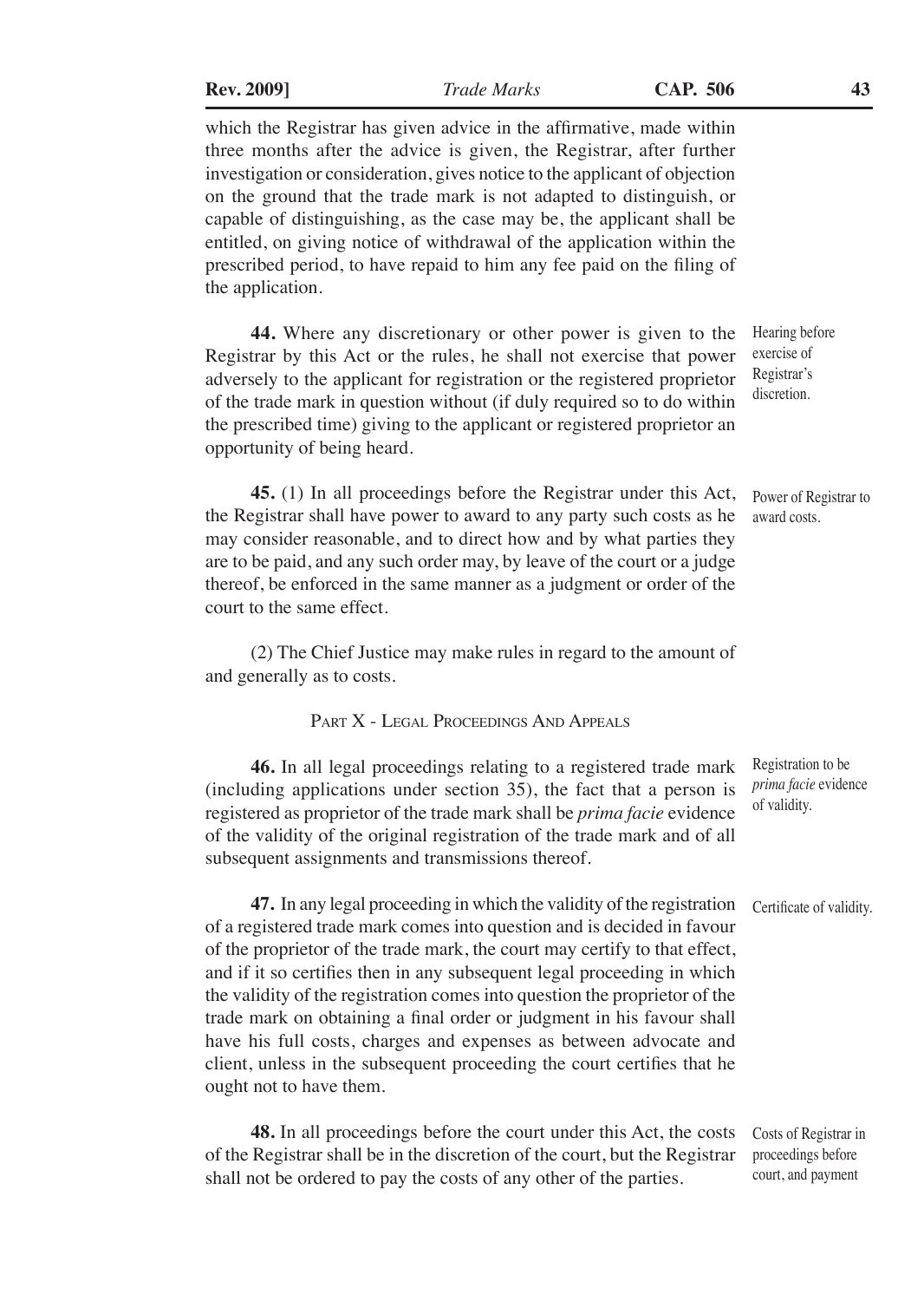which the Registrar has given advice in the affirmative, made within three months after the advice is given, the Registrar, after further investigation or consideration, gives notice to the applicant of objection on the ground that the trade mark is not adapted to distinguish, or capable of distinguishing, as the case may be, the applicant shall be entitled, on giving notice of withdrawal of the application within the prescribed period, to have repaid to him any fee paid on the filing of the application.

Hearing before exercise of Registrar's discretion.

**44.** Where any discretionary or other power is given to the Registrar by this Act or the rules, he shall not exercise that power adversely to the applicant for registration or the registered proprietor of the trade mark in question without (if duly required so to do within the prescribed time) giving to the applicant or registered proprietor an opportunity of being heard.

Power of Registrar to award costs.

**45.** (1) In all proceedings before the Registrar under this Act, the Registrar shall have power to award to any party such costs as he may consider reasonable, and to direct how and by what parties they are to be paid, and any such order may, by leave of the court or a judge thereof, be enforced in the same manner as a judgment or order of the court to the same effect.

(2) The Chief Justice may make rules in regard to the amount of and generally as to costs.

## Part X - Legal Proceedings And Appeals

Registration to be *prima facie* evidence of validity.

**46.** In all legal proceedings relating to a registered trade mark (including applications under section 35), the fact that a person is registered as proprietor of the trade mark shall be *prima facie* evidence of the validity of the original registration of the trade mark and of all subsequent assignments and transmissions thereof.

Certificate of validity.

**47.** In any legal proceeding in which the validity of the registration of a registered trade mark comes into question and is decided in favour of the proprietor of the trade mark, the court may certify to that effect, and if it so certifies then in any subsequent legal proceeding in which the validity of the registration comes into question the proprietor of the trade mark on obtaining a final order or judgment in his favour shall have his full costs, charges and expenses as between advocate and client, unless in the subsequent proceeding the court certifies that he ought not to have them.

Costs of Registrar in proceedings before court, and payment

**48.** In all proceedings before the court under this Act, the costs of the Registrar shall be in the discretion of the court, but the Registrar shall not be ordered to pay the costs of any other of the parties.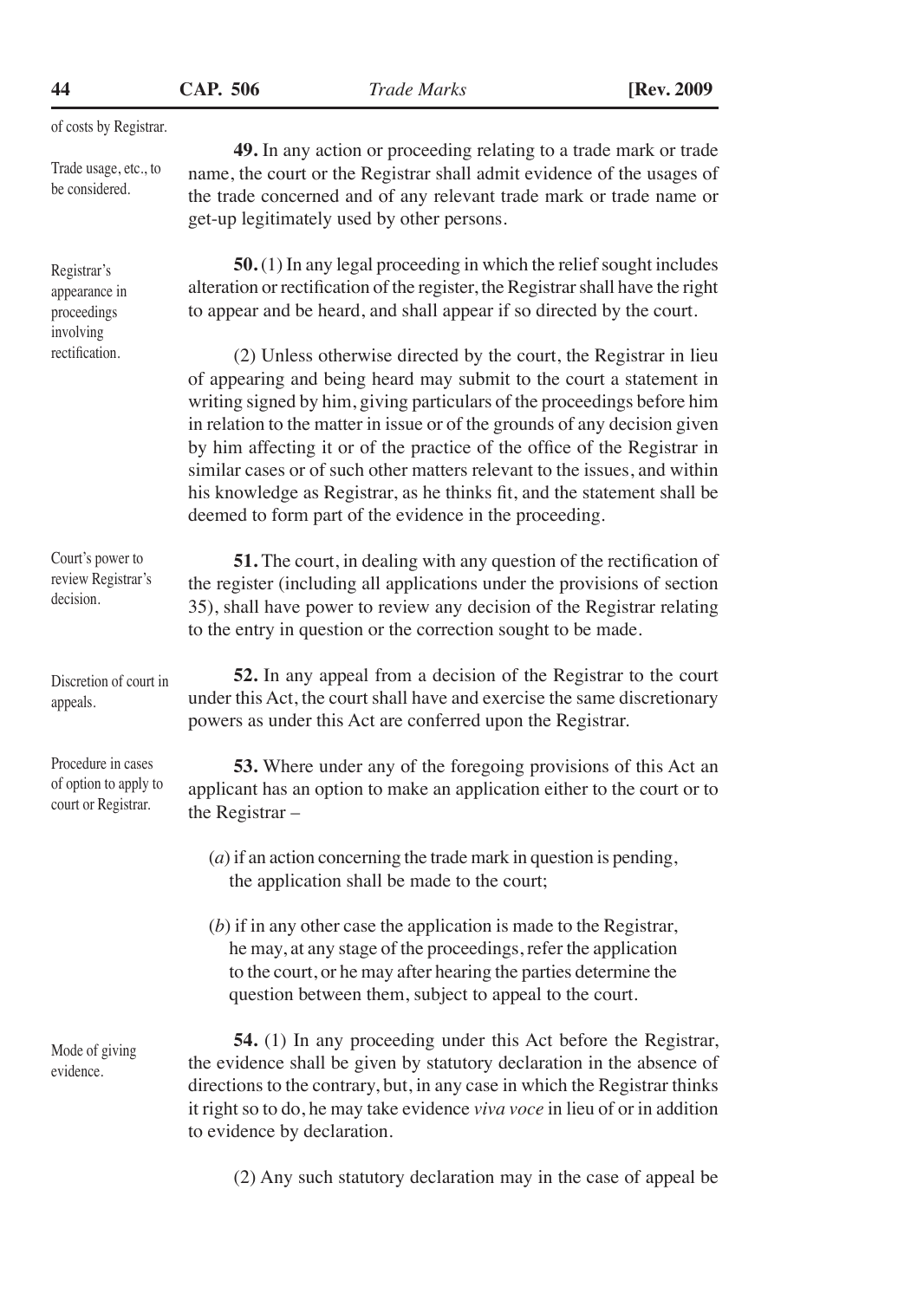of costs by Registrar.

Trade usage, etc., to be considered.

**49.** In any action or proceeding relating to a trade mark or trade name, the court or the Registrar shall admit evidence of the usages of the trade concerned and of any relevant trade mark or trade name or get-up legitimately used by other persons.

Registrar's appearance in proceedings involving rectification.

**50.** (1) In any legal proceeding in which the relief sought includes alteration or rectification of the register, the Registrar shall have the right to appear and be heard, and shall appear if so directed by the court.

(2) Unless otherwise directed by the court, the Registrar in lieu of appearing and being heard may submit to the court a statement in writing signed by him, giving particulars of the proceedings before him in relation to the matter in issue or of the grounds of any decision given by him affecting it or of the practice of the office of the Registrar in similar cases or of such other matters relevant to the issues, and within his knowledge as Registrar, as he thinks fit, and the statement shall be deemed to form part of the evidence in the proceeding.

Court's power to review Registrar's decision.

**51.** The court, in dealing with any question of the rectification of the register (including all applications under the provisions of section 35), shall have power to review any decision of the Registrar relating to the entry in question or the correction sought to be made.

Discretion of court in appeals.

**52.** In any appeal from a decision of the Registrar to the court under this Act, the court shall have and exercise the same discretionary powers as under this Act are conferred upon the Registrar.

Procedure in cases of option to apply to court or Registrar.

**53.** Where under any of the foregoing provisions of this Act an applicant has an option to make an application either to the court or to the Registrar –

(*a*) if an action concerning the trade mark in question is pending, the application shall be made to the court;

(*b*) if in any other case the application is made to the Registrar, he may, at any stage of the proceedings, refer the application to the court, or he may after hearing the parties determine the question between them, subject to appeal to the court.

Mode of giving evidence.

**54.** (1) In any proceeding under this Act before the Registrar, the evidence shall be given by statutory declaration in the absence of directions to the contrary, but, in any case in which the Registrar thinks it right so to do, he may take evidence *viva voce* in lieu of or in addition to evidence by declaration.

(2) Any such statutory declaration may in the case of appeal be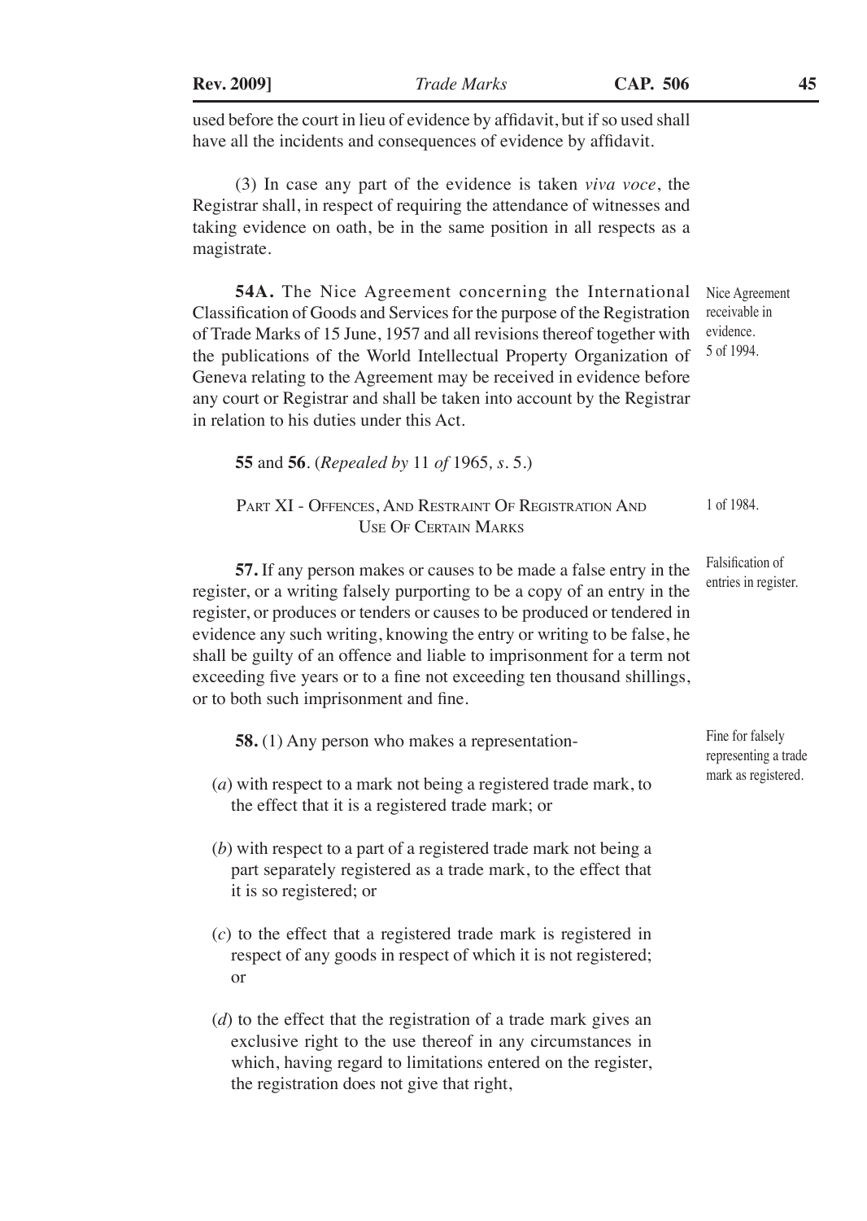used before the court in lieu of evidence by affidavit, but if so used shall have all the incidents and consequences of evidence by affidavit.

(3) In case any part of the evidence is taken *viva voce*, the Registrar shall, in respect of requiring the attendance of witnesses and taking evidence on oath, be in the same position in all respects as a magistrate.

Nice Agreement receivable in evidence. 5 of 1994.

**54A.** The Nice Agreement concerning the International Classification of Goods and Services for the purpose of the Registration of Trade Marks of 15 June, 1957 and all revisions thereof together with the publications of the World Intellectual Property Organization of Geneva relating to the Agreement may be received in evidence before any court or Registrar and shall be taken into account by the Registrar in relation to his duties under this Act.

**55** and **56**. (*Repealed by* 11 *of* 1965*, s*. 5.)

## PART XI - OFFENCES, AND RESTRAINT OF REGISTRATION AND USE OF CERTAIN MARKS

1 of 1984.

Falsification of entries in register.

**57.** If any person makes or causes to be made a false entry in the register, or a writing falsely purporting to be a copy of an entry in the register, or produces or tenders or causes to be produced or tendered in evidence any such writing, knowing the entry or writing to be false, he shall be guilty of an offence and liable to imprisonment for a term not exceeding five years or to a fine not exceeding ten thousand shillings, or to both such imprisonment and fine.

Fine for falsely representing a trade mark as registered.

**58.** (1) Any person who makes a representation-

(*a*) with respect to a mark not being a registered trade mark, to the effect that it is a registered trade mark; or

(*b*) with respect to a part of a registered trade mark not being a part separately registered as a trade mark, to the effect that it is so registered; or

(*c*) to the effect that a registered trade mark is registered in respect of any goods in respect of which it is not registered; or

(*d*) to the effect that the registration of a trade mark gives an exclusive right to the use thereof in any circumstances in which, having regard to limitations entered on the register, the registration does not give that right,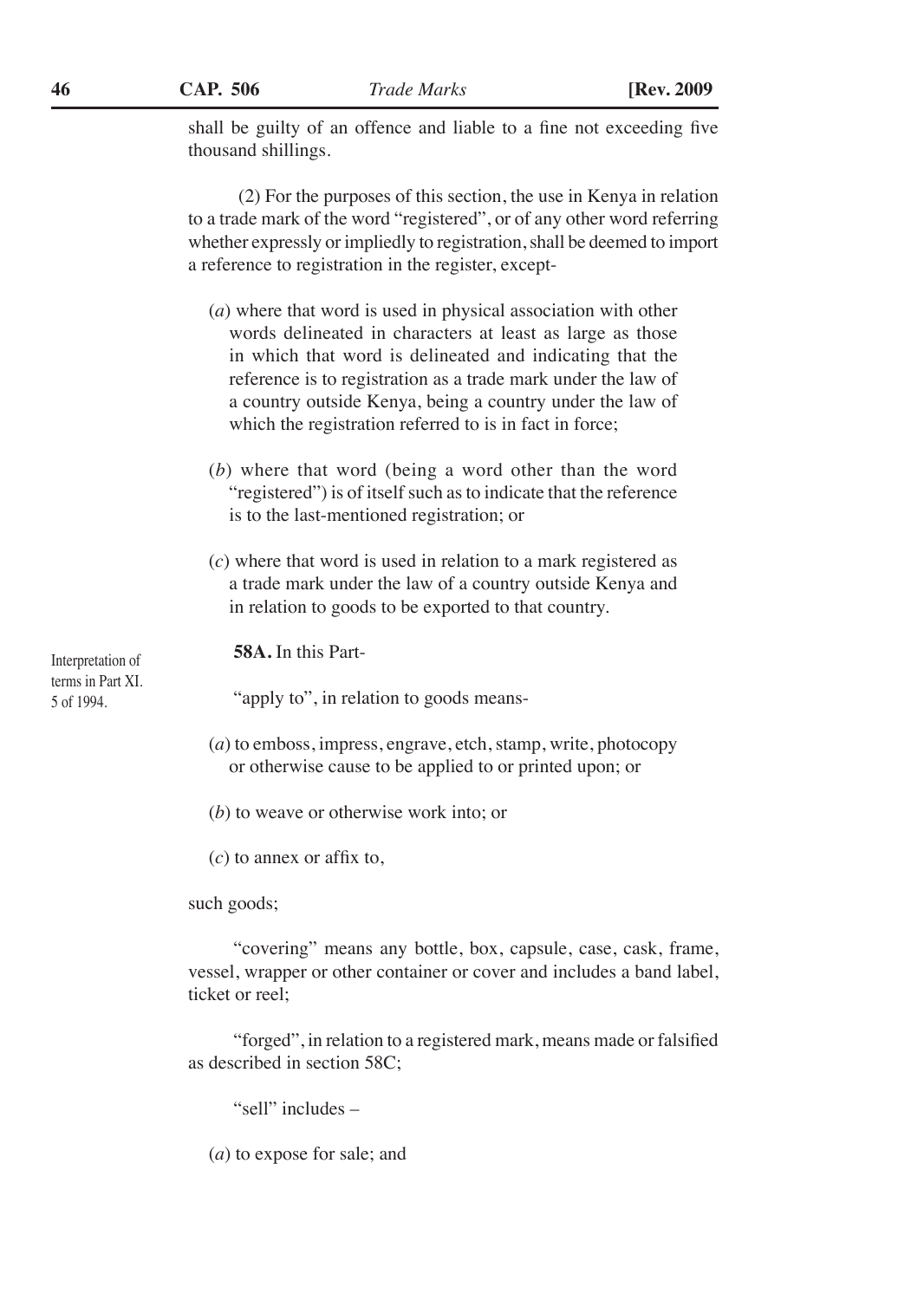shall be guilty of an offence and liable to a fine not exceeding five thousand shillings.

(2) For the purposes of this section, the use in Kenya in relation to a trade mark of the word "registered", or of any other word referring whether expressly or impliedly to registration, shall be deemed to import a reference to registration in the register, except-

(*a*) where that word is used in physical association with other words delineated in characters at least as large as those in which that word is delineated and indicating that the reference is to registration as a trade mark under the law of a country outside Kenya, being a country under the law of which the registration referred to is in fact in force;

(*b*) where that word (being a word other than the word "registered") is of itself such as to indicate that the reference is to the last-mentioned registration; or

(*c*) where that word is used in relation to a mark registered as a trade mark under the law of a country outside Kenya and in relation to goods to be exported to that country.

Interpretation of terms in Part XI. 5 of 1994.

**58A.** In this Part-

"apply to", in relation to goods means-

(*a*) to emboss, impress, engrave, etch, stamp, write, photocopy or otherwise cause to be applied to or printed upon; or

(*b*) to weave or otherwise work into; or

(*c*) to annex or affix to,

such goods;

"covering" means any bottle, box, capsule, case, cask, frame, vessel, wrapper or other container or cover and includes a band label, ticket or reel;

"forged", in relation to a registered mark, means made or falsified as described in section 58C;

"sell" includes –

(*a*) to expose for sale; and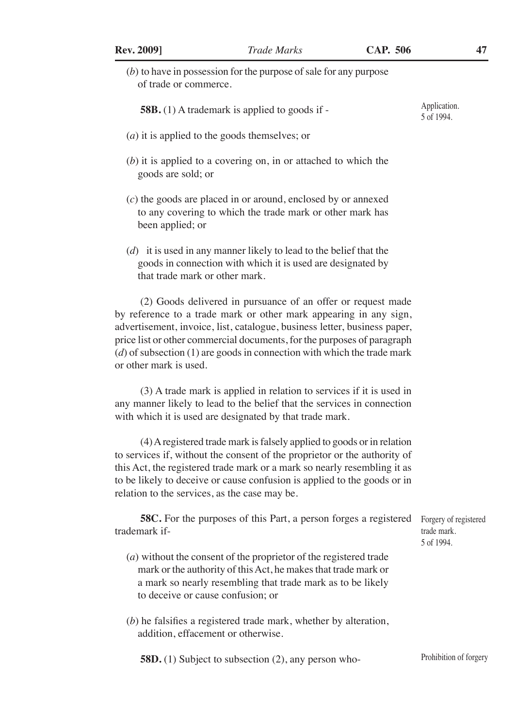(*b*) to have in possession for the purpose of sale for any purpose of trade or commerce.

Application. 5 of 1994.

**58B.** (1) A trademark is applied to goods if -

(*a*) it is applied to the goods themselves; or

(*b*) it is applied to a covering on, in or attached to which the goods are sold; or

(*c*) the goods are placed in or around, enclosed by or annexed to any covering to which the trade mark or other mark has been applied; or

(*d*) it is used in any manner likely to lead to the belief that the goods in connection with which it is used are designated by that trade mark or other mark.

(2) Goods delivered in pursuance of an offer or request made by reference to a trade mark or other mark appearing in any sign, advertisement, invoice, list, catalogue, business letter, business paper, price list or other commercial documents, for the purposes of paragraph (*d*) of subsection (1) are goods in connection with which the trade mark or other mark is used.

(3) A trade mark is applied in relation to services if it is used in any manner likely to lead to the belief that the services in connection with which it is used are designated by that trade mark.

(4) A registered trade mark is falsely applied to goods or in relation to services if, without the consent of the proprietor or the authority of this Act, the registered trade mark or a mark so nearly resembling it as to be likely to deceive or cause confusion is applied to the goods or in relation to the services, as the case may be.

Forgery of registered trade mark. 5 of 1994.

**58C.** For the purposes of this Part, a person forges a registered trademark if-

(*a*) without the consent of the proprietor of the registered trade mark or the authority of this Act, he makes that trade mark or a mark so nearly resembling that trade mark as to be likely to deceive or cause confusion; or

(*b*) he falsifies a registered trade mark, whether by alteration, addition, effacement or otherwise.

Prohibition of forgery

**58D.** (1) Subject to subsection (2), any person who-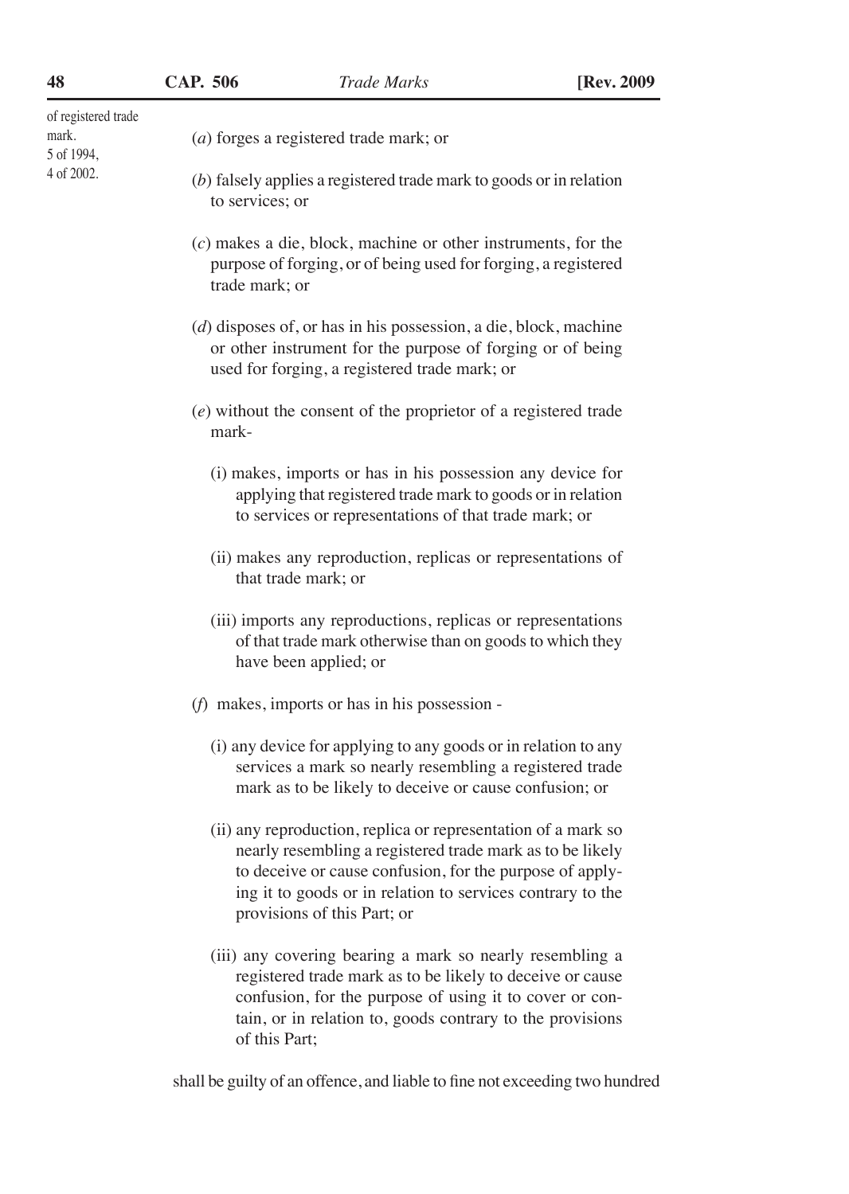of registered trade mark.
5 of 1994,
4 of 2002.

(*a*) forges a registered trade mark; or

(*b*) falsely applies a registered trade mark to goods or in relation to services; or

(*c*) makes a die, block, machine or other instruments, for the purpose of forging, or of being used for forging, a registered trade mark; or

(*d*) disposes of, or has in his possession, a die, block, machine or other instrument for the purpose of forging or of being used for forging, a registered trade mark; or

(*e*) without the consent of the proprietor of a registered trade mark-

(i) makes, imports or has in his possession any device for applying that registered trade mark to goods or in relation to services or representations of that trade mark; or

(ii) makes any reproduction, replicas or representations of that trade mark; or

(iii) imports any reproductions, replicas or representations of that trade mark otherwise than on goods to which they have been applied; or

(*f*) makes, imports or has in his possession -

(i) any device for applying to any goods or in relation to any services a mark so nearly resembling a registered trade mark as to be likely to deceive or cause confusion; or

(ii) any reproduction, replica or representation of a mark so nearly resembling a registered trade mark as to be likely to deceive or cause confusion, for the purpose of applying it to goods or in relation to services contrary to the provisions of this Part; or

(iii) any covering bearing a mark so nearly resembling a registered trade mark as to be likely to deceive or cause confusion, for the purpose of using it to cover or contain, or in relation to, goods contrary to the provisions of this Part;

shall be guilty of an offence, and liable to fine not exceeding two hundred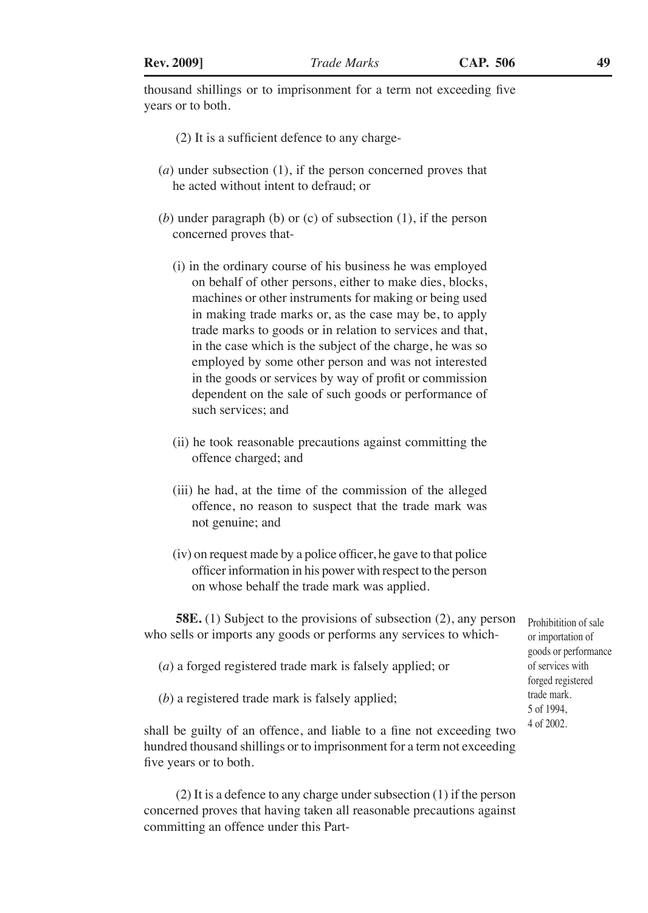thousand shillings or to imprisonment for a term not exceeding five years or to both.

(2) It is a sufficient defence to any charge-

(*a*) under subsection (1), if the person concerned proves that he acted without intent to defraud; or

(*b*) under paragraph (b) or (c) of subsection (1), if the person concerned proves that-

(i) in the ordinary course of his business he was employed on behalf of other persons, either to make dies, blocks, machines or other instruments for making or being used in making trade marks or, as the case may be, to apply trade marks to goods or in relation to services and that, in the case which is the subject of the charge, he was so employed by some other person and was not interested in the goods or services by way of profit or commission dependent on the sale of such goods or performance of such services; and

(ii) he took reasonable precautions against committing the offence charged; and

(iii) he had, at the time of the commission of the alleged offence, no reason to suspect that the trade mark was not genuine; and

(iv) on request made by a police officer, he gave to that police officer information in his power with respect to the person on whose behalf the trade mark was applied.

Prohibitition of sale or importation of goods or performance of services with forged registered trade mark.
5 of 1994,
4 of 2002.

**58E.** (1) Subject to the provisions of subsection (2), any person who sells or imports any goods or performs any services to which-

(*a*) a forged registered trade mark is falsely applied; or

(*b*) a registered trade mark is falsely applied;

shall be guilty of an offence, and liable to a fine not exceeding two hundred thousand shillings or to imprisonment for a term not exceeding five years or to both.

(2) It is a defence to any charge under subsection (1) if the person concerned proves that having taken all reasonable precautions against committing an offence under this Part-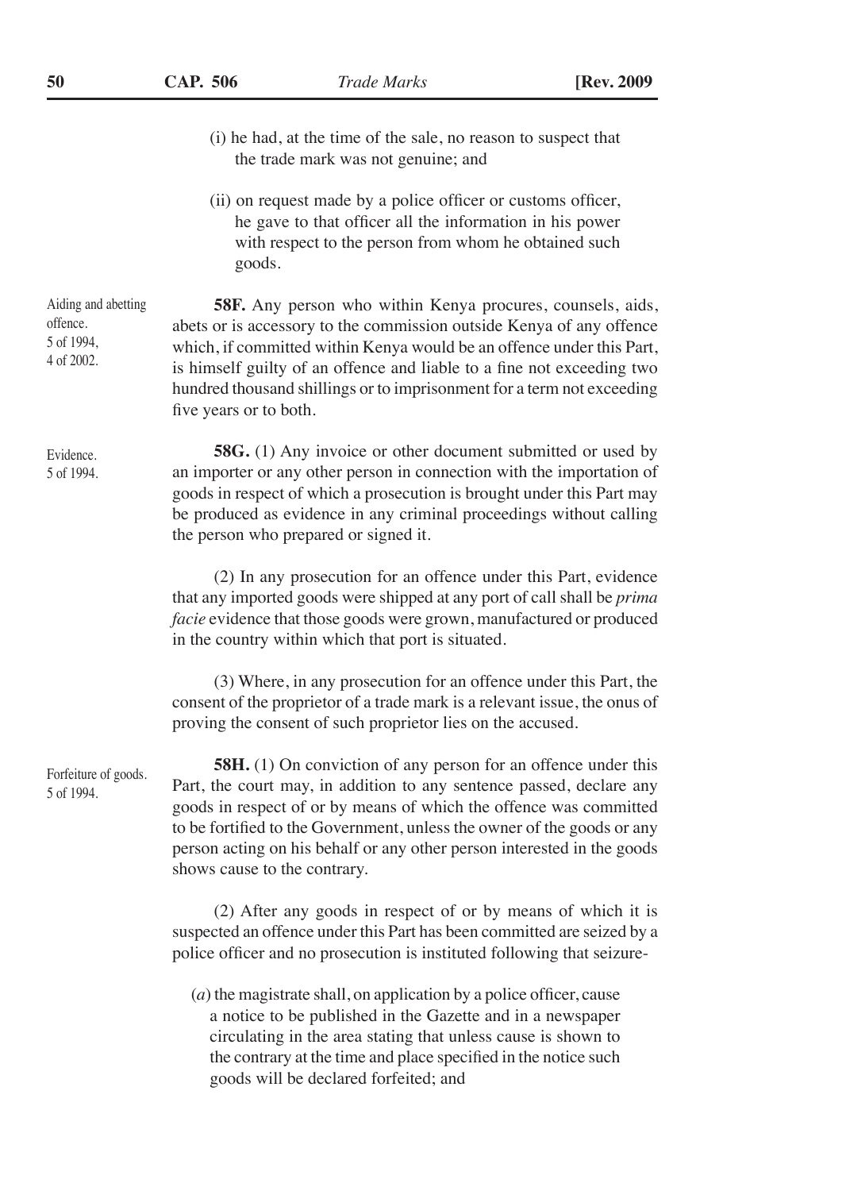(i) he had, at the time of the sale, no reason to suspect that the trade mark was not genuine; and

(ii) on request made by a police officer or customs officer, he gave to that officer all the information in his power with respect to the person from whom he obtained such goods.

Aiding and abetting offence.
5 of 1994,
4 of 2002.

**58F.** Any person who within Kenya procures, counsels, aids, abets or is accessory to the commission outside Kenya of any offence which, if committed within Kenya would be an offence under this Part, is himself guilty of an offence and liable to a fine not exceeding two hundred thousand shillings or to imprisonment for a term not exceeding five years or to both.

Evidence.
5 of 1994.

**58G.** (1) Any invoice or other document submitted or used by an importer or any other person in connection with the importation of goods in respect of which a prosecution is brought under this Part may be produced as evidence in any criminal proceedings without calling the person who prepared or signed it.

(2) In any prosecution for an offence under this Part, evidence that any imported goods were shipped at any port of call shall be *prima facie* evidence that those goods were grown, manufactured or produced in the country within which that port is situated.

(3) Where, in any prosecution for an offence under this Part, the consent of the proprietor of a trade mark is a relevant issue, the onus of proving the consent of such proprietor lies on the accused.

Forfeiture of goods.
5 of 1994.

**58H.** (1) On conviction of any person for an offence under this Part, the court may, in addition to any sentence passed, declare any goods in respect of or by means of which the offence was committed to be fortified to the Government, unless the owner of the goods or any person acting on his behalf or any other person interested in the goods shows cause to the contrary.

(2) After any goods in respect of or by means of which it is suspected an offence under this Part has been committed are seized by a police officer and no prosecution is instituted following that seizure-

(*a*) the magistrate shall, on application by a police officer, cause a notice to be published in the Gazette and in a newspaper circulating in the area stating that unless cause is shown to the contrary at the time and place specified in the notice such goods will be declared forfeited; and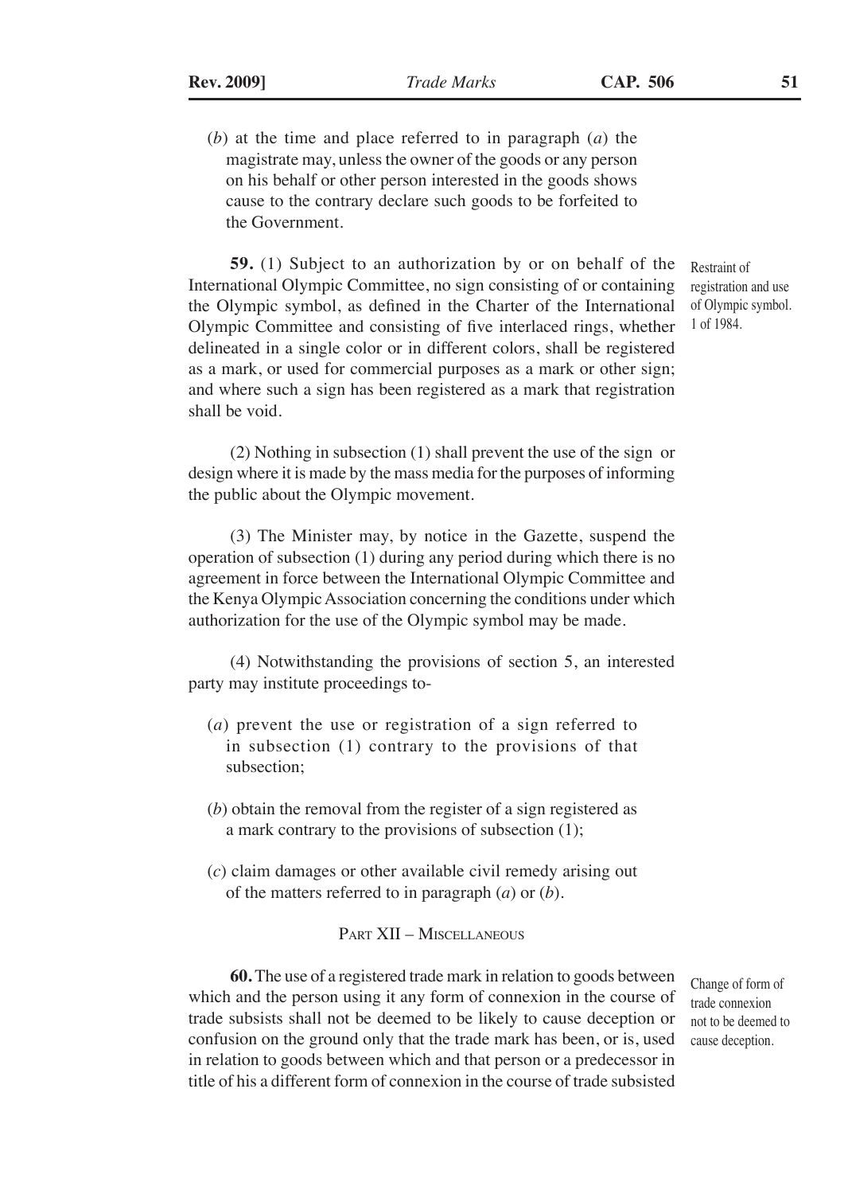(*b*) at the time and place referred to in paragraph (*a*) the magistrate may, unless the owner of the goods or any person on his behalf or other person interested in the goods shows cause to the contrary declare such goods to be forfeited to the Government.

Restraint of registration and use of Olympic symbol. 1 of 1984.

**59.** (1) Subject to an authorization by or on behalf of the International Olympic Committee, no sign consisting of or containing the Olympic symbol, as defined in the Charter of the International Olympic Committee and consisting of five interlaced rings, whether delineated in a single color or in different colors, shall be registered as a mark, or used for commercial purposes as a mark or other sign; and where such a sign has been registered as a mark that registration shall be void.

(2) Nothing in subsection (1) shall prevent the use of the sign or design where it is made by the mass media for the purposes of informing the public about the Olympic movement.

(3) The Minister may, by notice in the Gazette, suspend the operation of subsection (1) during any period during which there is no agreement in force between the International Olympic Committee and the Kenya Olympic Association concerning the conditions under which authorization for the use of the Olympic symbol may be made.

(4) Notwithstanding the provisions of section 5, an interested party may institute proceedings to-

(*a*) prevent the use or registration of a sign referred to in subsection (1) contrary to the provisions of that subsection;

(*b*) obtain the removal from the register of a sign registered as a mark contrary to the provisions of subsection (1);

(*c*) claim damages or other available civil remedy arising out of the matters referred to in paragraph (*a*) or (*b*).

## PART XII – MISCELLANEOUS

Change of form of trade connexion not to be deemed to cause deception.

**60.** The use of a registered trade mark in relation to goods between which and the person using it any form of connexion in the course of trade subsists shall not be deemed to be likely to cause deception or confusion on the ground only that the trade mark has been, or is, used in relation to goods between which and that person or a predecessor in title of his a different form of connexion in the course of trade subsisted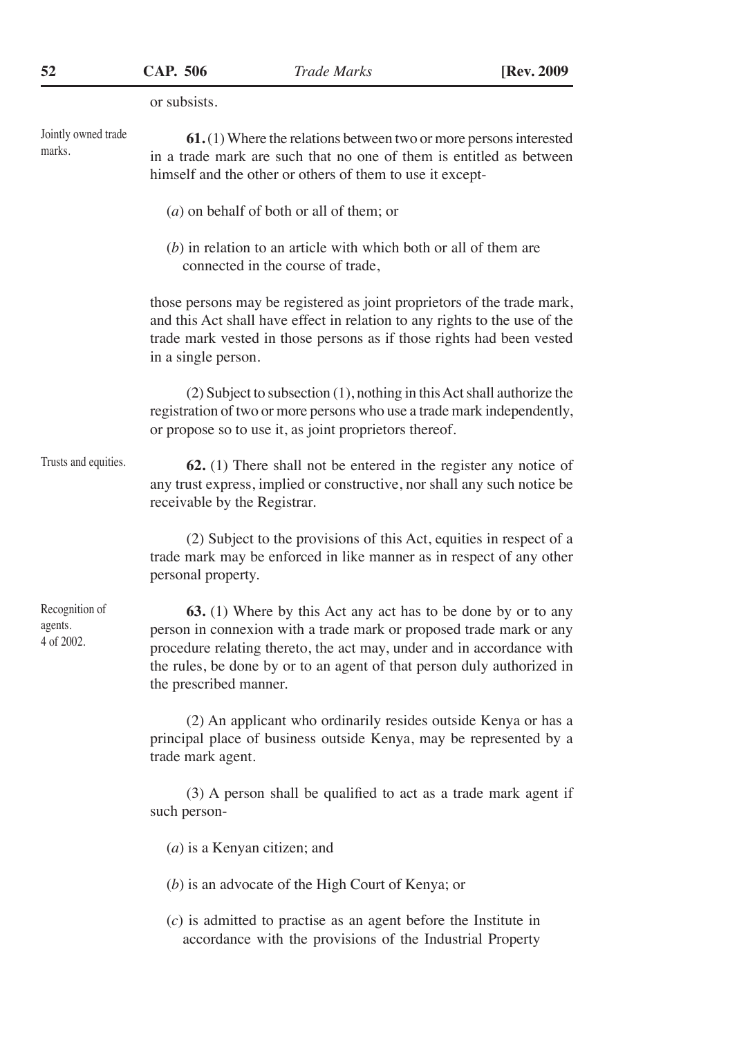or subsists.

Jointly owned trade marks.

**61.** (1) Where the relations between two or more persons interested in a trade mark are such that no one of them is entitled as between himself and the other or others of them to use it except-

(*a*) on behalf of both or all of them; or

(*b*) in relation to an article with which both or all of them are connected in the course of trade,

those persons may be registered as joint proprietors of the trade mark, and this Act shall have effect in relation to any rights to the use of the trade mark vested in those persons as if those rights had been vested in a single person.

(2) Subject to subsection (1), nothing in this Act shall authorize the registration of two or more persons who use a trade mark independently, or propose so to use it, as joint proprietors thereof.

Trusts and equities.

**62.** (1) There shall not be entered in the register any notice of any trust express, implied or constructive, nor shall any such notice be receivable by the Registrar.

(2) Subject to the provisions of this Act, equities in respect of a trade mark may be enforced in like manner as in respect of any other personal property.

Recognition of agents. 4 of 2002.

**63.** (1) Where by this Act any act has to be done by or to any person in connexion with a trade mark or proposed trade mark or any procedure relating thereto, the act may, under and in accordance with the rules, be done by or to an agent of that person duly authorized in the prescribed manner.

(2) An applicant who ordinarily resides outside Kenya or has a principal place of business outside Kenya, may be represented by a trade mark agent.

(3) A person shall be qualified to act as a trade mark agent if such person-

(*a*) is a Kenyan citizen; and

(*b*) is an advocate of the High Court of Kenya; or

(*c*) is admitted to practise as an agent before the Institute in accordance with the provisions of the Industrial Property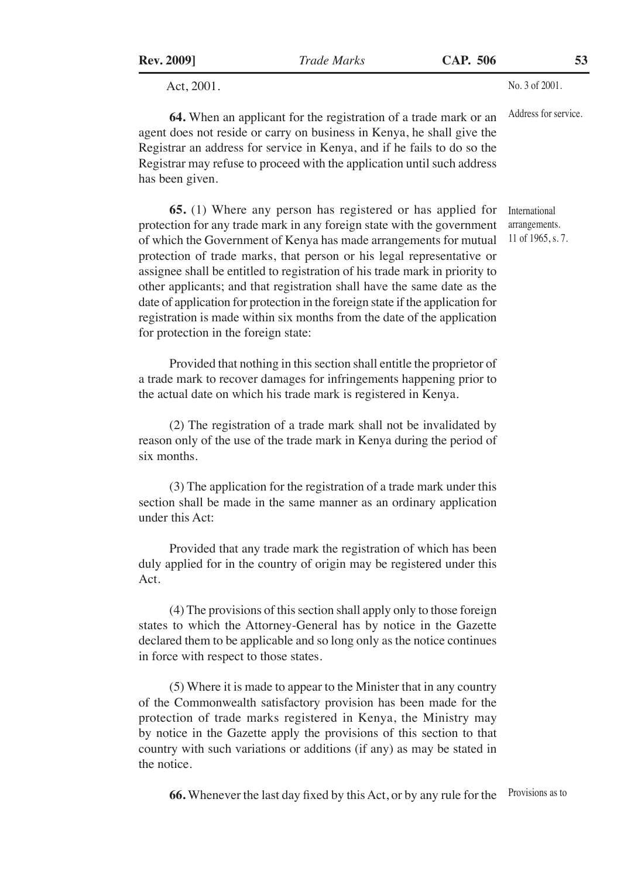Act, 2001. No. 3 of 2001.

*Address for service.*

**64.** When an applicant for the registration of a trade mark or an agent does not reside or carry on business in Kenya, he shall give the Registrar an address for service in Kenya, and if he fails to do so the Registrar may refuse to proceed with the application until such address has been given.

*International arrangements. 11 of 1965, s. 7.*

**65.** (1) Where any person has registered or has applied for protection for any trade mark in any foreign state with the government of which the Government of Kenya has made arrangements for mutual protection of trade marks, that person or his legal representative or assignee shall be entitled to registration of his trade mark in priority to other applicants; and that registration shall have the same date as the date of application for protection in the foreign state if the application for registration is made within six months from the date of the application for protection in the foreign state:

Provided that nothing in this section shall entitle the proprietor of a trade mark to recover damages for infringements happening prior to the actual date on which his trade mark is registered in Kenya.

(2) The registration of a trade mark shall not be invalidated by reason only of the use of the trade mark in Kenya during the period of six months.

(3) The application for the registration of a trade mark under this section shall be made in the same manner as an ordinary application under this Act:

Provided that any trade mark the registration of which has been duly applied for in the country of origin may be registered under this Act.

(4) The provisions of this section shall apply only to those foreign states to which the Attorney-General has by notice in the Gazette declared them to be applicable and so long only as the notice continues in force with respect to those states.

(5) Where it is made to appear to the Minister that in any country of the Commonwealth satisfactory provision has been made for the protection of trade marks registered in Kenya, the Ministry may by notice in the Gazette apply the provisions of this section to that country with such variations or additions (if any) as may be stated in the notice.

*Provisions as to*

**66.** Whenever the last day fixed by this Act, or by any rule for the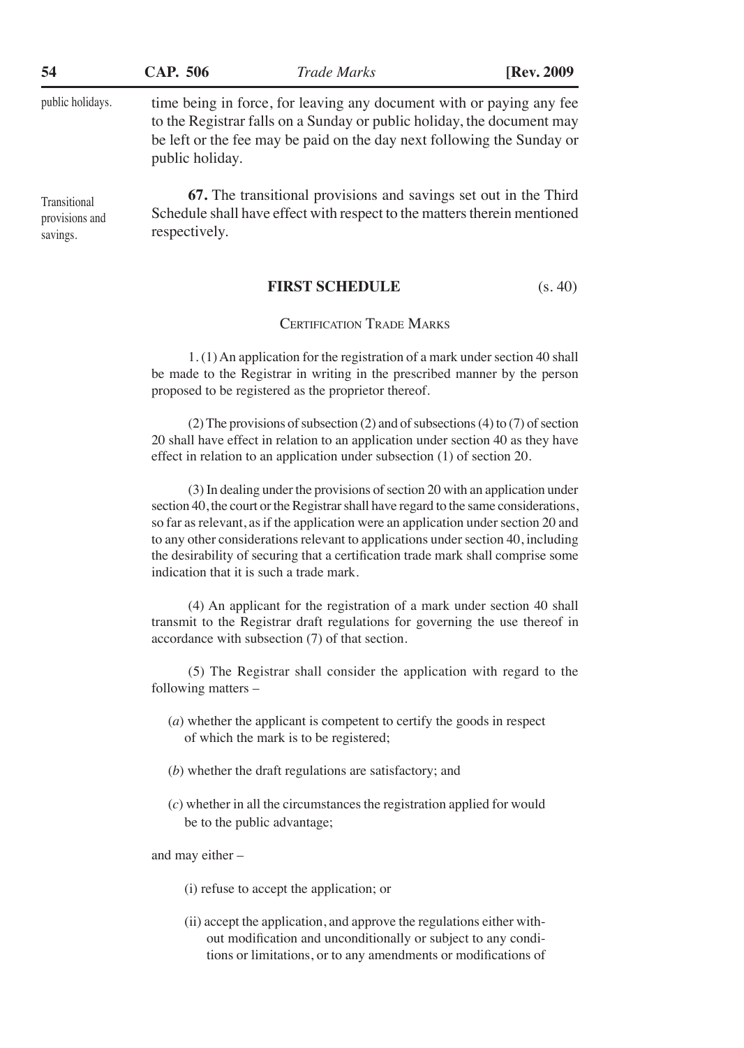public holidays.

time being in force, for leaving any document with or paying any fee to the Registrar falls on a Sunday or public holiday, the document may be left or the fee may be paid on the day next following the Sunday or public holiday.

Transitional provisions and savings.

**67.** The transitional provisions and savings set out in the Third Schedule shall have effect with respect to the matters therein mentioned respectively.

## FIRST SCHEDULE (s. 40)

### CERTIFICATION TRADE MARKS

1. (1) An application for the registration of a mark under section 40 shall be made to the Registrar in writing in the prescribed manner by the person proposed to be registered as the proprietor thereof.

(2) The provisions of subsection (2) and of subsections (4) to (7) of section 20 shall have effect in relation to an application under section 40 as they have effect in relation to an application under subsection (1) of section 20.

(3) In dealing under the provisions of section 20 with an application under section 40, the court or the Registrar shall have regard to the same considerations, so far as relevant, as if the application were an application under section 20 and to any other considerations relevant to applications under section 40, including the desirability of securing that a certification trade mark shall comprise some indication that it is such a trade mark.

(4) An applicant for the registration of a mark under section 40 shall transmit to the Registrar draft regulations for governing the use thereof in accordance with subsection (7) of that section.

(5) The Registrar shall consider the application with regard to the following matters –

(*a*) whether the applicant is competent to certify the goods in respect of which the mark is to be registered;

(*b*) whether the draft regulations are satisfactory; and

(*c*) whether in all the circumstances the registration applied for would be to the public advantage;

and may either –

(i) refuse to accept the application; or

(ii) accept the application, and approve the regulations either without modification and unconditionally or subject to any conditions or limitations, or to any amendments or modifications of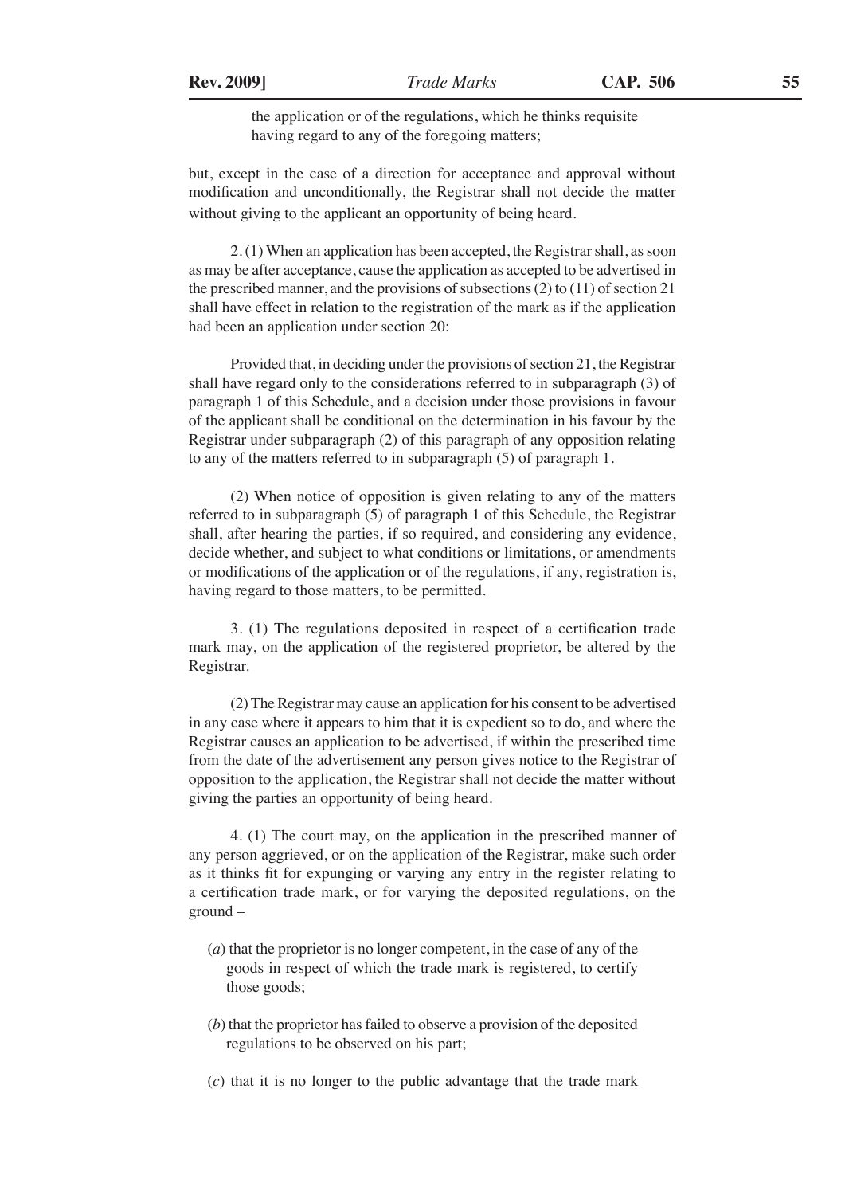the application or of the regulations, which he thinks requisite having regard to any of the foregoing matters;

but, except in the case of a direction for acceptance and approval without modification and unconditionally, the Registrar shall not decide the matter without giving to the applicant an opportunity of being heard.

2. (1) When an application has been accepted, the Registrar shall, as soon as may be after acceptance, cause the application as accepted to be advertised in the prescribed manner, and the provisions of subsections (2) to (11) of section 21 shall have effect in relation to the registration of the mark as if the application had been an application under section 20:

Provided that, in deciding under the provisions of section 21, the Registrar shall have regard only to the considerations referred to in subparagraph (3) of paragraph 1 of this Schedule, and a decision under those provisions in favour of the applicant shall be conditional on the determination in his favour by the Registrar under subparagraph (2) of this paragraph of any opposition relating to any of the matters referred to in subparagraph (5) of paragraph 1.

(2) When notice of opposition is given relating to any of the matters referred to in subparagraph (5) of paragraph 1 of this Schedule, the Registrar shall, after hearing the parties, if so required, and considering any evidence, decide whether, and subject to what conditions or limitations, or amendments or modifications of the application or of the regulations, if any, registration is, having regard to those matters, to be permitted.

3. (1) The regulations deposited in respect of a certification trade mark may, on the application of the registered proprietor, be altered by the Registrar.

(2) The Registrar may cause an application for his consent to be advertised in any case where it appears to him that it is expedient so to do, and where the Registrar causes an application to be advertised, if within the prescribed time from the date of the advertisement any person gives notice to the Registrar of opposition to the application, the Registrar shall not decide the matter without giving the parties an opportunity of being heard.

4. (1) The court may, on the application in the prescribed manner of any person aggrieved, or on the application of the Registrar, make such order as it thinks fit for expunging or varying any entry in the register relating to a certification trade mark, or for varying the deposited regulations, on the ground –

(*a*) that the proprietor is no longer competent, in the case of any of the goods in respect of which the trade mark is registered, to certify those goods;

(*b*) that the proprietor has failed to observe a provision of the deposited regulations to be observed on his part;

(*c*) that it is no longer to the public advantage that the trade mark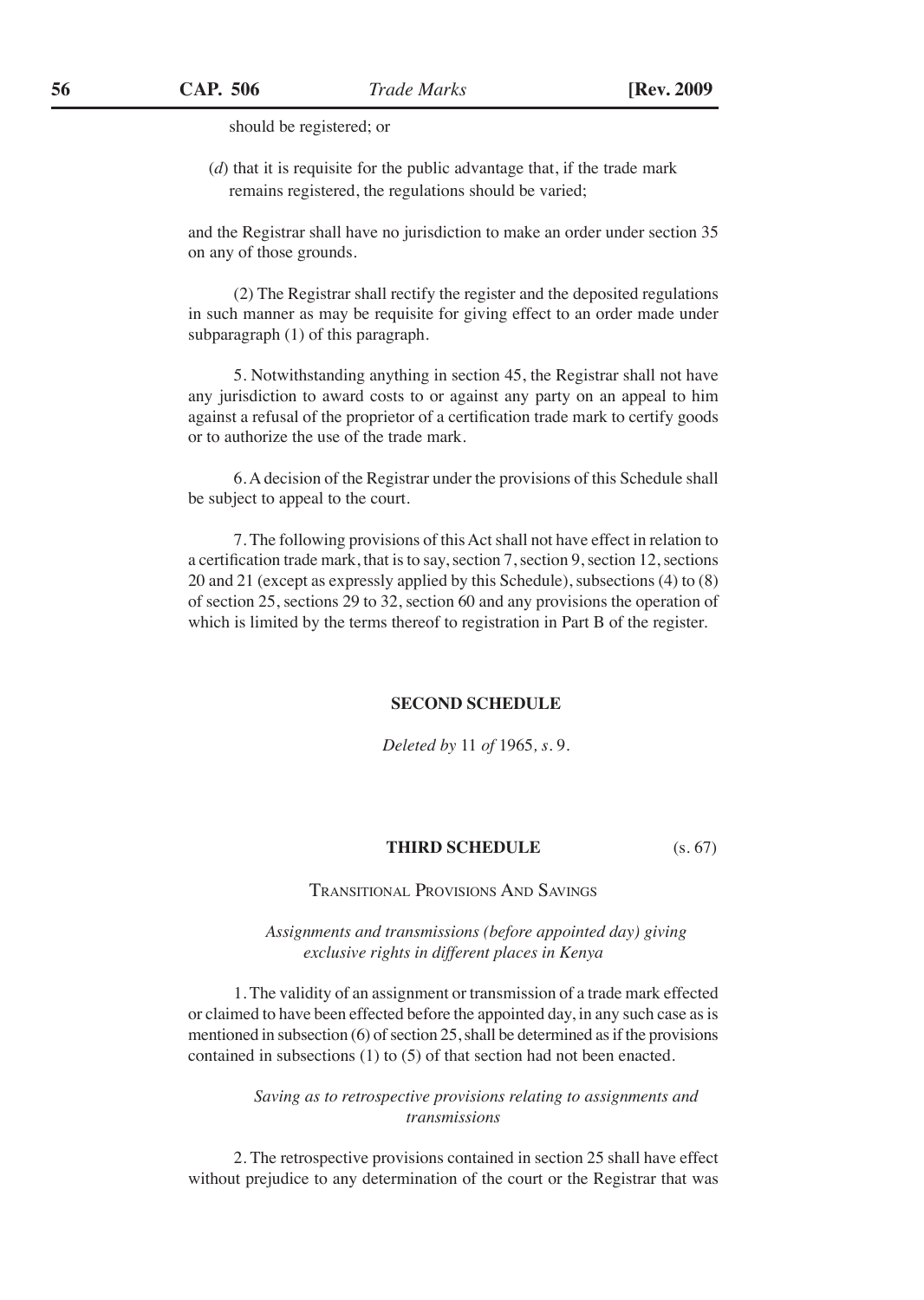should be registered; or

(*d*) that it is requisite for the public advantage that, if the trade mark remains registered, the regulations should be varied;

and the Registrar shall have no jurisdiction to make an order under section 35 on any of those grounds.

(2) The Registrar shall rectify the register and the deposited regulations in such manner as may be requisite for giving effect to an order made under subparagraph (1) of this paragraph.

5. Notwithstanding anything in section 45, the Registrar shall not have any jurisdiction to award costs to or against any party on an appeal to him against a refusal of the proprietor of a certification trade mark to certify goods or to authorize the use of the trade mark.

6. A decision of the Registrar under the provisions of this Schedule shall be subject to appeal to the court.

7. The following provisions of this Act shall not have effect in relation to a certification trade mark, that is to say, section 7, section 9, section 12, sections 20 and 21 (except as expressly applied by this Schedule), subsections (4) to (8) of section 25, sections 29 to 32, section 60 and any provisions the operation of which is limited by the terms thereof to registration in Part B of the register.

## SECOND SCHEDULE

*Deleted by* 11 *of* 1965, *s*. 9.

## THIRD SCHEDULE (s. 67)

TRANSITIONAL PROVISIONS AND SAVINGS

*Assignments and transmissions (before appointed day) giving exclusive rights in different places in Kenya*

1. The validity of an assignment or transmission of a trade mark effected or claimed to have been effected before the appointed day, in any such case as is mentioned in subsection (6) of section 25, shall be determined as if the provisions contained in subsections (1) to (5) of that section had not been enacted.

*Saving as to retrospective provisions relating to assignments and transmissions*

2. The retrospective provisions contained in section 25 shall have effect without prejudice to any determination of the court or the Registrar that was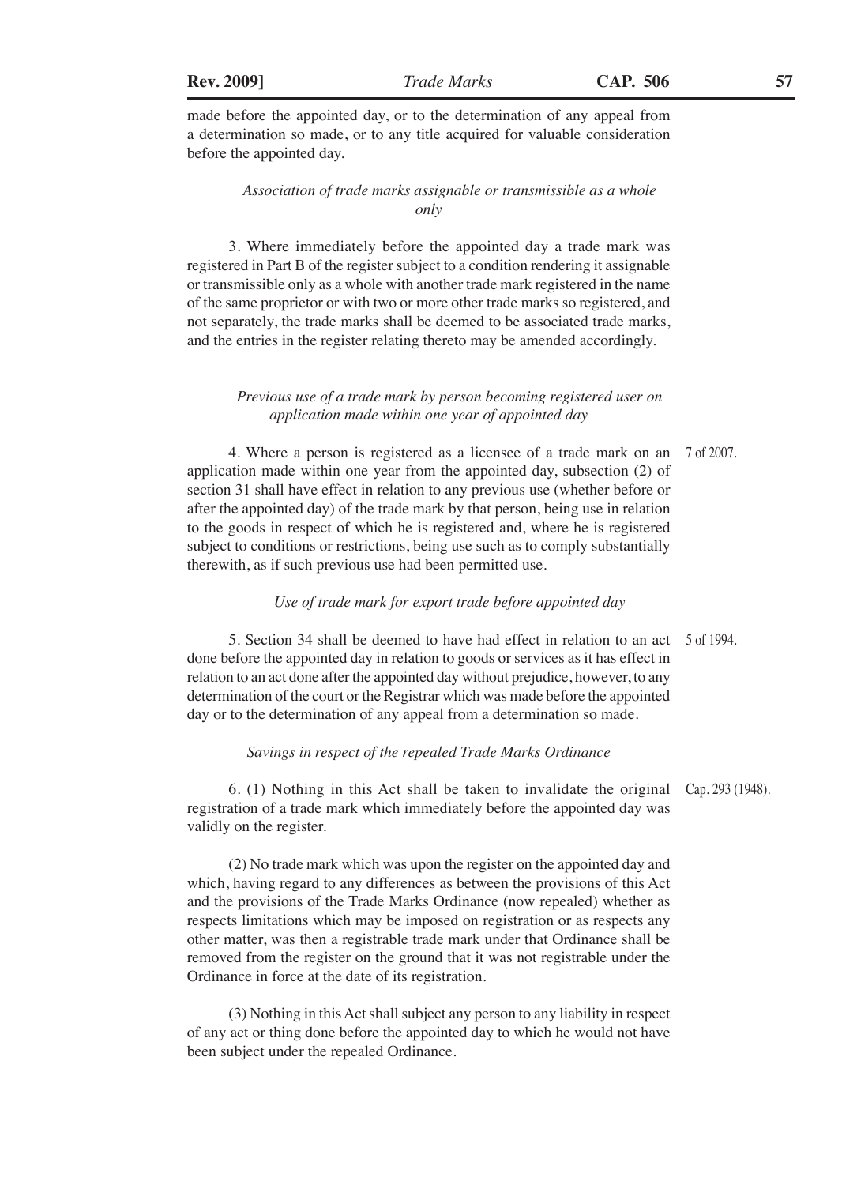made before the appointed day, or to the determination of any appeal from a determination so made, or to any title acquired for valuable consideration before the appointed day.

*Association of trade marks assignable or transmissible as a whole only*

3. Where immediately before the appointed day a trade mark was registered in Part B of the register subject to a condition rendering it assignable or transmissible only as a whole with another trade mark registered in the name of the same proprietor or with two or more other trade marks so registered, and not separately, the trade marks shall be deemed to be associated trade marks, and the entries in the register relating thereto may be amended accordingly.

*Previous use of a trade mark by person becoming registered user on application made within one year of appointed day*

4. Where a person is registered as a licensee of a trade mark on an application made within one year from the appointed day, subsection (2) of section 31 shall have effect in relation to any previous use (whether before or after the appointed day) of the trade mark by that person, being use in relation to the goods in respect of which he is registered and, where he is registered subject to conditions or restrictions, being use such as to comply substantially therewith, as if such previous use had been permitted use.

7 of 2007.

*Use of trade mark for export trade before appointed day*

5. Section 34 shall be deemed to have had effect in relation to an act done before the appointed day in relation to goods or services as it has effect in relation to an act done after the appointed day without prejudice, however, to any determination of the court or the Registrar which was made before the appointed day or to the determination of any appeal from a determination so made.

5 of 1994.

*Savings in respect of the repealed Trade Marks Ordinance*

6. (1) Nothing in this Act shall be taken to invalidate the original registration of a trade mark which immediately before the appointed day was validly on the register.

Cap. 293 (1948).

(2) No trade mark which was upon the register on the appointed day and which, having regard to any differences as between the provisions of this Act and the provisions of the Trade Marks Ordinance (now repealed) whether as respects limitations which may be imposed on registration or as respects any other matter, was then a registrable trade mark under that Ordinance shall be removed from the register on the ground that it was not registrable under the Ordinance in force at the date of its registration.

(3) Nothing in this Act shall subject any person to any liability in respect of any act or thing done before the appointed day to which he would not have been subject under the repealed Ordinance.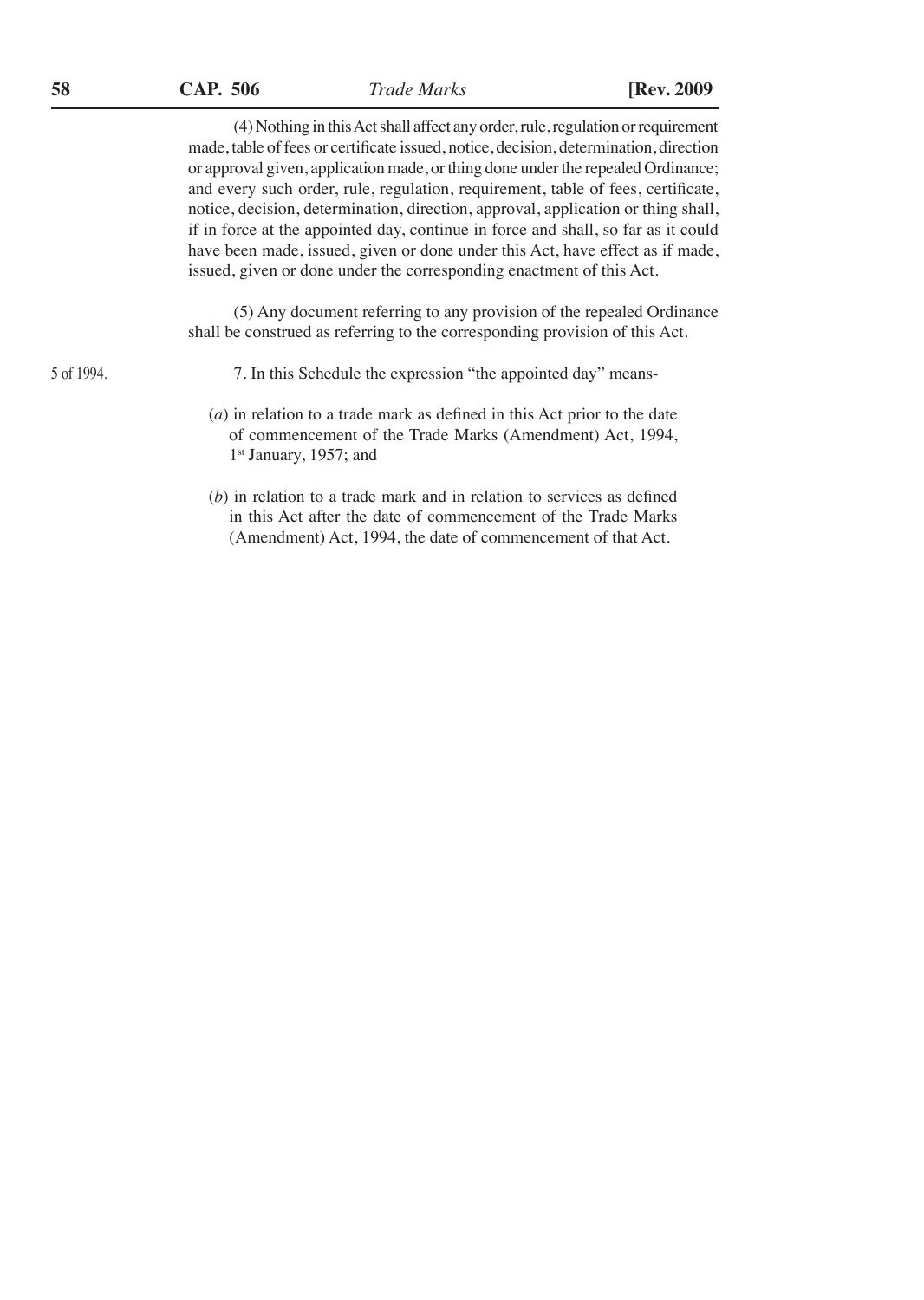(4) Nothing in this Act shall affect any order, rule, regulation or requirement made, table of fees or certificate issued, notice, decision, determination, direction or approval given, application made, or thing done under the repealed Ordinance; and every such order, rule, regulation, requirement, table of fees, certificate, notice, decision, determination, direction, approval, application or thing shall, if in force at the appointed day, continue in force and shall, so far as it could have been made, issued, given or done under this Act, have effect as if made, issued, given or done under the corresponding enactment of this Act.

(5) Any document referring to any provision of the repealed Ordinance shall be construed as referring to the corresponding provision of this Act.

5 of 1994.

7. In this Schedule the expression "the appointed day" means-

(*a*) in relation to a trade mark as defined in this Act prior to the date of commencement of the Trade Marks (Amendment) Act, 1994, 1st January, 1957; and

(*b*) in relation to a trade mark and in relation to services as defined in this Act after the date of commencement of the Trade Marks (Amendment) Act, 1994, the date of commencement of that Act.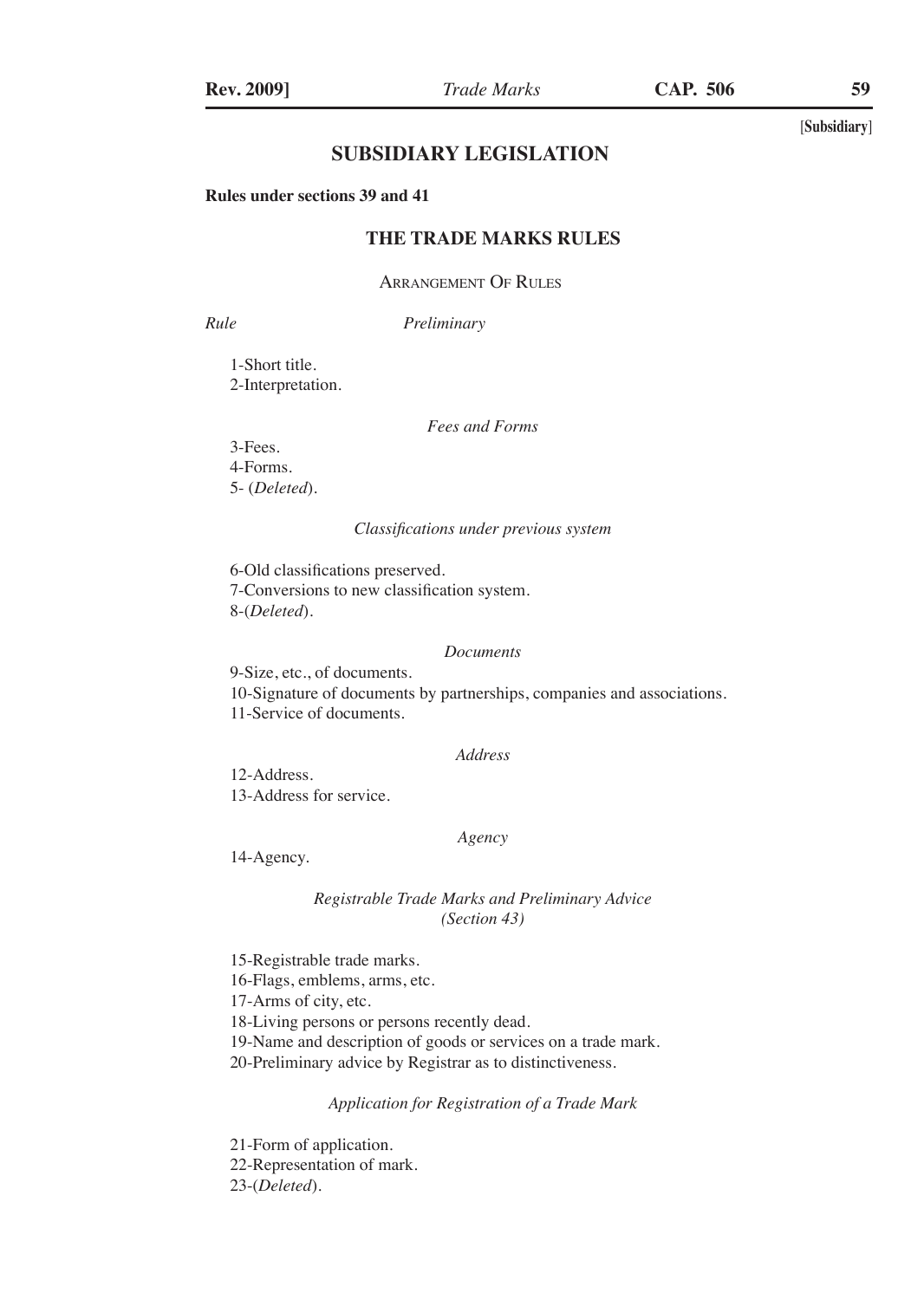[Subsidiary]

## SUBSIDIARY LEGISLATION

**Rules under sections 39 and 41**

### THE TRADE MARKS RULES

ARRANGEMENT OF RULES

*Rule* *Preliminary*

1-Short title.
2-Interpretation.

*Fees and Forms*

3-Fees.
4-Forms.
5- (*Deleted*).

*Classifications under previous system*

6-Old classifications preserved.
7-Conversions to new classification system.
8-(*Deleted*).

*Documents*

9-Size, etc., of documents.
10-Signature of documents by partnerships, companies and associations.
11-Service of documents.

*Address*

12-Address.
13-Address for service.

*Agency*

14-Agency.

*Registrable Trade Marks and Preliminary Advice (Section 43)*

15-Registrable trade marks.
16-Flags, emblems, arms, etc.
17-Arms of city, etc.
18-Living persons or persons recently dead.
19-Name and description of goods or services on a trade mark.
20-Preliminary advice by Registrar as to distinctiveness.

*Application for Registration of a Trade Mark*

21-Form of application.
22-Representation of mark.
23-(*Deleted*).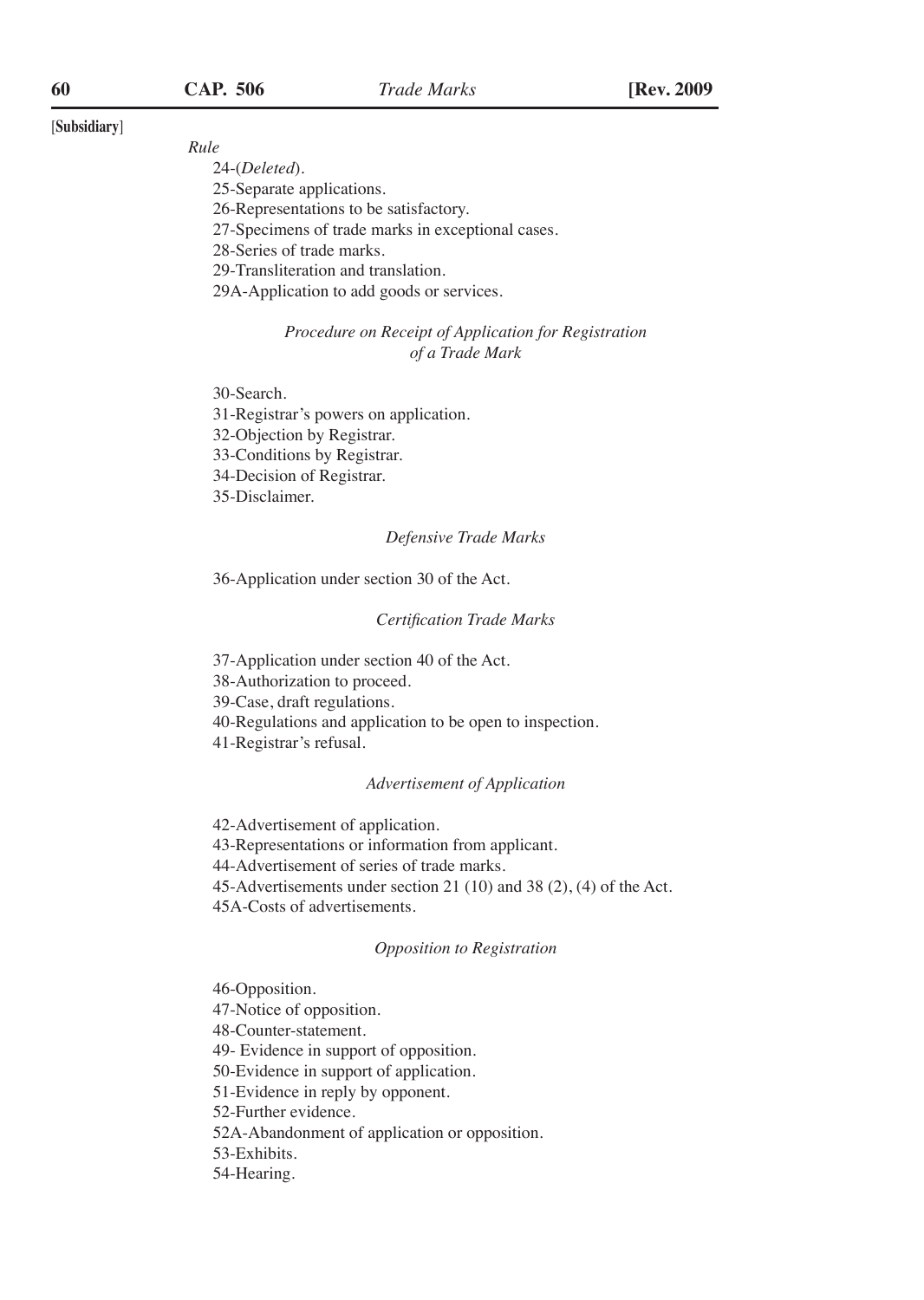[Subsidiary]

*Rule*

24-(*Deleted*).

25-Separate applications.

26-Representations to be satisfactory.

27-Specimens of trade marks in exceptional cases.

28-Series of trade marks.

29-Transliteration and translation.

29A-Application to add goods or services.

*Procedure on Receipt of Application for Registration of a Trade Mark*

30-Search.

31-Registrar's powers on application.

32-Objection by Registrar.

33-Conditions by Registrar.

34-Decision of Registrar.

35-Disclaimer.

*Defensive Trade Marks*

36-Application under section 30 of the Act.

*Certification Trade Marks*

37-Application under section 40 of the Act.

38-Authorization to proceed.

39-Case, draft regulations.

40-Regulations and application to be open to inspection.

41-Registrar's refusal.

*Advertisement of Application*

42-Advertisement of application.

43-Representations or information from applicant.

44-Advertisement of series of trade marks.

45-Advertisements under section 21 (10) and 38 (2), (4) of the Act.

45A-Costs of advertisements.

*Opposition to Registration*

46-Opposition.

47-Notice of opposition.

48-Counter-statement.

49- Evidence in support of opposition.

50-Evidence in support of application.

51-Evidence in reply by opponent.

52-Further evidence.

52A-Abandonment of application or opposition.

53-Exhibits.

54-Hearing.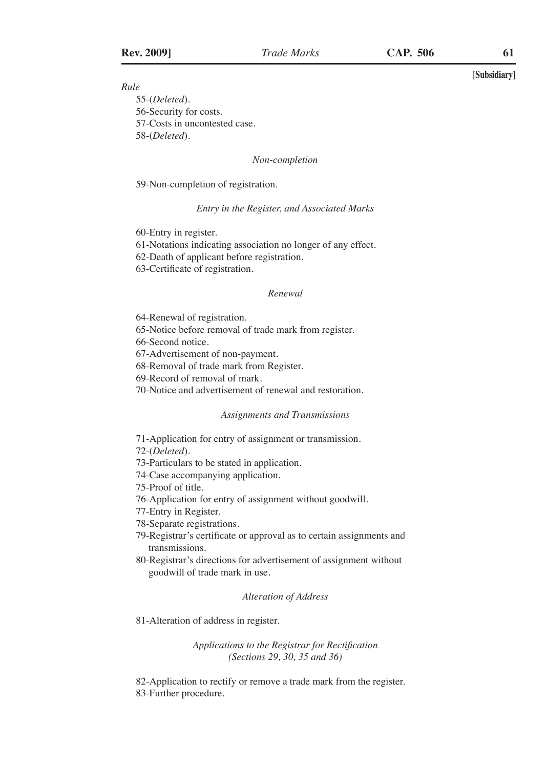*Rule*

55-(*Deleted*).
56-Security for costs.
57-Costs in uncontested case.
58-(*Deleted*).

*Non-completion*

59-Non-completion of registration.

*Entry in the Register, and Associated Marks*

60-Entry in register.
61-Notations indicating association no longer of any effect.
62-Death of applicant before registration.
63-Certificate of registration.

*Renewal*

64-Renewal of registration.
65-Notice before removal of trade mark from register.
66-Second notice.
67-Advertisement of non-payment.
68-Removal of trade mark from Register.
69-Record of removal of mark.
70-Notice and advertisement of renewal and restoration.

*Assignments and Transmissions*

71-Application for entry of assignment or transmission.
72-(*Deleted*).
73-Particulars to be stated in application.
74-Case accompanying application.
75-Proof of title.
76-Application for entry of assignment without goodwill.
77-Entry in Register.
78-Separate registrations.
79-Registrar's certificate or approval as to certain assignments and transmissions.
80-Registrar's directions for advertisement of assignment without goodwill of trade mark in use.

*Alteration of Address*

81-Alteration of address in register.

*Applications to the Registrar for Rectification (Sections 29, 30, 35 and 36)*

82-Application to rectify or remove a trade mark from the register.
83-Further procedure.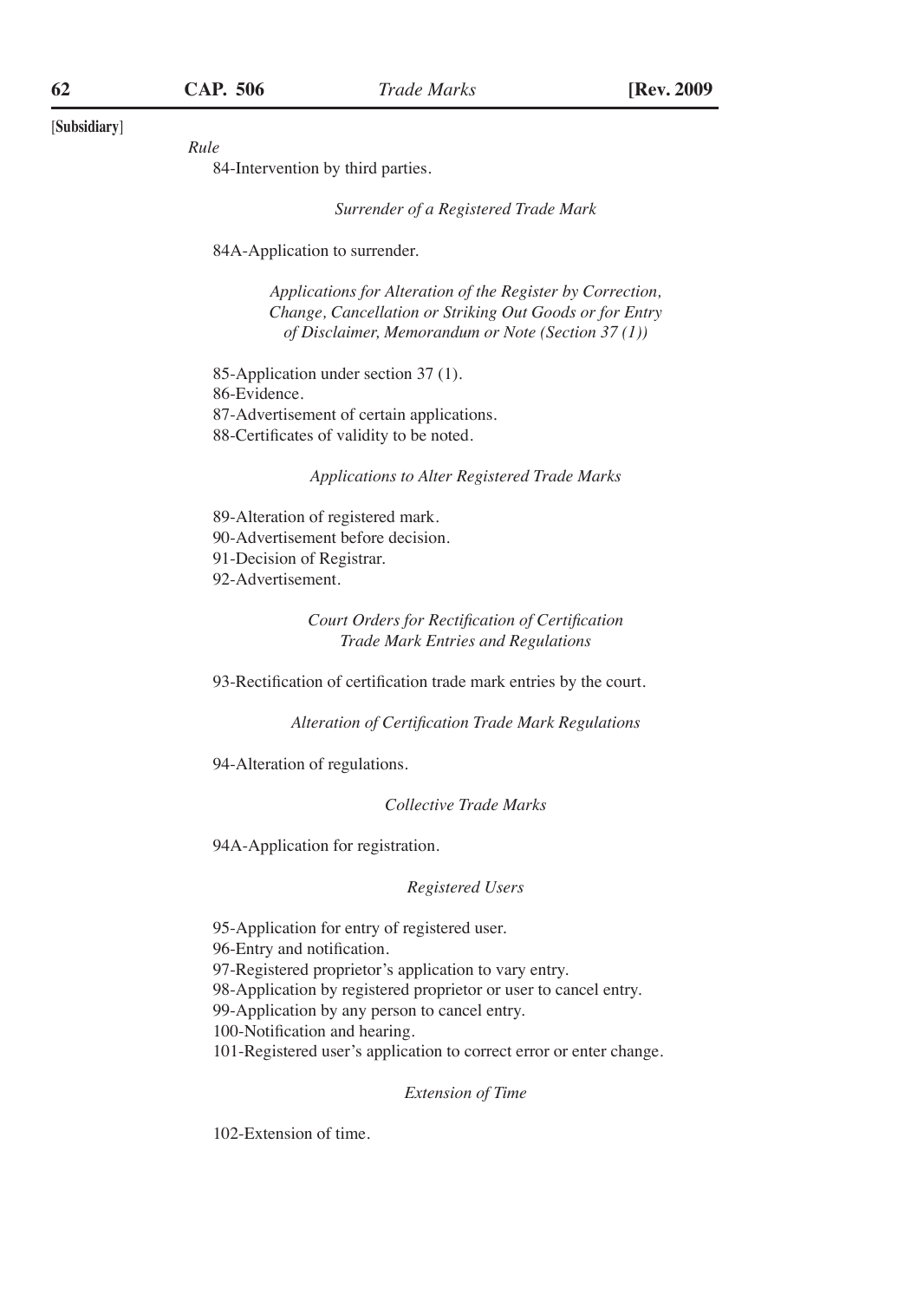*Rule*

84-Intervention by third parties.

*Surrender of a Registered Trade Mark*

84A-Application to surrender.

*Applications for Alteration of the Register by Correction, Change, Cancellation or Striking Out Goods or for Entry of Disclaimer, Memorandum or Note (Section 37 (1))*

85-Application under section 37 (1).
86-Evidence.
87-Advertisement of certain applications.
88-Certificates of validity to be noted.

*Applications to Alter Registered Trade Marks*

89-Alteration of registered mark.
90-Advertisement before decision.
91-Decision of Registrar.
92-Advertisement.

*Court Orders for Rectification of Certification Trade Mark Entries and Regulations*

93-Rectification of certification trade mark entries by the court.

*Alteration of Certification Trade Mark Regulations*

94-Alteration of regulations.

*Collective Trade Marks*

94A-Application for registration.

*Registered Users*

95-Application for entry of registered user.
96-Entry and notification.
97-Registered proprietor's application to vary entry.
98-Application by registered proprietor or user to cancel entry.
99-Application by any person to cancel entry.
100-Notification and hearing.
101-Registered user's application to correct error or enter change.

*Extension of Time*

102-Extension of time.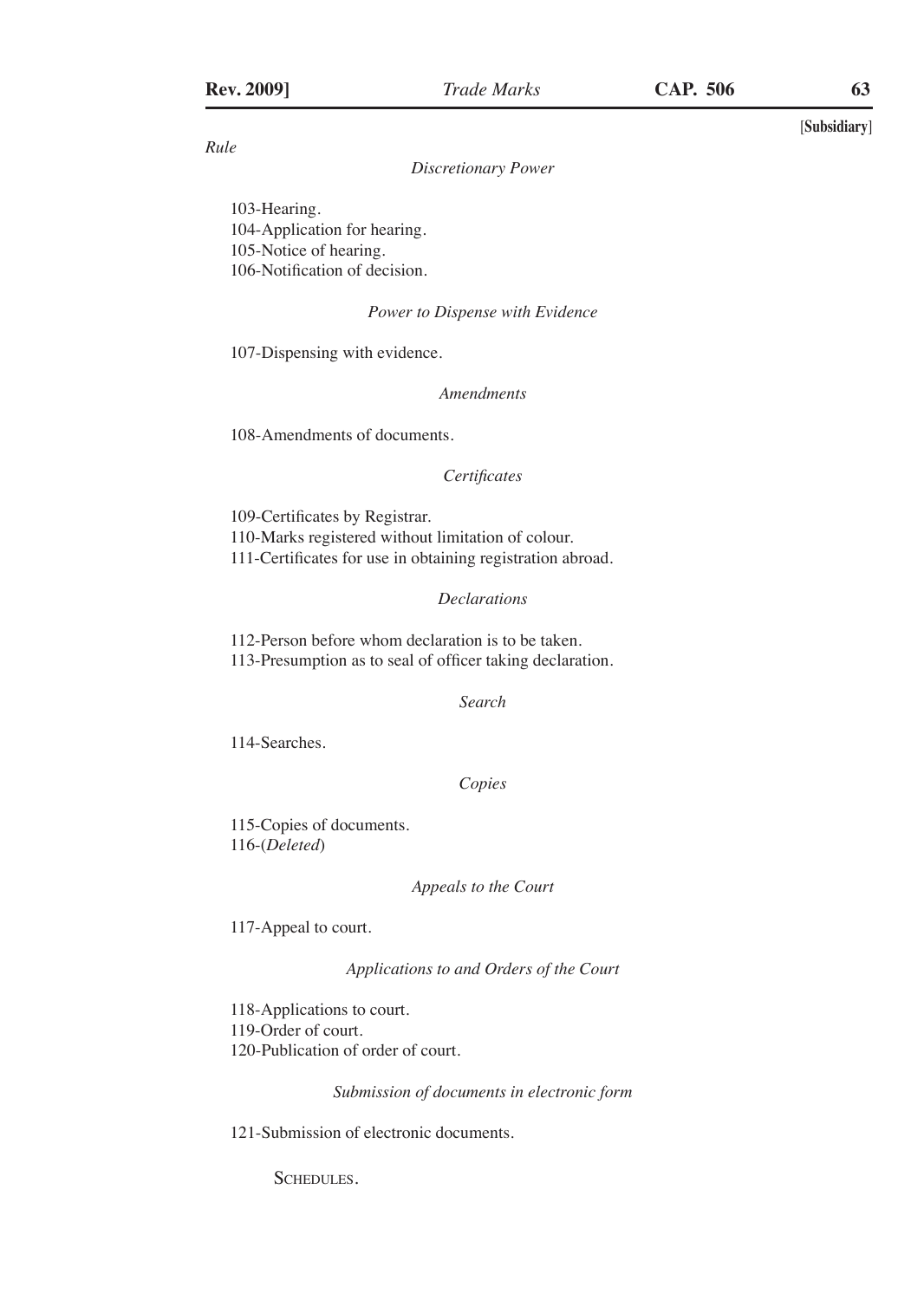*Rule*

*Discretionary Power*

103-Hearing.
104-Application for hearing.
105-Notice of hearing.
106-Notification of decision.

*Power to Dispense with Evidence*

107-Dispensing with evidence.

*Amendments*

108-Amendments of documents.

*Certificates*

109-Certificates by Registrar.
110-Marks registered without limitation of colour.
111-Certificates for use in obtaining registration abroad.

*Declarations*

112-Person before whom declaration is to be taken.
113-Presumption as to seal of officer taking declaration.

*Search*

114-Searches.

*Copies*

115-Copies of documents.
116-(*Deleted*)

*Appeals to the Court*

117-Appeal to court.

*Applications to and Orders of the Court*

118-Applications to court.
119-Order of court.
120-Publication of order of court.

*Submission of documents in electronic form*

121-Submission of electronic documents.

SCHEDULES.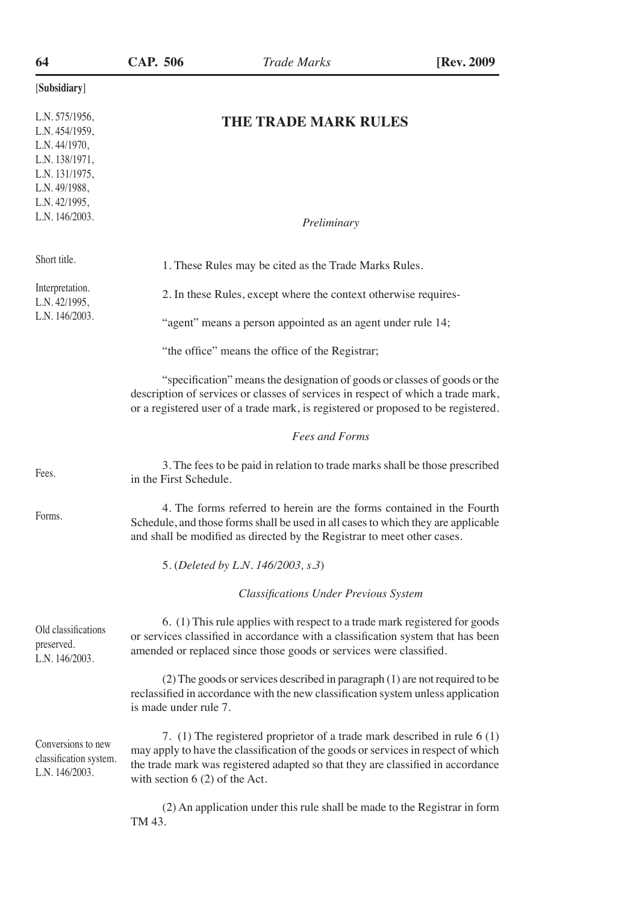[Subsidiary]

L.N. 575/1956,
L.N. 454/1959,
L.N. 44/1970,
L.N. 138/1971,
L.N. 131/1975,
L.N. 49/1988,
L.N. 42/1995,
L.N. 146/2003.

# THE TRADE MARK RULES

*Preliminary*

Short title.

1. These Rules may be cited as the Trade Marks Rules.

Interpretation.
L.N. 42/1995,
L.N. 146/2003.

2. In these Rules, except where the context otherwise requires-

"agent" means a person appointed as an agent under rule 14;

"the office" means the office of the Registrar;

"specification" means the designation of goods or classes of goods or the description of services or classes of services in respect of which a trade mark, or a registered user of a trade mark, is registered or proposed to be registered.

*Fees and Forms*

Fees.

3. The fees to be paid in relation to trade marks shall be those prescribed in the First Schedule.

Forms.

4. The forms referred to herein are the forms contained in the Fourth Schedule, and those forms shall be used in all cases to which they are applicable and shall be modified as directed by the Registrar to meet other cases.

5. (*Deleted by L.N. 146/2003, s.3*)

*Classifications Under Previous System*

Old classifications preserved.
L.N. 146/2003.

6. (1) This rule applies with respect to a trade mark registered for goods or services classified in accordance with a classification system that has been amended or replaced since those goods or services were classified.

(2) The goods or services described in paragraph (1) are not required to be reclassified in accordance with the new classification system unless application is made under rule 7.

Conversions to new classification system.
L.N. 146/2003.

7. (1) The registered proprietor of a trade mark described in rule 6 (1) may apply to have the classification of the goods or services in respect of which the trade mark was registered adapted so that they are classified in accordance with section 6 (2) of the Act.

(2) An application under this rule shall be made to the Registrar in form TM 43.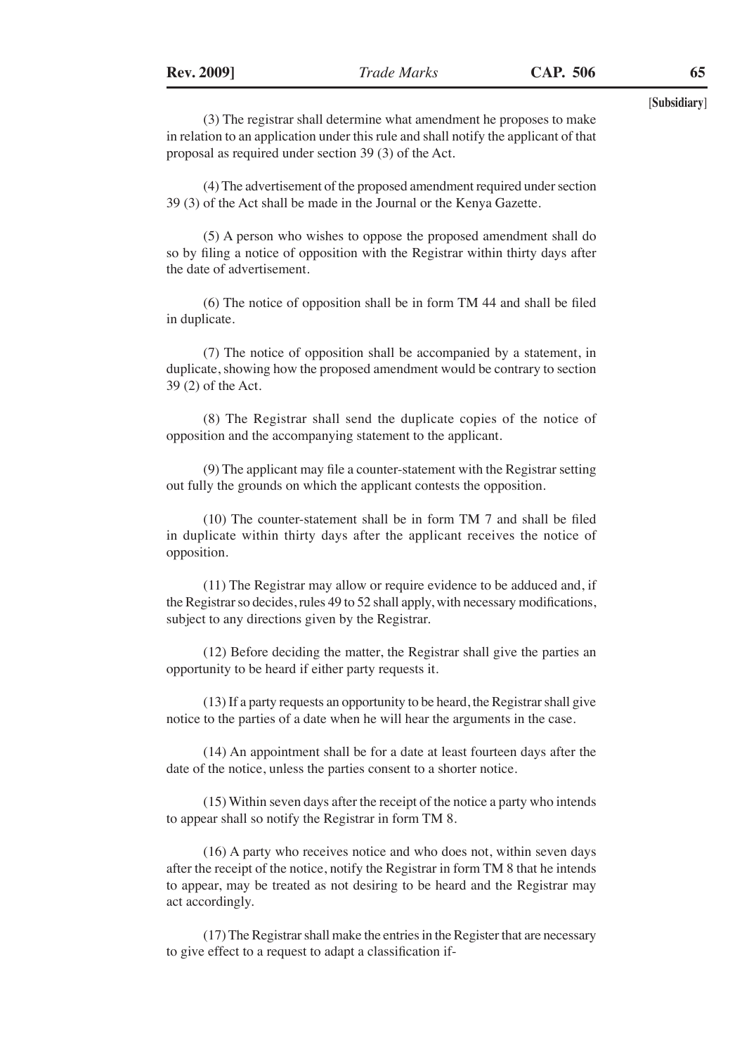(3) The registrar shall determine what amendment he proposes to make in relation to an application under this rule and shall notify the applicant of that proposal as required under section 39 (3) of the Act.

(4) The advertisement of the proposed amendment required under section 39 (3) of the Act shall be made in the Journal or the Kenya Gazette.

(5) A person who wishes to oppose the proposed amendment shall do so by filing a notice of opposition with the Registrar within thirty days after the date of advertisement.

(6) The notice of opposition shall be in form TM 44 and shall be filed in duplicate.

(7) The notice of opposition shall be accompanied by a statement, in duplicate, showing how the proposed amendment would be contrary to section 39 (2) of the Act.

(8) The Registrar shall send the duplicate copies of the notice of opposition and the accompanying statement to the applicant.

(9) The applicant may file a counter-statement with the Registrar setting out fully the grounds on which the applicant contests the opposition.

(10) The counter-statement shall be in form TM 7 and shall be filed in duplicate within thirty days after the applicant receives the notice of opposition.

(11) The Registrar may allow or require evidence to be adduced and, if the Registrar so decides, rules 49 to 52 shall apply, with necessary modifications, subject to any directions given by the Registrar.

(12) Before deciding the matter, the Registrar shall give the parties an opportunity to be heard if either party requests it.

(13) If a party requests an opportunity to be heard, the Registrar shall give notice to the parties of a date when he will hear the arguments in the case.

(14) An appointment shall be for a date at least fourteen days after the date of the notice, unless the parties consent to a shorter notice.

(15) Within seven days after the receipt of the notice a party who intends to appear shall so notify the Registrar in form TM 8.

(16) A party who receives notice and who does not, within seven days after the receipt of the notice, notify the Registrar in form TM 8 that he intends to appear, may be treated as not desiring to be heard and the Registrar may act accordingly.

(17) The Registrar shall make the entries in the Register that are necessary to give effect to a request to adapt a classification if-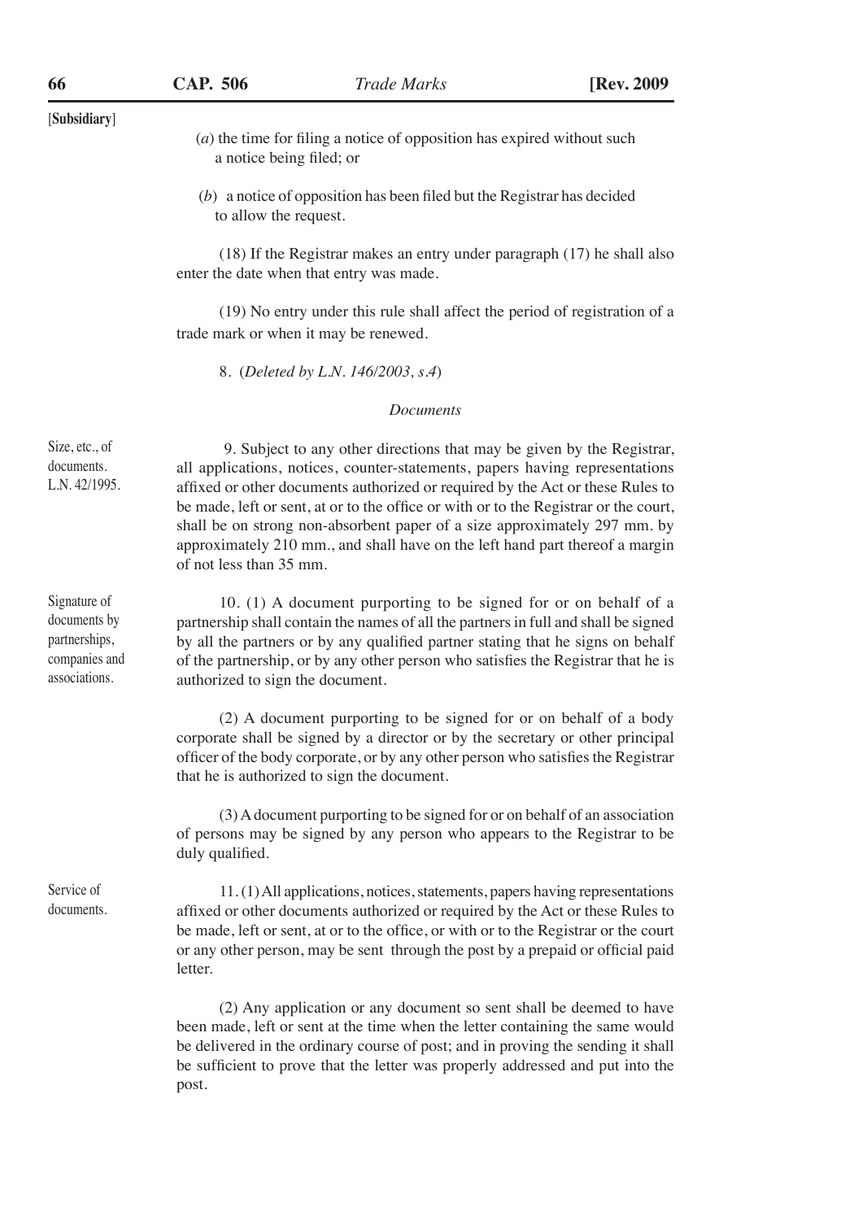[**Subsidiary**]

(*a*) the time for filing a notice of opposition has expired without such a notice being filed; or

(*b*) a notice of opposition has been filed but the Registrar has decided to allow the request.

(18) If the Registrar makes an entry under paragraph (17) he shall also enter the date when that entry was made.

(19) No entry under this rule shall affect the period of registration of a trade mark or when it may be renewed.

8. (*Deleted by L.N. 146/2003, s.4*)

*Documents*

Size, etc., of documents. L.N. 42/1995.

9. Subject to any other directions that may be given by the Registrar, all applications, notices, counter-statements, papers having representations affixed or other documents authorized or required by the Act or these Rules to be made, left or sent, at or to the office or with or to the Registrar or the court, shall be on strong non-absorbent paper of a size approximately 297 mm. by approximately 210 mm., and shall have on the left hand part thereof a margin of not less than 35 mm.

Signature of documents by partnerships, companies and associations.

10. (1) A document purporting to be signed for or on behalf of a partnership shall contain the names of all the partners in full and shall be signed by all the partners or by any qualified partner stating that he signs on behalf of the partnership, or by any other person who satisfies the Registrar that he is authorized to sign the document.

(2) A document purporting to be signed for or on behalf of a body corporate shall be signed by a director or by the secretary or other principal officer of the body corporate, or by any other person who satisfies the Registrar that he is authorized to sign the document.

(3) A document purporting to be signed for or on behalf of an association of persons may be signed by any person who appears to the Registrar to be duly qualified.

Service of documents.

11. (1) All applications, notices, statements, papers having representations affixed or other documents authorized or required by the Act or these Rules to be made, left or sent, at or to the office, or with or to the Registrar or the court or any other person, may be sent through the post by a prepaid or official paid letter.

(2) Any application or any document so sent shall be deemed to have been made, left or sent at the time when the letter containing the same would be delivered in the ordinary course of post; and in proving the sending it shall be sufficient to prove that the letter was properly addressed and put into the post.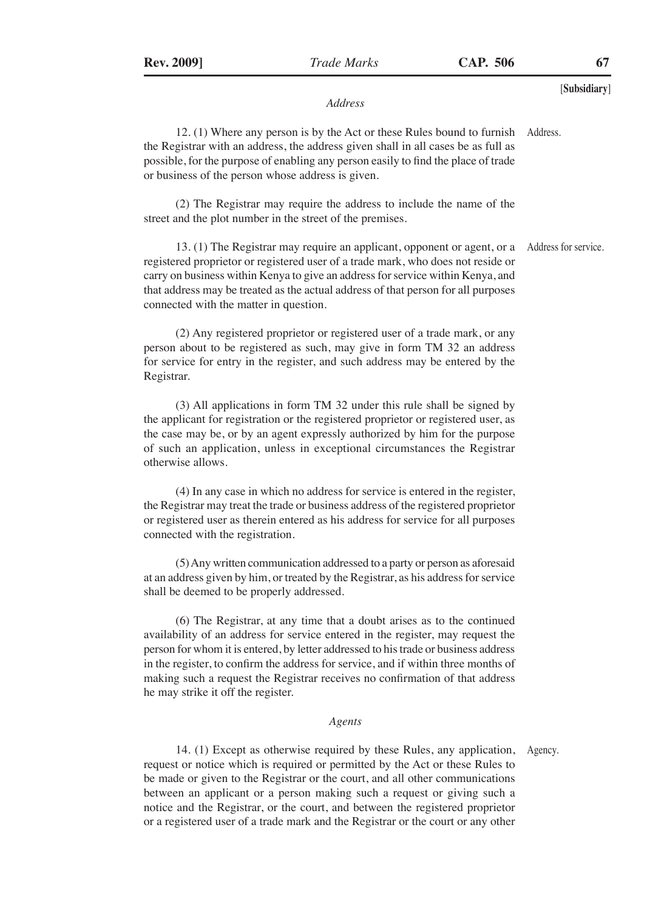*Address*

12. (1) Where any person is by the Act or these Rules bound to furnish the Registrar with an address, the address given shall in all cases be as full as possible, for the purpose of enabling any person easily to find the place of trade or business of the person whose address is given.

Address.

(2) The Registrar may require the address to include the name of the street and the plot number in the street of the premises.

13. (1) The Registrar may require an applicant, opponent or agent, or a registered proprietor or registered user of a trade mark, who does not reside or carry on business within Kenya to give an address for service within Kenya, and that address may be treated as the actual address of that person for all purposes connected with the matter in question.

Address for service.

(2) Any registered proprietor or registered user of a trade mark, or any person about to be registered as such, may give in form TM 32 an address for service for entry in the register, and such address may be entered by the Registrar.

(3) All applications in form TM 32 under this rule shall be signed by the applicant for registration or the registered proprietor or registered user, as the case may be, or by an agent expressly authorized by him for the purpose of such an application, unless in exceptional circumstances the Registrar otherwise allows.

(4) In any case in which no address for service is entered in the register, the Registrar may treat the trade or business address of the registered proprietor or registered user as therein entered as his address for service for all purposes connected with the registration.

(5) Any written communication addressed to a party or person as aforesaid at an address given by him, or treated by the Registrar, as his address for service shall be deemed to be properly addressed.

(6) The Registrar, at any time that a doubt arises as to the continued availability of an address for service entered in the register, may request the person for whom it is entered, by letter addressed to his trade or business address in the register, to confirm the address for service, and if within three months of making such a request the Registrar receives no confirmation of that address he may strike it off the register.

*Agents*

14. (1) Except as otherwise required by these Rules, any application, request or notice which is required or permitted by the Act or these Rules to be made or given to the Registrar or the court, and all other communications between an applicant or a person making such a request or giving such a notice and the Registrar, or the court, and between the registered proprietor or a registered user of a trade mark and the Registrar or the court or any other

Agency.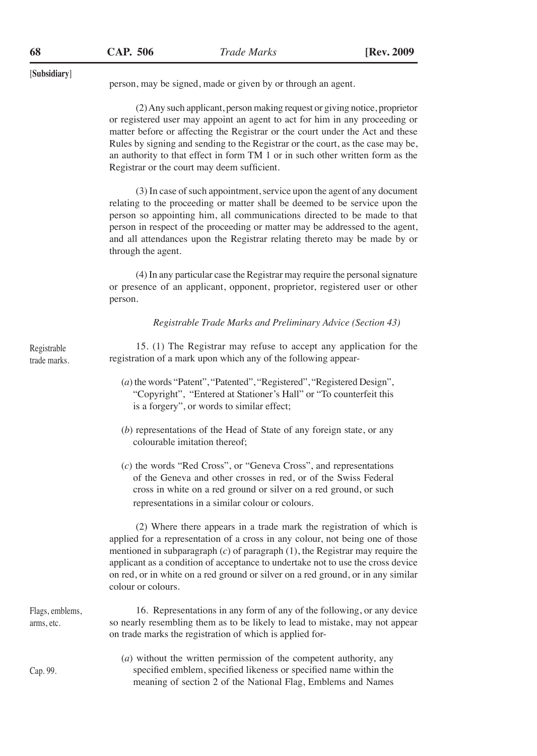[Subsidiary]

person, may be signed, made or given by or through an agent.

(2) Any such applicant, person making request or giving notice, proprietor or registered user may appoint an agent to act for him in any proceeding or matter before or affecting the Registrar or the court under the Act and these Rules by signing and sending to the Registrar or the court, as the case may be, an authority to that effect in form TM 1 or in such other written form as the Registrar or the court may deem sufficient.

(3) In case of such appointment, service upon the agent of any document relating to the proceeding or matter shall be deemed to be service upon the person so appointing him, all communications directed to be made to that person in respect of the proceeding or matter may be addressed to the agent, and all attendances upon the Registrar relating thereto may be made by or through the agent.

(4) In any particular case the Registrar may require the personal signature or presence of an applicant, opponent, proprietor, registered user or other person.

*Registrable Trade Marks and Preliminary Advice (Section 43)*

Registrable trade marks.

15. (1) The Registrar may refuse to accept any application for the registration of a mark upon which any of the following appear-

(*a*) the words "Patent", "Patented", "Registered", "Registered Design", "Copyright", "Entered at Stationer's Hall" or "To counterfeit this is a forgery", or words to similar effect;

(*b*) representations of the Head of State of any foreign state, or any colourable imitation thereof;

(*c*) the words "Red Cross", or "Geneva Cross", and representations of the Geneva and other crosses in red, or of the Swiss Federal cross in white on a red ground or silver on a red ground, or such representations in a similar colour or colours.

(2) Where there appears in a trade mark the registration of which is applied for a representation of a cross in any colour, not being one of those mentioned in subparagraph (*c*) of paragraph (1), the Registrar may require the applicant as a condition of acceptance to undertake not to use the cross device on red, or in white on a red ground or silver on a red ground, or in any similar colour or colours.

Flags, emblems, arms, etc.

16. Representations in any form of any of the following, or any device so nearly resembling them as to be likely to lead to mistake, may not appear on trade marks the registration of which is applied for-

Cap. 99.

(*a*) without the written permission of the competent authority, any specified emblem, specified likeness or specified name within the meaning of section 2 of the National Flag, Emblems and Names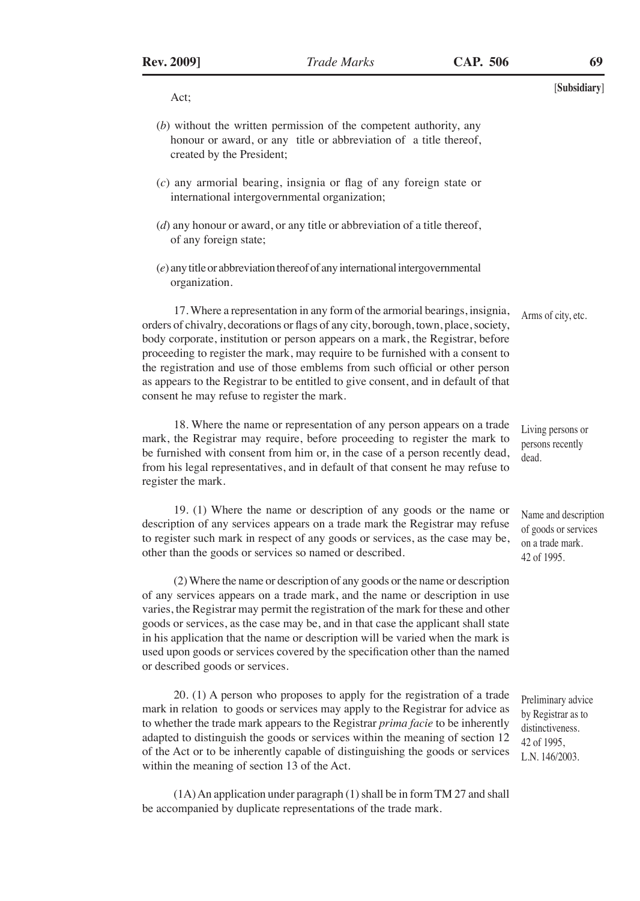Act;

(*b*) without the written permission of the competent authority, any honour or award, or any title or abbreviation of a title thereof, created by the President;

(*c*) any armorial bearing, insignia or flag of any foreign state or international intergovernmental organization;

(*d*) any honour or award, or any title or abbreviation of a title thereof, of any foreign state;

(*e*) any title or abbreviation thereof of any international intergovernmental organization.

Arms of city, etc.

17. Where a representation in any form of the armorial bearings, insignia, orders of chivalry, decorations or flags of any city, borough, town, place, society, body corporate, institution or person appears on a mark, the Registrar, before proceeding to register the mark, may require to be furnished with a consent to the registration and use of those emblems from such official or other person as appears to the Registrar to be entitled to give consent, and in default of that consent he may refuse to register the mark.

Living persons or persons recently dead.

18. Where the name or representation of any person appears on a trade mark, the Registrar may require, before proceeding to register the mark to be furnished with consent from him or, in the case of a person recently dead, from his legal representatives, and in default of that consent he may refuse to register the mark.

Name and description of goods or services on a trade mark. 42 of 1995.

19. (1) Where the name or description of any goods or the name or description of any services appears on a trade mark the Registrar may refuse to register such mark in respect of any goods or services, as the case may be, other than the goods or services so named or described.

(2) Where the name or description of any goods or the name or description of any services appears on a trade mark, and the name or description in use varies, the Registrar may permit the registration of the mark for these and other goods or services, as the case may be, and in that case the applicant shall state in his application that the name or description will be varied when the mark is used upon goods or services covered by the specification other than the named or described goods or services.

Preliminary advice by Registrar as to distinctiveness. 42 of 1995, L.N. 146/2003.

20. (1) A person who proposes to apply for the registration of a trade mark in relation to goods or services may apply to the Registrar for advice as to whether the trade mark appears to the Registrar *prima facie* to be inherently adapted to distinguish the goods or services within the meaning of section 12 of the Act or to be inherently capable of distinguishing the goods or services within the meaning of section 13 of the Act.

(1A) An application under paragraph (1) shall be in form TM 27 and shall be accompanied by duplicate representations of the trade mark.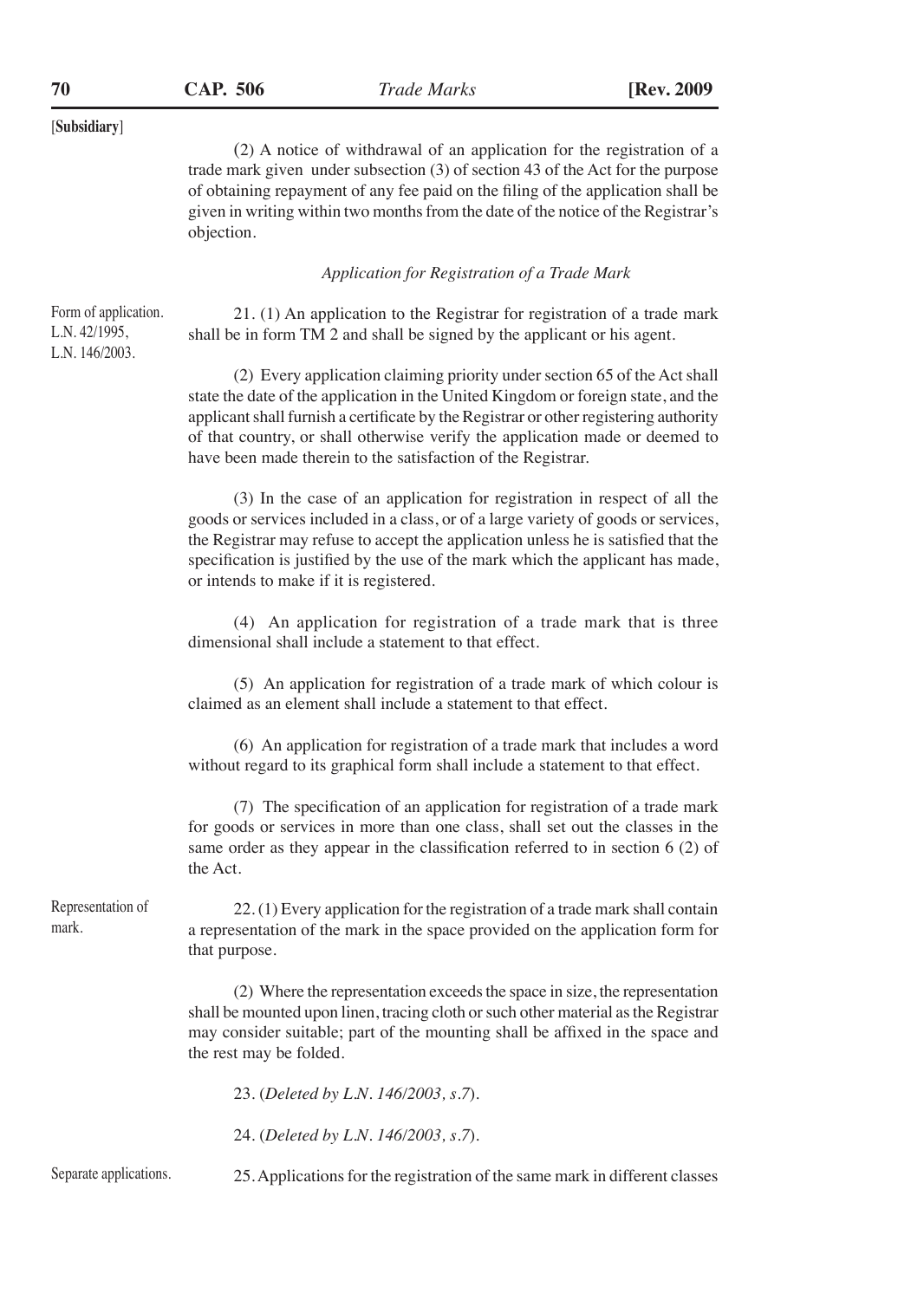(2) A notice of withdrawal of an application for the registration of a trade mark given under subsection (3) of section 43 of the Act for the purpose of obtaining repayment of any fee paid on the filing of the application shall be given in writing within two months from the date of the notice of the Registrar's objection.

*Application for Registration of a Trade Mark*

Form of application. L.N. 42/1995, L.N. 146/2003.

21. (1) An application to the Registrar for registration of a trade mark shall be in form TM 2 and shall be signed by the applicant or his agent.

(2) Every application claiming priority under section 65 of the Act shall state the date of the application in the United Kingdom or foreign state, and the applicant shall furnish a certificate by the Registrar or other registering authority of that country, or shall otherwise verify the application made or deemed to have been made therein to the satisfaction of the Registrar.

(3) In the case of an application for registration in respect of all the goods or services included in a class, or of a large variety of goods or services, the Registrar may refuse to accept the application unless he is satisfied that the specification is justified by the use of the mark which the applicant has made, or intends to make if it is registered.

(4) An application for registration of a trade mark that is three dimensional shall include a statement to that effect.

(5) An application for registration of a trade mark of which colour is claimed as an element shall include a statement to that effect.

(6) An application for registration of a trade mark that includes a word without regard to its graphical form shall include a statement to that effect.

(7) The specification of an application for registration of a trade mark for goods or services in more than one class, shall set out the classes in the same order as they appear in the classification referred to in section 6 (2) of the Act.

Representation of mark.

22. (1) Every application for the registration of a trade mark shall contain a representation of the mark in the space provided on the application form for that purpose.

(2) Where the representation exceeds the space in size, the representation shall be mounted upon linen, tracing cloth or such other material as the Registrar may consider suitable; part of the mounting shall be affixed in the space and the rest may be folded.

23. (*Deleted by L.N. 146/2003, s.7*).

24. (*Deleted by L.N. 146/2003, s.7*).

Separate applications.

25. Applications for the registration of the same mark in different classes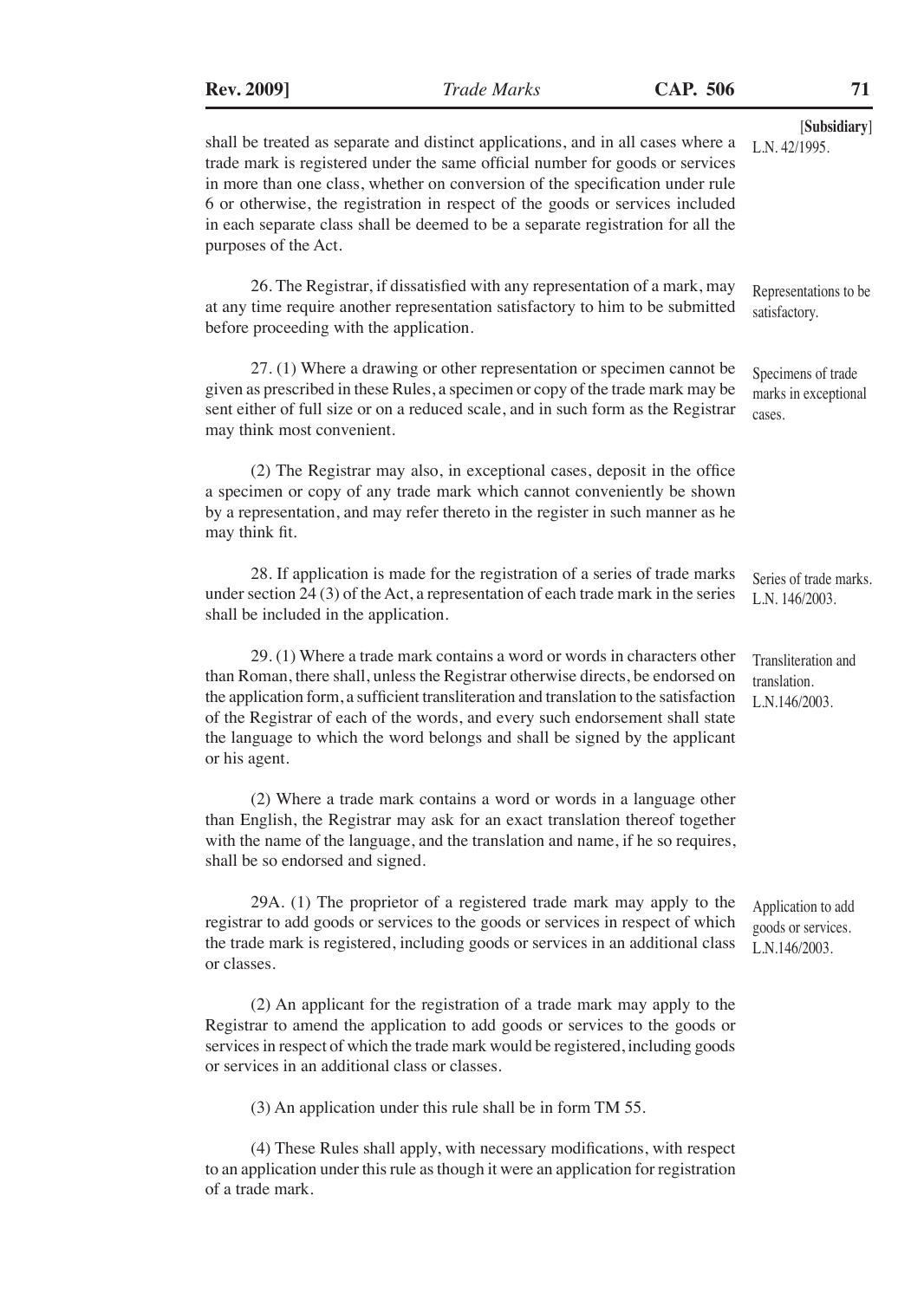[Subsidiary]

shall be treated as separate and distinct applications, and in all cases where a trade mark is registered under the same official number for goods or services in more than one class, whether on conversion of the specification under rule 6 or otherwise, the registration in respect of the goods or services included in each separate class shall be deemed to be a separate registration for all the purposes of the Act.

L.N. 42/1995.

*Representations to be satisfactory.*

26. The Registrar, if dissatisfied with any representation of a mark, may at any time require another representation satisfactory to him to be submitted before proceeding with the application.

*Specimens of trade marks in exceptional cases.*

27. (1) Where a drawing or other representation or specimen cannot be given as prescribed in these Rules, a specimen or copy of the trade mark may be sent either of full size or on a reduced scale, and in such form as the Registrar may think most convenient.

(2) The Registrar may also, in exceptional cases, deposit in the office a specimen or copy of any trade mark which cannot conveniently be shown by a representation, and may refer thereto in the register in such manner as he may think fit.

*Series of trade marks. L.N. 146/2003.*

28. If application is made for the registration of a series of trade marks under section 24 (3) of the Act, a representation of each trade mark in the series shall be included in the application.

*Transliteration and translation. L.N.146/2003.*

29. (1) Where a trade mark contains a word or words in characters other than Roman, there shall, unless the Registrar otherwise directs, be endorsed on the application form, a sufficient transliteration and translation to the satisfaction of the Registrar of each of the words, and every such endorsement shall state the language to which the word belongs and shall be signed by the applicant or his agent.

(2) Where a trade mark contains a word or words in a language other than English, the Registrar may ask for an exact translation thereof together with the name of the language, and the translation and name, if he so requires, shall be so endorsed and signed.

*Application to add goods or services. L.N.146/2003.*

29A. (1) The proprietor of a registered trade mark may apply to the registrar to add goods or services to the goods or services in respect of which the trade mark is registered, including goods or services in an additional class or classes.

(2) An applicant for the registration of a trade mark may apply to the Registrar to amend the application to add goods or services to the goods or services in respect of which the trade mark would be registered, including goods or services in an additional class or classes.

(3) An application under this rule shall be in form TM 55.

(4) These Rules shall apply, with necessary modifications, with respect to an application under this rule as though it were an application for registration of a trade mark.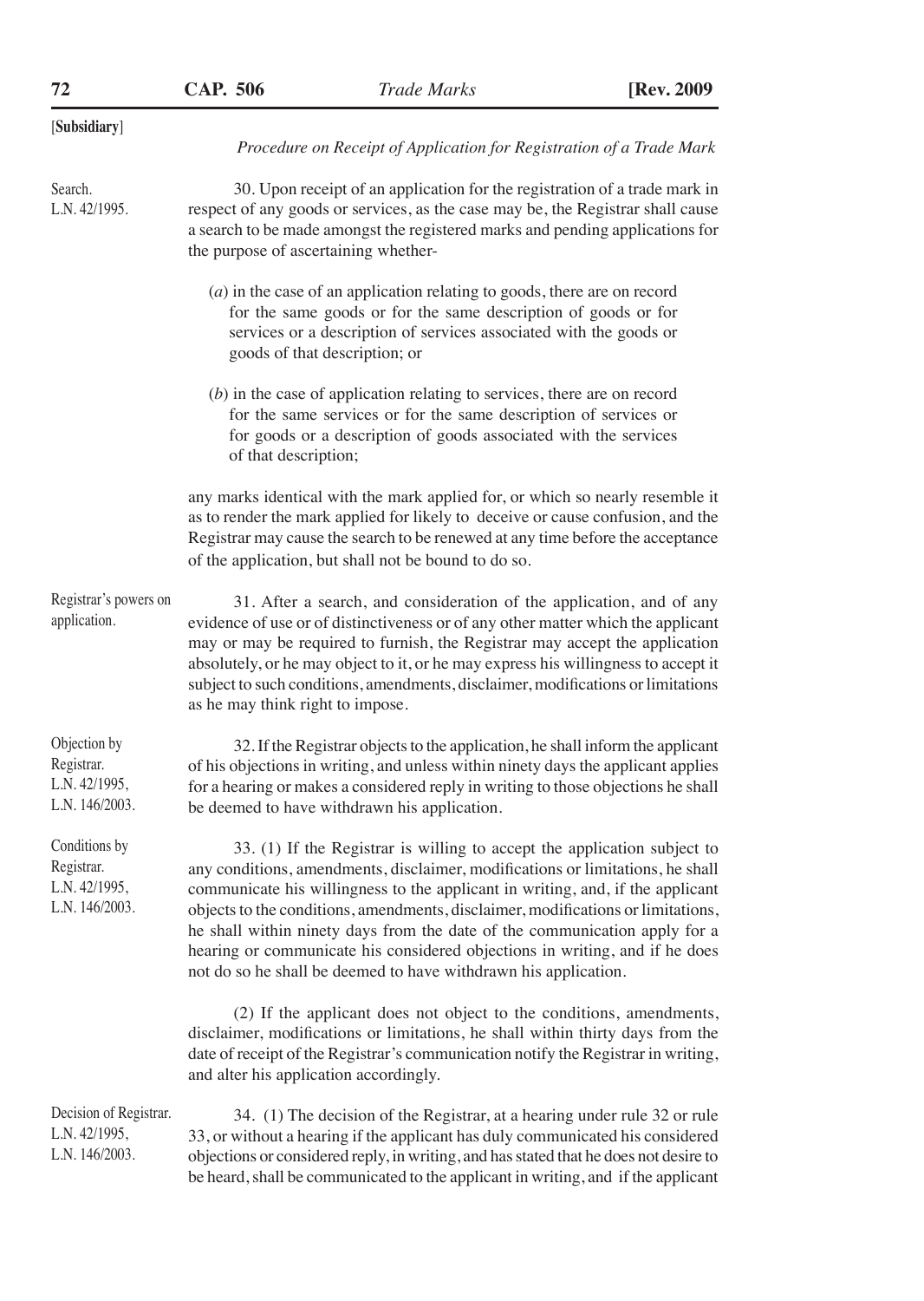[Subsidiary]

*Procedure on Receipt of Application for Registration of a Trade Mark*

Search.
L.N. 42/1995.

30. Upon receipt of an application for the registration of a trade mark in respect of any goods or services, as the case may be, the Registrar shall cause a search to be made amongst the registered marks and pending applications for the purpose of ascertaining whether-

(*a*) in the case of an application relating to goods, there are on record for the same goods or for the same description of goods or for services or a description of services associated with the goods or goods of that description; or

(*b*) in the case of application relating to services, there are on record for the same services or for the same description of services or for goods or a description of goods associated with the services of that description;

any marks identical with the mark applied for, or which so nearly resemble it as to render the mark applied for likely to deceive or cause confusion, and the Registrar may cause the search to be renewed at any time before the acceptance of the application, but shall not be bound to do so.

Registrar's powers on application.

31. After a search, and consideration of the application, and of any evidence of use or of distinctiveness or of any other matter which the applicant may or may be required to furnish, the Registrar may accept the application absolutely, or he may object to it, or he may express his willingness to accept it subject to such conditions, amendments, disclaimer, modifications or limitations as he may think right to impose.

Objection by Registrar.
L.N. 42/1995,
L.N. 146/2003.

32. If the Registrar objects to the application, he shall inform the applicant of his objections in writing, and unless within ninety days the applicant applies for a hearing or makes a considered reply in writing to those objections he shall be deemed to have withdrawn his application.

Conditions by Registrar.
L.N. 42/1995,
L.N. 146/2003.

33. (1) If the Registrar is willing to accept the application subject to any conditions, amendments, disclaimer, modifications or limitations, he shall communicate his willingness to the applicant in writing, and, if the applicant objects to the conditions, amendments, disclaimer, modifications or limitations, he shall within ninety days from the date of the communication apply for a hearing or communicate his considered objections in writing, and if he does not do so he shall be deemed to have withdrawn his application.

(2) If the applicant does not object to the conditions, amendments, disclaimer, modifications or limitations, he shall within thirty days from the date of receipt of the Registrar's communication notify the Registrar in writing, and alter his application accordingly.

Decision of Registrar.
L.N. 42/1995,
L.N. 146/2003.

34. (1) The decision of the Registrar, at a hearing under rule 32 or rule 33, or without a hearing if the applicant has duly communicated his considered objections or considered reply, in writing, and has stated that he does not desire to be heard, shall be communicated to the applicant in writing, and if the applicant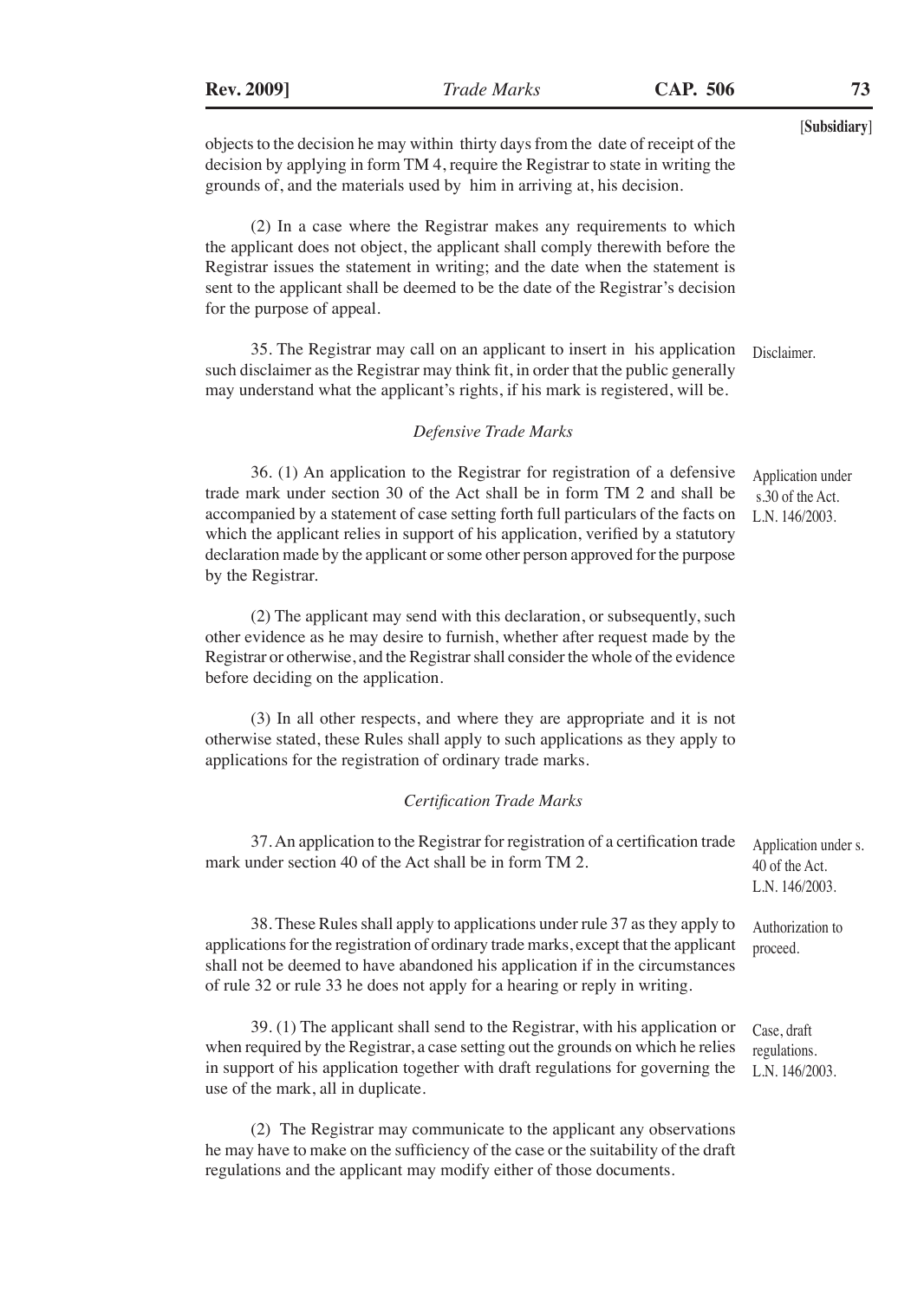objects to the decision he may within thirty days from the date of receipt of the decision by applying in form TM 4, require the Registrar to state in writing the grounds of, and the materials used by him in arriving at, his decision.

(2) In a case where the Registrar makes any requirements to which the applicant does not object, the applicant shall comply therewith before the Registrar issues the statement in writing; and the date when the statement is sent to the applicant shall be deemed to be the date of the Registrar's decision for the purpose of appeal.

Disclaimer.

35. The Registrar may call on an applicant to insert in his application such disclaimer as the Registrar may think fit, in order that the public generally may understand what the applicant's rights, if his mark is registered, will be.

*Defensive Trade Marks*

Application under s.30 of the Act. L.N. 146/2003.

36. (1) An application to the Registrar for registration of a defensive trade mark under section 30 of the Act shall be in form TM 2 and shall be accompanied by a statement of case setting forth full particulars of the facts on which the applicant relies in support of his application, verified by a statutory declaration made by the applicant or some other person approved for the purpose by the Registrar.

(2) The applicant may send with this declaration, or subsequently, such other evidence as he may desire to furnish, whether after request made by the Registrar or otherwise, and the Registrar shall consider the whole of the evidence before deciding on the application.

(3) In all other respects, and where they are appropriate and it is not otherwise stated, these Rules shall apply to such applications as they apply to applications for the registration of ordinary trade marks.

*Certification Trade Marks*

Application under s. 40 of the Act. L.N. 146/2003.

37. An application to the Registrar for registration of a certification trade mark under section 40 of the Act shall be in form TM 2.

Authorization to proceed.

38. These Rules shall apply to applications under rule 37 as they apply to applications for the registration of ordinary trade marks, except that the applicant shall not be deemed to have abandoned his application if in the circumstances of rule 32 or rule 33 he does not apply for a hearing or reply in writing.

Case, draft regulations. L.N. 146/2003.

39. (1) The applicant shall send to the Registrar, with his application or when required by the Registrar, a case setting out the grounds on which he relies in support of his application together with draft regulations for governing the use of the mark, all in duplicate.

(2) The Registrar may communicate to the applicant any observations he may have to make on the sufficiency of the case or the suitability of the draft regulations and the applicant may modify either of those documents.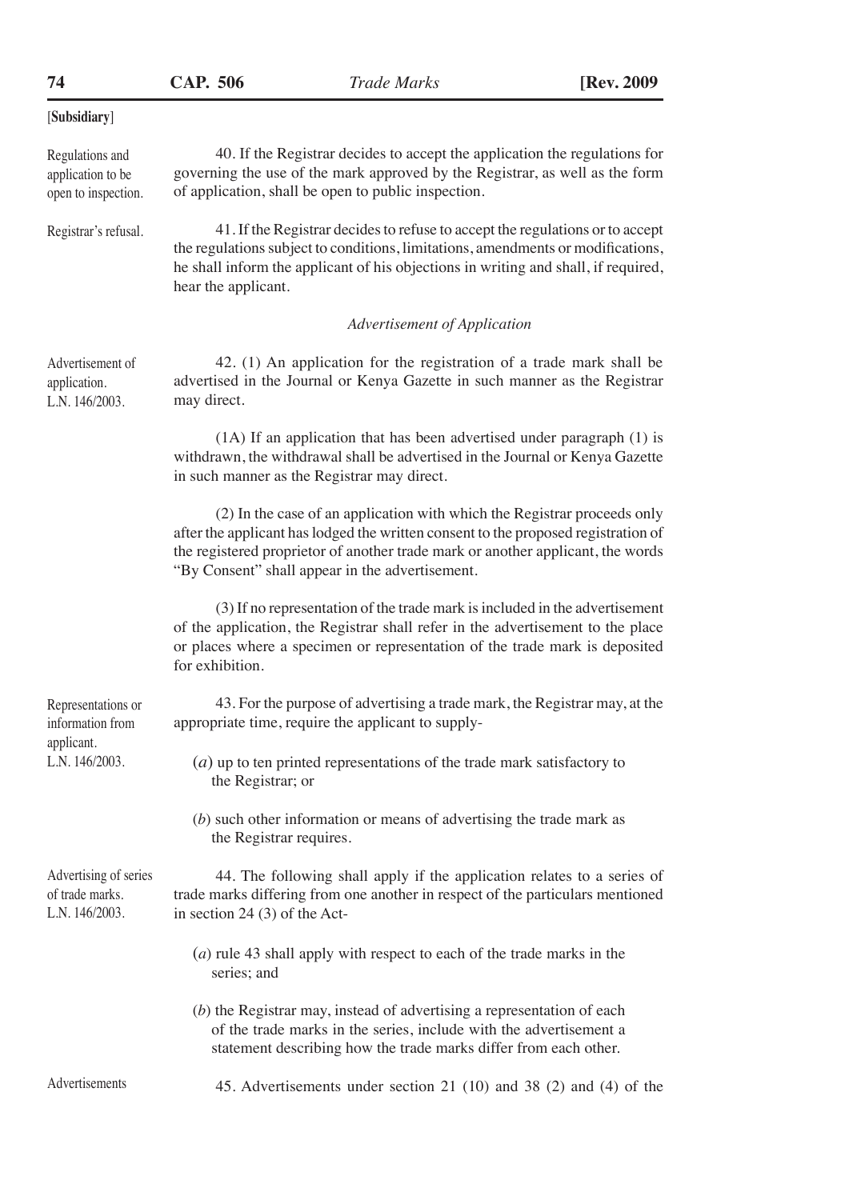[**Subsidiary**]

Regulations and application to be open to inspection.

40. If the Registrar decides to accept the application the regulations for governing the use of the mark approved by the Registrar, as well as the form of application, shall be open to public inspection.

Registrar's refusal.

41. If the Registrar decides to refuse to accept the regulations or to accept the regulations subject to conditions, limitations, amendments or modifications, he shall inform the applicant of his objections in writing and shall, if required, hear the applicant.

*Advertisement of Application*

Advertisement of application. L.N. 146/2003.

42. (1) An application for the registration of a trade mark shall be advertised in the Journal or Kenya Gazette in such manner as the Registrar may direct.

(1A) If an application that has been advertised under paragraph (1) is withdrawn, the withdrawal shall be advertised in the Journal or Kenya Gazette in such manner as the Registrar may direct.

(2) In the case of an application with which the Registrar proceeds only after the applicant has lodged the written consent to the proposed registration of the registered proprietor of another trade mark or another applicant, the words "By Consent" shall appear in the advertisement.

(3) If no representation of the trade mark is included in the advertisement of the application, the Registrar shall refer in the advertisement to the place or places where a specimen or representation of the trade mark is deposited for exhibition.

Representations or information from applicant. L.N. 146/2003.

43. For the purpose of advertising a trade mark, the Registrar may, at the appropriate time, require the applicant to supply-

(*a*) up to ten printed representations of the trade mark satisfactory to the Registrar; or

(*b*) such other information or means of advertising the trade mark as the Registrar requires.

Advertising of series of trade marks. L.N. 146/2003.

44. The following shall apply if the application relates to a series of trade marks differing from one another in respect of the particulars mentioned in section 24 (3) of the Act-

(*a*) rule 43 shall apply with respect to each of the trade marks in the series; and

(*b*) the Registrar may, instead of advertising a representation of each of the trade marks in the series, include with the advertisement a statement describing how the trade marks differ from each other.

Advertisements

45. Advertisements under section 21 (10) and 38 (2) and (4) of the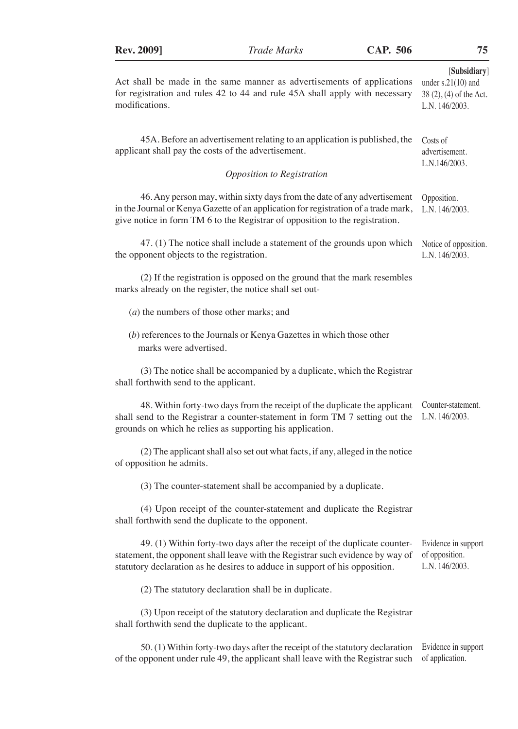Act shall be made in the same manner as advertisements of applications for registration and rules 42 to 44 and rule 45A shall apply with necessary modifications.

[Subsidiary] under s.21(10) and 38 (2), (4) of the Act. L.N. 146/2003.

45A. Before an advertisement relating to an application is published, the applicant shall pay the costs of the advertisement.

Costs of advertisement. L.N.146/2003.

*Opposition to Registration*

46. Any person may, within sixty days from the date of any advertisement in the Journal or Kenya Gazette of an application for registration of a trade mark, give notice in form TM 6 to the Registrar of opposition to the registration.

Opposition. L.N. 146/2003.

47. (1) The notice shall include a statement of the grounds upon which the opponent objects to the registration.

Notice of opposition. L.N. 146/2003.

(2) If the registration is opposed on the ground that the mark resembles marks already on the register, the notice shall set out-

(*a*) the numbers of those other marks; and

(*b*) references to the Journals or Kenya Gazettes in which those other marks were advertised.

(3) The notice shall be accompanied by a duplicate, which the Registrar shall forthwith send to the applicant.

48. Within forty-two days from the receipt of the duplicate the applicant shall send to the Registrar a counter-statement in form TM 7 setting out the grounds on which he relies as supporting his application.

Counter-statement. L.N. 146/2003.

(2) The applicant shall also set out what facts, if any, alleged in the notice of opposition he admits.

(3) The counter-statement shall be accompanied by a duplicate.

(4) Upon receipt of the counter-statement and duplicate the Registrar shall forthwith send the duplicate to the opponent.

49. (1) Within forty-two days after the receipt of the duplicate counter-statement, the opponent shall leave with the Registrar such evidence by way of statutory declaration as he desires to adduce in support of his opposition.

Evidence in support of opposition. L.N. 146/2003.

(2) The statutory declaration shall be in duplicate.

(3) Upon receipt of the statutory declaration and duplicate the Registrar shall forthwith send the duplicate to the applicant.

50. (1) Within forty-two days after the receipt of the statutory declaration of the opponent under rule 49, the applicant shall leave with the Registrar such

Evidence in support of application.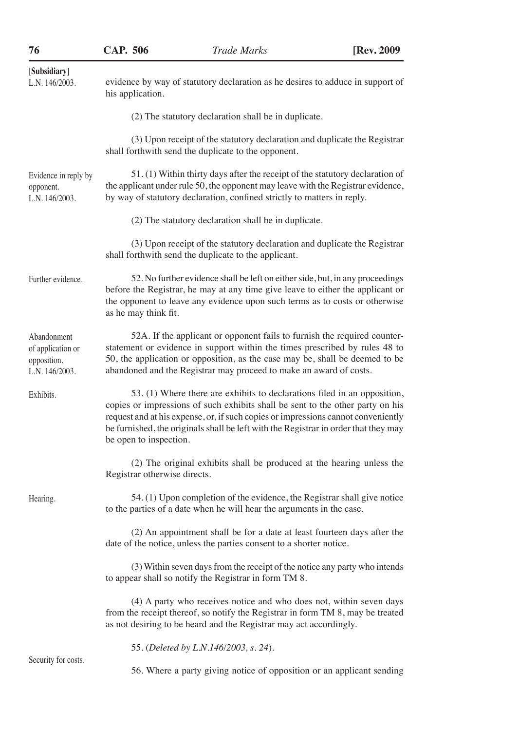[Subsidiary]

evidence by way of statutory declaration as he desires to adduce in support of his application.

(2) The statutory declaration shall be in duplicate.

(3) Upon receipt of the statutory declaration and duplicate the Registrar shall forthwith send the duplicate to the opponent.

**Evidence in reply by opponent.** L.N. 146/2003.

51. (1) Within thirty days after the receipt of the statutory declaration of the applicant under rule 50, the opponent may leave with the Registrar evidence, by way of statutory declaration, confined strictly to matters in reply.

(2) The statutory declaration shall be in duplicate.

(3) Upon receipt of the statutory declaration and duplicate the Registrar shall forthwith send the duplicate to the applicant.

**Further evidence.**

52. No further evidence shall be left on either side, but, in any proceedings before the Registrar, he may at any time give leave to either the applicant or the opponent to leave any evidence upon such terms as to costs or otherwise as he may think fit.

**Abandonment of application or opposition.** L.N. 146/2003.

52A. If the applicant or opponent fails to furnish the required counter-statement or evidence in support within the times prescribed by rules 48 to 50, the application or opposition, as the case may be, shall be deemed to be abandoned and the Registrar may proceed to make an award of costs.

**Exhibits.**

53. (1) Where there are exhibits to declarations filed in an opposition, copies or impressions of such exhibits shall be sent to the other party on his request and at his expense, or, if such copies or impressions cannot conveniently be furnished, the originals shall be left with the Registrar in order that they may be open to inspection.

(2) The original exhibits shall be produced at the hearing unless the Registrar otherwise directs.

**Hearing.**

54. (1) Upon completion of the evidence, the Registrar shall give notice to the parties of a date when he will hear the arguments in the case.

(2) An appointment shall be for a date at least fourteen days after the date of the notice, unless the parties consent to a shorter notice.

(3) Within seven days from the receipt of the notice any party who intends to appear shall so notify the Registrar in form TM 8.

(4) A party who receives notice and who does not, within seven days from the receipt thereof, so notify the Registrar in form TM 8, may be treated as not desiring to be heard and the Registrar may act accordingly.

55. (*Deleted by L.N.146/2003, s. 24*).

**Security for costs.**

56. Where a party giving notice of opposition or an applicant sending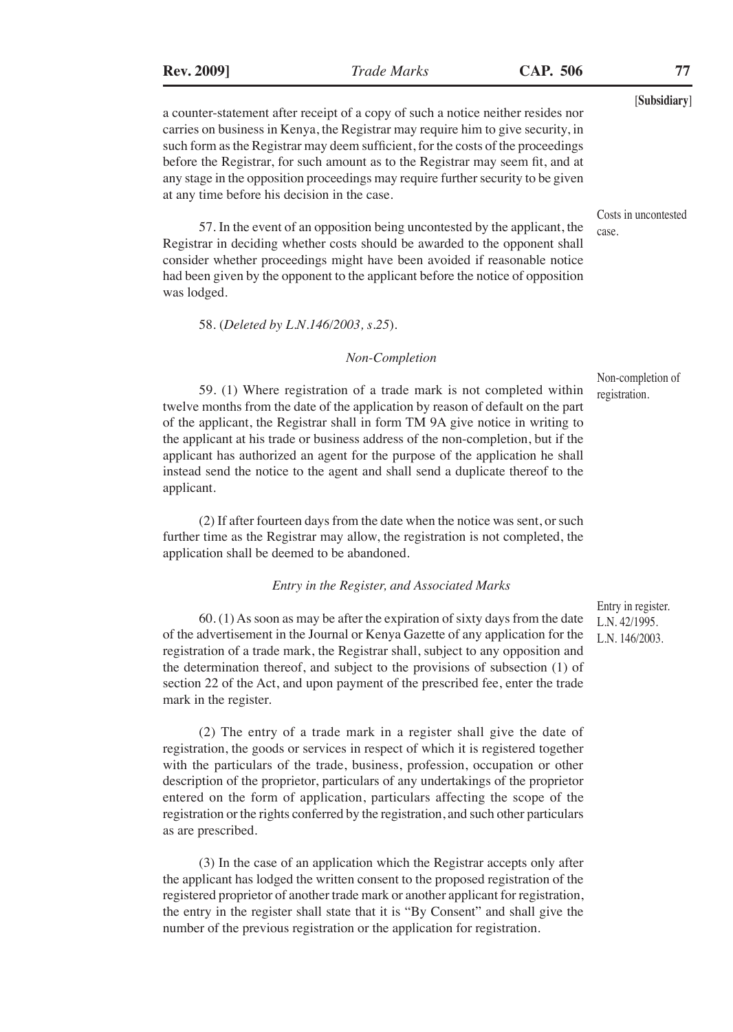a counter-statement after receipt of a copy of such a notice neither resides nor carries on business in Kenya, the Registrar may require him to give security, in such form as the Registrar may deem sufficient, for the costs of the proceedings before the Registrar, for such amount as to the Registrar may seem fit, and at any stage in the opposition proceedings may require further security to be given at any time before his decision in the case.

Costs in uncontested case.

57. In the event of an opposition being uncontested by the applicant, the Registrar in deciding whether costs should be awarded to the opponent shall consider whether proceedings might have been avoided if reasonable notice had been given by the opponent to the applicant before the notice of opposition was lodged.

58. (*Deleted by L.N.146/2003, s.25*).

*Non-Completion*

Non-completion of registration.

59. (1) Where registration of a trade mark is not completed within twelve months from the date of the application by reason of default on the part of the applicant, the Registrar shall in form TM 9A give notice in writing to the applicant at his trade or business address of the non-completion, but if the applicant has authorized an agent for the purpose of the application he shall instead send the notice to the agent and shall send a duplicate thereof to the applicant.

(2) If after fourteen days from the date when the notice was sent, or such further time as the Registrar may allow, the registration is not completed, the application shall be deemed to be abandoned.

*Entry in the Register, and Associated Marks*

Entry in register. L.N. 42/1995. L.N. 146/2003.

60. (1) As soon as may be after the expiration of sixty days from the date of the advertisement in the Journal or Kenya Gazette of any application for the registration of a trade mark, the Registrar shall, subject to any opposition and the determination thereof, and subject to the provisions of subsection (1) of section 22 of the Act, and upon payment of the prescribed fee, enter the trade mark in the register.

(2) The entry of a trade mark in a register shall give the date of registration, the goods or services in respect of which it is registered together with the particulars of the trade, business, profession, occupation or other description of the proprietor, particulars of any undertakings of the proprietor entered on the form of application, particulars affecting the scope of the registration or the rights conferred by the registration, and such other particulars as are prescribed.

(3) In the case of an application which the Registrar accepts only after the applicant has lodged the written consent to the proposed registration of the registered proprietor of another trade mark or another applicant for registration, the entry in the register shall state that it is "By Consent" and shall give the number of the previous registration or the application for registration.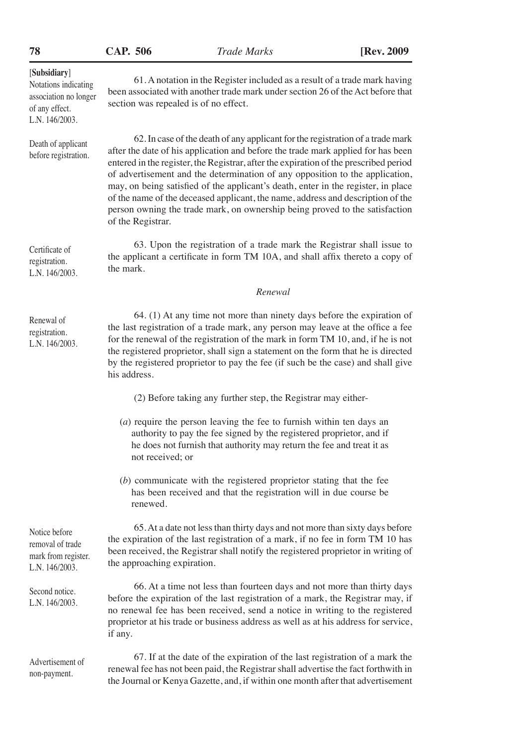[**Subsidiary**]

Notations indicating association no longer of any effect. L.N. 146/2003.

61. A notation in the Register included as a result of a trade mark having been associated with another trade mark under section 26 of the Act before that section was repealed is of no effect.

Death of applicant before registration.

62. In case of the death of any applicant for the registration of a trade mark after the date of his application and before the trade mark applied for has been entered in the register, the Registrar, after the expiration of the prescribed period of advertisement and the determination of any opposition to the application, may, on being satisfied of the applicant's death, enter in the register, in place of the name of the deceased applicant, the name, address and description of the person owning the trade mark, on ownership being proved to the satisfaction of the Registrar.

Certificate of registration. L.N. 146/2003.

63. Upon the registration of a trade mark the Registrar shall issue to the applicant a certificate in form TM 10A, and shall affix thereto a copy of the mark.

*Renewal*

Renewal of registration. L.N. 146/2003.

64. (1) At any time not more than ninety days before the expiration of the last registration of a trade mark, any person may leave at the office a fee for the renewal of the registration of the mark in form TM 10, and, if he is not the registered proprietor, shall sign a statement on the form that he is directed by the registered proprietor to pay the fee (if such be the case) and shall give his address.

(2) Before taking any further step, the Registrar may either-

(*a*) require the person leaving the fee to furnish within ten days an authority to pay the fee signed by the registered proprietor, and if he does not furnish that authority may return the fee and treat it as not received; or

(*b*) communicate with the registered proprietor stating that the fee has been received and that the registration will in due course be renewed.

Notice before removal of trade mark from register. L.N. 146/2003.

65. At a date not less than thirty days and not more than sixty days before the expiration of the last registration of a mark, if no fee in form TM 10 has been received, the Registrar shall notify the registered proprietor in writing of the approaching expiration.

Second notice. L.N. 146/2003.

66. At a time not less than fourteen days and not more than thirty days before the expiration of the last registration of a mark, the Registrar may, if no renewal fee has been received, send a notice in writing to the registered proprietor at his trade or business address as well as at his address for service, if any.

Advertisement of non-payment.

67. If at the date of the expiration of the last registration of a mark the renewal fee has not been paid, the Registrar shall advertise the fact forthwith in the Journal or Kenya Gazette, and, if within one month after that advertisement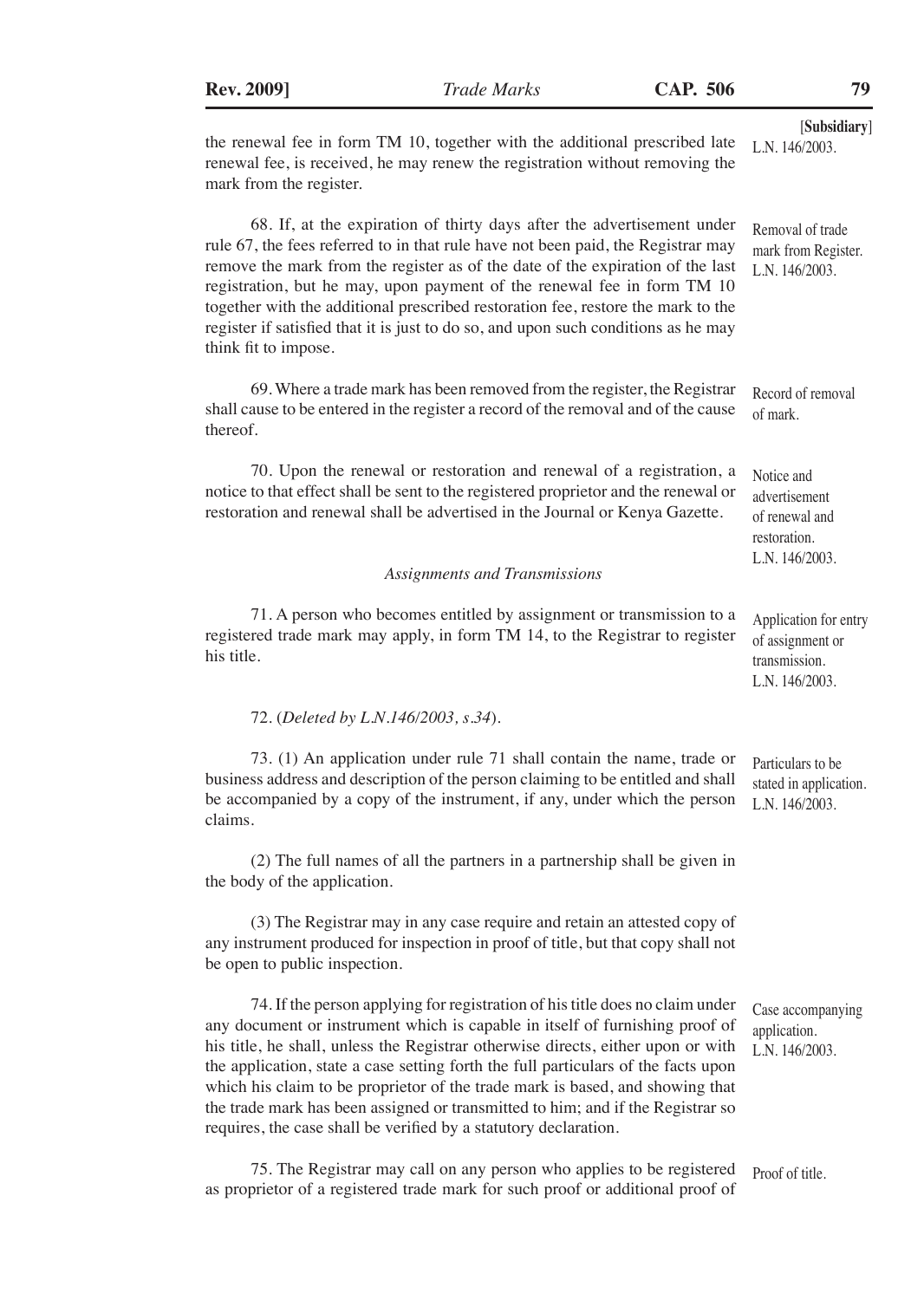[Subsidiary]

the renewal fee in form TM 10, together with the additional prescribed late renewal fee, is received, he may renew the registration without removing the mark from the register. L.N. 146/2003.

Removal of trade mark from Register. L.N. 146/2003.

68. If, at the expiration of thirty days after the advertisement under rule 67, the fees referred to in that rule have not been paid, the Registrar may remove the mark from the register as of the date of the expiration of the last registration, but he may, upon payment of the renewal fee in form TM 10 together with the additional prescribed restoration fee, restore the mark to the register if satisfied that it is just to do so, and upon such conditions as he may think fit to impose.

Record of removal of mark.

69. Where a trade mark has been removed from the register, the Registrar shall cause to be entered in the register a record of the removal and of the cause thereof.

Notice and advertisement of renewal and restoration. L.N. 146/2003.

70. Upon the renewal or restoration and renewal of a registration, a notice to that effect shall be sent to the registered proprietor and the renewal or restoration and renewal shall be advertised in the Journal or Kenya Gazette.

*Assignments and Transmissions*

Application for entry of assignment or transmission. L.N. 146/2003.

71. A person who becomes entitled by assignment or transmission to a registered trade mark may apply, in form TM 14, to the Registrar to register his title.

72. (*Deleted by L.N.146/2003, s.34*).

Particulars to be stated in application. L.N. 146/2003.

73. (1) An application under rule 71 shall contain the name, trade or business address and description of the person claiming to be entitled and shall be accompanied by a copy of the instrument, if any, under which the person claims.

(2) The full names of all the partners in a partnership shall be given in the body of the application.

(3) The Registrar may in any case require and retain an attested copy of any instrument produced for inspection in proof of title, but that copy shall not be open to public inspection.

Case accompanying application. L.N. 146/2003.

74. If the person applying for registration of his title does no claim under any document or instrument which is capable in itself of furnishing proof of his title, he shall, unless the Registrar otherwise directs, either upon or with the application, state a case setting forth the full particulars of the facts upon which his claim to be proprietor of the trade mark is based, and showing that the trade mark has been assigned or transmitted to him; and if the Registrar so requires, the case shall be verified by a statutory declaration.

Proof of title.

75. The Registrar may call on any person who applies to be registered as proprietor of a registered trade mark for such proof or additional proof of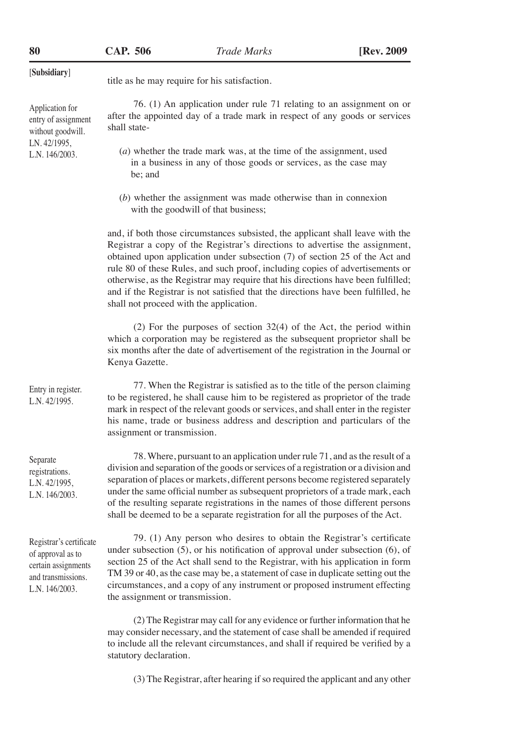[Subsidiary]

title as he may require for his satisfaction.

*Application for entry of assignment without goodwill. LN. 42/1995, L.N. 146/2003.*

76. (1) An application under rule 71 relating to an assignment on or after the appointed day of a trade mark in respect of any goods or services shall state-

(*a*) whether the trade mark was, at the time of the assignment, used in a business in any of those goods or services, as the case may be; and

(*b*) whether the assignment was made otherwise than in connexion with the goodwill of that business;

and, if both those circumstances subsisted, the applicant shall leave with the Registrar a copy of the Registrar's directions to advertise the assignment, obtained upon application under subsection (7) of section 25 of the Act and rule 80 of these Rules, and such proof, including copies of advertisements or otherwise, as the Registrar may require that his directions have been fulfilled; and if the Registrar is not satisfied that the directions have been fulfilled, he shall not proceed with the application.

(2) For the purposes of section 32(4) of the Act, the period within which a corporation may be registered as the subsequent proprietor shall be six months after the date of advertisement of the registration in the Journal or Kenya Gazette.

*Entry in register. L.N. 42/1995.*

77. When the Registrar is satisfied as to the title of the person claiming to be registered, he shall cause him to be registered as proprietor of the trade mark in respect of the relevant goods or services, and shall enter in the register his name, trade or business address and description and particulars of the assignment or transmission.

*Separate registrations. L.N. 42/1995, L.N. 146/2003.*

78. Where, pursuant to an application under rule 71, and as the result of a division and separation of the goods or services of a registration or a division and separation of places or markets, different persons become registered separately under the same official number as subsequent proprietors of a trade mark, each of the resulting separate registrations in the names of those different persons shall be deemed to be a separate registration for all the purposes of the Act.

*Registrar's certificate of approval as to certain assignments and transmissions. L.N. 146/2003.*

79. (1) Any person who desires to obtain the Registrar's certificate under subsection (5), or his notification of approval under subsection (6), of section 25 of the Act shall send to the Registrar, with his application in form TM 39 or 40, as the case may be, a statement of case in duplicate setting out the circumstances, and a copy of any instrument or proposed instrument effecting the assignment or transmission.

(2) The Registrar may call for any evidence or further information that he may consider necessary, and the statement of case shall be amended if required to include all the relevant circumstances, and shall if required be verified by a statutory declaration.

(3) The Registrar, after hearing if so required the applicant and any other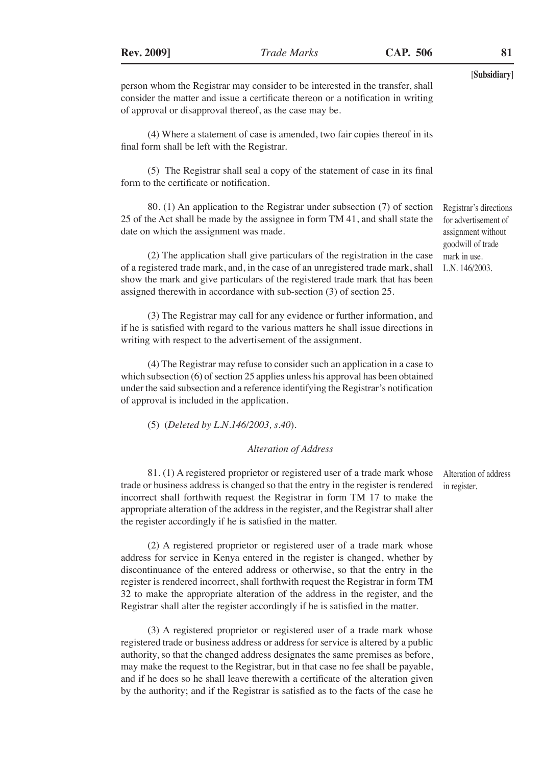person whom the Registrar may consider to be interested in the transfer, shall consider the matter and issue a certificate thereon or a notification in writing of approval or disapproval thereof, as the case may be.

(4) Where a statement of case is amended, two fair copies thereof in its final form shall be left with the Registrar.

(5) The Registrar shall seal a copy of the statement of case in its final form to the certificate or notification.

Registrar's directions for advertisement of assignment without goodwill of trade mark in use. L.N. 146/2003.

80. (1) An application to the Registrar under subsection (7) of section 25 of the Act shall be made by the assignee in form TM 41, and shall state the date on which the assignment was made.

(2) The application shall give particulars of the registration in the case of a registered trade mark, and, in the case of an unregistered trade mark, shall show the mark and give particulars of the registered trade mark that has been assigned therewith in accordance with sub-section (3) of section 25.

(3) The Registrar may call for any evidence or further information, and if he is satisfied with regard to the various matters he shall issue directions in writing with respect to the advertisement of the assignment.

(4) The Registrar may refuse to consider such an application in a case to which subsection (6) of section 25 applies unless his approval has been obtained under the said subsection and a reference identifying the Registrar's notification of approval is included in the application.

(5) (*Deleted by L.N.146/2003, s.40*).

*Alteration of Address*

Alteration of address in register.

81. (1) A registered proprietor or registered user of a trade mark whose trade or business address is changed so that the entry in the register is rendered incorrect shall forthwith request the Registrar in form TM 17 to make the appropriate alteration of the address in the register, and the Registrar shall alter the register accordingly if he is satisfied in the matter.

(2) A registered proprietor or registered user of a trade mark whose address for service in Kenya entered in the register is changed, whether by discontinuance of the entered address or otherwise, so that the entry in the register is rendered incorrect, shall forthwith request the Registrar in form TM 32 to make the appropriate alteration of the address in the register, and the Registrar shall alter the register accordingly if he is satisfied in the matter.

(3) A registered proprietor or registered user of a trade mark whose registered trade or business address or address for service is altered by a public authority, so that the changed address designates the same premises as before, may make the request to the Registrar, but in that case no fee shall be payable, and if he does so he shall leave therewith a certificate of the alteration given by the authority; and if the Registrar is satisfied as to the facts of the case he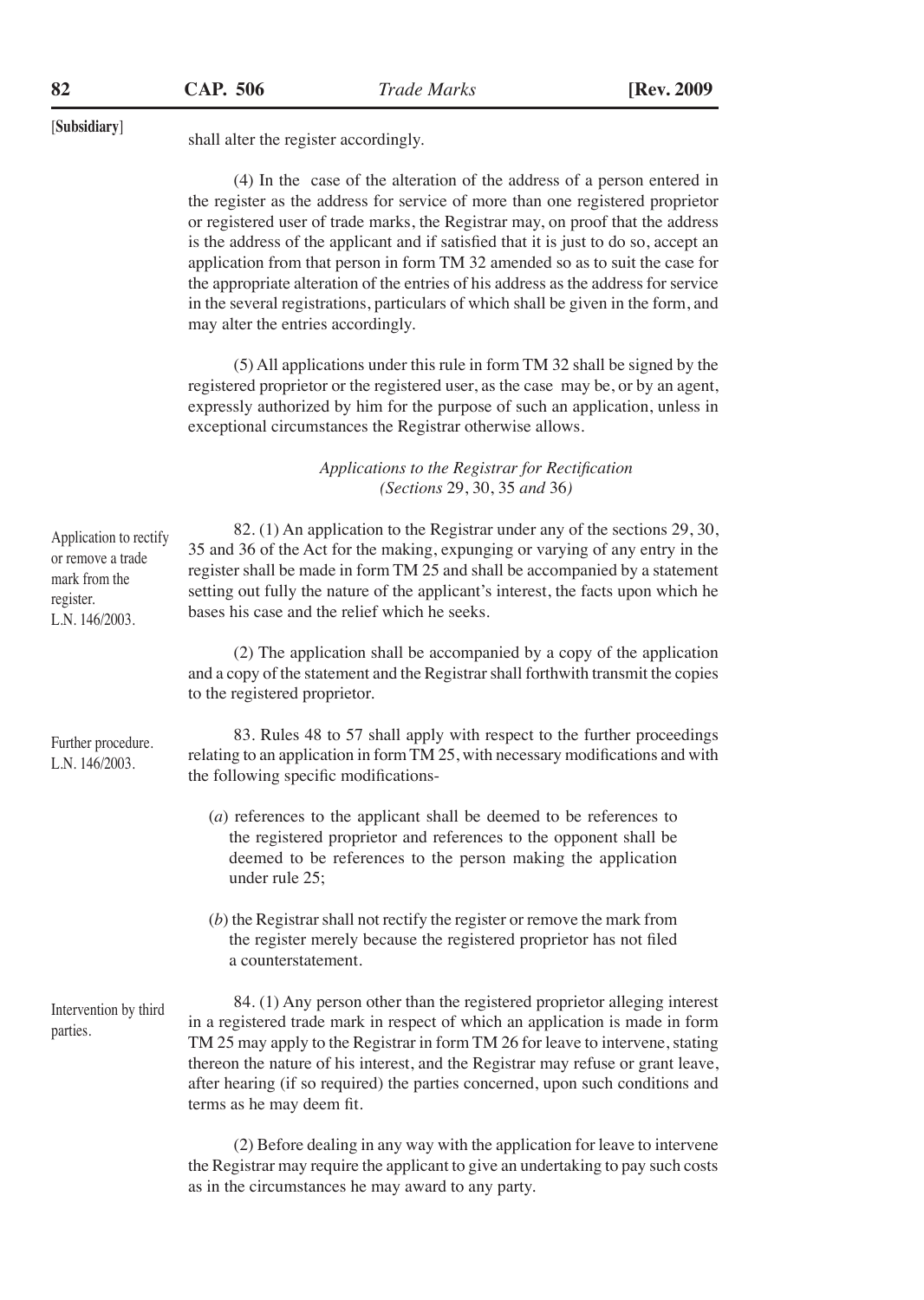[**Subsidiary**]

shall alter the register accordingly.

(4) In the case of the alteration of the address of a person entered in the register as the address for service of more than one registered proprietor or registered user of trade marks, the Registrar may, on proof that the address is the address of the applicant and if satisfied that it is just to do so, accept an application from that person in form TM 32 amended so as to suit the case for the appropriate alteration of the entries of his address as the address for service in the several registrations, particulars of which shall be given in the form, and may alter the entries accordingly.

(5) All applications under this rule in form TM 32 shall be signed by the registered proprietor or the registered user, as the case may be, or by an agent, expressly authorized by him for the purpose of such an application, unless in exceptional circumstances the Registrar otherwise allows.

*Applications to the Registrar for Rectification*
*(Sections* 29, 30, 35 *and* 36*)*

Application to rectify or remove a trade mark from the register.
L.N. 146/2003.

82. (1) An application to the Registrar under any of the sections 29, 30, 35 and 36 of the Act for the making, expunging or varying of any entry in the register shall be made in form TM 25 and shall be accompanied by a statement setting out fully the nature of the applicant's interest, the facts upon which he bases his case and the relief which he seeks.

(2) The application shall be accompanied by a copy of the application and a copy of the statement and the Registrar shall forthwith transmit the copies to the registered proprietor.

Further procedure.
L.N. 146/2003.

83. Rules 48 to 57 shall apply with respect to the further proceedings relating to an application in form TM 25, with necessary modifications and with the following specific modifications-

(*a*) references to the applicant shall be deemed to be references to the registered proprietor and references to the opponent shall be deemed to be references to the person making the application under rule 25;

(*b*) the Registrar shall not rectify the register or remove the mark from the register merely because the registered proprietor has not filed a counterstatement.

Intervention by third parties.

84. (1) Any person other than the registered proprietor alleging interest in a registered trade mark in respect of which an application is made in form TM 25 may apply to the Registrar in form TM 26 for leave to intervene, stating thereon the nature of his interest, and the Registrar may refuse or grant leave, after hearing (if so required) the parties concerned, upon such conditions and terms as he may deem fit.

(2) Before dealing in any way with the application for leave to intervene the Registrar may require the applicant to give an undertaking to pay such costs as in the circumstances he may award to any party.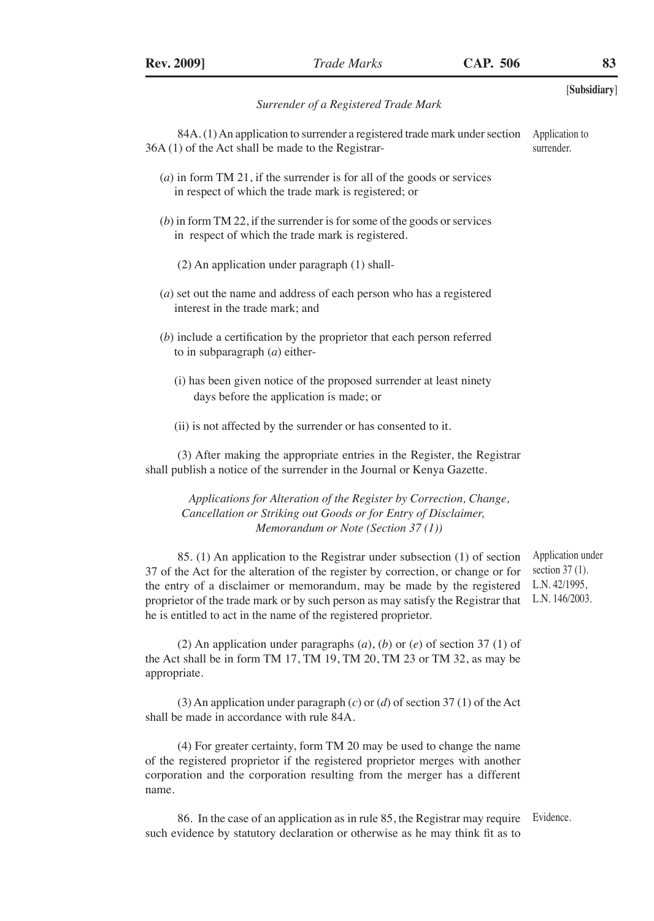[**Subsidiary**]

*Surrender of a Registered Trade Mark*

84A. (1) An application to surrender a registered trade mark under section 36A (1) of the Act shall be made to the Registrar-

Application to surrender.

(*a*) in form TM 21, if the surrender is for all of the goods or services in respect of which the trade mark is registered; or

(*b*) in form TM 22, if the surrender is for some of the goods or services in respect of which the trade mark is registered.

(2) An application under paragraph (1) shall-

(*a*) set out the name and address of each person who has a registered interest in the trade mark; and

(*b*) include a certification by the proprietor that each person referred to in subparagraph (*a*) either-

(i) has been given notice of the proposed surrender at least ninety days before the application is made; or

(ii) is not affected by the surrender or has consented to it.

(3) After making the appropriate entries in the Register, the Registrar shall publish a notice of the surrender in the Journal or Kenya Gazette.

*Applications for Alteration of the Register by Correction, Change, Cancellation or Striking out Goods or for Entry of Disclaimer, Memorandum or Note (Section 37 (1))*

85. (1) An application to the Registrar under subsection (1) of section 37 of the Act for the alteration of the register by correction, or change or for the entry of a disclaimer or memorandum, may be made by the registered proprietor of the trade mark or by such person as may satisfy the Registrar that he is entitled to act in the name of the registered proprietor.

Application under section 37 (1). L.N. 42/1995, L.N. 146/2003.

(2) An application under paragraphs (*a*), (*b*) or (*e*) of section 37 (1) of the Act shall be in form TM 17, TM 19, TM 20, TM 23 or TM 32, as may be appropriate.

(3) An application under paragraph (*c*) or (*d*) of section 37 (1) of the Act shall be made in accordance with rule 84A.

(4) For greater certainty, form TM 20 may be used to change the name of the registered proprietor if the registered proprietor merges with another corporation and the corporation resulting from the merger has a different name.

86. In the case of an application as in rule 85, the Registrar may require such evidence by statutory declaration or otherwise as he may think fit as to

Evidence.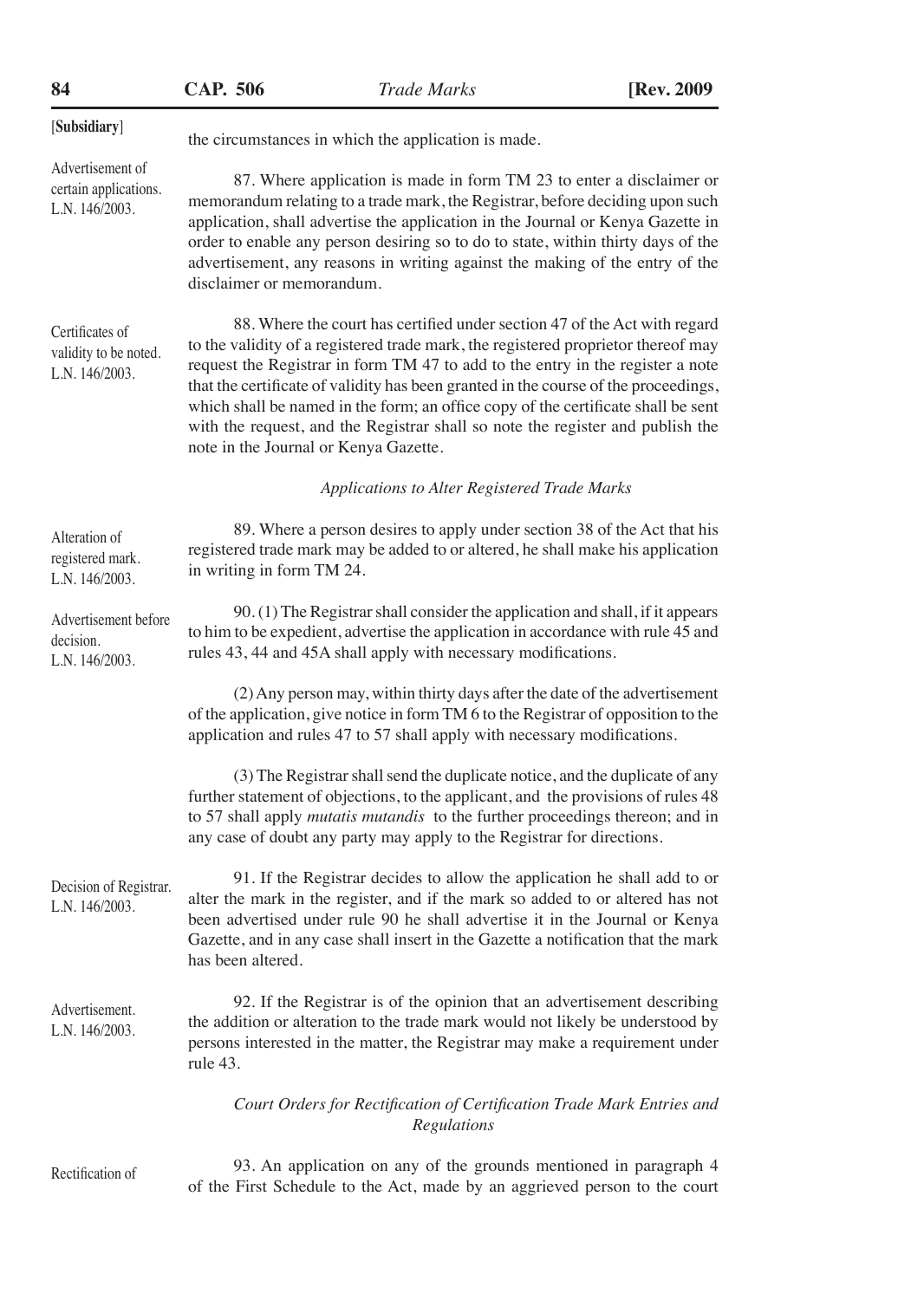[**Subsidiary**]

the circumstances in which the application is made.

Advertisement of certain applications. L.N. 146/2003.

87. Where application is made in form TM 23 to enter a disclaimer or memorandum relating to a trade mark, the Registrar, before deciding upon such application, shall advertise the application in the Journal or Kenya Gazette in order to enable any person desiring so to do to state, within thirty days of the advertisement, any reasons in writing against the making of the entry of the disclaimer or memorandum.

Certificates of validity to be noted. L.N. 146/2003.

88. Where the court has certified under section 47 of the Act with regard to the validity of a registered trade mark, the registered proprietor thereof may request the Registrar in form TM 47 to add to the entry in the register a note that the certificate of validity has been granted in the course of the proceedings, which shall be named in the form; an office copy of the certificate shall be sent with the request, and the Registrar shall so note the register and publish the note in the Journal or Kenya Gazette.

*Applications to Alter Registered Trade Marks*

Alteration of registered mark. L.N. 146/2003.

89. Where a person desires to apply under section 38 of the Act that his registered trade mark may be added to or altered, he shall make his application in writing in form TM 24.

Advertisement before decision. L.N. 146/2003.

90. (1) The Registrar shall consider the application and shall, if it appears to him to be expedient, advertise the application in accordance with rule 45 and rules 43, 44 and 45A shall apply with necessary modifications.

(2) Any person may, within thirty days after the date of the advertisement of the application, give notice in form TM 6 to the Registrar of opposition to the application and rules 47 to 57 shall apply with necessary modifications.

(3) The Registrar shall send the duplicate notice, and the duplicate of any further statement of objections, to the applicant, and the provisions of rules 48 to 57 shall apply *mutatis mutandis* to the further proceedings thereon; and in any case of doubt any party may apply to the Registrar for directions.

Decision of Registrar. L.N. 146/2003.

91. If the Registrar decides to allow the application he shall add to or alter the mark in the register, and if the mark so added to or altered has not been advertised under rule 90 he shall advertise it in the Journal or Kenya Gazette, and in any case shall insert in the Gazette a notification that the mark has been altered.

Advertisement. L.N. 146/2003.

92. If the Registrar is of the opinion that an advertisement describing the addition or alteration to the trade mark would not likely be understood by persons interested in the matter, the Registrar may make a requirement under rule 43.

*Court Orders for Rectification of Certification Trade Mark Entries and Regulations*

Rectification of

93. An application on any of the grounds mentioned in paragraph 4 of the First Schedule to the Act, made by an aggrieved person to the court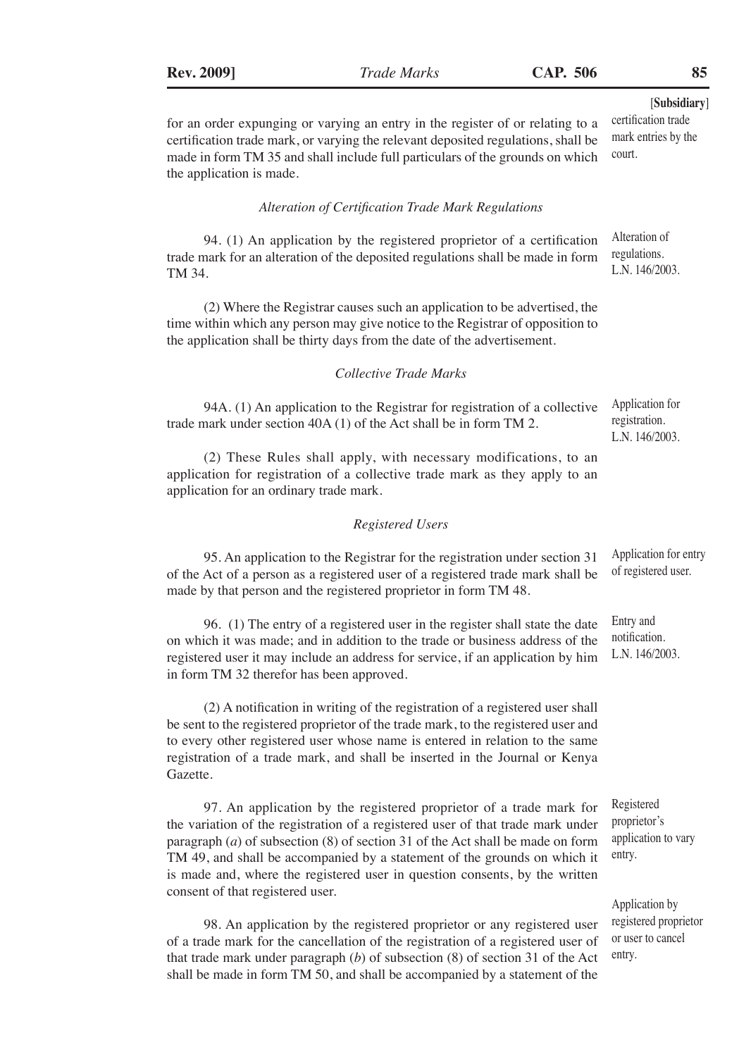[**Subsidiary**]

for an order expunging or varying an entry in the register of or relating to a certification trade mark, or varying the relevant deposited regulations, shall be made in form TM 35 and shall include full particulars of the grounds on which the application is made.

certification trade mark entries by the court.

*Alteration of Certification Trade Mark Regulations*

Alteration of regulations. L.N. 146/2003.

94. (1) An application by the registered proprietor of a certification trade mark for an alteration of the deposited regulations shall be made in form TM 34.

(2) Where the Registrar causes such an application to be advertised, the time within which any person may give notice to the Registrar of opposition to the application shall be thirty days from the date of the advertisement.

*Collective Trade Marks*

Application for registration. L.N. 146/2003.

94A. (1) An application to the Registrar for registration of a collective trade mark under section 40A (1) of the Act shall be in form TM 2.

(2) These Rules shall apply, with necessary modifications, to an application for registration of a collective trade mark as they apply to an application for an ordinary trade mark.

*Registered Users*

Application for entry of registered user.

95. An application to the Registrar for the registration under section 31 of the Act of a person as a registered user of a registered trade mark shall be made by that person and the registered proprietor in form TM 48.

Entry and notification. L.N. 146/2003.

96. (1) The entry of a registered user in the register shall state the date on which it was made; and in addition to the trade or business address of the registered user it may include an address for service, if an application by him in form TM 32 therefor has been approved.

(2) A notification in writing of the registration of a registered user shall be sent to the registered proprietor of the trade mark, to the registered user and to every other registered user whose name is entered in relation to the same registration of a trade mark, and shall be inserted in the Journal or Kenya Gazette.

Registered proprietor's application to vary entry.

97. An application by the registered proprietor of a trade mark for the variation of the registration of a registered user of that trade mark under paragraph (*a*) of subsection (8) of section 31 of the Act shall be made on form TM 49, and shall be accompanied by a statement of the grounds on which it is made and, where the registered user in question consents, by the written consent of that registered user.

Application by registered proprietor or user to cancel entry.

98. An application by the registered proprietor or any registered user of a trade mark for the cancellation of the registration of a registered user of that trade mark under paragraph (*b*) of subsection (8) of section 31 of the Act shall be made in form TM 50, and shall be accompanied by a statement of the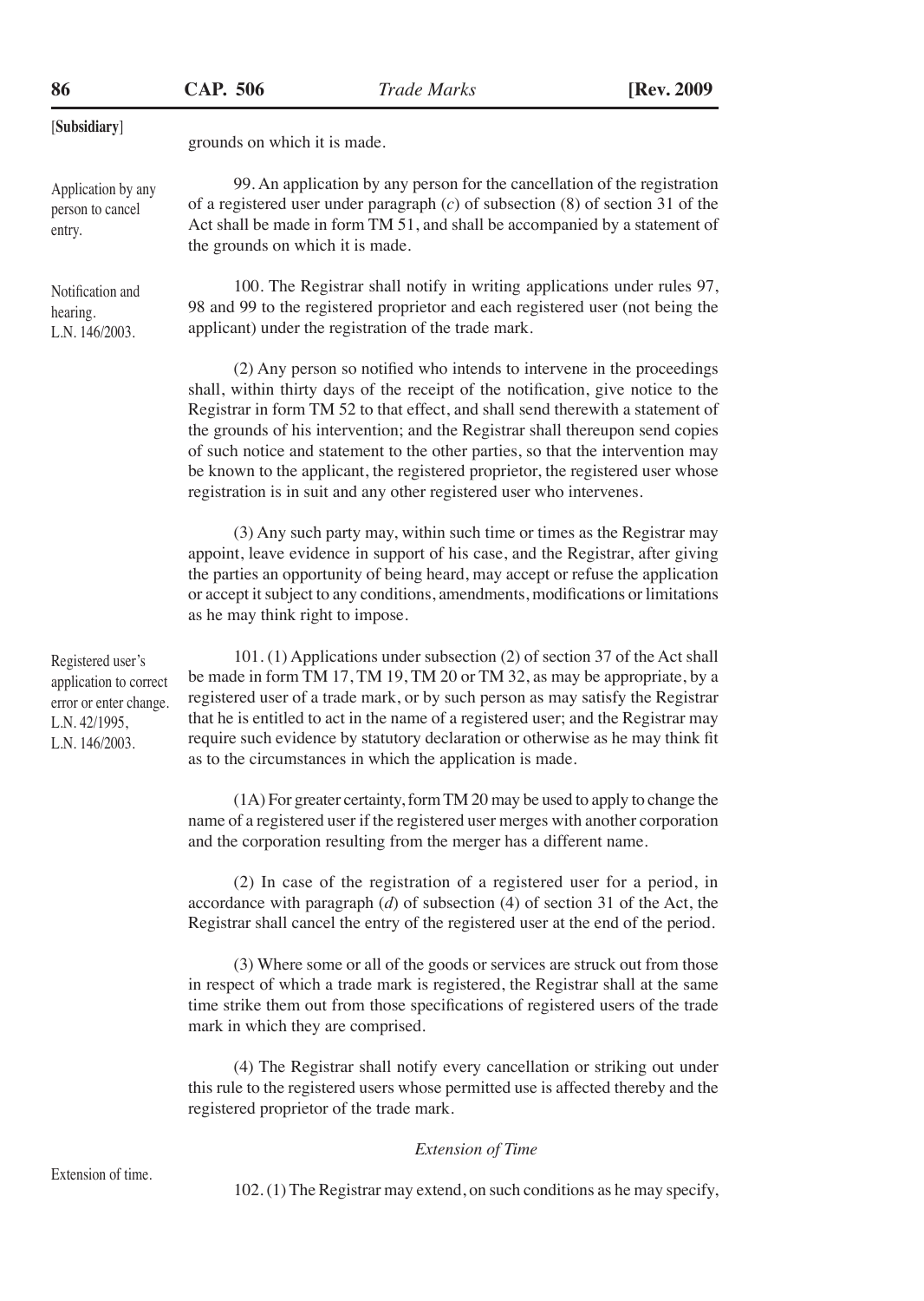[**Subsidiary**]

grounds on which it is made.

Application by any person to cancel entry.

99. An application by any person for the cancellation of the registration of a registered user under paragraph (*c*) of subsection (8) of section 31 of the Act shall be made in form TM 51, and shall be accompanied by a statement of the grounds on which it is made.

Notification and hearing. L.N. 146/2003.

100. The Registrar shall notify in writing applications under rules 97, 98 and 99 to the registered proprietor and each registered user (not being the applicant) under the registration of the trade mark.

(2) Any person so notified who intends to intervene in the proceedings shall, within thirty days of the receipt of the notification, give notice to the Registrar in form TM 52 to that effect, and shall send therewith a statement of the grounds of his intervention; and the Registrar shall thereupon send copies of such notice and statement to the other parties, so that the intervention may be known to the applicant, the registered proprietor, the registered user whose registration is in suit and any other registered user who intervenes.

(3) Any such party may, within such time or times as the Registrar may appoint, leave evidence in support of his case, and the Registrar, after giving the parties an opportunity of being heard, may accept or refuse the application or accept it subject to any conditions, amendments, modifications or limitations as he may think right to impose.

Registered user's application to correct error or enter change. L.N. 42/1995, L.N. 146/2003.

101. (1) Applications under subsection (2) of section 37 of the Act shall be made in form TM 17, TM 19, TM 20 or TM 32, as may be appropriate, by a registered user of a trade mark, or by such person as may satisfy the Registrar that he is entitled to act in the name of a registered user; and the Registrar may require such evidence by statutory declaration or otherwise as he may think fit as to the circumstances in which the application is made.

(1A) For greater certainty, form TM 20 may be used to apply to change the name of a registered user if the registered user merges with another corporation and the corporation resulting from the merger has a different name.

(2) In case of the registration of a registered user for a period, in accordance with paragraph (*d*) of subsection (4) of section 31 of the Act, the Registrar shall cancel the entry of the registered user at the end of the period.

(3) Where some or all of the goods or services are struck out from those in respect of which a trade mark is registered, the Registrar shall at the same time strike them out from those specifications of registered users of the trade mark in which they are comprised.

(4) The Registrar shall notify every cancellation or striking out under this rule to the registered users whose permitted use is affected thereby and the registered proprietor of the trade mark.

*Extension of Time*

Extension of time.

102. (1) The Registrar may extend, on such conditions as he may specify,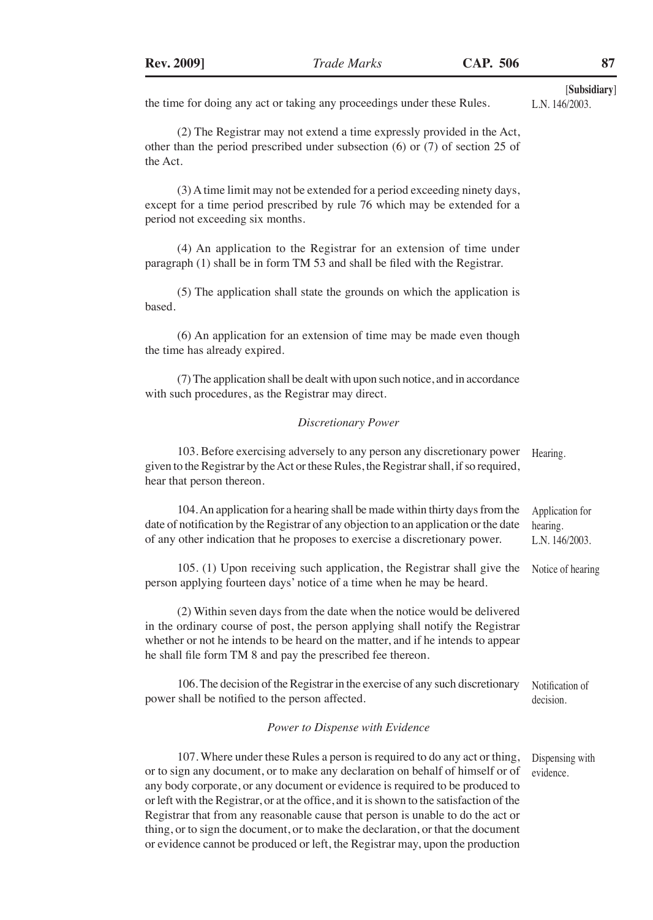[Subsidiary]

the time for doing any act or taking any proceedings under these Rules. L.N. 146/2003.

(2) The Registrar may not extend a time expressly provided in the Act, other than the period prescribed under subsection (6) or (7) of section 25 of the Act.

(3) A time limit may not be extended for a period exceeding ninety days, except for a time period prescribed by rule 76 which may be extended for a period not exceeding six months.

(4) An application to the Registrar for an extension of time under paragraph (1) shall be in form TM 53 and shall be filed with the Registrar.

(5) The application shall state the grounds on which the application is based.

(6) An application for an extension of time may be made even though the time has already expired.

(7) The application shall be dealt with upon such notice, and in accordance with such procedures, as the Registrar may direct.

### *Discretionary Power*

Hearing.

103. Before exercising adversely to any person any discretionary power given to the Registrar by the Act or these Rules, the Registrar shall, if so required, hear that person thereon.

Application for hearing. L.N. 146/2003.

104. An application for a hearing shall be made within thirty days from the date of notification by the Registrar of any objection to an application or the date of any other indication that he proposes to exercise a discretionary power.

Notice of hearing

105. (1) Upon receiving such application, the Registrar shall give the person applying fourteen days' notice of a time when he may be heard.

(2) Within seven days from the date when the notice would be delivered in the ordinary course of post, the person applying shall notify the Registrar whether or not he intends to be heard on the matter, and if he intends to appear he shall file form TM 8 and pay the prescribed fee thereon.

Notification of decision.

106. The decision of the Registrar in the exercise of any such discretionary power shall be notified to the person affected.

### *Power to Dispense with Evidence*

Dispensing with evidence.

107. Where under these Rules a person is required to do any act or thing, or to sign any document, or to make any declaration on behalf of himself or of any body corporate, or any document or evidence is required to be produced to or left with the Registrar, or at the office, and it is shown to the satisfaction of the Registrar that from any reasonable cause that person is unable to do the act or thing, or to sign the document, or to make the declaration, or that the document or evidence cannot be produced or left, the Registrar may, upon the production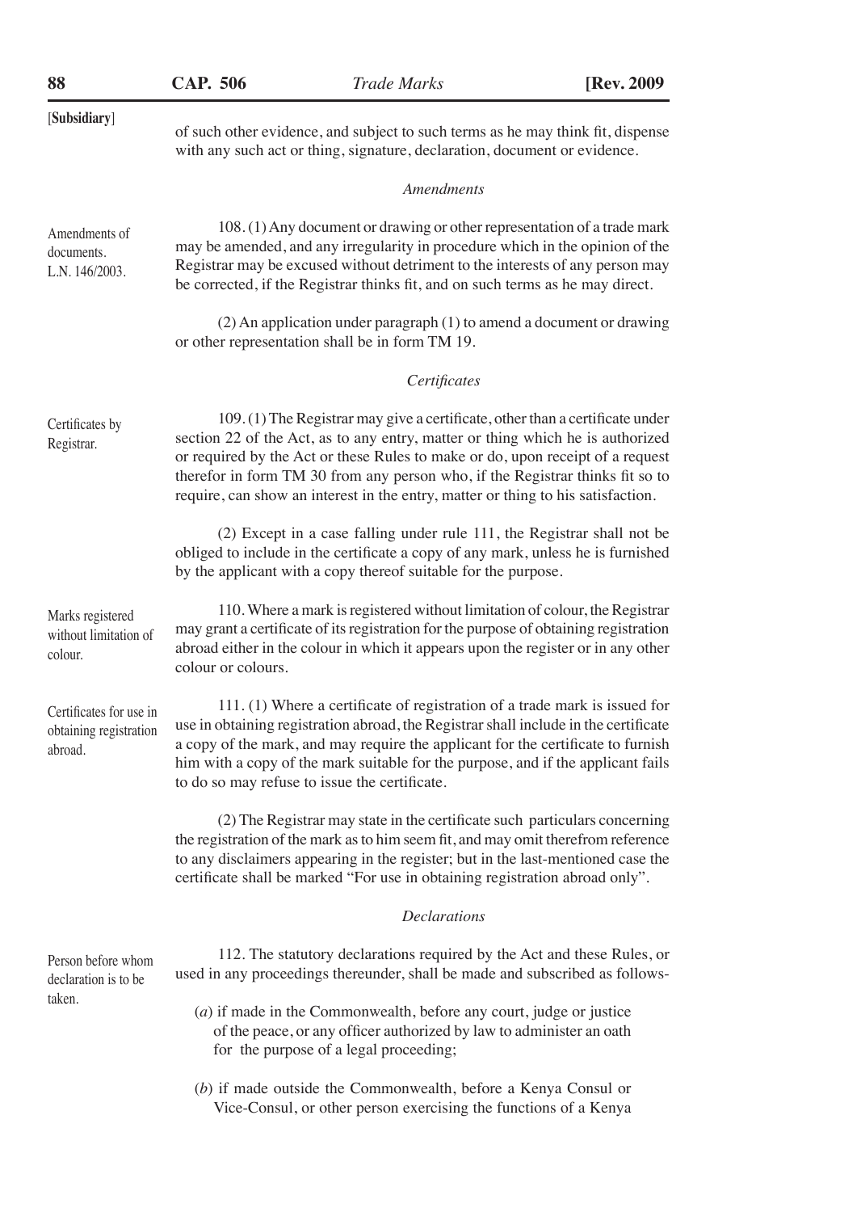[**Subsidiary**]

of such other evidence, and subject to such terms as he may think fit, dispense with any such act or thing, signature, declaration, document or evidence.

*Amendments*

Amendments of documents. L.N. 146/2003.

108. (1) Any document or drawing or other representation of a trade mark may be amended, and any irregularity in procedure which in the opinion of the Registrar may be excused without detriment to the interests of any person may be corrected, if the Registrar thinks fit, and on such terms as he may direct.

(2) An application under paragraph (1) to amend a document or drawing or other representation shall be in form TM 19.

*Certificates*

Certificates by Registrar.

109. (1) The Registrar may give a certificate, other than a certificate under section 22 of the Act, as to any entry, matter or thing which he is authorized or required by the Act or these Rules to make or do, upon receipt of a request therefor in form TM 30 from any person who, if the Registrar thinks fit so to require, can show an interest in the entry, matter or thing to his satisfaction.

(2) Except in a case falling under rule 111, the Registrar shall not be obliged to include in the certificate a copy of any mark, unless he is furnished by the applicant with a copy thereof suitable for the purpose.

Marks registered without limitation of colour.

110. Where a mark is registered without limitation of colour, the Registrar may grant a certificate of its registration for the purpose of obtaining registration abroad either in the colour in which it appears upon the register or in any other colour or colours.

Certificates for use in obtaining registration abroad.

111. (1) Where a certificate of registration of a trade mark is issued for use in obtaining registration abroad, the Registrar shall include in the certificate a copy of the mark, and may require the applicant for the certificate to furnish him with a copy of the mark suitable for the purpose, and if the applicant fails to do so may refuse to issue the certificate.

(2) The Registrar may state in the certificate such particulars concerning the registration of the mark as to him seem fit, and may omit therefrom reference to any disclaimers appearing in the register; but in the last-mentioned case the certificate shall be marked "For use in obtaining registration abroad only".

*Declarations*

Person before whom declaration is to be taken.

112. The statutory declarations required by the Act and these Rules, or used in any proceedings thereunder, shall be made and subscribed as follows-

(*a*) if made in the Commonwealth, before any court, judge or justice of the peace, or any officer authorized by law to administer an oath for the purpose of a legal proceeding;

(*b*) if made outside the Commonwealth, before a Kenya Consul or Vice-Consul, or other person exercising the functions of a Kenya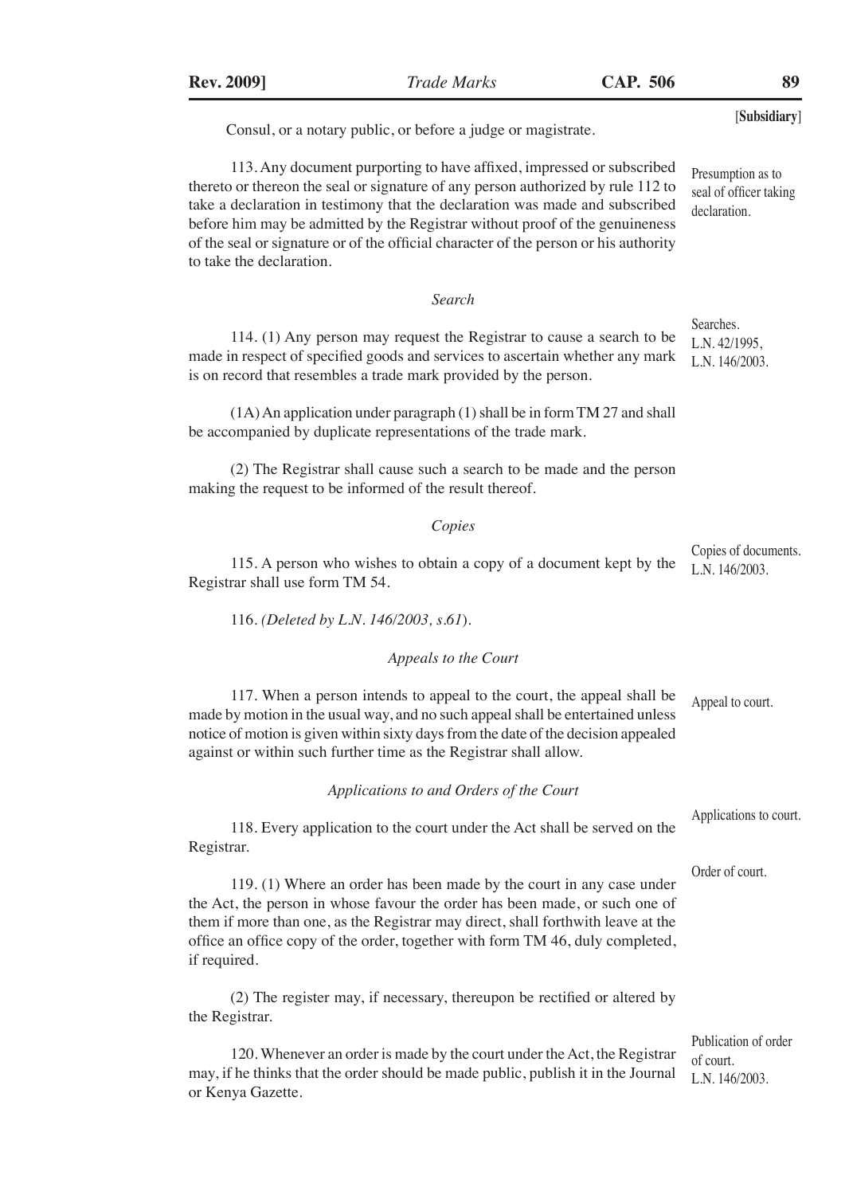Consul, or a notary public, or before a judge or magistrate.

Presumption as to seal of officer taking declaration.

113. Any document purporting to have affixed, impressed or subscribed thereto or thereon the seal or signature of any person authorized by rule 112 to take a declaration in testimony that the declaration was made and subscribed before him may be admitted by the Registrar without proof of the genuineness of the seal or signature or of the official character of the person or his authority to take the declaration.

*Search*

Searches. L.N. 42/1995, L.N. 146/2003.

114. (1) Any person may request the Registrar to cause a search to be made in respect of specified goods and services to ascertain whether any mark is on record that resembles a trade mark provided by the person.

(1A) An application under paragraph (1) shall be in form TM 27 and shall be accompanied by duplicate representations of the trade mark.

(2) The Registrar shall cause such a search to be made and the person making the request to be informed of the result thereof.

*Copies*

Copies of documents. L.N. 146/2003.

115. A person who wishes to obtain a copy of a document kept by the Registrar shall use form TM 54.

116. *(Deleted by L.N. 146/2003, s.61)*.

*Appeals to the Court*

Appeal to court.

117. When a person intends to appeal to the court, the appeal shall be made by motion in the usual way, and no such appeal shall be entertained unless notice of motion is given within sixty days from the date of the decision appealed against or within such further time as the Registrar shall allow.

*Applications to and Orders of the Court*

Applications to court.

118. Every application to the court under the Act shall be served on the Registrar.

Order of court.

119. (1) Where an order has been made by the court in any case under the Act, the person in whose favour the order has been made, or such one of them if more than one, as the Registrar may direct, shall forthwith leave at the office an office copy of the order, together with form TM 46, duly completed, if required.

(2) The register may, if necessary, thereupon be rectified or altered by the Registrar.

Publication of order of court. L.N. 146/2003.

120. Whenever an order is made by the court under the Act, the Registrar may, if he thinks that the order should be made public, publish it in the Journal or Kenya Gazette.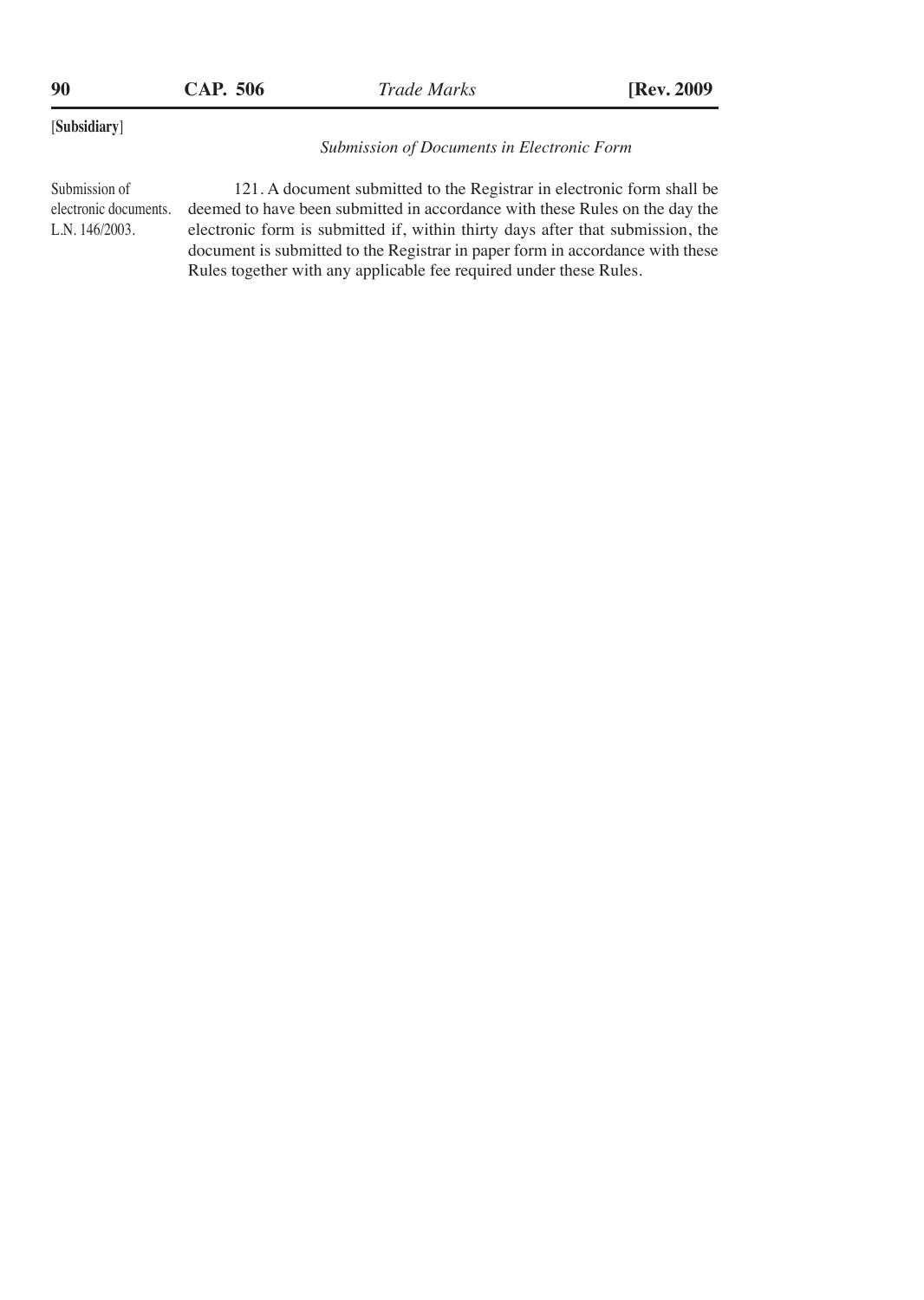*Submission of Documents in Electronic Form*

Submission of electronic documents. L.N. 146/2003.

121. A document submitted to the Registrar in electronic form shall be deemed to have been submitted in accordance with these Rules on the day the electronic form is submitted if, within thirty days after that submission, the document is submitted to the Registrar in paper form in accordance with these Rules together with any applicable fee required under these Rules.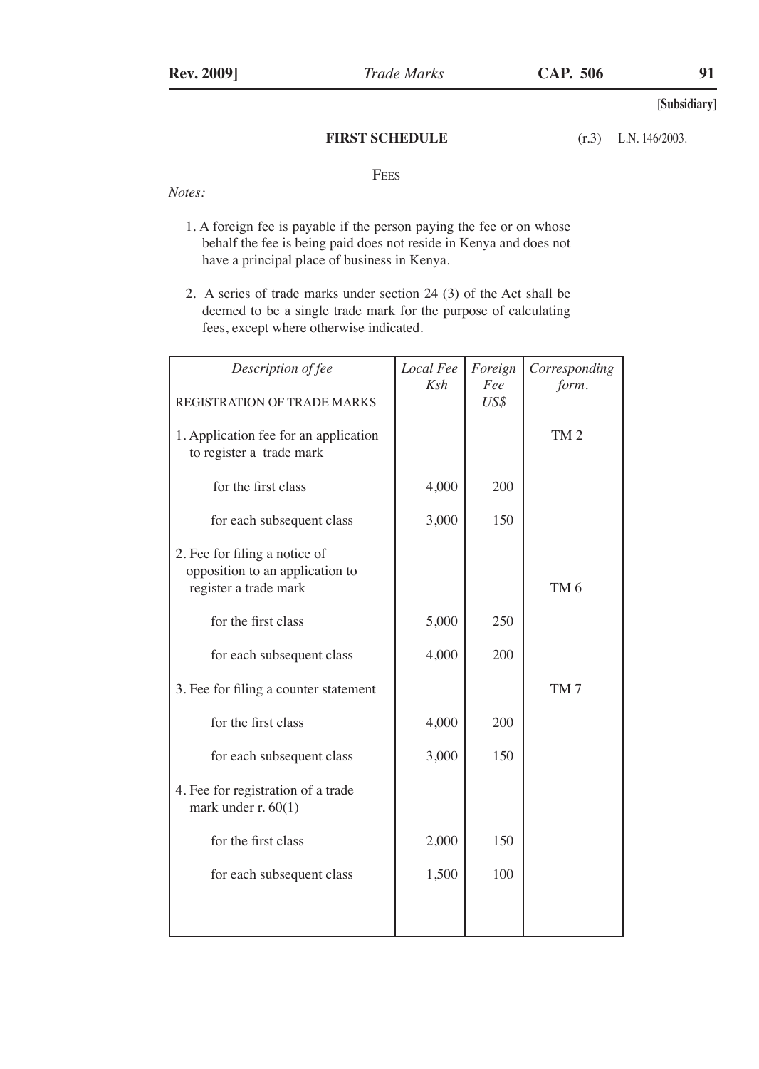[Subsidiary]

## FIRST SCHEDULE

(r.3) L.N. 146/2003.

### FEES

*Notes:*

1. A foreign fee is payable if the person paying the fee or on whose behalf the fee is being paid does not reside in Kenya and does not have a principal place of business in Kenya.

2. A series of trade marks under section 24 (3) of the Act shall be deemed to be a single trade mark for the purpose of calculating fees, except where otherwise indicated.

| *Description of fee* | *Local Fee Ksh* | *Foreign Fee US$* | *Corresponding form.* |
|---|---|---|---|
| REGISTRATION OF TRADE MARKS | | | |
| 1. Application fee for an application to register a trade mark | | | TM 2 |
| for the first class | 4,000 | 200 | |
| for each subsequent class | 3,000 | 150 | |
| 2. Fee for filing a notice of opposition to an application to register a trade mark | | | TM 6 |
| for the first class | 5,000 | 250 | |
| for each subsequent class | 4,000 | 200 | |
| 3. Fee for filing a counter statement | | | TM 7 |
| for the first class | 4,000 | 200 | |
| for each subsequent class | 3,000 | 150 | |
| 4. Fee for registration of a trade mark under r. 60(1) | | | |
| for the first class | 2,000 | 150 | |
| for each subsequent class | 1,500 | 100 | |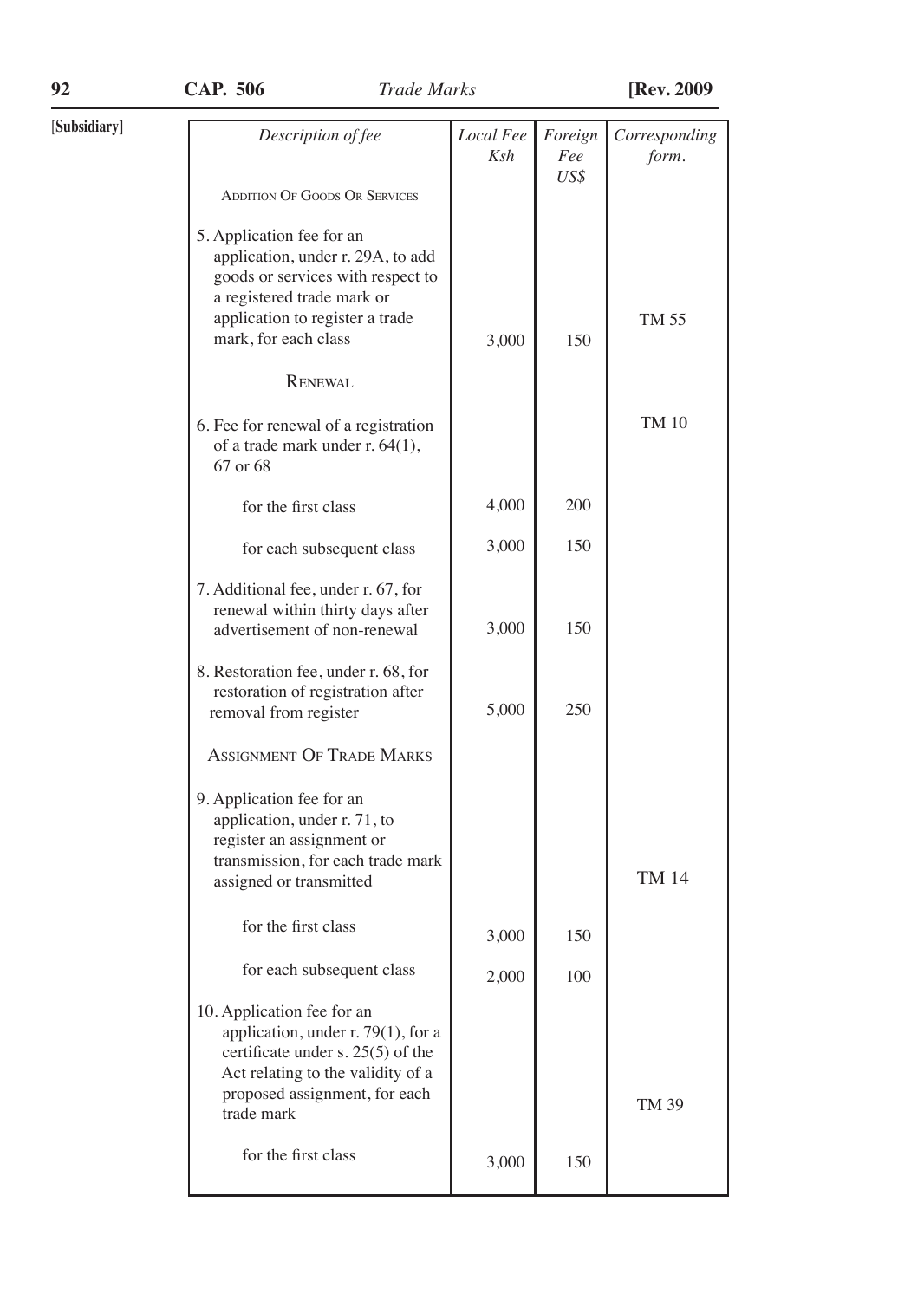[Subsidiary]

| Description of fee | Local Fee Ksh | Foreign Fee US$ | Corresponding form. |
|---|---|---|---|
| ADDITION OF GOODS OR SERVICES | | | |
| 5. Application fee for an application, under r. 29A, to add goods or services with respect to a registered trade mark or application to register a trade mark, for each class | 3,000 | 150 | TM 55 |
| RENEWAL | | | |
| 6. Fee for renewal of a registration of a trade mark under r. 64(1), 67 or 68 | | | TM 10 |
| for the first class | 4,000 | 200 | |
| for each subsequent class | 3,000 | 150 | |
| 7. Additional fee, under r. 67, for renewal within thirty days after advertisement of non-renewal | 3,000 | 150 | |
| 8. Restoration fee, under r. 68, for restoration of registration after removal from register | 5,000 | 250 | |
| ASSIGNMENT OF TRADE MARKS | | | |
| 9. Application fee for an application, under r. 71, to register an assignment or transmission, for each trade mark assigned or transmitted | | | TM 14 |
| for the first class | 3,000 | 150 | |
| for each subsequent class | 2,000 | 100 | |
| 10. Application fee for an application, under r. 79(1), for a certificate under s. 25(5) of the Act relating to the validity of a proposed assignment, for each trade mark | | | TM 39 |
| for the first class | 3,000 | 150 | |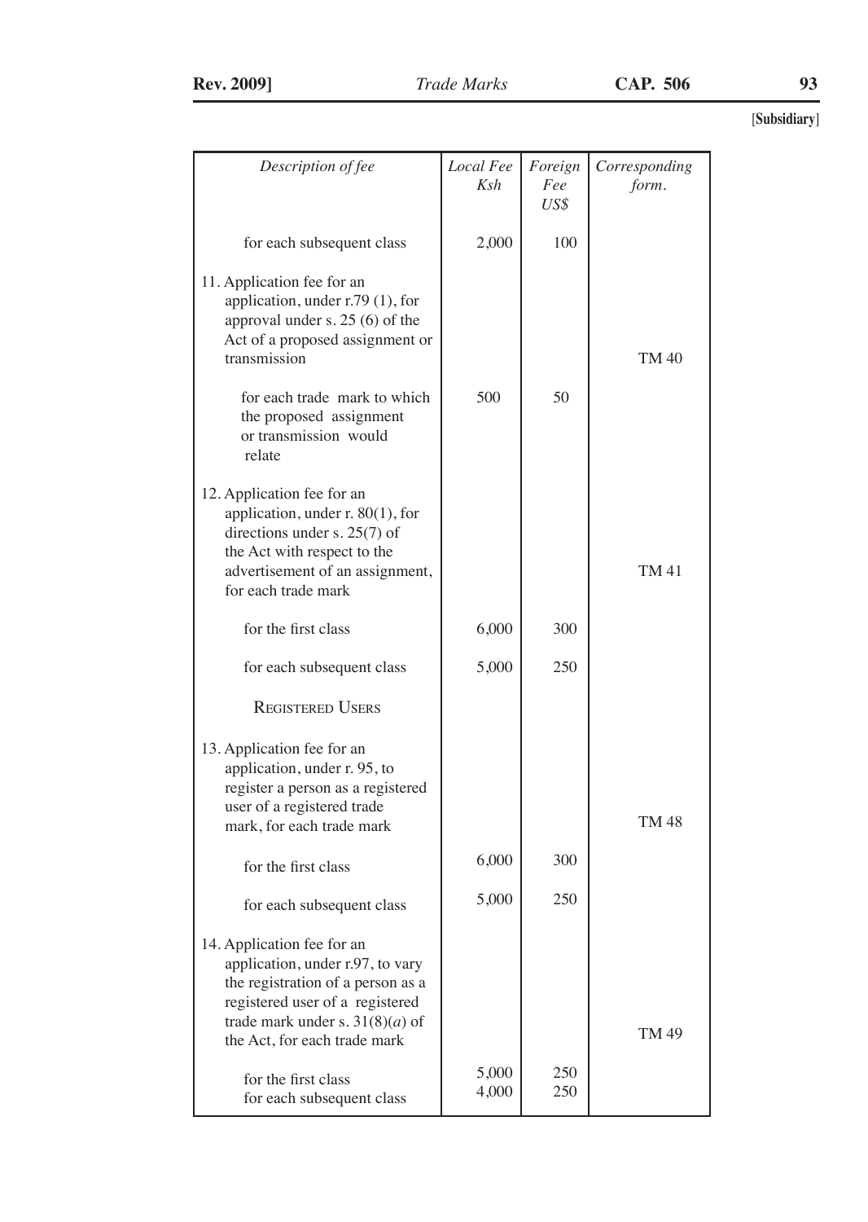[Subsidiary]

| *Description of fee* | *Local Fee Ksh* | *Foreign Fee US$* | *Corresponding form.* |
|---|---|---|---|
| for each subsequent class | 2,000 | 100 | |
| 11. Application fee for an application, under r.79 (1), for approval under s. 25 (6) of the Act of a proposed assignment or transmission | | | TM 40 |
| for each trade mark to which the proposed assignment or transmission would relate | 500 | 50 | |
| 12. Application fee for an application, under r. 80(1), for directions under s. 25(7) of the Act with respect to the advertisement of an assignment, for each trade mark | | | TM 41 |
| for the first class | 6,000 | 300 | |
| for each subsequent class | 5,000 | 250 | |
| REGISTERED USERS | | | |
| 13. Application fee for an application, under r. 95, to register a person as a registered user of a registered trade mark, for each trade mark | | | TM 48 |
| for the first class | 6,000 | 300 | |
| for each subsequent class | 5,000 | 250 | |
| 14. Application fee for an application, under r.97, to vary the registration of a person as a registered user of a registered trade mark under s. 31(8)(*a*) of the Act, for each trade mark | | | TM 49 |
| for the first class | 5,000 | 250 | |
| for each subsequent class | 4,000 | 250 | |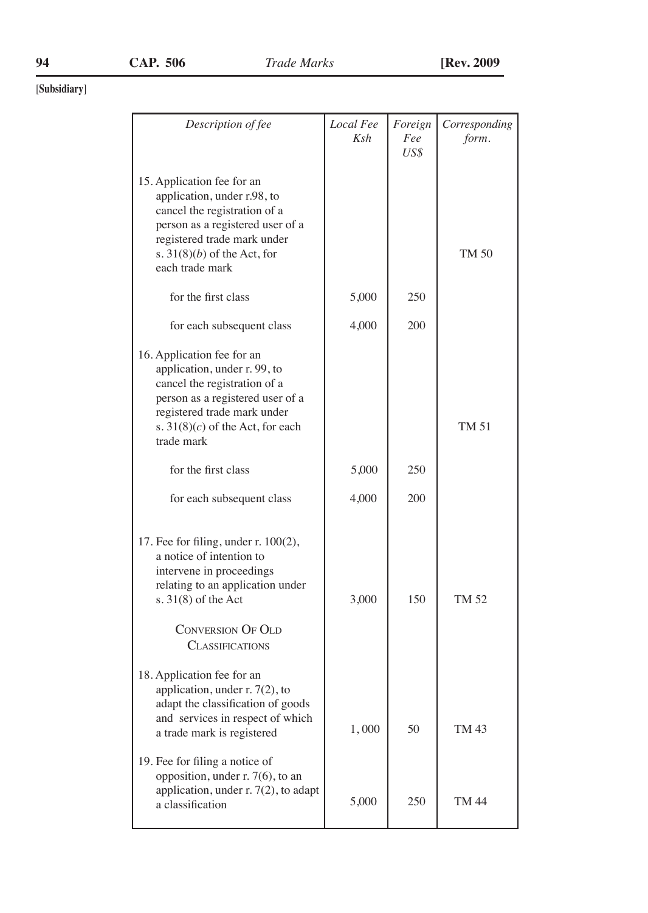[Subsidiary]

| *Description of fee* | *Local Fee Ksh* | *Foreign Fee US$* | *Corresponding form.* |
|---|---|---|---|
| 15. Application fee for an application, under r.98, to cancel the registration of a person as a registered user of a registered trade mark under s. 31(8)(*b*) of the Act, for each trade mark | | | TM 50 |
| for the first class | 5,000 | 250 | |
| for each subsequent class | 4,000 | 200 | |
| 16. Application fee for an application, under r. 99, to cancel the registration of a person as a registered user of a registered trade mark under s. 31(8)(*c*) of the Act, for each trade mark | | | TM 51 |
| for the first class | 5,000 | 250 | |
| for each subsequent class | 4,000 | 200 | |
| 17. Fee for filing, under r. 100(2), a notice of intention to intervene in proceedings relating to an application under s. 31(8) of the Act | 3,000 | 150 | TM 52 |
| CONVERSION OF OLD CLASSIFICATIONS | | | |
| 18. Application fee for an application, under r. 7(2), to adapt the classification of goods and services in respect of which a trade mark is registered | 1, 000 | 50 | TM 43 |
| 19. Fee for filing a notice of opposition, under r. 7(6), to an application, under r. 7(2), to adapt a classification | 5,000 | 250 | TM 44 |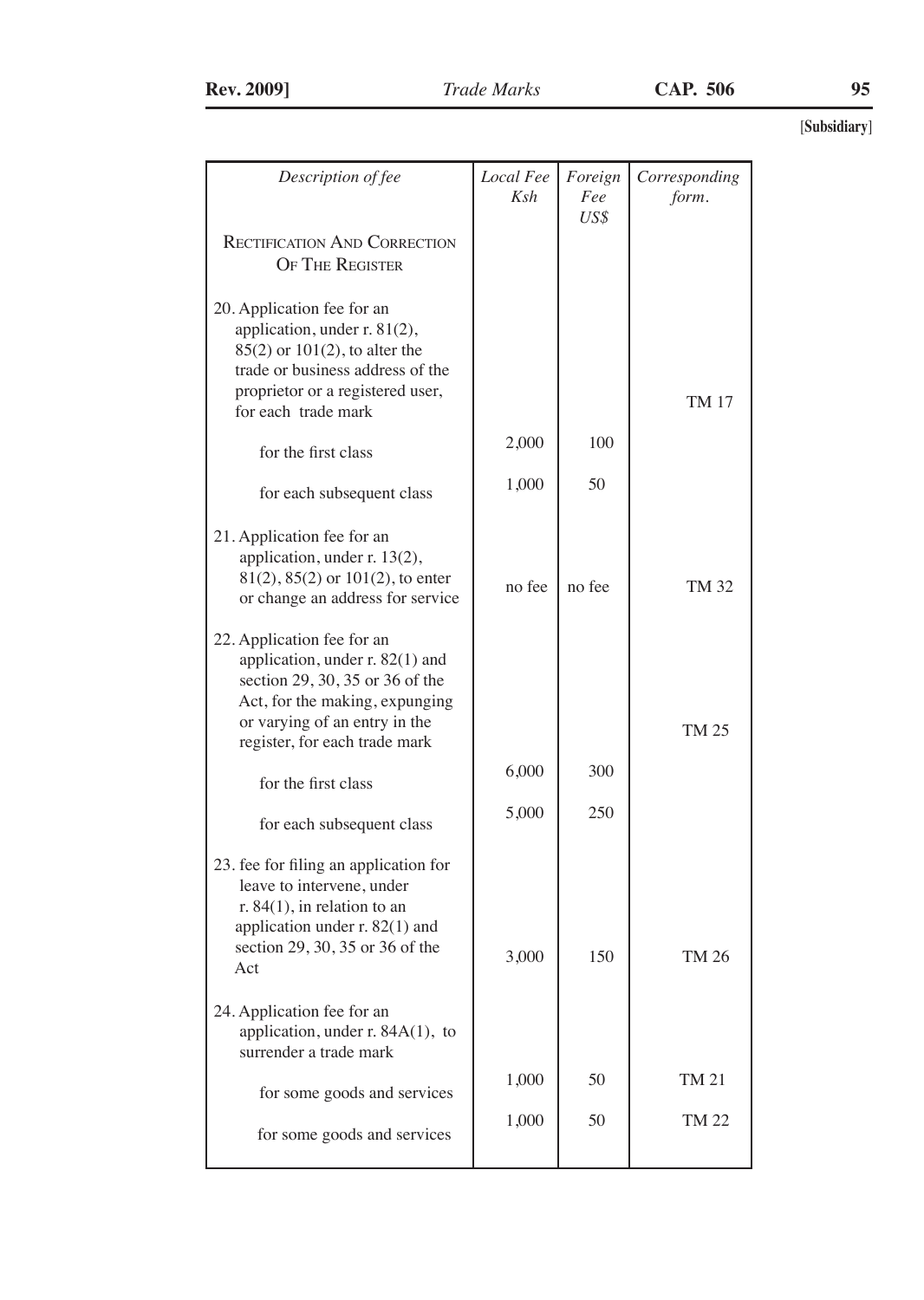[Subsidiary]

| *Description of fee* | *Local Fee Ksh* | *Foreign Fee US$* | *Corresponding form.* |
|---|---|---|---|
| RECTIFICATION AND CORRECTION OF THE REGISTER | | | |
| 20. Application fee for an application, under r. 81(2), 85(2) or 101(2), to alter the trade or business address of the proprietor or a registered user, for each trade mark | | | TM 17 |
| for the first class | 2,000 | 100 | |
| for each subsequent class | 1,000 | 50 | |
| 21. Application fee for an application, under r. 13(2), 81(2), 85(2) or 101(2), to enter or change an address for service | no fee | no fee | TM 32 |
| 22. Application fee for an application, under r. 82(1) and section 29, 30, 35 or 36 of the Act, for the making, expunging or varying of an entry in the register, for each trade mark | | | TM 25 |
| for the first class | 6,000 | 300 | |
| for each subsequent class | 5,000 | 250 | |
| 23. fee for filing an application for leave to intervene, under r. 84(1), in relation to an application under r. 82(1) and section 29, 30, 35 or 36 of the Act | 3,000 | 150 | TM 26 |
| 24. Application fee for an application, under r. 84A(1), to surrender a trade mark | | | |
| for some goods and services | 1,000 | 50 | TM 21 |
| for some goods and services | 1,000 | 50 | TM 22 |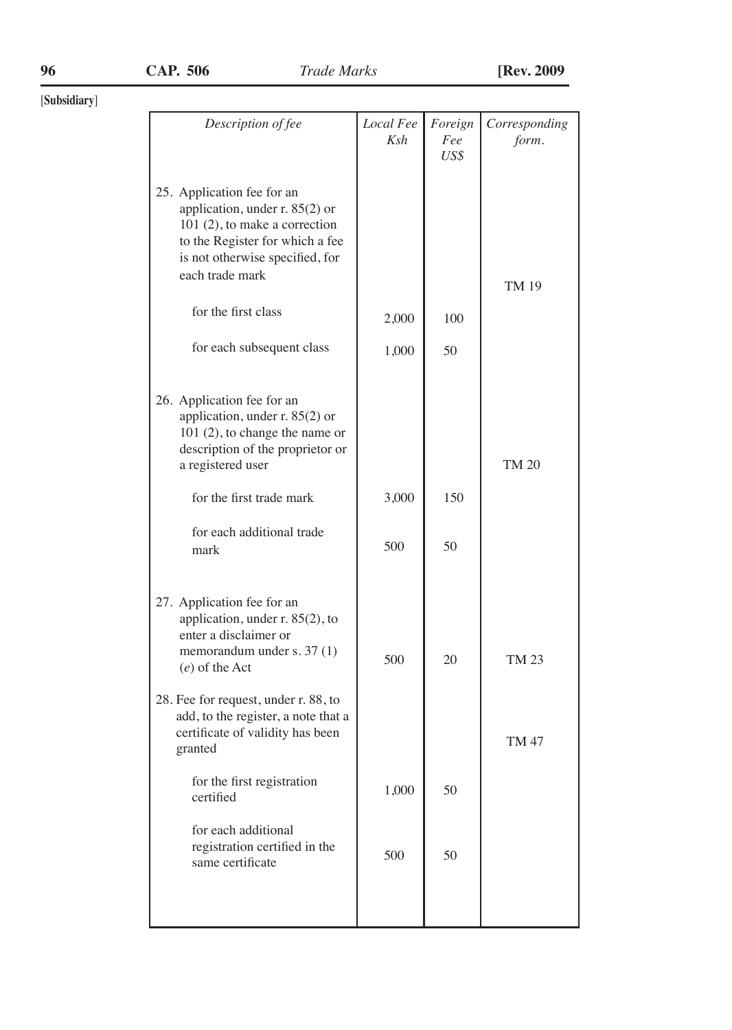[Subsidiary]

| Description of fee | Local Fee Ksh | Foreign Fee US$ | Corresponding form. |
|---|---|---|---|
| 25. Application fee for an application, under r. 85(2) or 101 (2), to make a correction to the Register for which a fee is not otherwise specified, for each trade mark | | | TM 19 |
| for the first class | 2,000 | 100 | |
| for each subsequent class | 1,000 | 50 | |
| 26. Application fee for an application, under r. 85(2) or 101 (2), to change the name or description of the proprietor or a registered user | | | TM 20 |
| for the first trade mark | 3,000 | 150 | |
| for each additional trade mark | 500 | 50 | |
| 27. Application fee for an application, under r. 85(2), to enter a disclaimer or memorandum under s. 37 (1) (*e*) of the Act | 500 | 20 | TM 23 |
| 28. Fee for request, under r. 88, to add, to the register, a note that a certificate of validity has been granted | | | TM 47 |
| for the first registration certified | 1,000 | 50 | |
| for each additional registration certified in the same certificate | 500 | 50 | |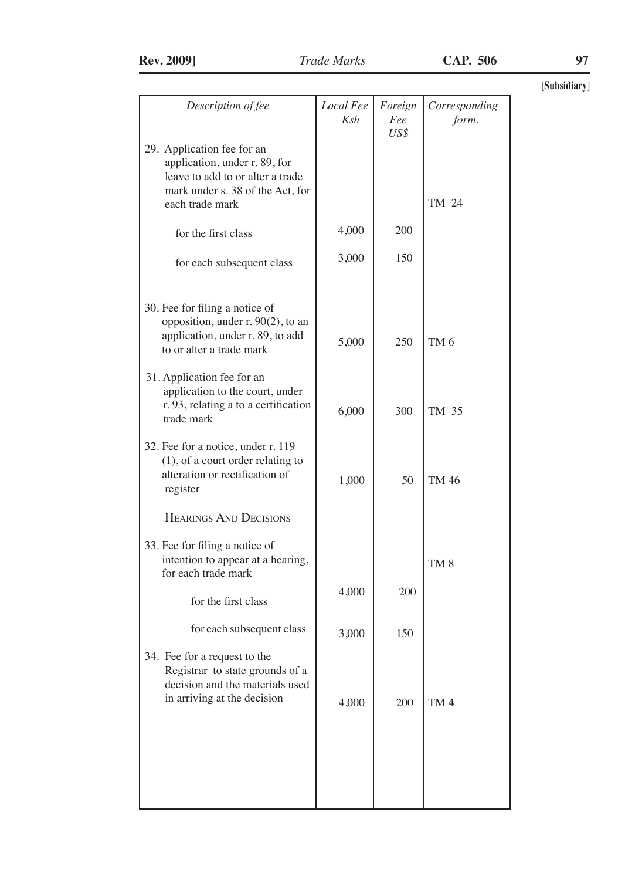[Subsidiary]

| *Description of fee* | *Local Fee Ksh* | *Foreign Fee US$* | *Corresponding form.* |
|---|---|---|---|
| 29. Application fee for an application, under r. 89, for leave to add to or alter a trade mark under s. 38 of the Act, for each trade mark | | | TM 24 |
| for the first class | 4,000 | 200 | |
| for each subsequent class | 3,000 | 150 | |
| 30. Fee for filing a notice of opposition, under r. 90(2), to an application, under r. 89, to add to or alter a trade mark | 5,000 | 250 | TM 6 |
| 31. Application fee for an application to the court, under r. 93, relating a to a certification trade mark | 6,000 | 300 | TM 35 |
| 32. Fee for a notice, under r. 119 (1), of a court order relating to alteration or rectification of register | 1,000 | 50 | TM 46 |
| HEARINGS AND DECISIONS | | | |
| 33. Fee for filing a notice of intention to appear at a hearing, for each trade mark | | | TM 8 |
| for the first class | 4,000 | 200 | |
| for each subsequent class | 3,000 | 150 | |
| 34. Fee for a request to the Registrar to state grounds of a decision and the materials used in arriving at the decision | 4,000 | 200 | TM 4 |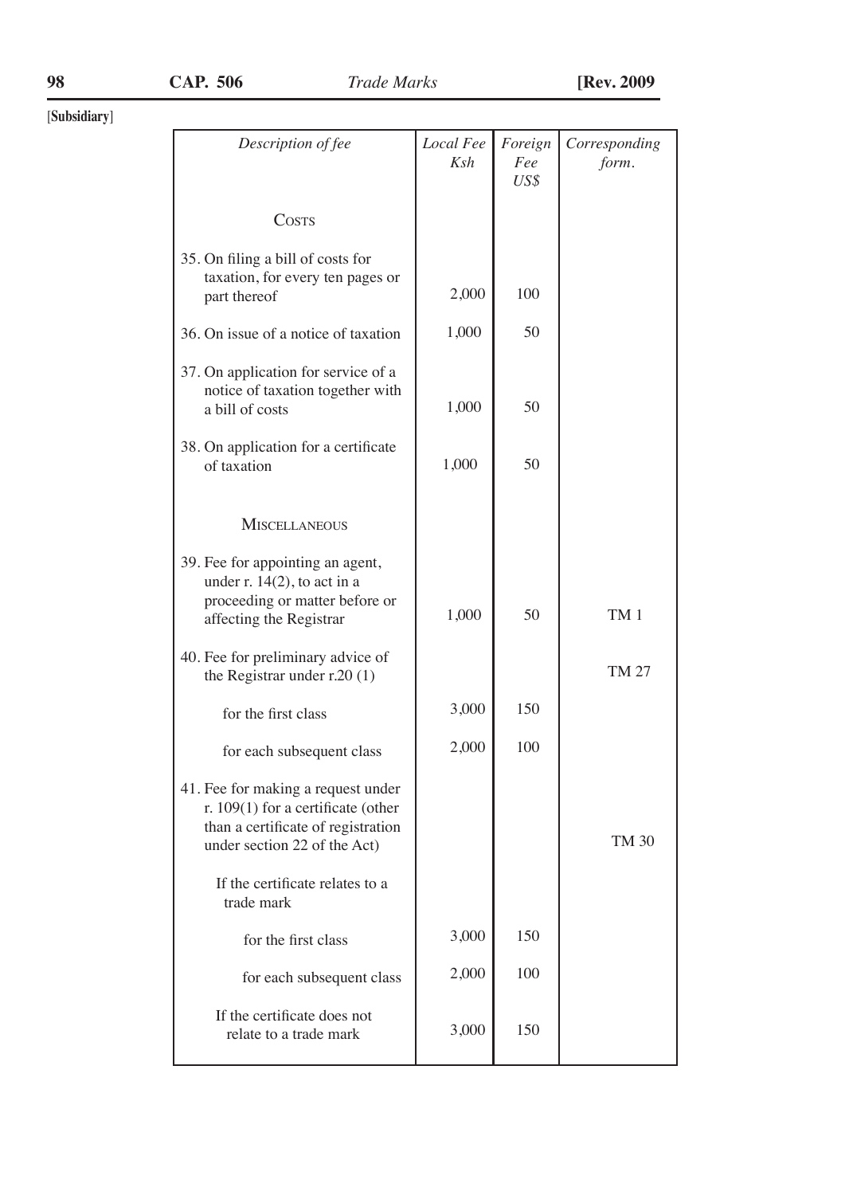[Subsidiary]

| *Description of fee* | *Local Fee Ksh* | *Foreign Fee US$* | *Corresponding form.* |
|---|---|---|---|
| COSTS | | | |
| 35. On filing a bill of costs for taxation, for every ten pages or part thereof | 2,000 | 100 | |
| 36. On issue of a notice of taxation | 1,000 | 50 | |
| 37. On application for service of a notice of taxation together with a bill of costs | 1,000 | 50 | |
| 38. On application for a certificate of taxation | 1,000 | 50 | |
| MISCELLANEOUS | | | |
| 39. Fee for appointing an agent, under r. 14(2), to act in a proceeding or matter before or affecting the Registrar | 1,000 | 50 | TM 1 |
| 40. Fee for preliminary advice of the Registrar under r.20 (1) | | | TM 27 |
| for the first class | 3,000 | 150 | |
| for each subsequent class | 2,000 | 100 | |
| 41. Fee for making a request under r. 109(1) for a certificate (other than a certificate of registration under section 22 of the Act) | | | TM 30 |
| If the certificate relates to a trade mark | | | |
| for the first class | 3,000 | 150 | |
| for each subsequent class | 2,000 | 100 | |
| If the certificate does not relate to a trade mark | 3,000 | 150 | |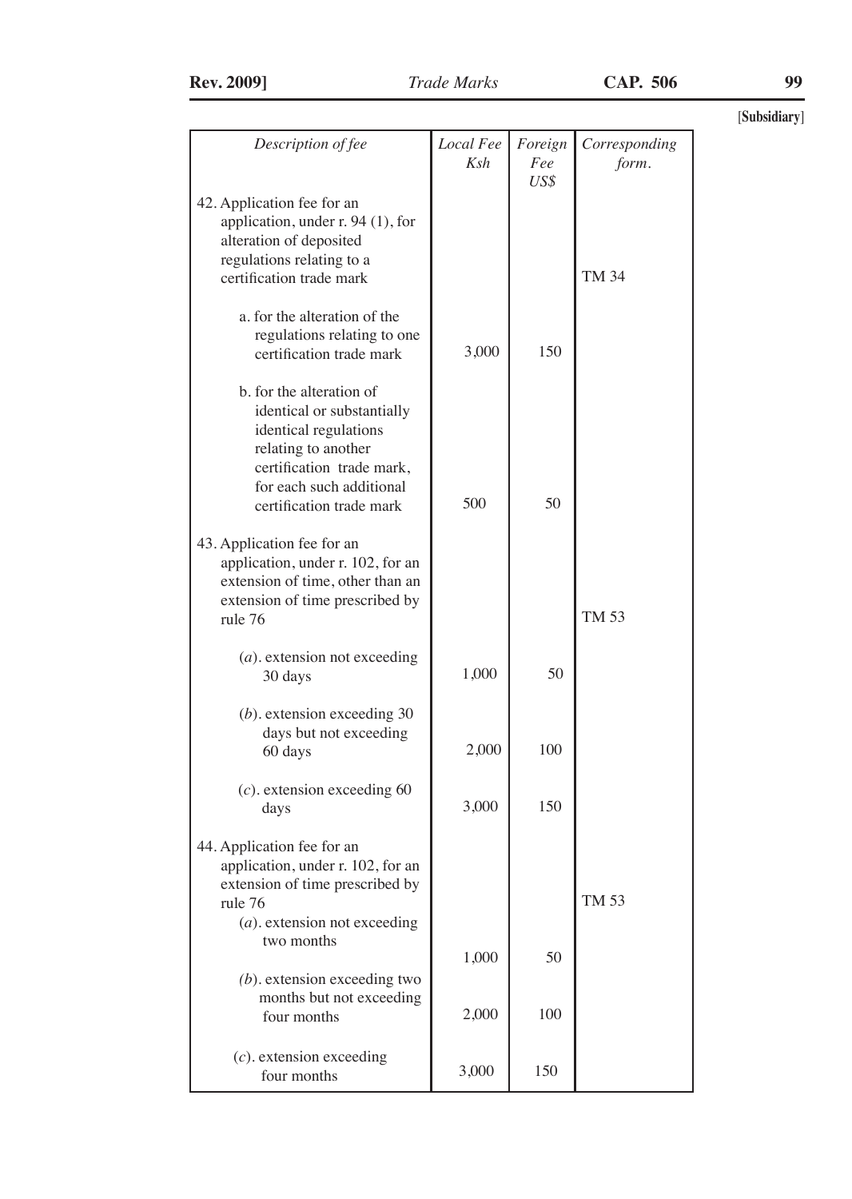[Subsidiary]

| Description of fee | Local Fee Ksh | Foreign Fee US$ | Corresponding form. |
|---|---|---|---|
| 42. Application fee for an application, under r. 94 (1), for alteration of deposited regulations relating to a certification trade mark | | | TM 34 |
| a. for the alteration of the regulations relating to one certification trade mark | 3,000 | 150 | |
| b. for the alteration of identical or substantially identical regulations relating to another certification trade mark, for each such additional certification trade mark | 500 | 50 | |
| 43. Application fee for an application, under r. 102, for an extension of time, other than an extension of time prescribed by rule 76 | | | TM 53 |
| (*a*). extension not exceeding 30 days | 1,000 | 50 | |
| (*b*). extension exceeding 30 days but not exceeding 60 days | 2,000 | 100 | |
| (*c*). extension exceeding 60 days | 3,000 | 150 | |
| 44. Application fee for an application, under r. 102, for an extension of time prescribed by rule 76 | | | TM 53 |
| (*a*). extension not exceeding two months | 1,000 | 50 | |
| (*b*). extension exceeding two months but not exceeding four months | 2,000 | 100 | |
| (*c*). extension exceeding four months | 3,000 | 150 | |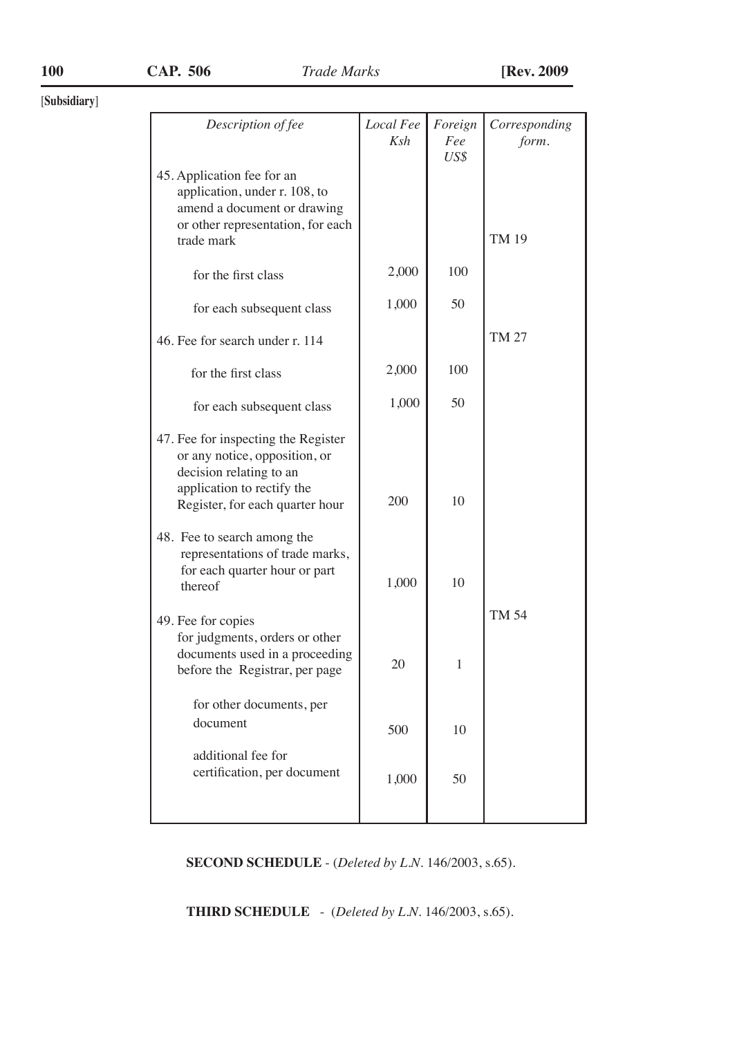[Subsidiary]

| *Description of fee* | *Local Fee Ksh* | *Foreign Fee US$* | *Corresponding form.* |
|---|---|---|---|
| 45. Application fee for an application, under r. 108, to amend a document or drawing or other representation, for each trade mark | | | TM 19 |
| for the first class | 2,000 | 100 | |
| for each subsequent class | 1,000 | 50 | |
| 46. Fee for search under r. 114 | | | TM 27 |
| for the first class | 2,000 | 100 | |
| for each subsequent class | 1,000 | 50 | |
| 47. Fee for inspecting the Register or any notice, opposition, or decision relating to an application to rectify the Register, for each quarter hour | 200 | 10 | |
| 48. Fee to search among the representations of trade marks, for each quarter hour or part thereof | 1,000 | 10 | |
| 49. Fee for copies for judgments, orders or other documents used in a proceeding before the Registrar, per page | 20 | 1 | TM 54 |
| for other documents, per document | 500 | 10 | |
| additional fee for certification, per document | 1,000 | 50 | |

**SECOND SCHEDULE** - (*Deleted by L.N.* 146/2003, s.65).

**THIRD SCHEDULE** - (*Deleted by L.N.* 146/2003, s.65).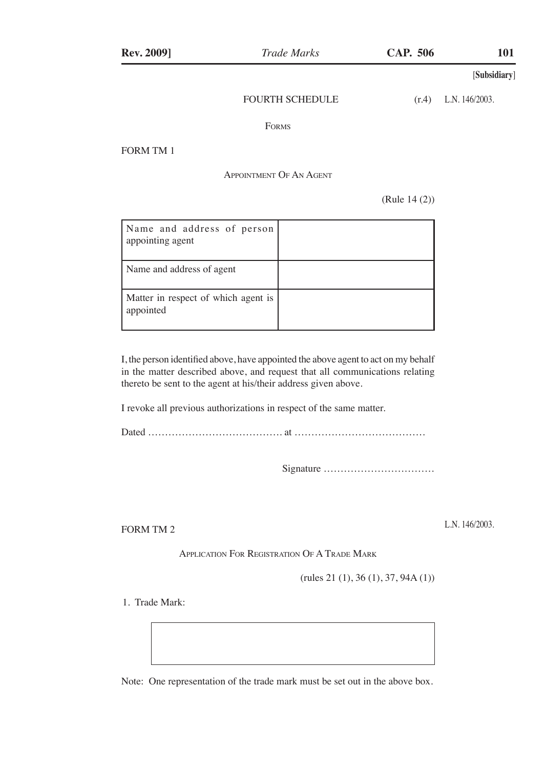[Subsidiary]

## FOURTH SCHEDULE

(r.4) L.N. 146/2003.

FORMS

### FORM TM 1

APPOINTMENT OF AN AGENT

(Rule 14 (2))

| Name and address of person appointing agent | |
|---|---|
| Name and address of agent | |
| Matter in respect of which agent is appointed | |

I, the person identified above, have appointed the above agent to act on my behalf in the matter described above, and request that all communications relating thereto be sent to the agent at his/their address given above.

I revoke all previous authorizations in respect of the same matter.

Dated ………………………………… at …………………………………

Signature ……………………………

### FORM TM 2

L.N. 146/2003.

APPLICATION FOR REGISTRATION OF A TRADE MARK

(rules 21 (1), 36 (1), 37, 94A (1))

1. Trade Mark:

| |
|---|
| |

Note: One representation of the trade mark must be set out in the above box.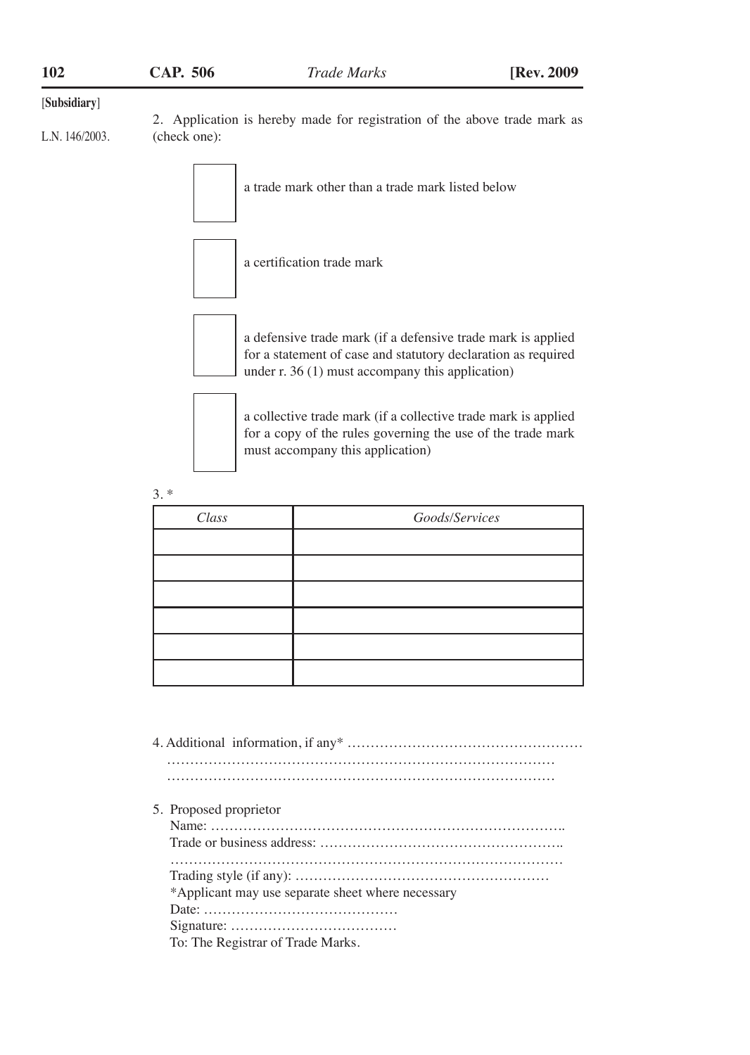[Subsidiary]

L.N. 146/2003.

2. Application is hereby made for registration of the above trade mark as (check one):

☐ a trade mark other than a trade mark listed below

☐ a certification trade mark

☐ a defensive trade mark (if a defensive trade mark is applied for a statement of case and statutory declaration as required under r. 36 (1) must accompany this application)

☐ a collective trade mark (if a collective trade mark is applied for a copy of the rules governing the use of the trade mark must accompany this application)

3. *

| *Class* | *Goods/Services* |
|---|---|
| | |
| | |
| | |
| | |
| | |
| | |

4. Additional information, if any\* …………………………………………… ………………………………………………………………………… …………………………………………………………………………

5. Proposed proprietor
Name: …………………………………………………………………..
Trade or business address: ……………………………………………..
……………………………………………………………………………
Trading style (if any): ………………………………………………
*Applicant may use separate sheet where necessary
Date: ……………………………………
Signature: ………………………………
To: The Registrar of Trade Marks.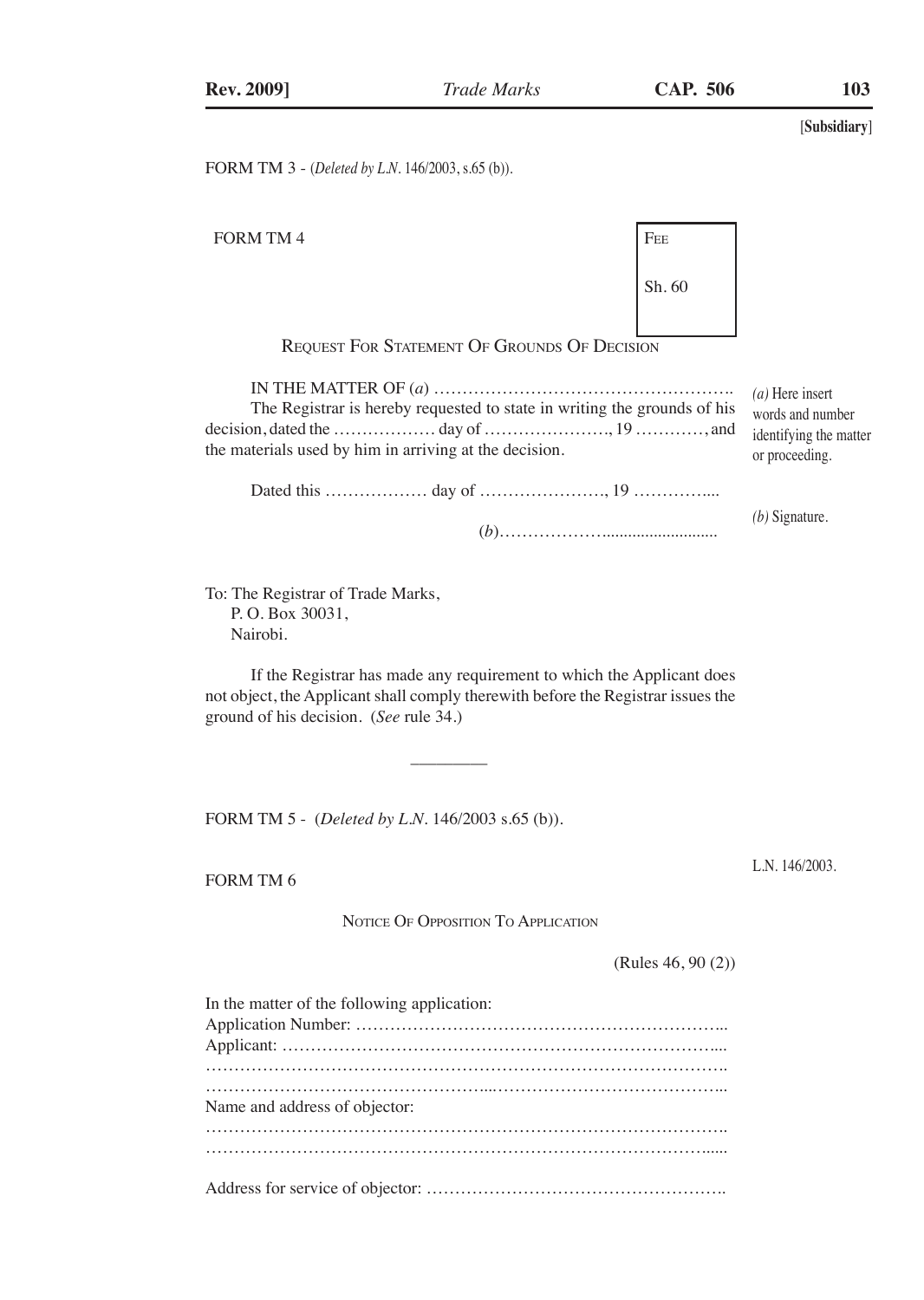[Subsidiary]

FORM TM 3 - (*Deleted by L.N.* 146/2003, s.65 (b)).

FORM TM 4

| FEE |
|---|
| Sh. 60 |

REQUEST FOR STATEMENT OF GROUNDS OF DECISION

IN THE MATTER OF (*a*) ……………………………………………….

*(a)* Here insert words and number identifying the matter or proceeding.

The Registrar is hereby requested to state in writing the grounds of his decision, dated the ……………… day of …………………., 19 …………, and the materials used by him in arriving at the decision.

Dated this ……………… day of …………………., 19 …………....

(*b*)……………….........................

*(b)* Signature.

To: The Registrar of Trade Marks,
P. O. Box 30031,
Nairobi.

If the Registrar has made any requirement to which the Applicant does not object, the Applicant shall comply therewith before the Registrar issues the ground of his decision. (*See* rule 34.)

---

FORM TM 5 - (*Deleted by L.N.* 146/2003 s.65 (b)).

FORM TM 6

L.N. 146/2003.

NOTICE OF OPPOSITION TO APPLICATION

(Rules 46, 90 (2))

In the matter of the following application:
Application Number: …………………………………………………………...
Applicant: ……………………………………………………………………...
……………………………………………………………………………….
…………………………………………...…………………………………...
Name and address of objector:
……………………………………………………………………………….
……………………………………………………………………………......

Address for service of objector: …………………………………………….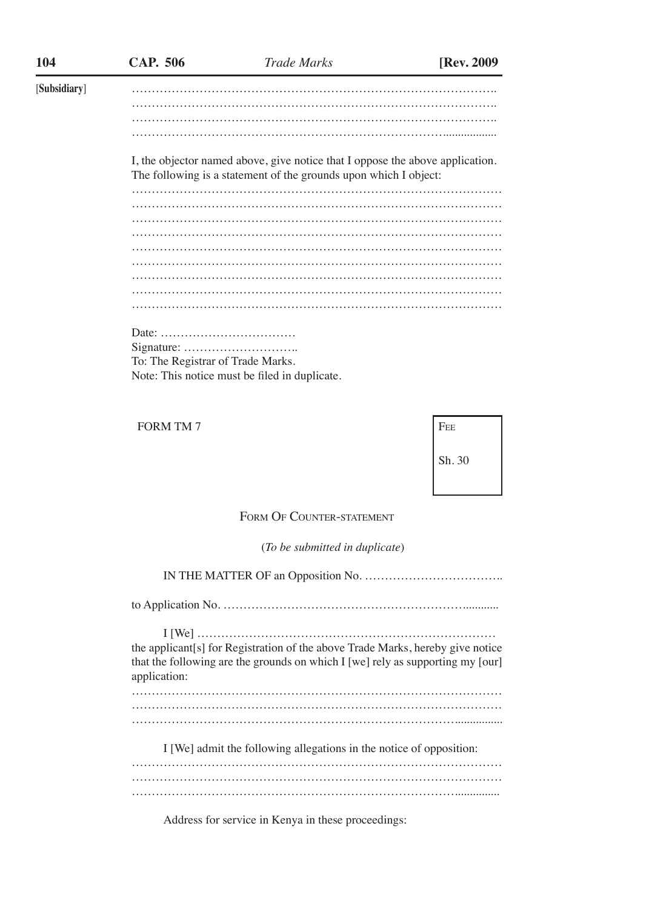……………………………………………………………………………….
……………………………………………………………………………….
……………………………………………………………………………….
………………………………………………………………………..................

I, the objector named above, give notice that I oppose the above application. The following is a statement of the grounds upon which I object:

…………………………………………………………………………………
…………………………………………………………………………………
…………………………………………………………………………………
…………………………………………………………………………………
…………………………………………………………………………………
…………………………………………………………………………………
…………………………………………………………………………………
…………………………………………………………………………………
…………………………………………………………………………………

Date: ……………………………

Signature: ……………………….

To: The Registrar of Trade Marks.

Note: This notice must be filed in duplicate.

FORM TM 7

| Fee |
|---|
| Sh. 30 |

## Form Of Counter-statement

(*To be submitted in duplicate*)

IN THE MATTER OF an Opposition No. …………………………….

to Application No. ………………………………………………………...........

I [We] …………………………………………………………………
the applicant[s] for Registration of the above Trade Marks, hereby give notice that the following are the grounds on which I [we] rely as supporting my [our] application:

…………………………………………………………………………………
…………………………………………………………………………………
………………………………………………………………………................

I [We] admit the following allegations in the notice of opposition:

…………………………………………………………………………………
…………………………………………………………………………………
……………………………………………………………………….............

Address for service in Kenya in these proceedings: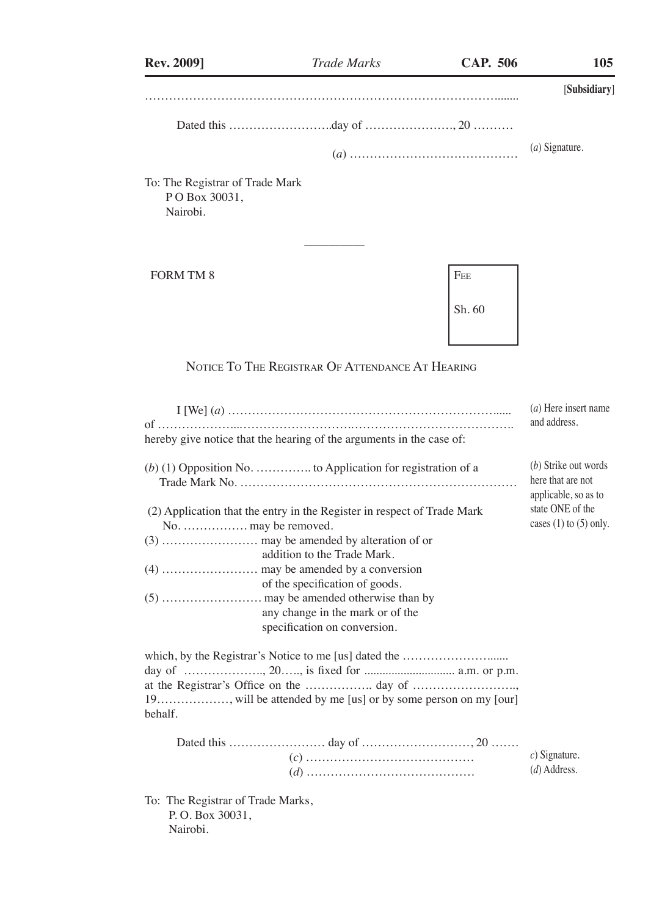[Subsidiary]

………………………………………………………………………………........

Dated this ……………………..day of …………………., 20 ……….

(a) ……………………………………

(a) Signature.

To: The Registrar of Trade Mark
P O Box 30031,
Nairobi.

---

FORM TM 8

| FEE |
|---|
| Sh. 60 |

## NOTICE TO THE REGISTRAR OF ATTENDANCE AT HEARING

I [We] (a) ……………………………………………………………......
of ………………...……………………….…………………………………..
hereby give notice that the hearing of the arguments in the case of:

(a) Here insert name and address.

(b) (1) Opposition No. …………. to Application for registration of a Trade Mark No. ……………………………………………………………

(2) Application that the entry in the Register in respect of Trade Mark No. ……………. may be removed.

(3) …………………… may be amended by alteration of or addition to the Trade Mark.

(4) …………………… may be amended by a conversion of the specification of goods.

(5) ……………………. may be amended otherwise than by any change in the mark or of the specification on conversion.

(b) Strike out words here that are not applicable, so as to state ONE of the cases (1) to (5) only.

which, by the Registrar's Notice to me [us] dated the ……………………......
day of ………………., 20….., is fixed for ............................ a.m. or p.m.
at the Registrar's Office on the ……………. day of …………………….,
19………………, will be attended by me [us] or by some person on my [our] behalf.

Dated this …………………… day of ………………………, 20 …….

(c) ……………………………………

(d) ……………………………………

c) Signature.
(d) Address.

To: The Registrar of Trade Marks,
P. O. Box 30031,
Nairobi.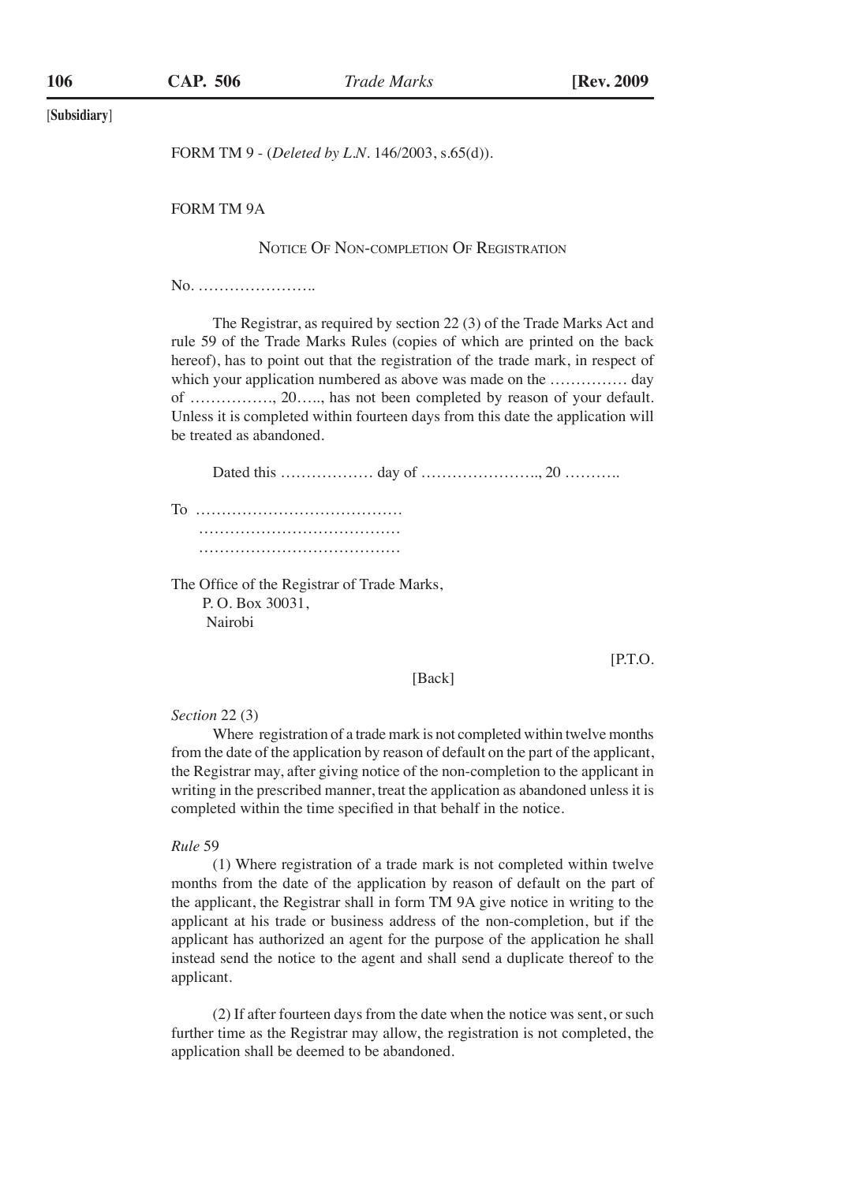[Subsidiary]

FORM TM 9 - (*Deleted by L.N.* 146/2003, s.65(d)).

FORM TM 9A

NOTICE OF NON-COMPLETION OF REGISTRATION

No. …………………..

The Registrar, as required by section 22 (3) of the Trade Marks Act and rule 59 of the Trade Marks Rules (copies of which are printed on the back hereof), has to point out that the registration of the trade mark, in respect of which your application numbered as above was made on the …………… day of ……………, 20….., has not been completed by reason of your default. Unless it is completed within fourteen days from this date the application will be treated as abandoned.

Dated this ……………… day of ………………….., 20 ………..

To …………………………………
…………………………………
…………………………………

The Office of the Registrar of Trade Marks,
P. O. Box 30031,
Nairobi

[P.T.O.

[Back]

*Section* 22 (3)

Where registration of a trade mark is not completed within twelve months from the date of the application by reason of default on the part of the applicant, the Registrar may, after giving notice of the non-completion to the applicant in writing in the prescribed manner, treat the application as abandoned unless it is completed within the time specified in that behalf in the notice.

*Rule* 59

(1) Where registration of a trade mark is not completed within twelve months from the date of the application by reason of default on the part of the applicant, the Registrar shall in form TM 9A give notice in writing to the applicant at his trade or business address of the non-completion, but if the applicant has authorized an agent for the purpose of the application he shall instead send the notice to the agent and shall send a duplicate thereof to the applicant.

(2) If after fourteen days from the date when the notice was sent, or such further time as the Registrar may allow, the registration is not completed, the application shall be deemed to be abandoned.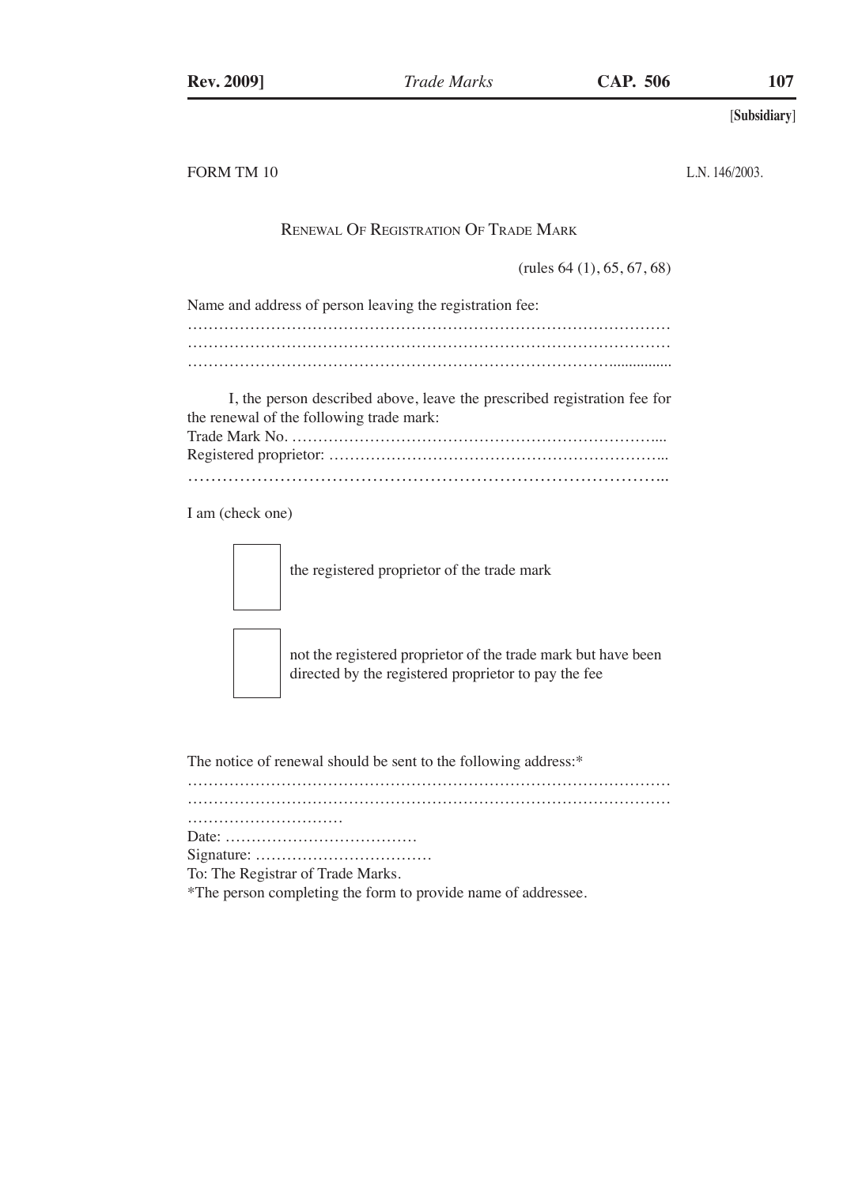[Subsidiary]

FORM TM 10 L.N. 146/2003.

## RENEWAL OF REGISTRATION OF TRADE MARK

(rules 64 (1), 65, 67, 68)

Name and address of person leaving the registration fee:
…………………………………………………………………………………
…………………………………………………………………………………
…………………………………………………………………………………

I, the person described above, leave the prescribed registration fee for the renewal of the following trade mark:
Trade Mark No. ………………………………………………………………...
Registered proprietor: ………………………………………………………...
…………………………………………………………………………...

I am (check one)

☐ the registered proprietor of the trade mark

☐ not the registered proprietor of the trade mark but have been directed by the registered proprietor to pay the fee

The notice of renewal should be sent to the following address:*
…………………………………………………………………………………
…………………………………………………………………………………
…………………………
Date: ………………………………
Signature: ……………………………
To: The Registrar of Trade Marks.
*The person completing the form to provide name of addressee.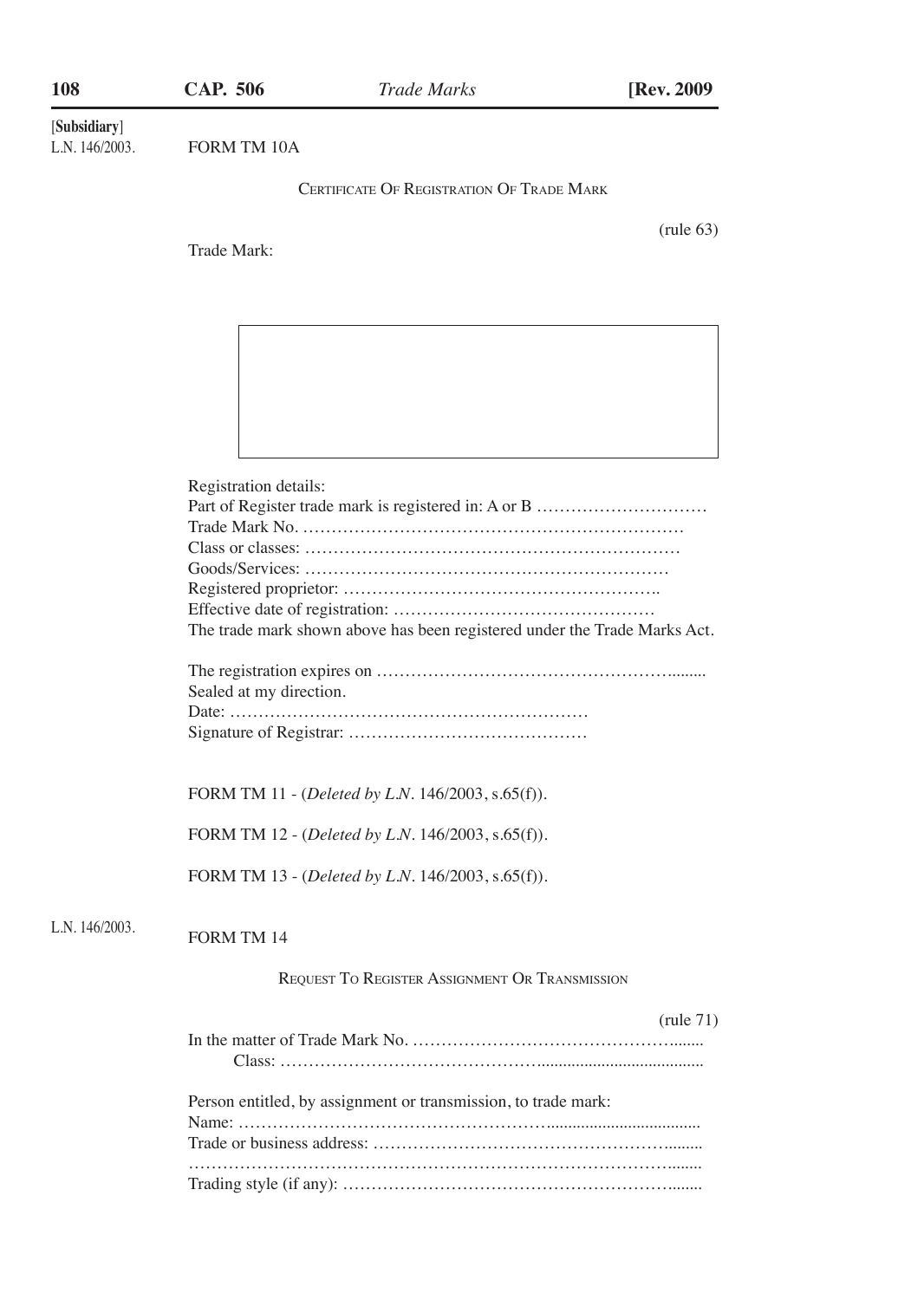[**Subsidiary**]

L.N. 146/2003.

FORM TM 10A

CERTIFICATE OF REGISTRATION OF TRADE MARK

(rule 63)

Trade Mark:

Registration details:
Part of Register trade mark is registered in: A or B …………………………
Trade Mark No. …………………………………………………………
Class or classes: ………………………………………………………
Goods/Services: ………………………………………………………
Registered proprietor: ……………………………………………….
Effective date of registration: ………………………………………
The trade mark shown above has been registered under the Trade Marks Act.

The registration expires on ………………………………………........
Sealed at my direction.
Date: ……………………………………………………
Signature of Registrar: …………………………………

FORM TM 11 - (*Deleted by L.N*. 146/2003, s.65(f)).

FORM TM 12 - (*Deleted by L.N*. 146/2003, s.65(f)).

FORM TM 13 - (*Deleted by L.N*. 146/2003, s.65(f)).

L.N. 146/2003.

FORM TM 14

REQUEST TO REGISTER ASSIGNMENT OR TRANSMISSION

(rule 71)

In the matter of Trade Mark No. ……………………………………........
Class: ……………………………………........................................

Person entitled, by assignment or transmission, to trade mark:
Name: ……………………………………………....................................
Trade or business address: ……………………………………………........
…………………………………………………………………………........
Trading style (if any): ……………………………………………........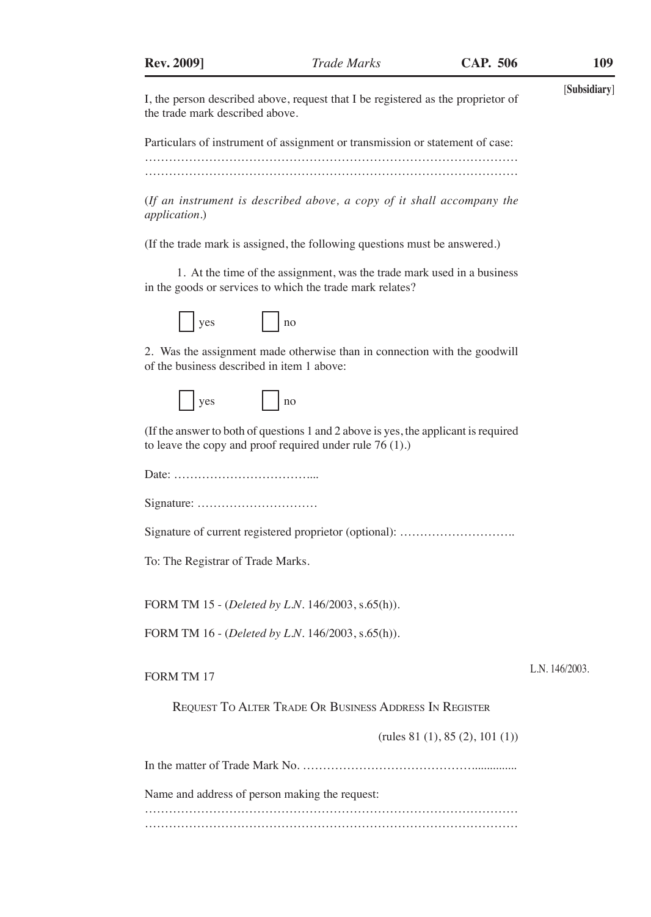[Subsidiary]

I, the person described above, request that I be registered as the proprietor of the trade mark described above.

Particulars of instrument of assignment or transmission or statement of case:
…………………………………………………………………………………
…………………………………………………………………………………

(*If an instrument is described above, a copy of it shall accompany the application.*)

(If the trade mark is assigned, the following questions must be answered.)

1. At the time of the assignment, was the trade mark used in a business in the goods or services to which the trade mark relates?

☐ yes ☐ no

2. Was the assignment made otherwise than in connection with the goodwill of the business described in item 1 above:

☐ yes ☐ no

(If the answer to both of questions 1 and 2 above is yes, the applicant is required to leave the copy and proof required under rule 76 (1).)

Date: ……………………………....

Signature: …………………………

Signature of current registered proprietor (optional): ………………………..

To: The Registrar of Trade Marks.

FORM TM 15 - (*Deleted by L.N.* 146/2003, s.65(h)).

FORM TM 16 - (*Deleted by L.N.* 146/2003, s.65(h)).

FORM TM 17

L.N. 146/2003.

REQUEST TO ALTER TRADE OR BUSINESS ADDRESS IN REGISTER

(rules 81 (1), 85 (2), 101 (1))

In the matter of Trade Mark No. ……………………………………..............

Name and address of person making the request:
…………………………………………………………………………………
…………………………………………………………………………………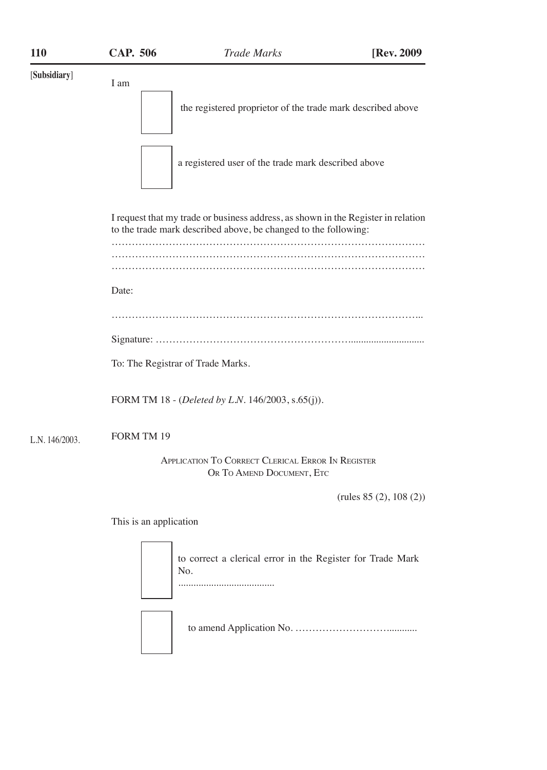[Subsidiary]

I am

☐ the registered proprietor of the trade mark described above

☐ a registered user of the trade mark described above

I request that my trade or business address, as shown in the Register in relation to the trade mark described above, be changed to the following:

………………………………………………………………………………
………………………………………………………………………………
………………………………………………………………………………

Date:

………………………………………………………………………………..

Signature: …………………………………………………….............................

To: The Registrar of Trade Marks.

FORM TM 18 - (*Deleted by L.N.* 146/2003, s.65(j)).

L.N. 146/2003.

FORM TM 19

APPLICATION TO CORRECT CLERICAL ERROR IN REGISTER OR TO AMEND DOCUMENT, ETC

(rules 85 (2), 108 (2))

This is an application

☐ to correct a clerical error in the Register for Trade Mark No. .....................................

☐ to amend Application No. ……………………….............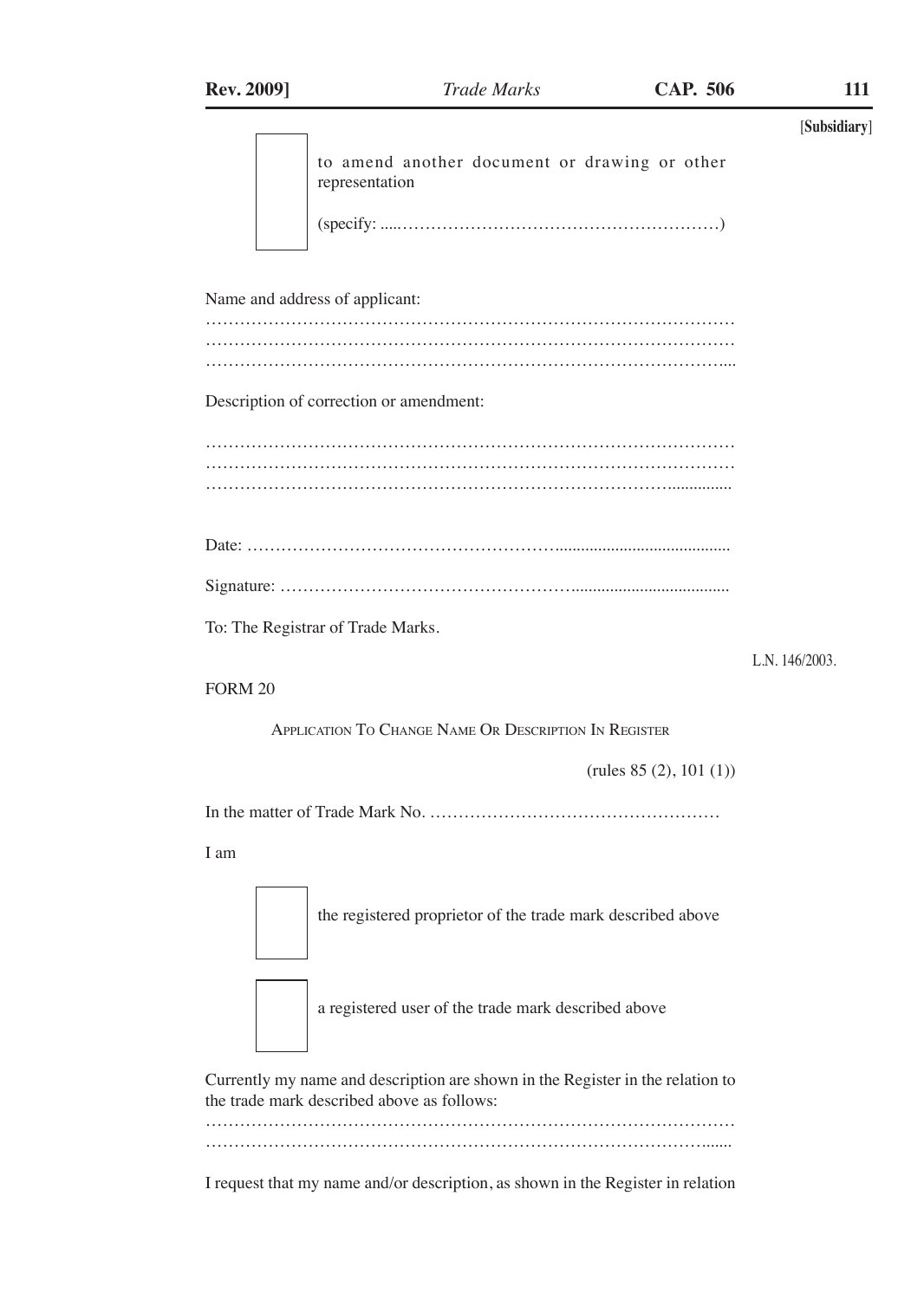[Subsidiary]

☐ to amend another document or drawing or other representation

(specify: ....………………………………………………)

Name and address of applicant:

…………………………………………………………………………………
…………………………………………………………………………………
…………………………………………………………………………………....

Description of correction or amendment:

…………………………………………………………………………………
…………………………………………………………………………………
…………………………………………………………………………..............

Date: ………………………………………………........................................

Signature: ……………………………………………....................................

To: The Registrar of Trade Marks.

L.N. 146/2003.

FORM 20

APPLICATION TO CHANGE NAME OR DESCRIPTION IN REGISTER

(rules 85 (2), 101 (1))

In the matter of Trade Mark No. ……………………………………………

I am

☐ the registered proprietor of the trade mark described above

☐ a registered user of the trade mark described above

Currently my name and description are shown in the Register in the relation to the trade mark described above as follows:

…………………………………………………………………………………
……………………………………………………………………………......

I request that my name and/or description, as shown in the Register in relation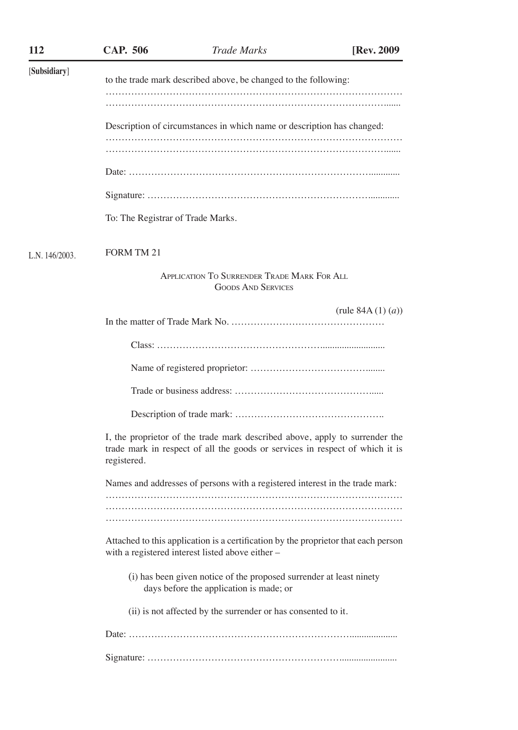[Subsidiary]

to the trade mark described above, be changed to the following:
…………………………………………………………………………………
…………………………………………………………………………………

Description of circumstances in which name or description has changed:
…………………………………………………………………………………
…………………………………………………………………………………

Date: ………………………………………………………………………

Signature: …………………………………………………………………

To: The Registrar of Trade Marks.

L.N. 146/2003.

FORM TM 21

APPLICATION TO SURRENDER TRADE MARK FOR ALL GOODS AND SERVICES

(rule 84A (1) (*a*))

In the matter of Trade Mark No. …………………………………………

Class: ………………………………………………………………

Name of registered proprietor: ……………………………………

Trade or business address: ………………………………………

Description of trade mark: ………………………………………

I, the proprietor of the trade mark described above, apply to surrender the trade mark in respect of all the goods or services in respect of which it is registered.

Names and addresses of persons with a registered interest in the trade mark:
…………………………………………………………………………………
…………………………………………………………………………………
…………………………………………………………………………………

Attached to this application is a certification by the proprietor that each person with a registered interest listed above either –

(i) has been given notice of the proposed surrender at least ninety days before the application is made; or

(ii) is not affected by the surrender or has consented to it.

Date: ………………………………………………………………………

Signature: …………………………………………………………………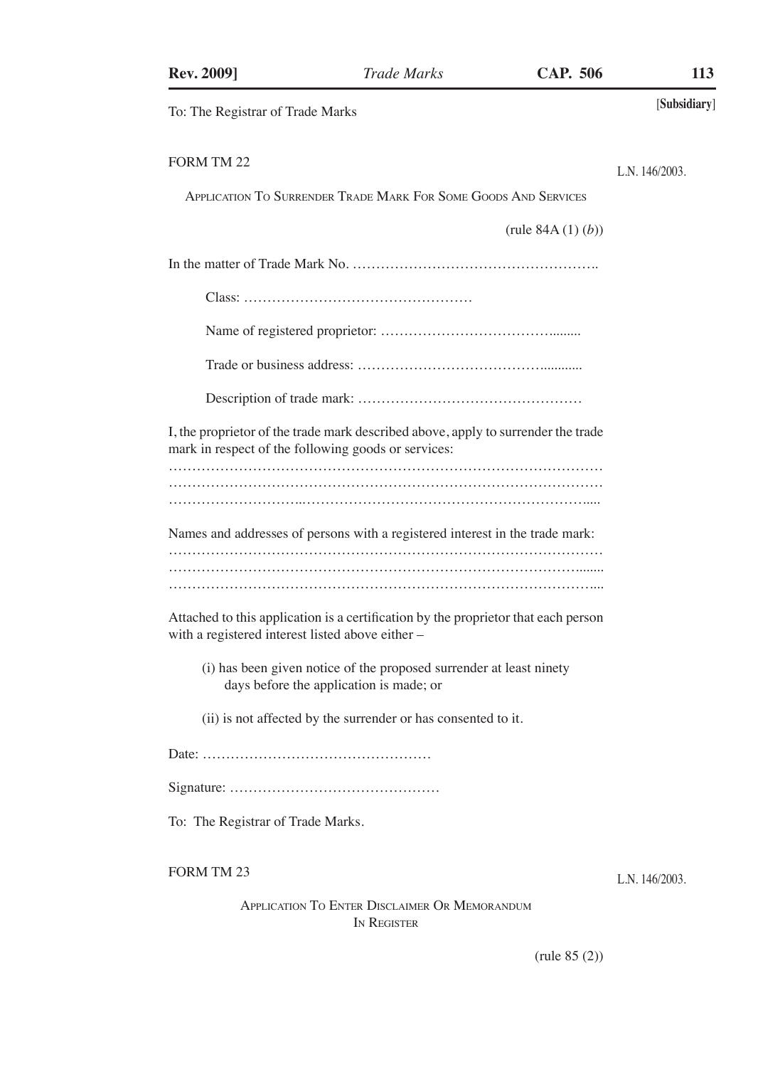To: The Registrar of Trade Marks

FORM TM 22

L.N. 146/2003.

APPLICATION TO SURRENDER TRADE MARK FOR SOME GOODS AND SERVICES

(rule 84A (1) (*b*))

In the matter of Trade Mark No. …………………………………………….

Class: …………………………………………

Name of registered proprietor: ………………………………........

Trade or business address: ………………………………….........

Description of trade mark: …………………………………………

I, the proprietor of the trade mark described above, apply to surrender the trade mark in respect of the following goods or services:
……………………………………………………………………………
……………………………………………………………………………
……………………………………………………………………….....

Names and addresses of persons with a registered interest in the trade mark:
……………………………………………………………………………
…………………………………………………………………………......
…………………………………………………………………………....

Attached to this application is a certification by the proprietor that each person with a registered interest listed above either –

(i) has been given notice of the proposed surrender at least ninety days before the application is made; or

(ii) is not affected by the surrender or has consented to it.

Date: ……………………………………………

Signature: ………………………………………

To: The Registrar of Trade Marks.

FORM TM 23

L.N. 146/2003.

APPLICATION TO ENTER DISCLAIMER OR MEMORANDUM IN REGISTER

(rule 85 (2))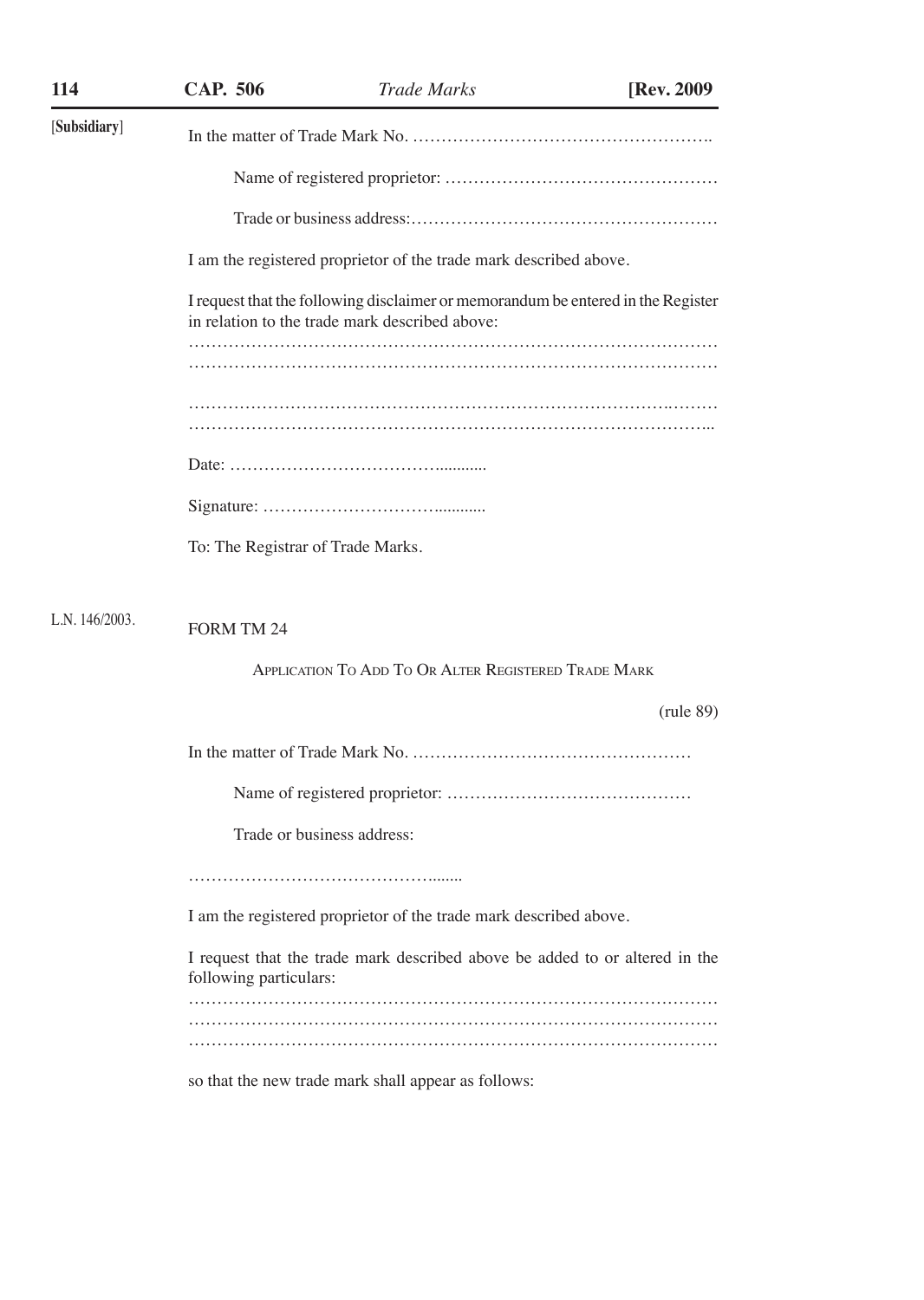[Subsidiary]

In the matter of Trade Mark No. ……………………………………………..

Name of registered proprietor: …………………………………………

Trade or business address:………………………………………………

I am the registered proprietor of the trade mark described above.

I request that the following disclaimer or memorandum be entered in the Register in relation to the trade mark described above:
……………………………………………………………………………
……………………………………………………………………………

……………………………………………………………………………
……………………………………………………………………………...

Date: ……………………………...........

Signature: …………………………...........

To: The Registrar of Trade Marks.

L.N. 146/2003.

FORM TM 24

APPLICATION TO ADD TO OR ALTER REGISTERED TRADE MARK

(rule 89)

In the matter of Trade Mark No. …………………………………………

Name of registered proprietor: ……………………………………

Trade or business address:

…………………………………….......

I am the registered proprietor of the trade mark described above.

I request that the trade mark described above be added to or altered in the following particulars:
……………………………………………………………………………
……………………………………………………………………………
……………………………………………………………………………

so that the new trade mark shall appear as follows: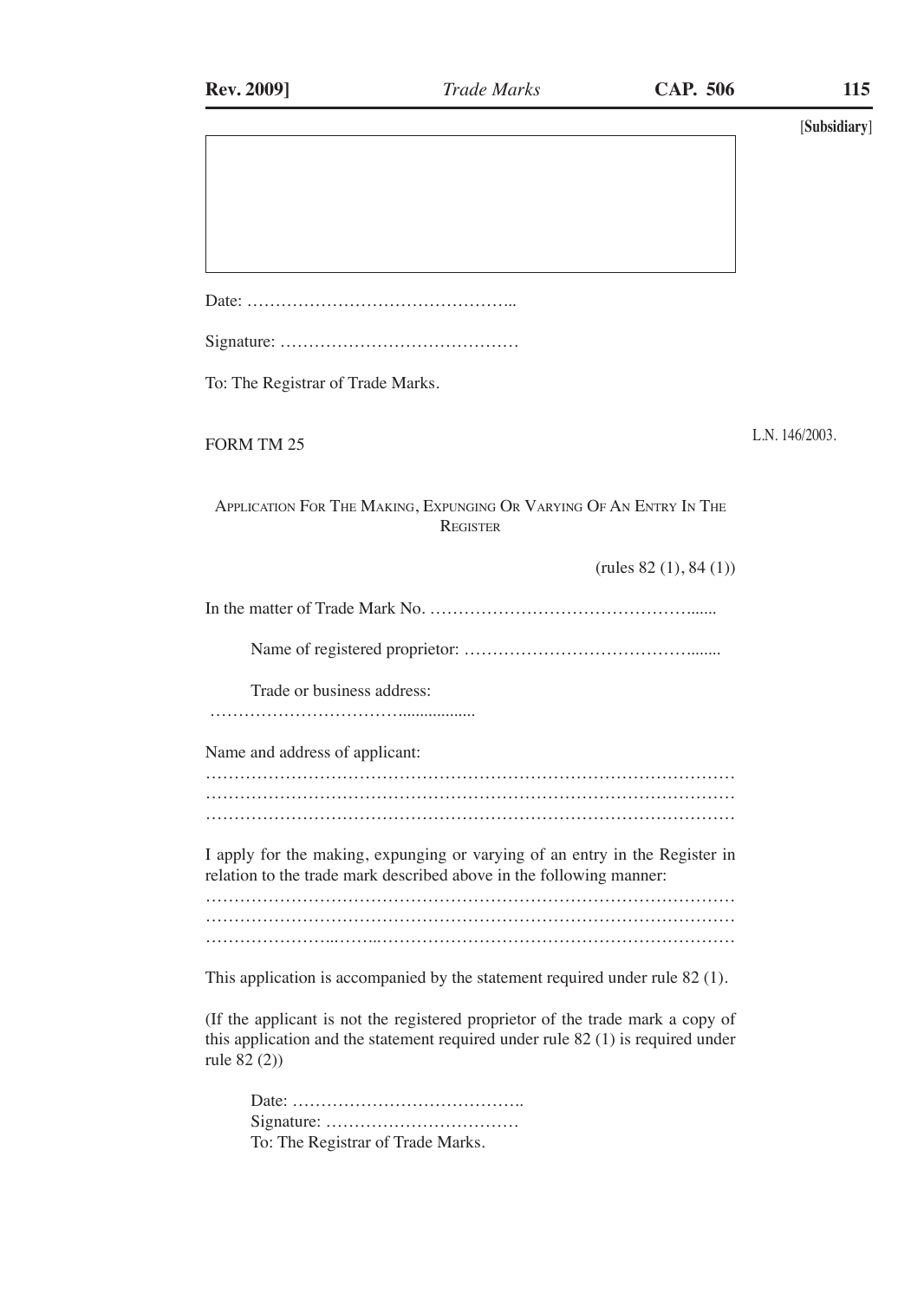[Subsidiary]

|   |
|---|
|   |

Date: ………………………………………..

Signature: ……………………………………

To: The Registrar of Trade Marks.

FORM TM 25

L.N. 146/2003.

APPLICATION FOR THE MAKING, EXPUNGING OR VARYING OF AN ENTRY IN THE REGISTER

(rules 82 (1), 84 (1))

In the matter of Trade Mark No. …………………………………………......

Name of registered proprietor: ……………………………………........

Trade or business address:

……………………………..................

Name and address of applicant:

………………………………………………………………………………
………………………………………………………………………………
………………………………………………………………………………

I apply for the making, expunging or varying of an entry in the Register in relation to the trade mark described above in the following manner:

………………………………………………………………………………
………………………………………………………………………………
…………………..……..…………………………………………………

This application is accompanied by the statement required under rule 82 (1).

(If the applicant is not the registered proprietor of the trade mark a copy of this application and the statement required under rule 82 (1) is required under rule 82 (2))

Date: …………………………………..

Signature: ……………………………

To: The Registrar of Trade Marks.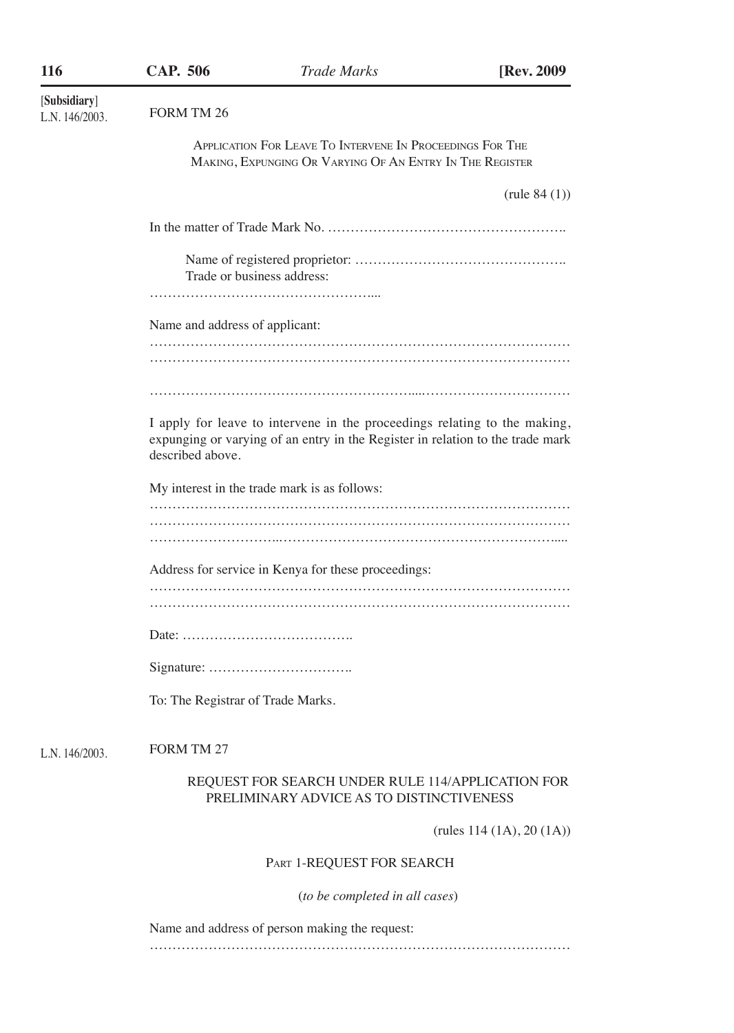[Subsidiary]
L.N. 146/2003.

FORM TM 26

APPLICATION FOR LEAVE TO INTERVENE IN PROCEEDINGS FOR THE MAKING, EXPUNGING OR VARYING OF AN ENTRY IN THE REGISTER

(rule 84 (1))

In the matter of Trade Mark No. ……………………………………………..

Name of registered proprietor: ……………………………………….
Trade or business address:
…………………………………………....

Name and address of applicant:
……………………………………………………………………………
……………………………………………………………………………
……………………………………………………………………………

I apply for leave to intervene in the proceedings relating to the making, expunging or varying of an entry in the Register in relation to the trade mark described above.

My interest in the trade mark is as follows:
……………………………………………………………………………
……………………………………………………………………………
……………………………………………………………………………

Address for service in Kenya for these proceedings:
……………………………………………………………………………
……………………………………………………………………………

Date: ……………………………….

Signature: ………………………….

To: The Registrar of Trade Marks.

L.N. 146/2003.

FORM TM 27

REQUEST FOR SEARCH UNDER RULE 114/APPLICATION FOR PRELIMINARY ADVICE AS TO DISTINCTIVENESS

(rules 114 (1A), 20 (1A))

PART 1-REQUEST FOR SEARCH

(*to be completed in all cases*)

Name and address of person making the request:
……………………………………………………………………………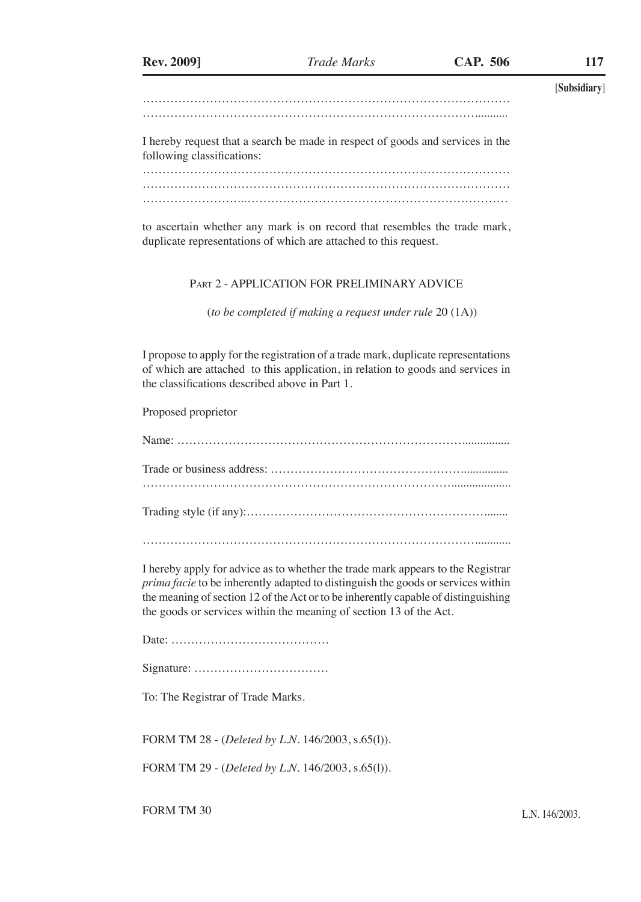……………………………………………………………………………………
…………………………………………………………………………………..........

I hereby request that a search be made in respect of goods and services in the following classifications:

……………………………………………………………………………………
……………………………………………………………………………………
……………………..…………………………………………………………

to ascertain whether any mark is on record that resembles the trade mark, duplicate representations of which are attached to this request.

PART 2 - APPLICATION FOR PRELIMINARY ADVICE

(*to be completed if making a request under rule* 20 (1A))

I propose to apply for the registration of a trade mark, duplicate representations of which are attached to this application, in relation to goods and services in the classifications described above in Part 1.

Proposed proprietor

Name: …………………………………………………………………................

Trade or business address: ………………………………………………................
…………………………………………………………………….....................

Trading style (if any):……………………………………………………….......

…………………………………………………………………………….............

I hereby apply for advice as to whether the trade mark appears to the Registrar *prima facie* to be inherently adapted to distinguish the goods or services within the meaning of section 12 of the Act or to be inherently capable of distinguishing the goods or services within the meaning of section 13 of the Act.

Date: …………………………………

Signature: ……………………………

To: The Registrar of Trade Marks.

FORM TM 28 - (*Deleted by L.N.* 146/2003, s.65(l)).

FORM TM 29 - (*Deleted by L.N.* 146/2003, s.65(l)).

FORM TM 30

L.N. 146/2003.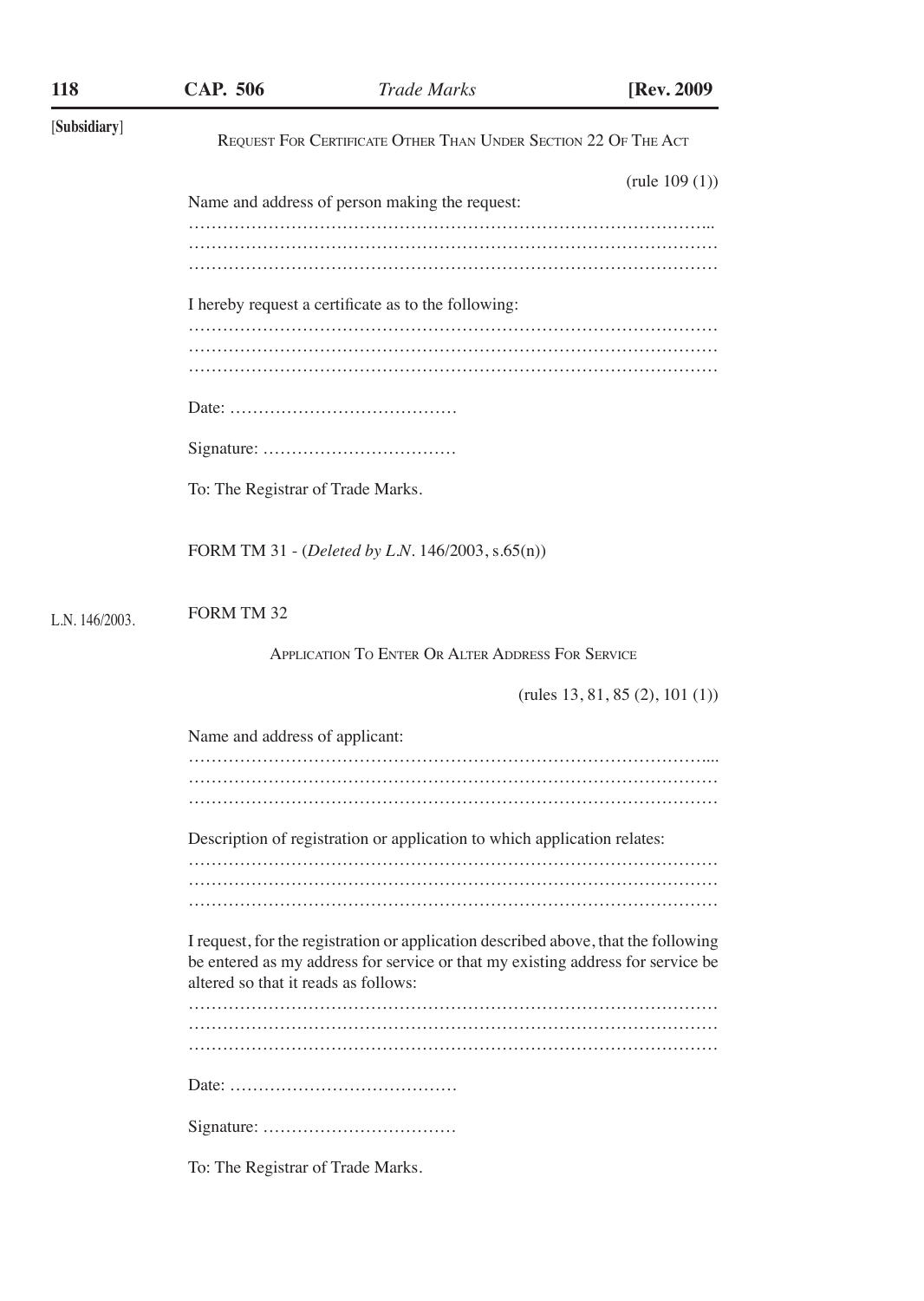[Subsidiary]

REQUEST FOR CERTIFICATE OTHER THAN UNDER SECTION 22 OF THE ACT

(rule 109 (1))

Name and address of person making the request:

…………………………………………………………………………………...
…………………………………………………………………………………
…………………………………………………………………………………

I hereby request a certificate as to the following:

…………………………………………………………………………………
…………………………………………………………………………………
…………………………………………………………………………………

Date: …………………………………

Signature: ……………………………

To: The Registrar of Trade Marks.

FORM TM 31 - (*Deleted by L.N.* 146/2003, s.65(n))

L.N. 146/2003.

FORM TM 32

APPLICATION TO ENTER OR ALTER ADDRESS FOR SERVICE

(rules 13, 81, 85 (2), 101 (1))

Name and address of applicant:

…………………………………………………………………………………....
…………………………………………………………………………………
…………………………………………………………………………………

Description of registration or application to which application relates:

…………………………………………………………………………………
…………………………………………………………………………………
…………………………………………………………………………………

I request, for the registration or application described above, that the following be entered as my address for service or that my existing address for service be altered so that it reads as follows:

…………………………………………………………………………………
…………………………………………………………………………………
…………………………………………………………………………………

Date: …………………………………

Signature: ……………………………

To: The Registrar of Trade Marks.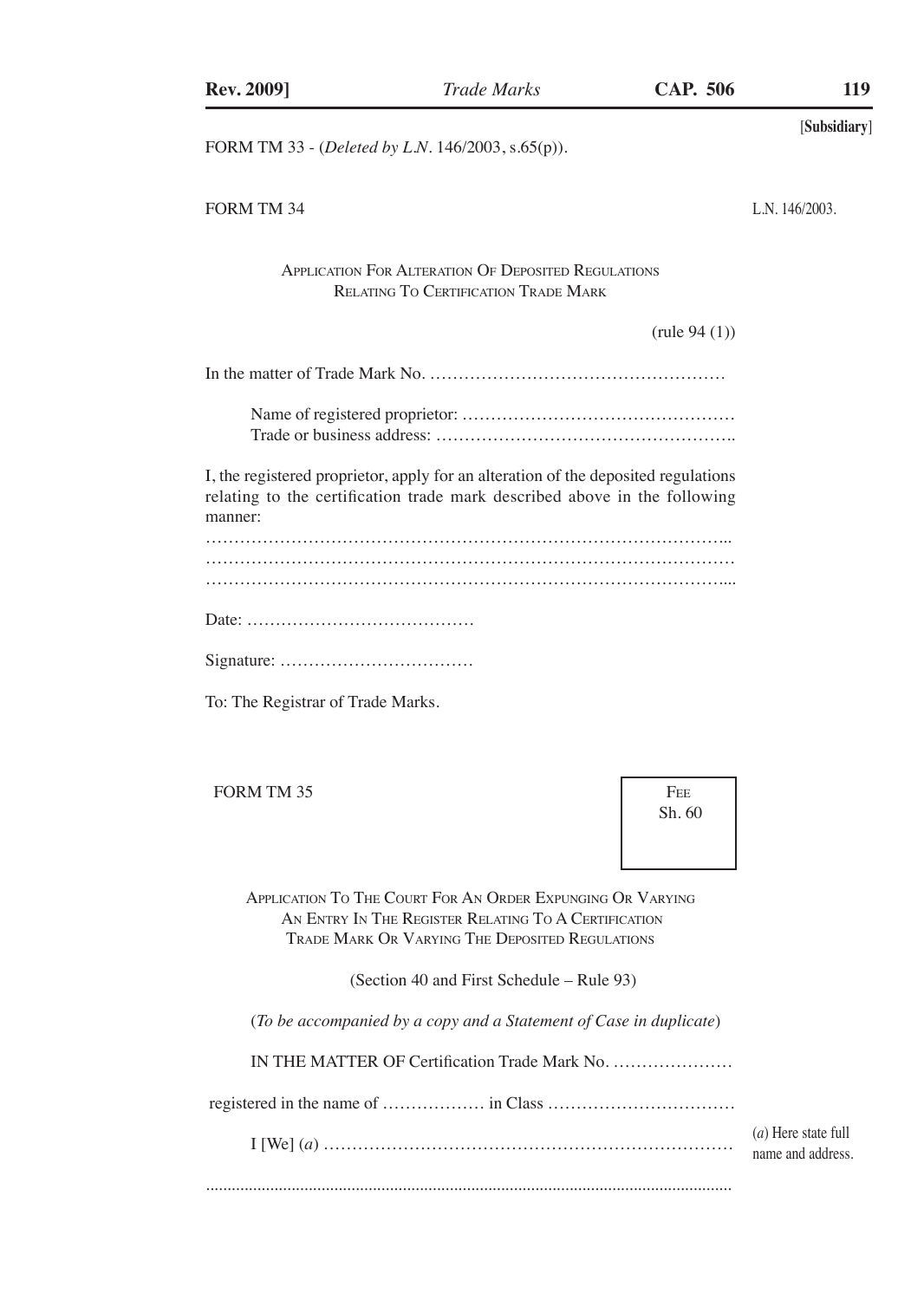[Subsidiary]

FORM TM 33 - (*Deleted by L.N.* 146/2003, s.65(p)).

FORM TM 34

L.N. 146/2003.

### Application For Alteration Of Deposited Regulations Relating To Certification Trade Mark

(rule 94 (1))

In the matter of Trade Mark No. ……………………………………………

Name of registered proprietor: ………………………………………
Trade or business address: ……………………………………………..

I, the registered proprietor, apply for an alteration of the deposited regulations relating to the certification trade mark described above in the following manner:

…………………………………………………………………………………..
…………………………………………………………………………………
…………………………………………………………………………………...

Date: …………………………………

Signature: ……………………………

To: The Registrar of Trade Marks.

FORM TM 35

| Fee Sh. 60 |
|---|

### Application To The Court For An Order Expunging Or Varying An Entry In The Register Relating To A Certification Trade Mark Or Varying The Deposited Regulations

(Section 40 and First Schedule – Rule 93)

(*To be accompanied by a copy and a Statement of Case in duplicate*)

IN THE MATTER OF Certification Trade Mark No. …………………

registered in the name of ……………… in Class ……………………………

I [We] (*a*) ………………………………………………………………

(*a*) Here state full name and address.

.........................................................................................................................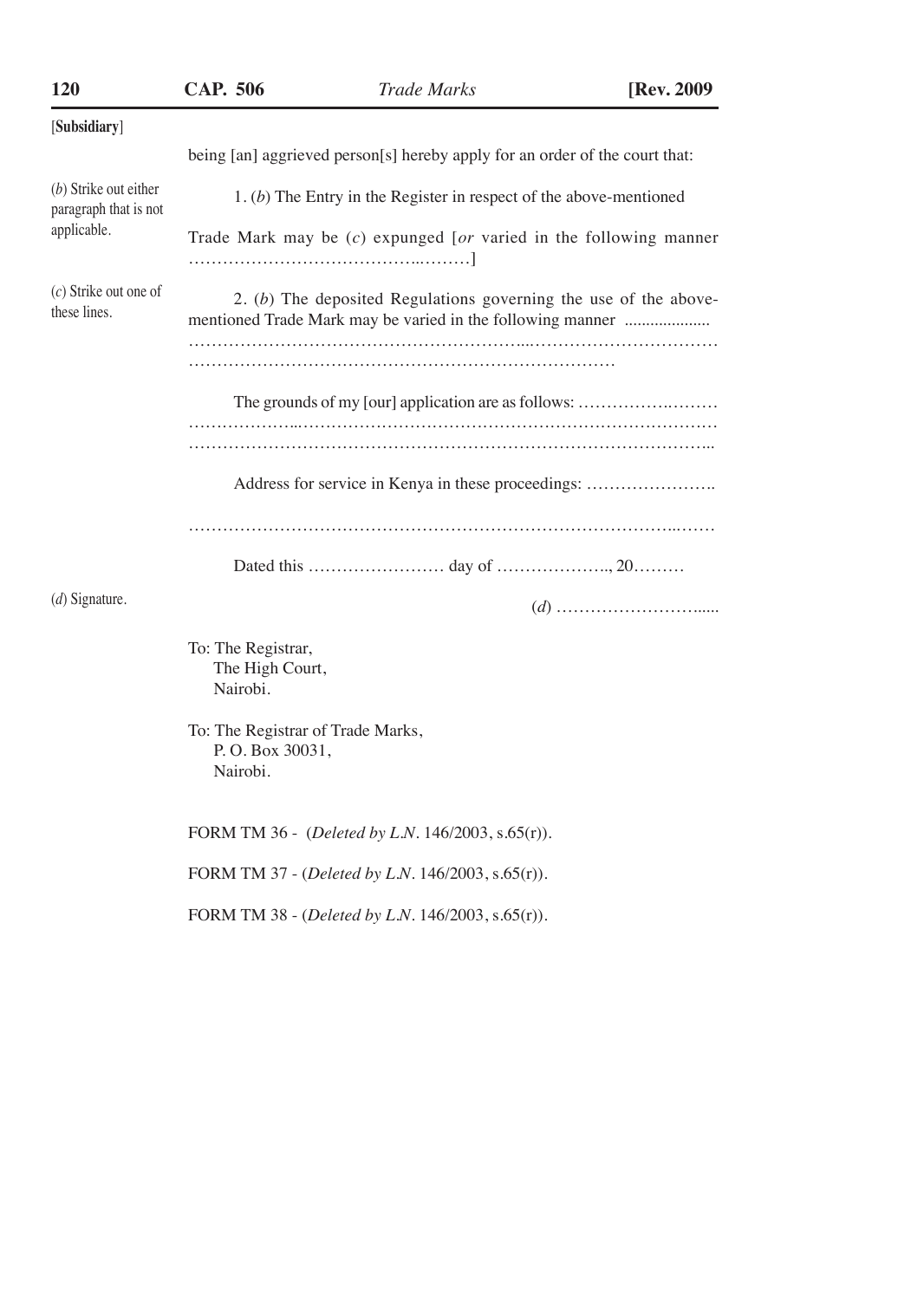[**Subsidiary**]

being [an] aggrieved person[s] hereby apply for an order of the court that:

(*b*) Strike out either paragraph that is not applicable.

1. (*b*) The Entry in the Register in respect of the above-mentioned Trade Mark may be (*c*) expunged [*or* varied in the following manner …………………………………..………]

(*c*) Strike out one of these lines.

2. (*b*) The deposited Regulations governing the use of the above-mentioned Trade Mark may be varied in the following manner ....................
…………………………………………………...……………………………
…………………………………………………………………

The grounds of my [our] application are as follows: ……………….………
………………...……………………………………………………………
……………………………………………………………………………...

Address for service in Kenya in these proceedings: …………………..

……………………………………………………………………………..……

Dated this …………………… day of ……………….., 20………

(*d*) Signature.

(*d*) ……………………......

To: The Registrar,
The High Court,
Nairobi.

To: The Registrar of Trade Marks,
P. O. Box 30031,
Nairobi.

FORM TM 36 - (*Deleted by L.N.* 146/2003, s.65(r)).

FORM TM 37 - (*Deleted by L.N.* 146/2003, s.65(r)).

FORM TM 38 - (*Deleted by L.N.* 146/2003, s.65(r)).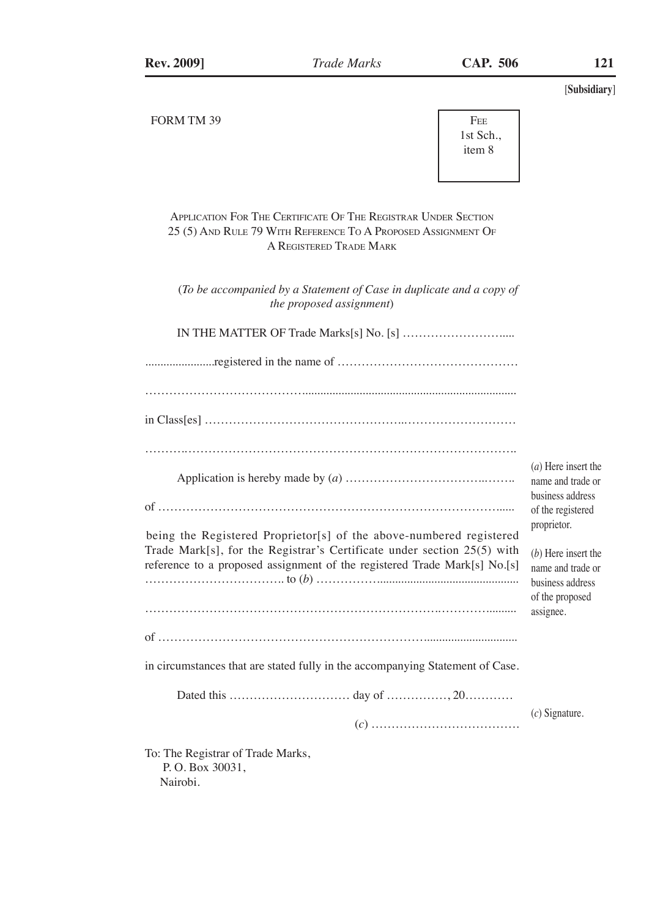[Subsidiary]

FORM TM 39

| Fee |
| --- |
| 1st Sch., item 8 |

### Application For The Certificate Of The Registrar Under Section 25 (5) And Rule 79 With Reference To A Proposed Assignment Of A Registered Trade Mark

(*To be accompanied by a Statement of Case in duplicate and a copy of the proposed assignment*)

IN THE MATTER OF Trade Marks[s] No. [s] ……………………….....

.......................registered in the name of ………………………………………

…………………………………......................................................................

in Class[es] …………………………………………..………………………

………..…………………………………………………….…………………..

Application is hereby made by (*a*) ……………………………..……..

of ………………………………………………………………………......

being the Registered Proprietor[s] of the above-numbered registered Trade Mark[s], for the Registrar's Certificate under section 25(5) with reference to a proposed assignment of the registered Trade Mark[s] No.[s] …………………………….. to (*b*) ……………..............................................

…………………………………………………………………..………..........

of …………………………………………………………...............................

in circumstances that are stated fully in the accompanying Statement of Case.

Dated this ………………………… day of ……………, 20…………

(*c*) ……………………………….

To: The Registrar of Trade Marks,
P. O. Box 30031,
Nairobi.

(*a*) Here insert the name and trade or business address of the registered proprietor.

(*b*) Here insert the name and trade or business address of the proposed assignee.

(*c*) Signature.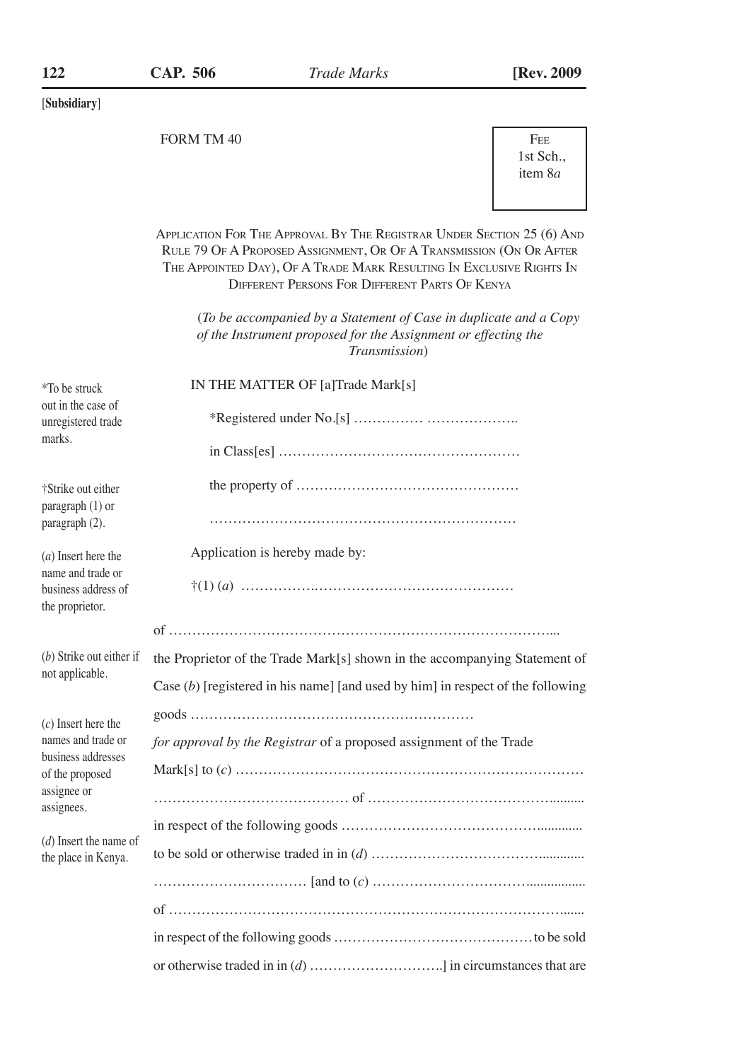[Subsidiary]

FORM TM 40

Fee
1st Sch.,
item 8*a*

APPLICATION FOR THE APPROVAL BY THE REGISTRAR UNDER SECTION 25 (6) AND RULE 79 OF A PROPOSED ASSIGNMENT, OR OF A TRANSMISSION (ON OR AFTER THE APPOINTED DAY), OF A TRADE MARK RESULTING IN EXCLUSIVE RIGHTS IN DIFFERENT PERSONS FOR DIFFERENT PARTS OF KENYA

(*To be accompanied by a Statement of Case in duplicate and a Copy of the Instrument proposed for the Assignment or effecting the Transmission*)

IN THE MATTER OF [a]Trade Mark[s]

*Registered under No.[s] …………… ………………..

in Class[es] ……………………………………………

the property of ………………………………………

…………………………………………………………

Application is hereby made by:

†(1) (*a*) ……………..…………………………………

of ………………………………………………………………………...

the Proprietor of the Trade Mark[s] shown in the accompanying Statement of Case (*b*) [registered in his name] [and used by him] in respect of the following goods ……………………………………………………

*for approval by the Registrar* of a proposed assignment of the Trade Mark[s] to (*c*) …………………………………………………………………

…………………………………… of ……………………………….........

in respect of the following goods ……………………………………............

to be sold or otherwise traded in in (*d*) ……………………………............

…………………………… [and to (*c*) ……………………………................

of ……………………………………………………………………….......

in respect of the following goods ……………………………………to be sold

or otherwise traded in in (*d*) ………………………..] in circumstances that are

---

*To be struck out in the case of unregistered trade marks.

†Strike out either paragraph (1) or paragraph (2).

(*a*) Insert here the name and trade or business address of the proprietor.

(*b*) Strike out either if not applicable.

(*c*) Insert here the names and trade or business addresses of the proposed assignee or assignees.

(*d*) Insert the name of the place in Kenya.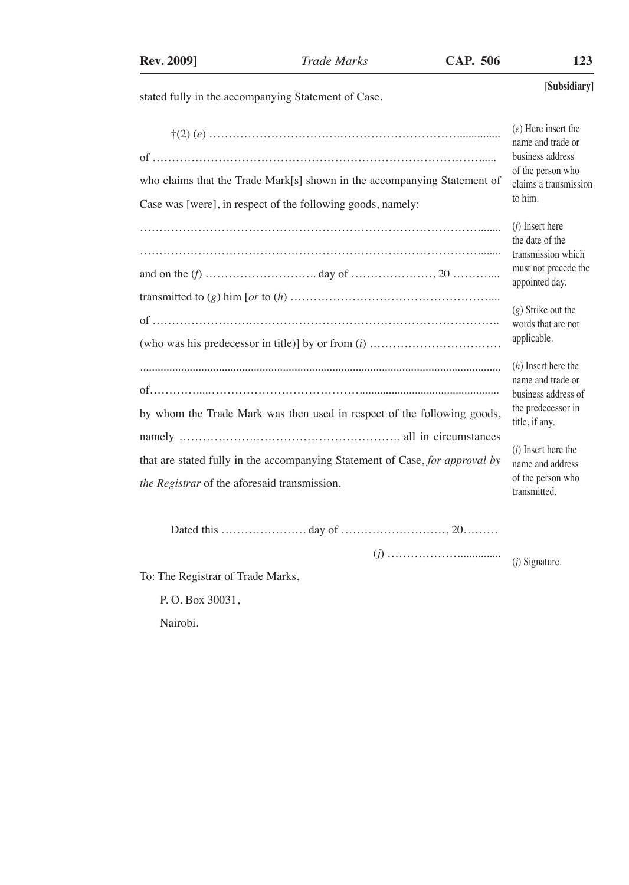[Subsidiary]

stated fully in the accompanying Statement of Case.

†(2) (*e*) ………………………………………………………………..............

of …………………………………………………………………………......

who claims that the Trade Mark[s] shown in the accompanying Statement of Case was [were], in respect of the following goods, namely:

………………………………………………………………………........

………………………………………………………………………........

and on the (*f*) ……………………….. day of …………………, 20 ………....

transmitted to (*g*) him [*or* to (*h*) ……………………………………………....

of ………………………………………………………………………………..

(who was his predecessor in title)] by or from (*i*) ……………………………

.........................................................................................................................

of…………....…………………………………...............................................

by whom the Trade Mark was then used in respect of the following goods, namely ……………………………………………………. all in circumstances that are stated fully in the accompanying Statement of Case, *for approval by the Registrar* of the aforesaid transmission.

Dated this ………………… day of ………………………, 20………

(*j*) ……………….............

To: The Registrar of Trade Marks,

P. O. Box 30031,

Nairobi.

(*e*) Here insert the name and trade or business address of the person who claims a transmission to him.

(*f*) Insert here the date of the transmission which must not precede the appointed day.

(*g*) Strike out the words that are not applicable.

(*h*) Insert here the name and trade or business address of the predecessor in title, if any.

(*i*) Insert here the name and address of the person who transmitted.

(*j*) Signature.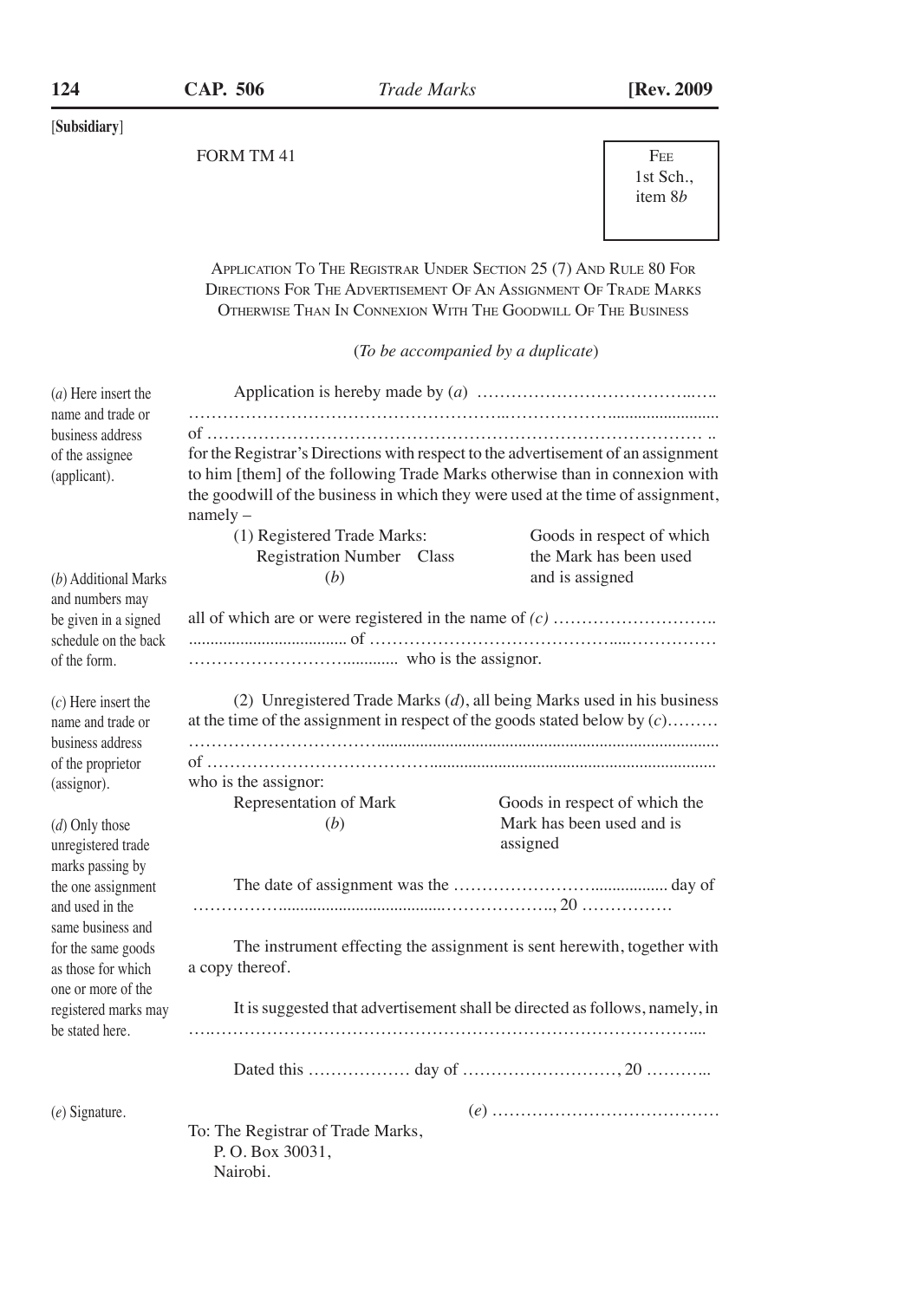[Subsidiary]

FORM TM 41

| Fee |
|---|
| 1st Sch., item 8*b* |

APPLICATION TO THE REGISTRAR UNDER SECTION 25 (7) AND RULE 80 FOR DIRECTIONS FOR THE ADVERTISEMENT OF AN ASSIGNMENT OF TRADE MARKS OTHERWISE THAN IN CONNEXION WITH THE GOODWILL OF THE BUSINESS

(*To be accompanied by a duplicate*)

(*a*) Here insert the name and trade or business address of the assignee (applicant).

Application is hereby made by (*a*) …………………………………………………………………………………………………… of ……………………………………………………………………………… .. for the Registrar's Directions with respect to the advertisement of an assignment to him [them] of the following Trade Marks otherwise than in connexion with the goodwill of the business in which they were used at the time of assignment, namely –

(*b*) Additional Marks and numbers may be given in a signed schedule on the back of the form.

(1) Registered Trade Marks:

| Registration Number | Class | Goods in respect of which the Mark has been used and is assigned |
|---|---|---|
| (*b*) | | |

(*c*) Here insert the name and trade or business address of the proprietor (assignor).

all of which are or were registered in the name of (*c*) ………………………………………………… of …………………………………………………………………………………… who is the assignor.

(*d*) Only those unregistered trade marks passing by the one assignment and used in the same business and for the same goods as those for which one or more of the registered marks may be stated here.

(2) Unregistered Trade Marks (*d*), all being Marks used in his business at the time of the assignment in respect of the goods stated below by (*c*)……… …………………………………………………………………………………………… of …………………………………………………………………………………… who is the assignor:

| Representation of Mark | Goods in respect of which the Mark has been used and is assigned |
|---|---|
| (*b*) | |

The date of assignment was the ……………………………………… day of ……………………………………………………………………., 20 …………….

The instrument effecting the assignment is sent herewith, together with a copy thereof.

It is suggested that advertisement shall be directed as follows, namely, in ………………………………………………………………………………………...

Dated this ……………… day of ………………………, 20 ………..

(*e*) Signature.

(*e*) …………………………………

To: The Registrar of Trade Marks,
P. O. Box 30031,
Nairobi.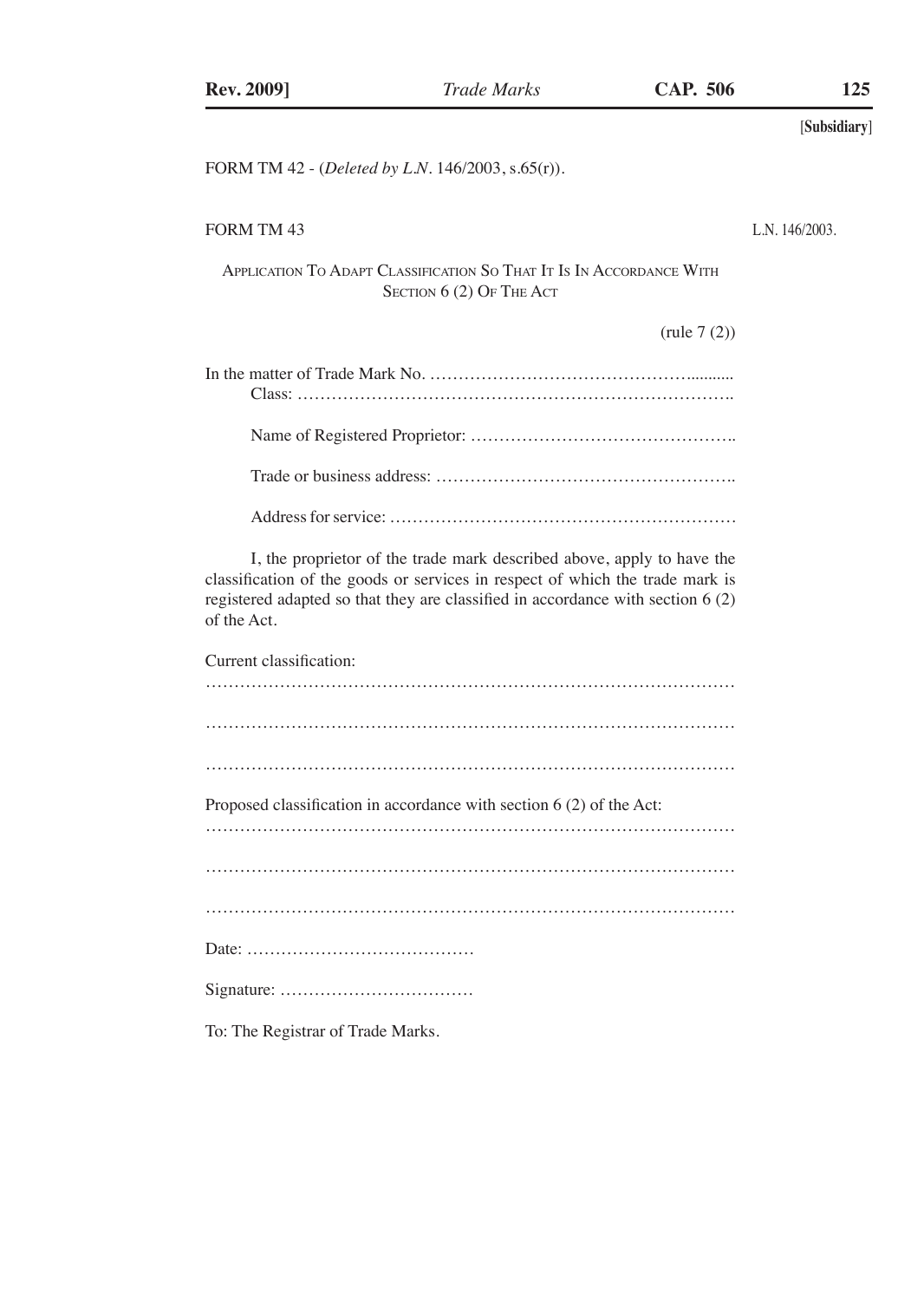FORM TM 42 - (*Deleted by L.N.* 146/2003, s.65(r)).

FORM TM 43

L.N. 146/2003.

### Application To Adapt Classification So That It Is In Accordance With Section 6 (2) Of The Act

(rule 7 (2))

In the matter of Trade Mark No. ………………………………………..........

Class: …………………………………………………………………….

Name of Registered Proprietor: ……………………………………….

Trade or business address: …………………………………………….

Address for service: ……………………………………………………

I, the proprietor of the trade mark described above, apply to have the classification of the goods or services in respect of which the trade mark is registered adapted so that they are classified in accordance with section 6 (2) of the Act.

Current classification:

……………………………………………………………………………………

……………………………………………………………………………………

……………………………………………………………………………………

Proposed classification in accordance with section 6 (2) of the Act:

……………………………………………………………………………………

……………………………………………………………………………………

……………………………………………………………………………………

Date: …………………………………

Signature: ……………………………

To: The Registrar of Trade Marks.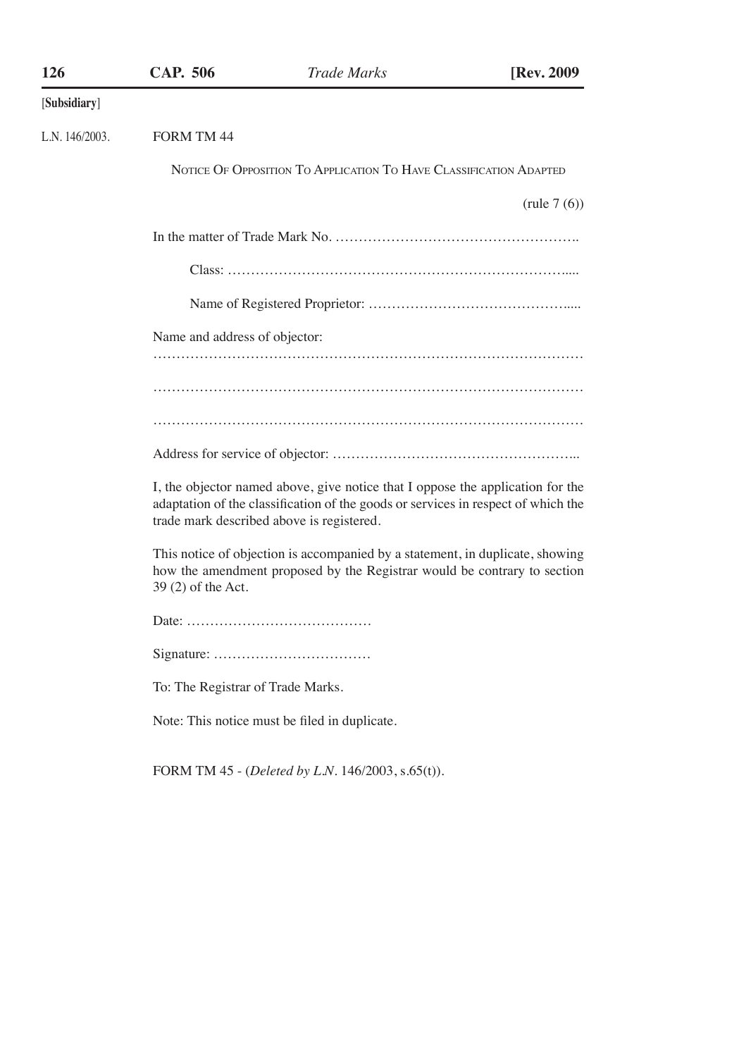[Subsidiary]

L.N. 146/2003.

## FORM TM 44

NOTICE OF OPPOSITION TO APPLICATION TO HAVE CLASSIFICATION ADAPTED

(rule 7 (6))

In the matter of Trade Mark No. …………………………………………….

Class: ……………………………………………………………….....

Name of Registered Proprietor: …………………………………….....

Name and address of objector:

……………………………………………………………………………

……………………………………………………………………………

……………………………………………………………………………

Address for service of objector: ……………………………………………..

I, the objector named above, give notice that I oppose the application for the adaptation of the classification of the goods or services in respect of which the trade mark described above is registered.

This notice of objection is accompanied by a statement, in duplicate, showing how the amendment proposed by the Registrar would be contrary to section 39 (2) of the Act.

Date: …………………………………

Signature: ……………………………

To: The Registrar of Trade Marks.

Note: This notice must be filed in duplicate.

FORM TM 45 - (*Deleted by L.N.* 146/2003, s.65(t)).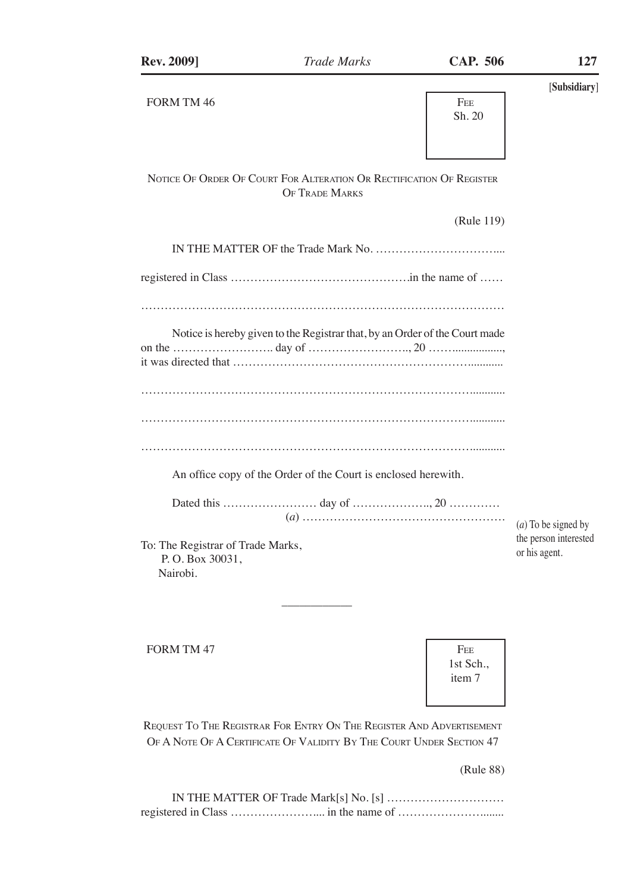[Subsidiary]

FORM TM 46

| Fee |
|---|
| Sh. 20 |

NOTICE OF ORDER OF COURT FOR ALTERATION OR RECTIFICATION OF REGISTER OF TRADE MARKS

(Rule 119)

IN THE MATTER OF the Trade Mark No. …………………………...

registered in Class ………………………………………in the name of ……

…………………………………………………………………………………

Notice is hereby given to the Registrar that, by an Order of the Court made on the …………………….. day of …………………….., 20 ……................, it was directed that …………………………………………………….........

…………………………………………………………………………..........

…………………………………………………………………………..........

…………………………………………………………………………..........

An office copy of the Order of the Court is enclosed herewith.

Dated this …………………… day of ……………….., 20 …………
(*a*) ……………………………………………

(*a*) To be signed by the person interested or his agent.

To: The Registrar of Trade Marks,
P. O. Box 30031,
Nairobi.

---

FORM TM 47

| Fee |
|---|
| 1st Sch., item 7 |

REQUEST TO THE REGISTRAR FOR ENTRY ON THE REGISTER AND ADVERTISEMENT OF A NOTE OF A CERTIFICATE OF VALIDITY BY THE COURT UNDER SECTION 47

(Rule 88)

IN THE MATTER OF Trade Mark[s] No. [s] ………………………… registered in Class ………………….... in the name of …………………........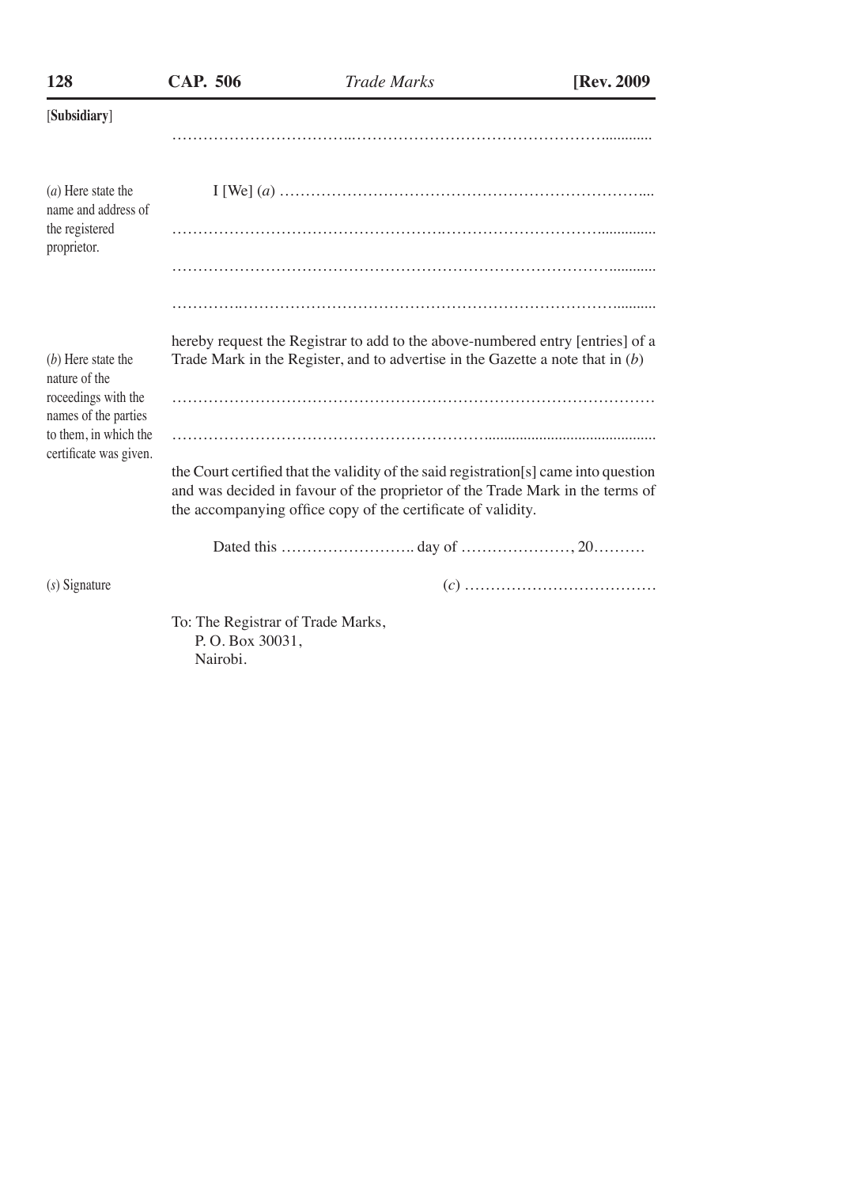[Subsidiary]

………………………………………………………………………………………

(a) Here state the name and address of the registered proprietor.

I [We] (a) ………………………………………………………………

………………………………………………………………………………………

………………………………………………………………………………………

………………………………………………………………………………………

(b) Here state the nature of the roceedings with the names of the parties to them, in which the certificate was given.

hereby request the Registrar to add to the above-numbered entry [entries] of a Trade Mark in the Register, and to advertise in the Gazette a note that in (b)

………………………………………………………………………………………

………………………………………………………………………………………

the Court certified that the validity of the said registration[s] came into question and was decided in favour of the proprietor of the Trade Mark in the terms of the accompanying office copy of the certificate of validity.

Dated this …………………….. day of …………………, 20……….

(s) Signature

(c) ………………………………

To: The Registrar of Trade Marks,
P. O. Box 30031,
Nairobi.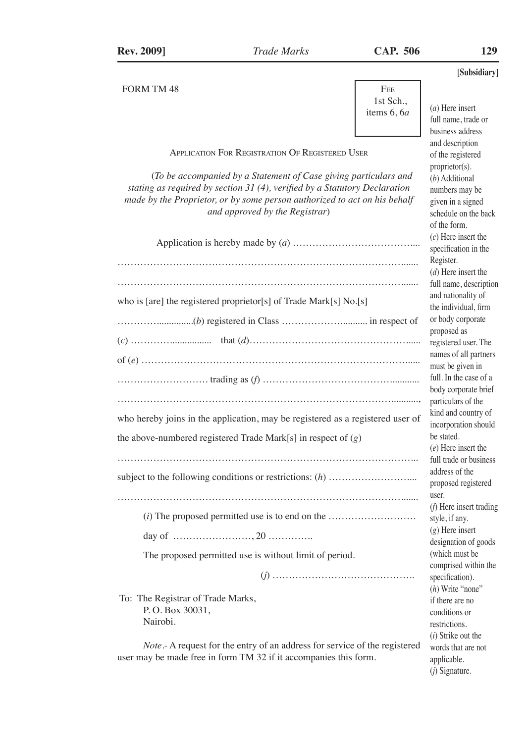[Subsidiary]

FORM TM 48

Fee
1st Sch.,
items 6, 6*a*

Application For Registration Of Registered User

(*To be accompanied by a Statement of Case giving particulars and stating as required by section 31 (4), verified by a Statutory Declaration made by the Proprietor, or by some person authorized to act on his behalf and approved by the Registrar*)

Application is hereby made by (*a*) ………………………………...

…………………………………………………………………………….......

…………………………………………………………………………….......

who is [are] the registered proprietor[s] of Trade Mark[s] No.[s]

…………...............(*b*) registered in Class ………………........... in respect of

(*c*) …………................. that (*d*)…………………………………………......

of (*e*) …………………………………………………………………………......

……………………… trading as (*f*) ……………………………………...........

…………………………………………………………………………...........,

who hereby joins in the application, may be registered as a registered user of the above-numbered registered Trade Mark[s] in respect of (*g*)

……………………………………………………………………………..

subject to the following conditions or restrictions: (*h*) ……………………....

…………………………………………………………………………….......

(*i*) The proposed permitted use is to end on the ………………………

day of ……………………, 20 …………..

The proposed permitted use is without limit of period.

(*j*) …………………………………….

To: The Registrar of Trade Marks,
P. O. Box 30031,
Nairobi.

*Note*.- A request for the entry of an address for service of the registered user may be made free in form TM 32 if it accompanies this form.

(*a*) Here insert full name, trade or business address and description of the registered proprietor(s).

(*b*) Additional numbers may be given in a signed schedule on the back of the form.

(*c*) Here insert the specification in the Register.

(*d*) Here insert the full name, description and nationality of the individual, firm or body corporate proposed as registered user. The names of all partners must be given in full. In the case of a body corporate brief particulars of the kind and country of incorporation should be stated.

(*e*) Here insert the full trade or business address of the proposed registered user.

(*f*) Here insert trading style, if any.

(*g*) Here insert designation of goods (which must be comprised within the specification).

(*h*) Write "none" if there are no conditions or restrictions.

(*i*) Strike out the words that are not applicable.

(*j*) Signature.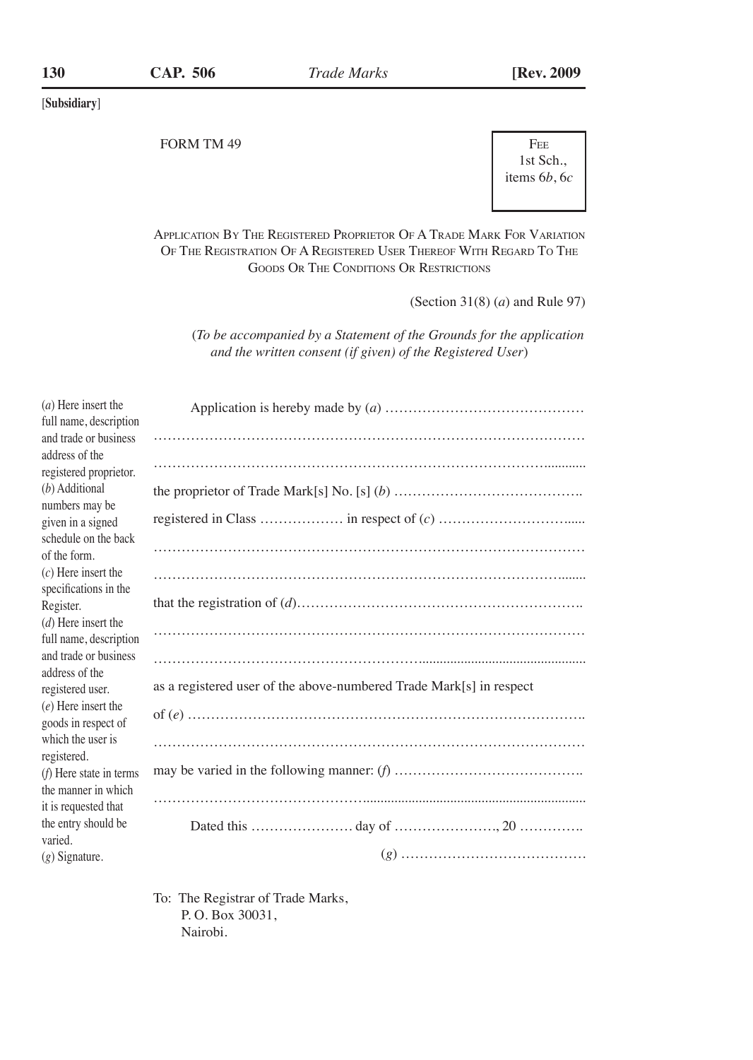[**Subsidiary**]

FORM TM 49

| FEE |
|---|
| 1st Sch., items 6*b*, 6*c* |

APPLICATION BY THE REGISTERED PROPRIETOR OF A TRADE MARK FOR VARIATION OF THE REGISTRATION OF A REGISTERED USER THEREOF WITH REGARD TO THE GOODS OR THE CONDITIONS OR RESTRICTIONS

(Section 31(8) (*a*) and Rule 97)

(*To be accompanied by a Statement of the Grounds for the application and the written consent (if given) of the Registered User*)

Application is hereby made by (*a*) ……………………………………
………………………………………………………………………………
………………………………………………………………………………
the proprietor of Trade Mark[s] No. [s] (*b*) …………………………………
registered in Class ……………… in respect of (*c*) ……………………………
………………………………………………………………………………
………………………………………………………………………………
that the registration of (*d*)……………………………………………………
………………………………………………………………………………
………………………………………………………………………………
as a registered user of the above-numbered Trade Mark[s] in respect
of (*e*) …………………………………………………………………………
………………………………………………………………………………
may be varied in the following manner: (*f*) …………………………………
………………………………………………………………………………

Dated this ………………… day of …………………, 20 …………

(*g*) …………………………………

To: The Registrar of Trade Marks,
P. O. Box 30031,
Nairobi.

(*a*) Here insert the full name, description and trade or business address of the registered proprietor.
(*b*) Additional numbers may be given in a signed schedule on the back of the form.
(*c*) Here insert the specifications in the Register.
(*d*) Here insert the full name, description and trade or business address of the registered user.
(*e*) Here insert the goods in respect of which the user is registered.
(*f*) Here state in terms the manner in which it is requested that the entry should be varied.
(*g*) Signature.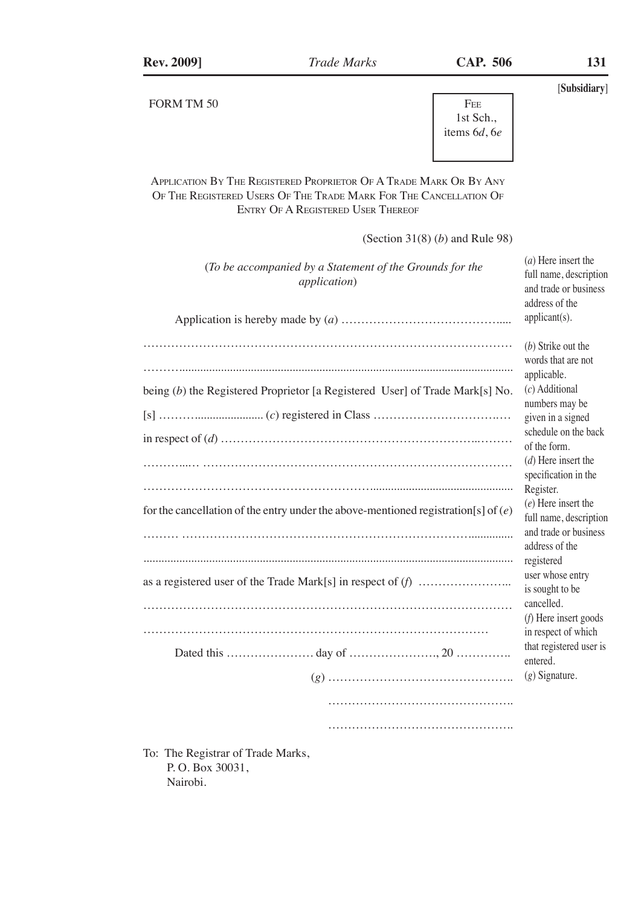[Subsidiary]

FORM TM 50

| Fee 1st Sch., items 6*d*, 6*e* |
|---|

APPLICATION BY THE REGISTERED PROPRIETOR OF A TRADE MARK OR BY ANY OF THE REGISTERED USERS OF THE TRADE MARK FOR THE CANCELLATION OF ENTRY OF A REGISTERED USER THEREOF

(Section 31(8) (*b*) and Rule 98)

(*To be accompanied by a Statement of the Grounds for the application*)

Application is hereby made by (*a*) ..........................................

.....................................................................................................

.....................................................................................................

being (*b*) the Registered Proprietor [a Registered User] of Trade Mark[s] No.

[s] .............................. (*c*) registered in Class ..................................

in respect of (*d*) ..........................................................................

.....................................................................................................

.....................................................................................................

for the cancellation of the entry under the above-mentioned registration[s] of (*e*)

.....................................................................................................

.....................................................................................................

as a registered user of the Trade Mark[s] in respect of (*f*) ........................

.....................................................................................................

.....................................................................................................

Dated this ...................... day of ......................, 20 ..............

(*g*) ..............................................

..............................................

..............................................

To: The Registrar of Trade Marks,
P. O. Box 30031,
Nairobi.

(*a*) Here insert the full name, description and trade or business address of the applicant(s).

(*b*) Strike out the words that are not applicable.

(*c*) Additional numbers may be given in a signed schedule on the back of the form.

(*d*) Here insert the specification in the Register.

(*e*) Here insert the full name, description and trade or business address of the registered user whose entry is sought to be cancelled.

(*f*) Here insert goods in respect of which that registered user is entered.

(*g*) Signature.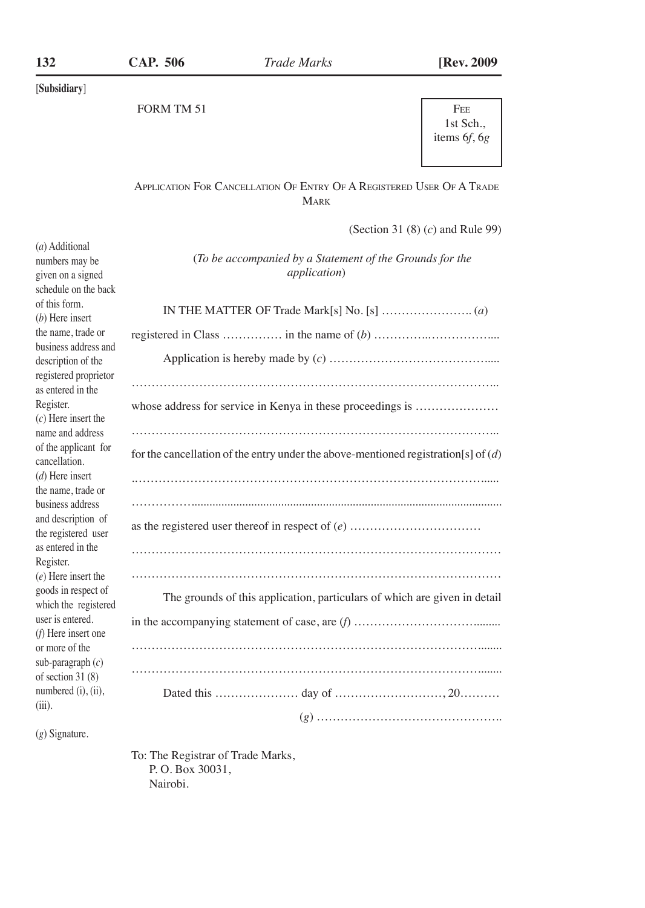[**Subsidiary**]

FORM TM 51

| FEE |
|---|
| 1st Sch., items 6*f*, 6*g* |

APPLICATION FOR CANCELLATION OF ENTRY OF A REGISTERED USER OF A TRADE MARK

(Section 31 (8) (*c*) and Rule 99)

(*To be accompanied by a Statement of the Grounds for the application*)

IN THE MATTER OF Trade Mark[s] No. [s] …………………. (*a*)

registered in Class …………… in the name of (*b*) …………..……………....

Application is hereby made by (*c*) …………………………………....

……………………………………………………………………………..

whose address for service in Kenya in these proceedings is …………………

……………………………………………………………………………..

for the cancellation of the entry under the above-mentioned registration[s] of (*d*)

..…………………………………………………………………………......

……………......................................................................................................

as the registered user thereof in respect of (*e*) ……………………………

……………………………………………………………………………

……………………………………………………………………………

The grounds of this application, particulars of which are given in detail in the accompanying statement of case, are (*f*) …………………………........

……………………………………………………………………….......

……………………………………………………………………….......

Dated this ………………… day of ………………………, 20……….

(*g*) ……………………………………….

To: The Registrar of Trade Marks,
P. O. Box 30031,
Nairobi.

(*a*) Additional numbers may be given on a signed schedule on the back of this form.

(*b*) Here insert the name, trade or business address and description of the registered proprietor as entered in the Register.

(*c*) Here insert the name and address of the applicant for cancellation.

(*d*) Here insert the name, trade or business address and description of the registered user as entered in the Register.

(*e*) Here insert the goods in respect of which the registered user is entered.

(*f*) Here insert one or more of the sub-paragraph (*c*) of section 31 (8) numbered (i), (ii), (iii).

(*g*) Signature.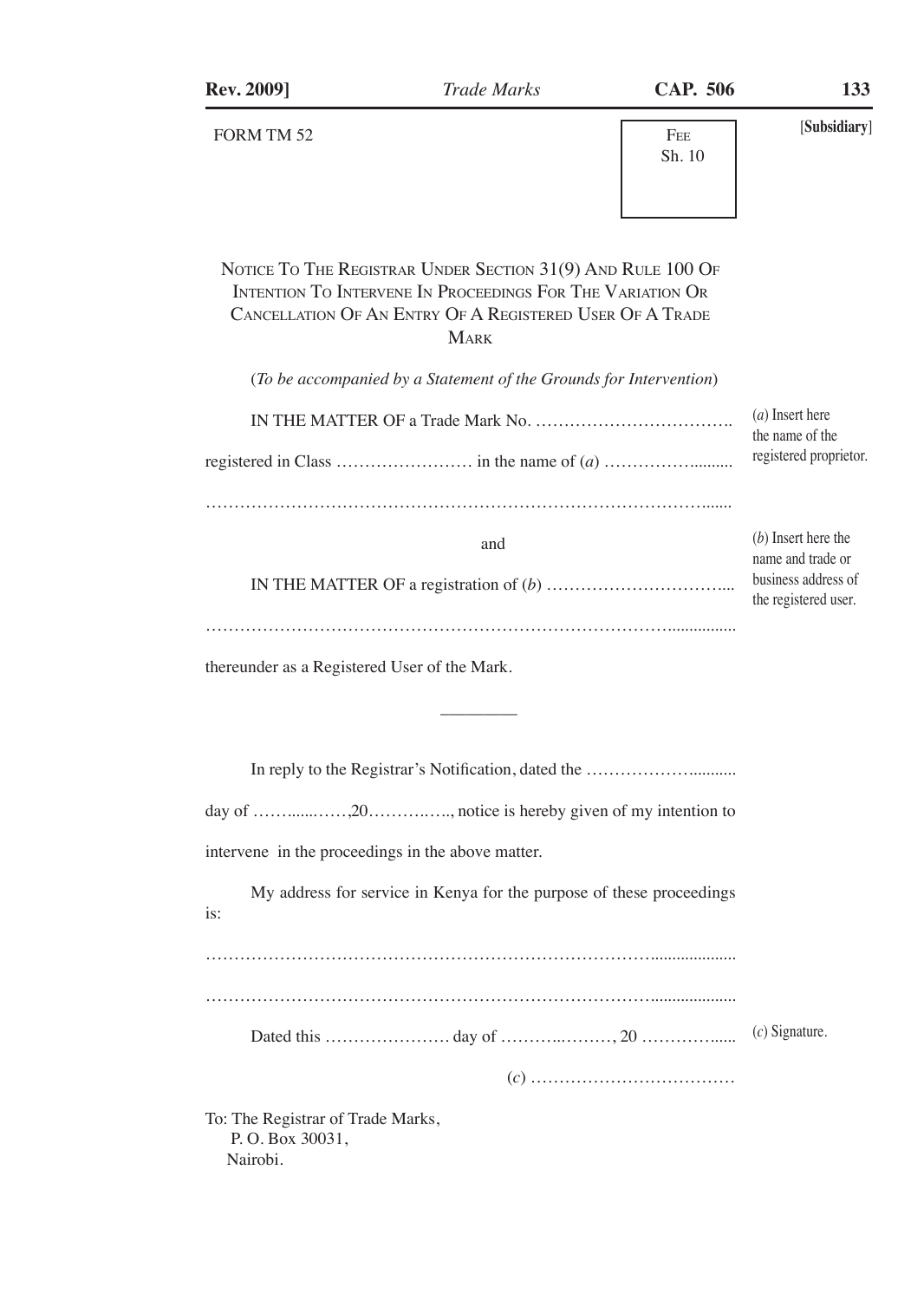[Subsidiary]

FORM TM 52

FEE
Sh. 10

## NOTICE TO THE REGISTRAR UNDER SECTION 31(9) AND RULE 100 OF INTENTION TO INTERVENE IN PROCEEDINGS FOR THE VARIATION OR CANCELLATION OF AN ENTRY OF A REGISTERED USER OF A TRADE MARK

(*To be accompanied by a Statement of the Grounds for Intervention*)

IN THE MATTER OF a Trade Mark No. …………………………….

registered in Class …………………… in the name of (*a*) …………….........

………………………………………………………………………….......

(*a*) Insert here the name of the registered proprietor.

and

IN THE MATTER OF a registration of (*b*) …………………………...

…………………………………………………………………….................

(*b*) Insert here the name and trade or business address of the registered user.

thereunder as a Registered User of the Mark.

---

In reply to the Registrar's Notification, dated the ……………….........

day of ……......……,20………..….., notice is hereby given of my intention to intervene in the proceedings in the above matter.

My address for service in Kenya for the purpose of these proceedings is:

……………………………………………………………………...................

……………………………………………………………………...................

Dated this …………………. day of ………..………, 20 ………….....

(*c*) ………………………………

(*c*) Signature.

To: The Registrar of Trade Marks,
P. O. Box 30031,
Nairobi.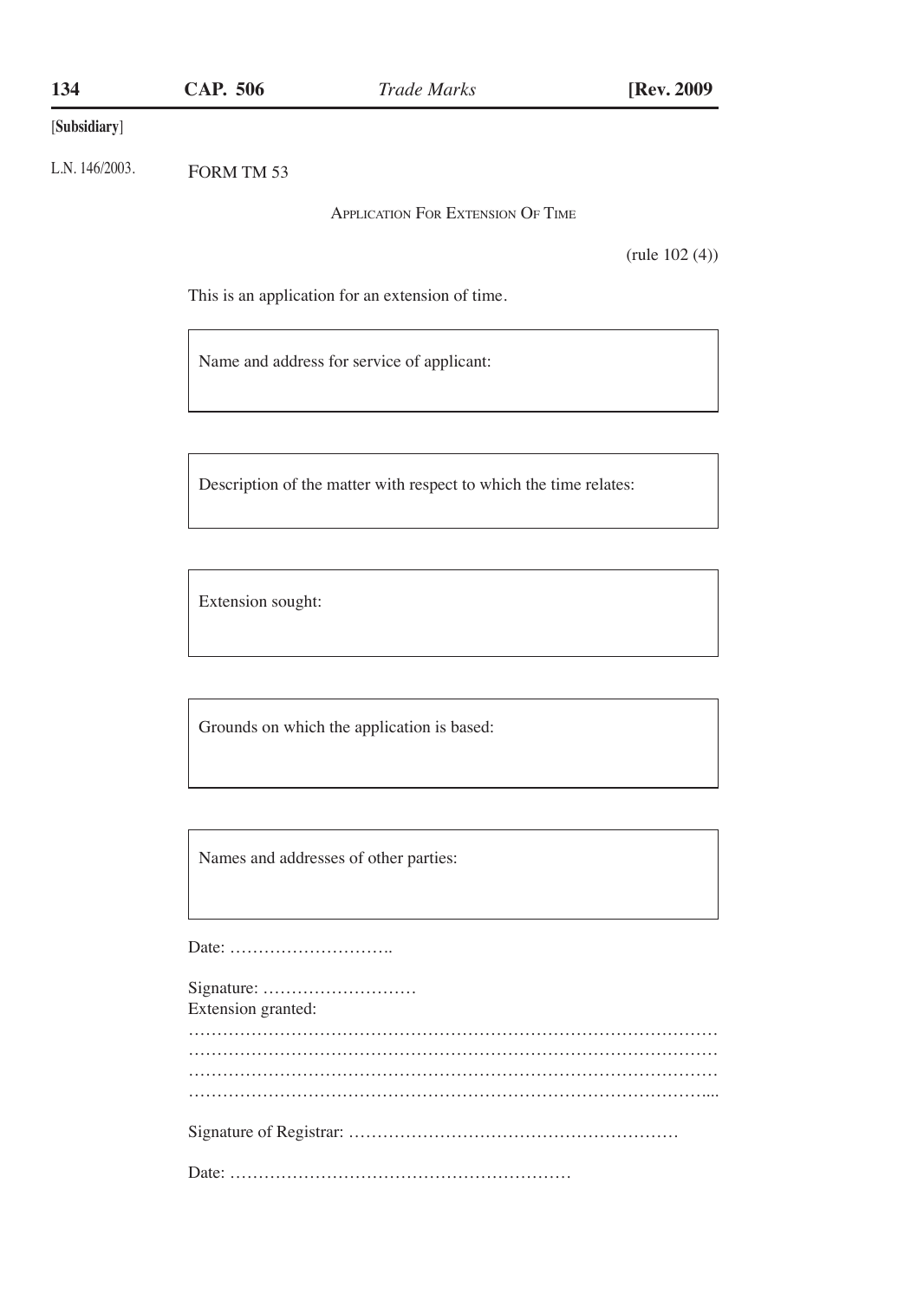[Subsidiary]

L.N. 146/2003.

FORM TM 53

### APPLICATION FOR EXTENSION OF TIME

(rule 102 (4))

This is an application for an extension of time.

| Name and address for service of applicant: |
|---|

| Description of the matter with respect to which the time relates: |
|---|

| Extension sought: |
|---|

| Grounds on which the application is based: |
|---|

| Names and addresses of other parties: |
|---|

Date: ………………………..

Signature: ………………………
Extension granted:
…………………………………………………………………………………
…………………………………………………………………………………
…………………………………………………………………………………
…………………………………………………………………………………...

Signature of Registrar: …………………………………………………

Date: ……………………………………………………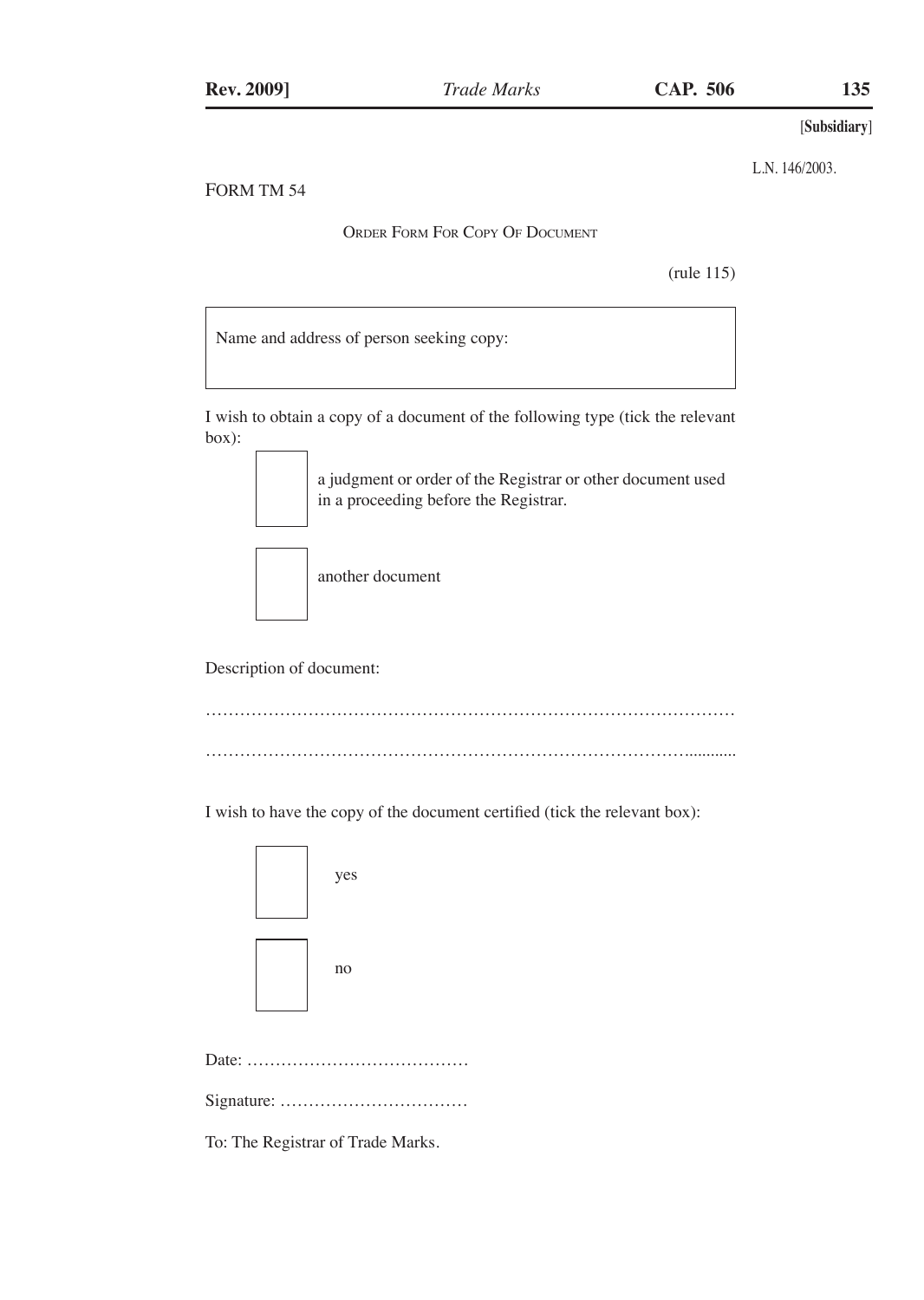[Subsidiary]

L.N. 146/2003.

FORM TM 54

## Order Form For Copy Of Document

(rule 115)

| Name and address of person seeking copy: |
| --- |
| |

I wish to obtain a copy of a document of the following type (tick the relevant box):

☐ a judgment or order of the Registrar or other document used in a proceeding before the Registrar.

☐ another document

Description of document:

………………………………………………………………………………………

………………………………………………………………………………...........

I wish to have the copy of the document certified (tick the relevant box):

☐ yes

☐ no

Date: …………………………………

Signature: ……………………………

To: The Registrar of Trade Marks.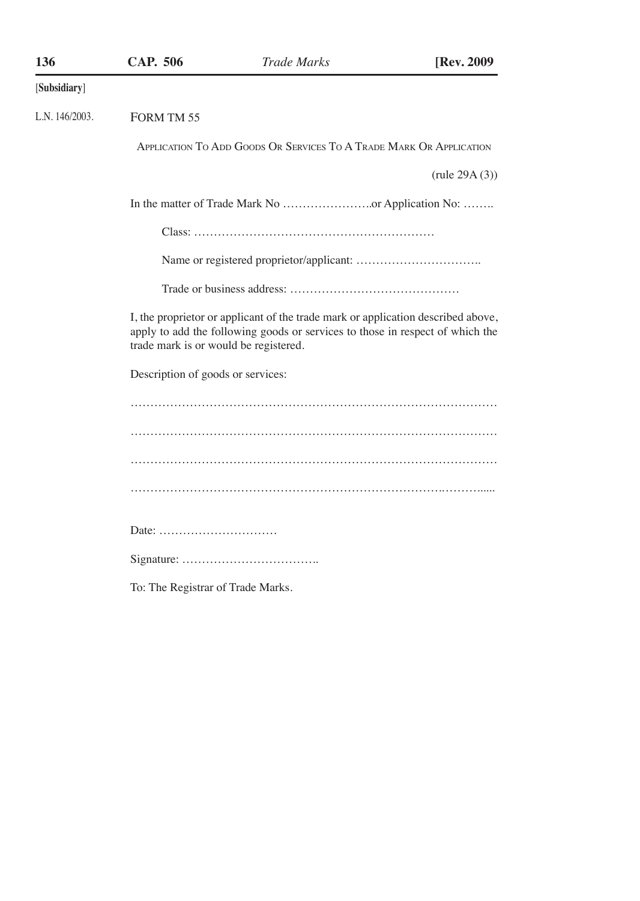[Subsidiary]

L.N. 146/2003.

FORM TM 55

APPLICATION TO ADD GOODS OR SERVICES TO A TRADE MARK OR APPLICATION

(rule 29A (3))

In the matter of Trade Mark No ………………….or Application No: ……..

Class: ……………………………………………………

Name or registered proprietor/applicant: …………………………..

Trade or business address: ……………………………………

I, the proprietor or applicant of the trade mark or application described above, apply to add the following goods or services to those in respect of which the trade mark is or would be registered.

Description of goods or services:

……………………………………………………………………………………

……………………………………………………………………………………

……………………………………………………………………………………

……………………………………………………………………………………

Date: …………………………

Signature: …………………………….

To: The Registrar of Trade Marks.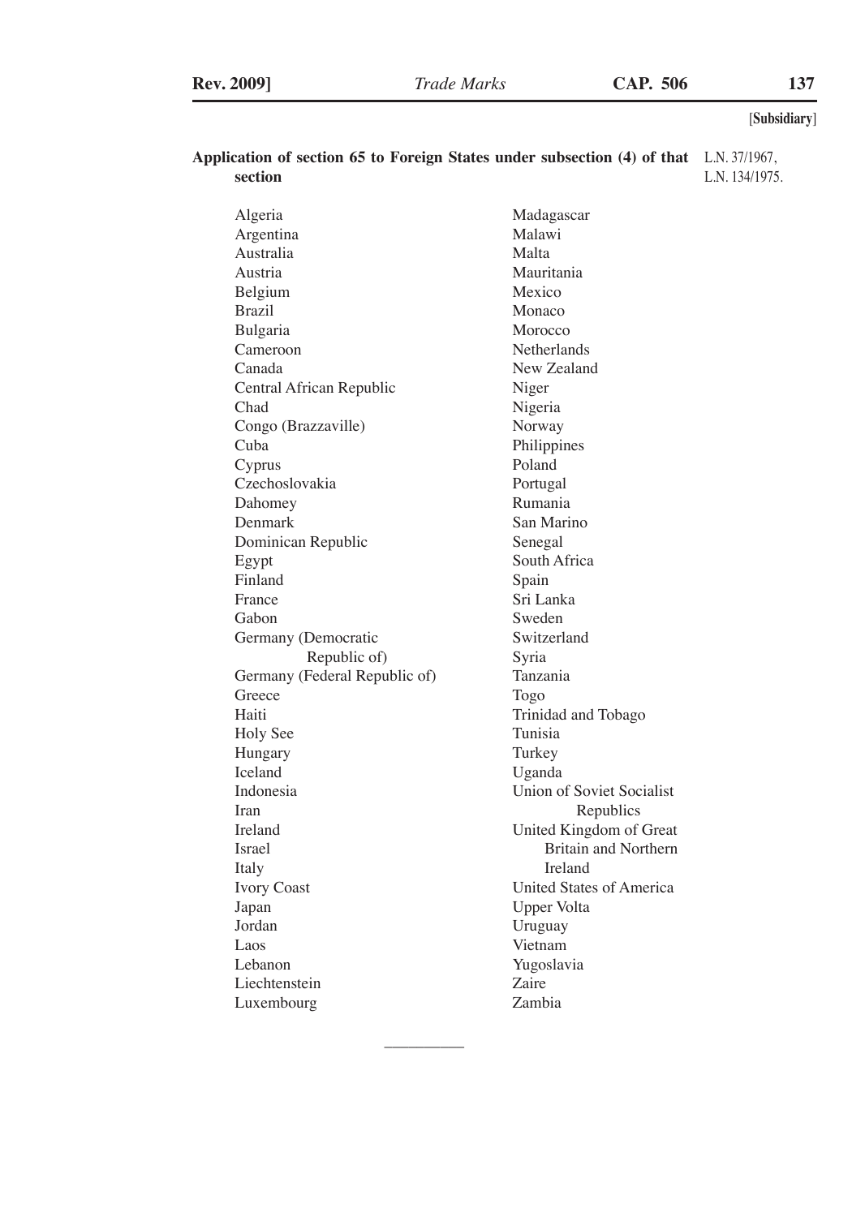[Subsidiary]

**Application of section 65 to Foreign States under subsection (4) of that section**

L.N. 37/1967,
L.N. 134/1975.

Algeria
Argentina
Australia
Austria
Belgium
Brazil
Bulgaria
Cameroon
Canada
Central African Republic
Chad
Congo (Brazzaville)
Cuba
Cyprus
Czechoslovakia
Dahomey
Denmark
Dominican Republic
Egypt
Finland
France
Gabon
Germany (Democratic Republic of)
Germany (Federal Republic of)
Greece
Haiti
Holy See
Hungary
Iceland
Indonesia
Iran
Ireland
Israel
Italy
Ivory Coast
Japan
Jordan
Laos
Lebanon
Liechtenstein
Luxembourg
Madagascar
Malawi
Malta
Mauritania
Mexico
Monaco
Morocco
Netherlands
New Zealand
Niger
Nigeria
Norway
Philippines
Poland
Portugal
Rumania
San Marino
Senegal
South Africa
Spain
Sri Lanka
Sweden
Switzerland
Syria
Tanzania
Togo
Trinidad and Tobago
Tunisia
Turkey
Uganda
Union of Soviet Socialist Republics
United Kingdom of Great Britain and Northern Ireland
United States of America
Upper Volta
Uruguay
Vietnam
Yugoslavia
Zaire
Zambia

---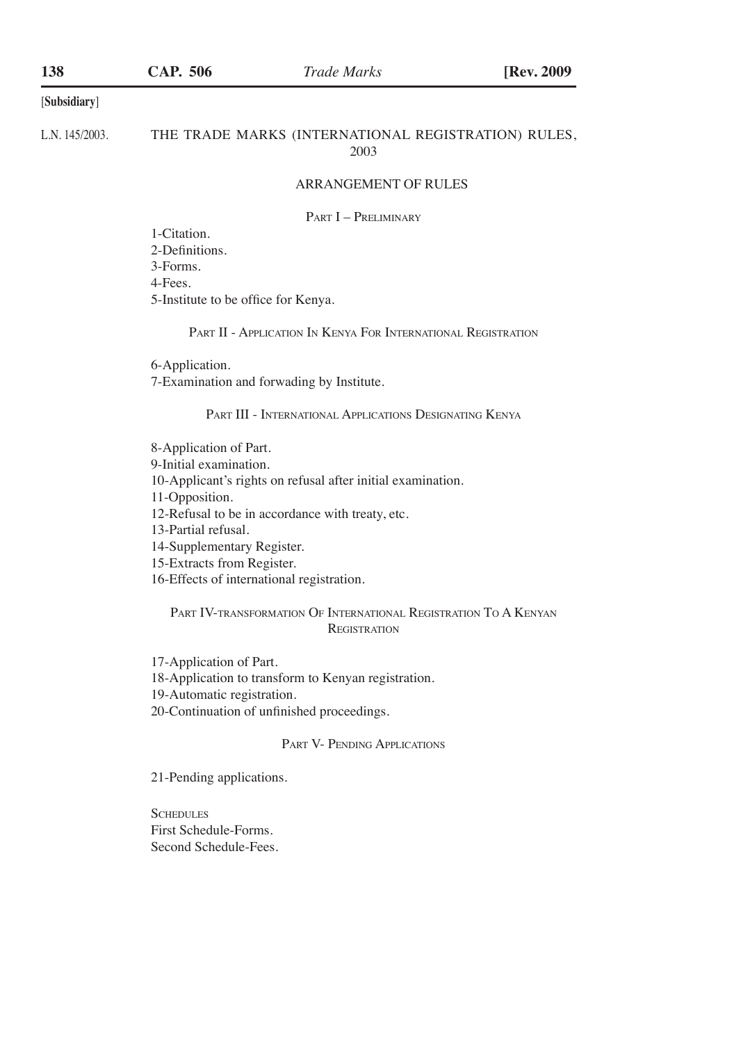[Subsidiary]

L.N. 145/2003.

# THE TRADE MARKS (INTERNATIONAL REGISTRATION) RULES, 2003

## ARRANGEMENT OF RULES

### PART I – PRELIMINARY

1-Citation.
2-Definitions.
3-Forms.
4-Fees.
5-Institute to be office for Kenya.

### PART II - APPLICATION IN KENYA FOR INTERNATIONAL REGISTRATION

6-Application.
7-Examination and forwading by Institute.

### PART III - INTERNATIONAL APPLICATIONS DESIGNATING KENYA

8-Application of Part.
9-Initial examination.
10-Applicant's rights on refusal after initial examination.
11-Opposition.
12-Refusal to be in accordance with treaty, etc.
13-Partial refusal.
14-Supplementary Register.
15-Extracts from Register.
16-Effects of international registration.

### PART IV-TRANSFORMATION OF INTERNATIONAL REGISTRATION TO A KENYAN REGISTRATION

17-Application of Part.
18-Application to transform to Kenyan registration.
19-Automatic registration.
20-Continuation of unfinished proceedings.

### PART V- PENDING APPLICATIONS

21-Pending applications.

SCHEDULES
First Schedule-Forms.
Second Schedule-Fees.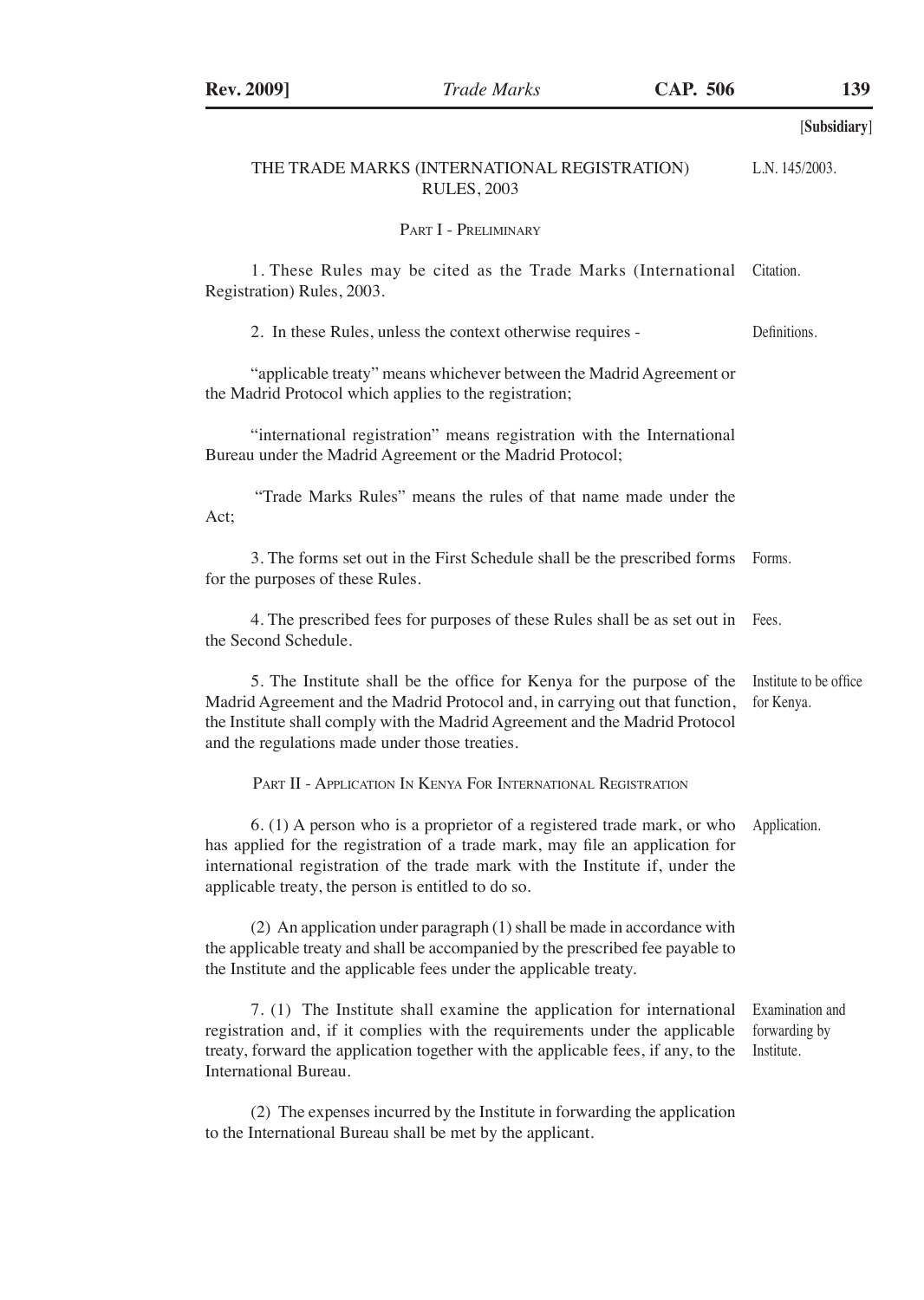[Subsidiary]

# THE TRADE MARKS (INTERNATIONAL REGISTRATION) RULES, 2003

L.N. 145/2003.

## PART I - PRELIMINARY

Citation.

1. These Rules may be cited as the Trade Marks (International Registration) Rules, 2003.

Definitions.

2. In these Rules, unless the context otherwise requires -

"applicable treaty" means whichever between the Madrid Agreement or the Madrid Protocol which applies to the registration;

"international registration" means registration with the International Bureau under the Madrid Agreement or the Madrid Protocol;

"Trade Marks Rules" means the rules of that name made under the Act;

Forms.

3. The forms set out in the First Schedule shall be the prescribed forms for the purposes of these Rules.

Fees.

4. The prescribed fees for purposes of these Rules shall be as set out in the Second Schedule.

Institute to be office for Kenya.

5. The Institute shall be the office for Kenya for the purpose of the Madrid Agreement and the Madrid Protocol and, in carrying out that function, the Institute shall comply with the Madrid Agreement and the Madrid Protocol and the regulations made under those treaties.

## PART II - APPLICATION IN KENYA FOR INTERNATIONAL REGISTRATION

Application.

6. (1) A person who is a proprietor of a registered trade mark, or who has applied for the registration of a trade mark, may file an application for international registration of the trade mark with the Institute if, under the applicable treaty, the person is entitled to do so.

(2) An application under paragraph (1) shall be made in accordance with the applicable treaty and shall be accompanied by the prescribed fee payable to the Institute and the applicable fees under the applicable treaty.

Examination and forwarding by Institute.

7. (1) The Institute shall examine the application for international registration and, if it complies with the requirements under the applicable treaty, forward the application together with the applicable fees, if any, to the International Bureau.

(2) The expenses incurred by the Institute in forwarding the application to the International Bureau shall be met by the applicant.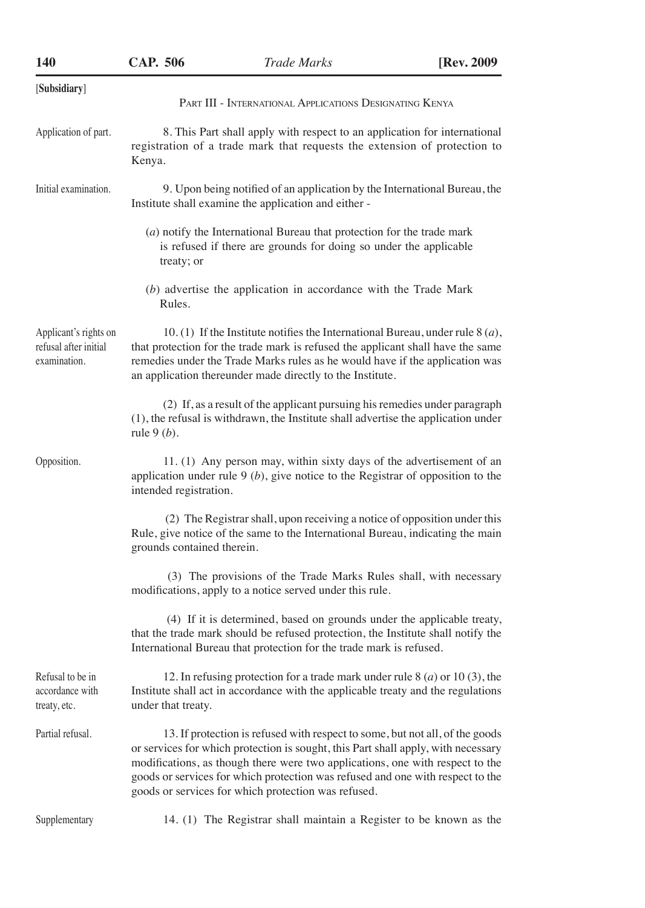[**Subsidiary**]

PART III - INTERNATIONAL APPLICATIONS DESIGNATING KENYA

Application of part.

8. This Part shall apply with respect to an application for international registration of a trade mark that requests the extension of protection to Kenya.

Initial examination.

9. Upon being notified of an application by the International Bureau, the Institute shall examine the application and either -

(*a*) notify the International Bureau that protection for the trade mark is refused if there are grounds for doing so under the applicable treaty; or

(*b*) advertise the application in accordance with the Trade Mark Rules.

Applicant's rights on refusal after initial examination.

10. (1) If the Institute notifies the International Bureau, under rule 8 (*a*), that protection for the trade mark is refused the applicant shall have the same remedies under the Trade Marks rules as he would have if the application was an application thereunder made directly to the Institute.

(2) If, as a result of the applicant pursuing his remedies under paragraph (1), the refusal is withdrawn, the Institute shall advertise the application under rule 9 (*b*).

Opposition.

11. (1) Any person may, within sixty days of the advertisement of an application under rule 9 (*b*), give notice to the Registrar of opposition to the intended registration.

(2) The Registrar shall, upon receiving a notice of opposition under this Rule, give notice of the same to the International Bureau, indicating the main grounds contained therein.

(3) The provisions of the Trade Marks Rules shall, with necessary modifications, apply to a notice served under this rule.

(4) If it is determined, based on grounds under the applicable treaty, that the trade mark should be refused protection, the Institute shall notify the International Bureau that protection for the trade mark is refused.

Refusal to be in accordance with treaty, etc.

12. In refusing protection for a trade mark under rule 8 (*a*) or 10 (3), the Institute shall act in accordance with the applicable treaty and the regulations under that treaty.

Partial refusal.

13. If protection is refused with respect to some, but not all, of the goods or services for which protection is sought, this Part shall apply, with necessary modifications, as though there were two applications, one with respect to the goods or services for which protection was refused and one with respect to the goods or services for which protection was refused.

Supplementary

14. (1) The Registrar shall maintain a Register to be known as the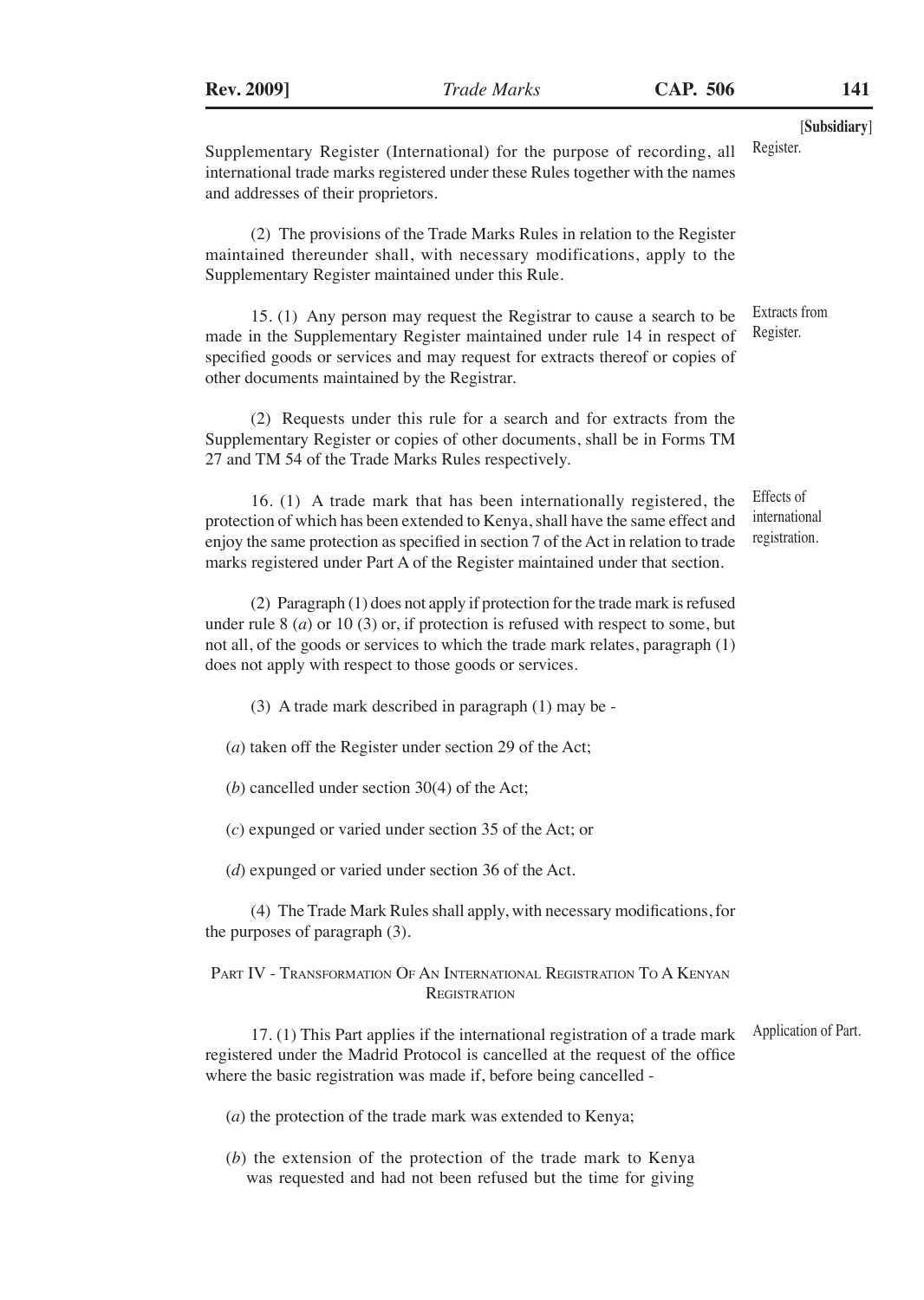Supplementary Register (International) for the purpose of recording, all international trade marks registered under these Rules together with the names and addresses of their proprietors.

(2) The provisions of the Trade Marks Rules in relation to the Register maintained thereunder shall, with necessary modifications, apply to the Supplementary Register maintained under this Rule.

*Extracts from Register.*

15. (1) Any person may request the Registrar to cause a search to be made in the Supplementary Register maintained under rule 14 in respect of specified goods or services and may request for extracts thereof or copies of other documents maintained by the Registrar.

(2) Requests under this rule for a search and for extracts from the Supplementary Register or copies of other documents, shall be in Forms TM 27 and TM 54 of the Trade Marks Rules respectively.

*Effects of international registration.*

16. (1) A trade mark that has been internationally registered, the protection of which has been extended to Kenya, shall have the same effect and enjoy the same protection as specified in section 7 of the Act in relation to trade marks registered under Part A of the Register maintained under that section.

(2) Paragraph (1) does not apply if protection for the trade mark is refused under rule 8 (*a*) or 10 (3) or, if protection is refused with respect to some, but not all, of the goods or services to which the trade mark relates, paragraph (1) does not apply with respect to those goods or services.

(3) A trade mark described in paragraph (1) may be -

(*a*) taken off the Register under section 29 of the Act;

(*b*) cancelled under section 30(4) of the Act;

(*c*) expunged or varied under section 35 of the Act; or

(*d*) expunged or varied under section 36 of the Act.

(4) The Trade Mark Rules shall apply, with necessary modifications, for the purposes of paragraph (3).

## PART IV - TRANSFORMATION OF AN INTERNATIONAL REGISTRATION TO A KENYAN REGISTRATION

*Application of Part.*

17. (1) This Part applies if the international registration of a trade mark registered under the Madrid Protocol is cancelled at the request of the office where the basic registration was made if, before being cancelled -

(*a*) the protection of the trade mark was extended to Kenya;

(*b*) the extension of the protection of the trade mark to Kenya was requested and had not been refused but the time for giving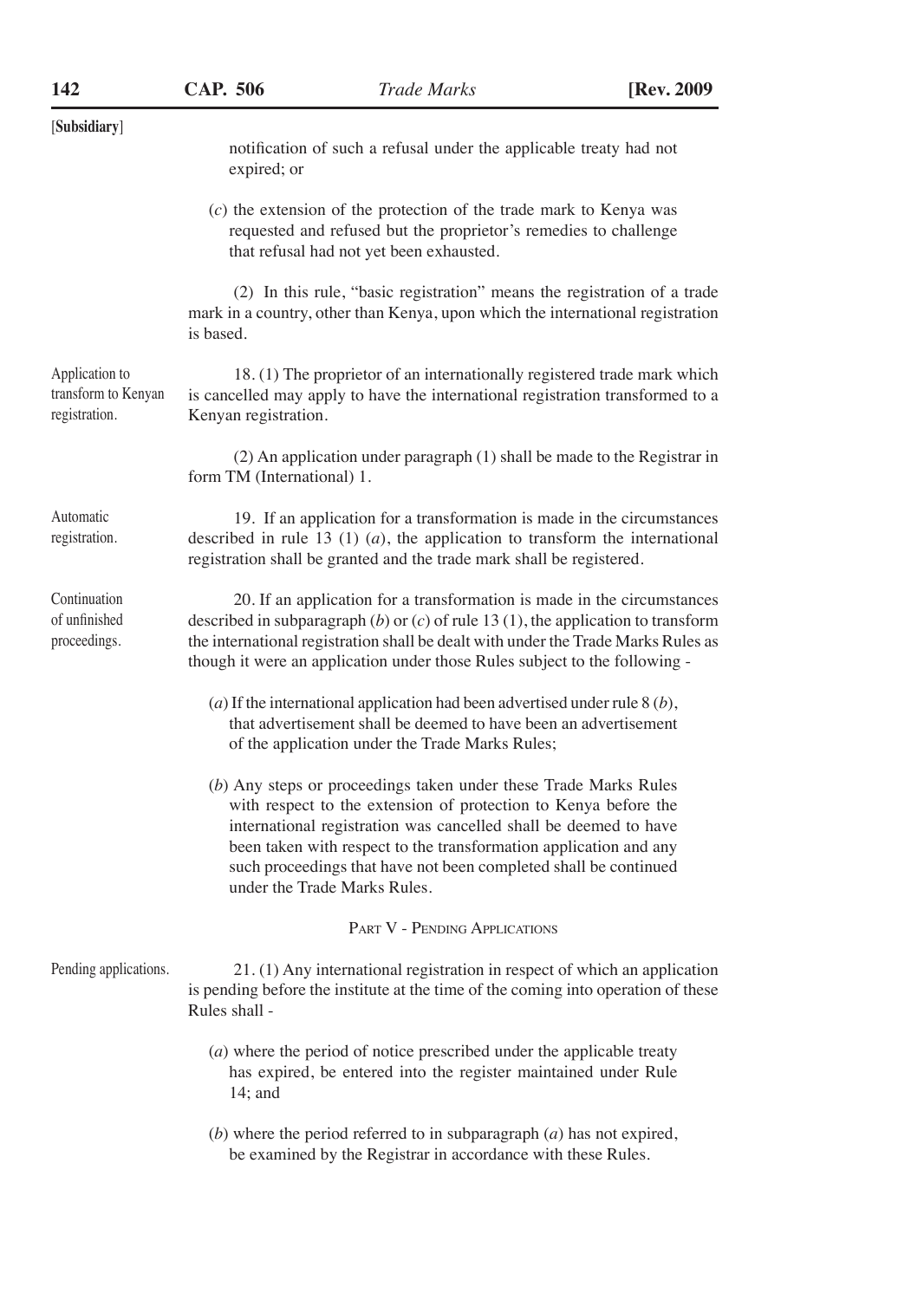notification of such a refusal under the applicable treaty had not expired; or

(*c*) the extension of the protection of the trade mark to Kenya was requested and refused but the proprietor's remedies to challenge that refusal had not yet been exhausted.

(2) In this rule, "basic registration" means the registration of a trade mark in a country, other than Kenya, upon which the international registration is based.

Application to transform to Kenyan registration.

18. (1) The proprietor of an internationally registered trade mark which is cancelled may apply to have the international registration transformed to a Kenyan registration.

(2) An application under paragraph (1) shall be made to the Registrar in form TM (International) 1.

Automatic registration.

19. If an application for a transformation is made in the circumstances described in rule 13 (1) (*a*), the application to transform the international registration shall be granted and the trade mark shall be registered.

Continuation of unfinished proceedings.

20. If an application for a transformation is made in the circumstances described in subparagraph (*b*) or (*c*) of rule 13 (1), the application to transform the international registration shall be dealt with under the Trade Marks Rules as though it were an application under those Rules subject to the following -

(*a*) If the international application had been advertised under rule 8 (*b*), that advertisement shall be deemed to have been an advertisement of the application under the Trade Marks Rules;

(*b*) Any steps or proceedings taken under these Trade Marks Rules with respect to the extension of protection to Kenya before the international registration was cancelled shall be deemed to have been taken with respect to the transformation application and any such proceedings that have not been completed shall be continued under the Trade Marks Rules.

## PART V - PENDING APPLICATIONS

Pending applications.

21. (1) Any international registration in respect of which an application is pending before the institute at the time of the coming into operation of these Rules shall -

(*a*) where the period of notice prescribed under the applicable treaty has expired, be entered into the register maintained under Rule 14; and

(*b*) where the period referred to in subparagraph (*a*) has not expired, be examined by the Registrar in accordance with these Rules.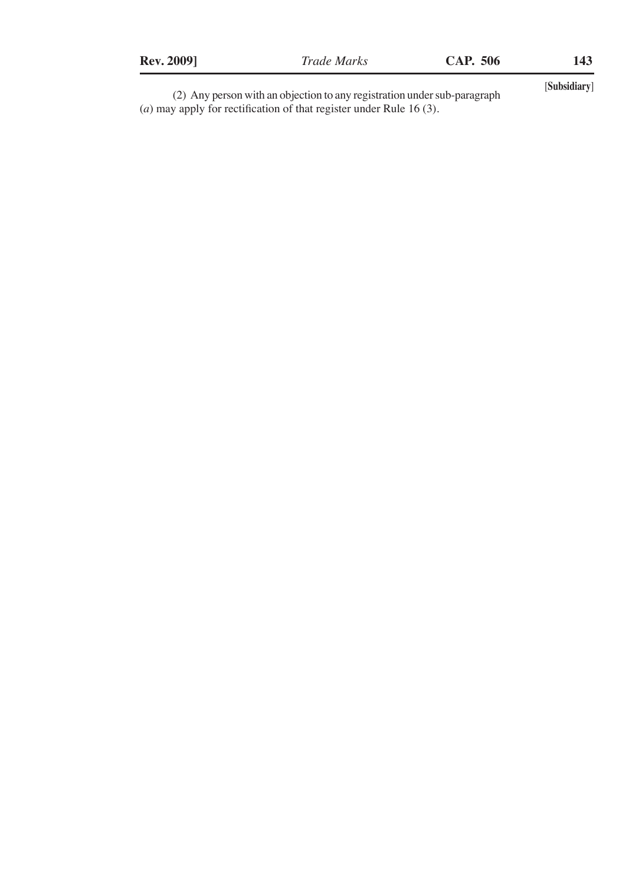(2) Any person with an objection to any registration under sub-paragraph (*a*) may apply for rectification of that register under Rule 16 (3).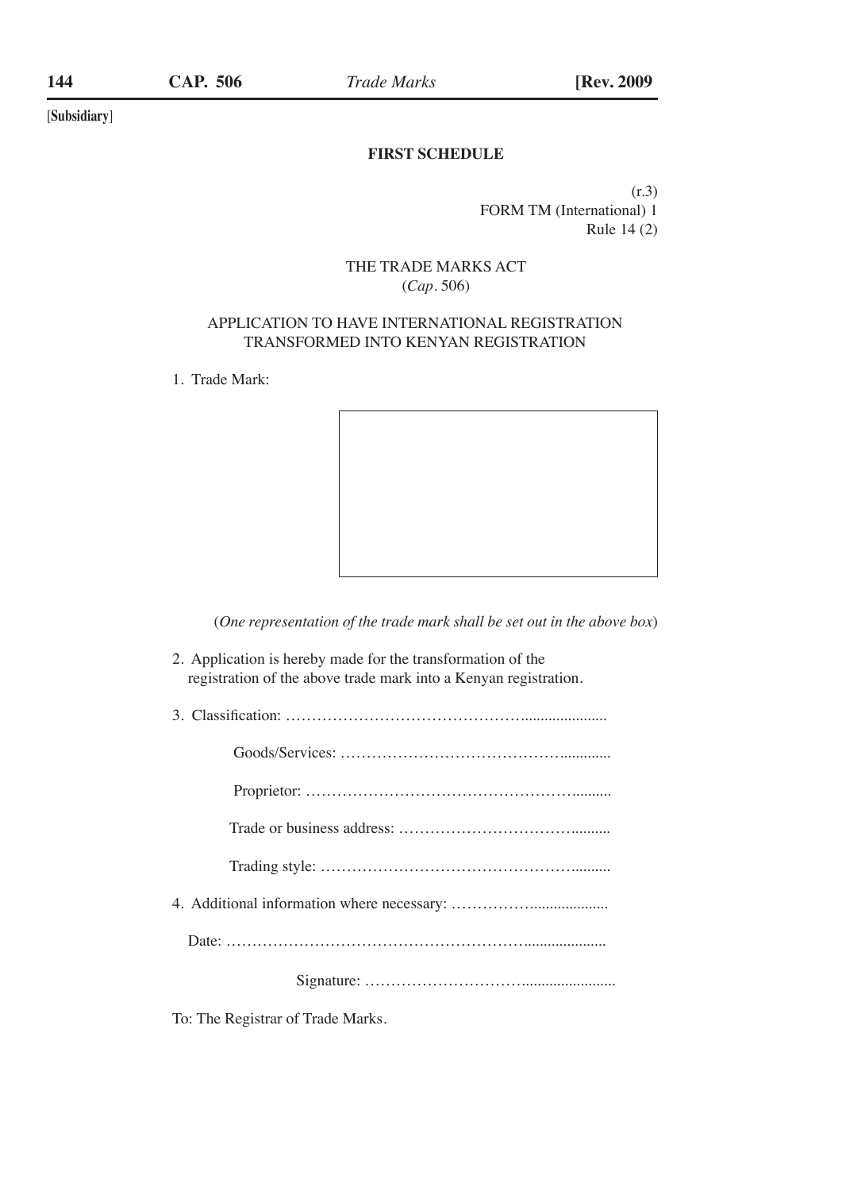[Subsidiary]

## FIRST SCHEDULE

(r.3)
FORM TM (International) 1
Rule 14 (2)

THE TRADE MARKS ACT
(*Cap*. 506)

APPLICATION TO HAVE INTERNATIONAL REGISTRATION TRANSFORMED INTO KENYAN REGISTRATION

1. Trade Mark:

(*One representation of the trade mark shall be set out in the above box*)

2. Application is hereby made for the transformation of the registration of the above trade mark into a Kenyan registration.

3. Classification: ……………………………………………………

Goods/Services: ……………………………………………………

Proprietor: ……………………………………………………

Trade or business address: ……………………………………

Trading style: ……………………………………………………

4. Additional information where necessary: ……………………………

Date: ……………………………………………………

Signature: ……………………………………

To: The Registrar of Trade Marks.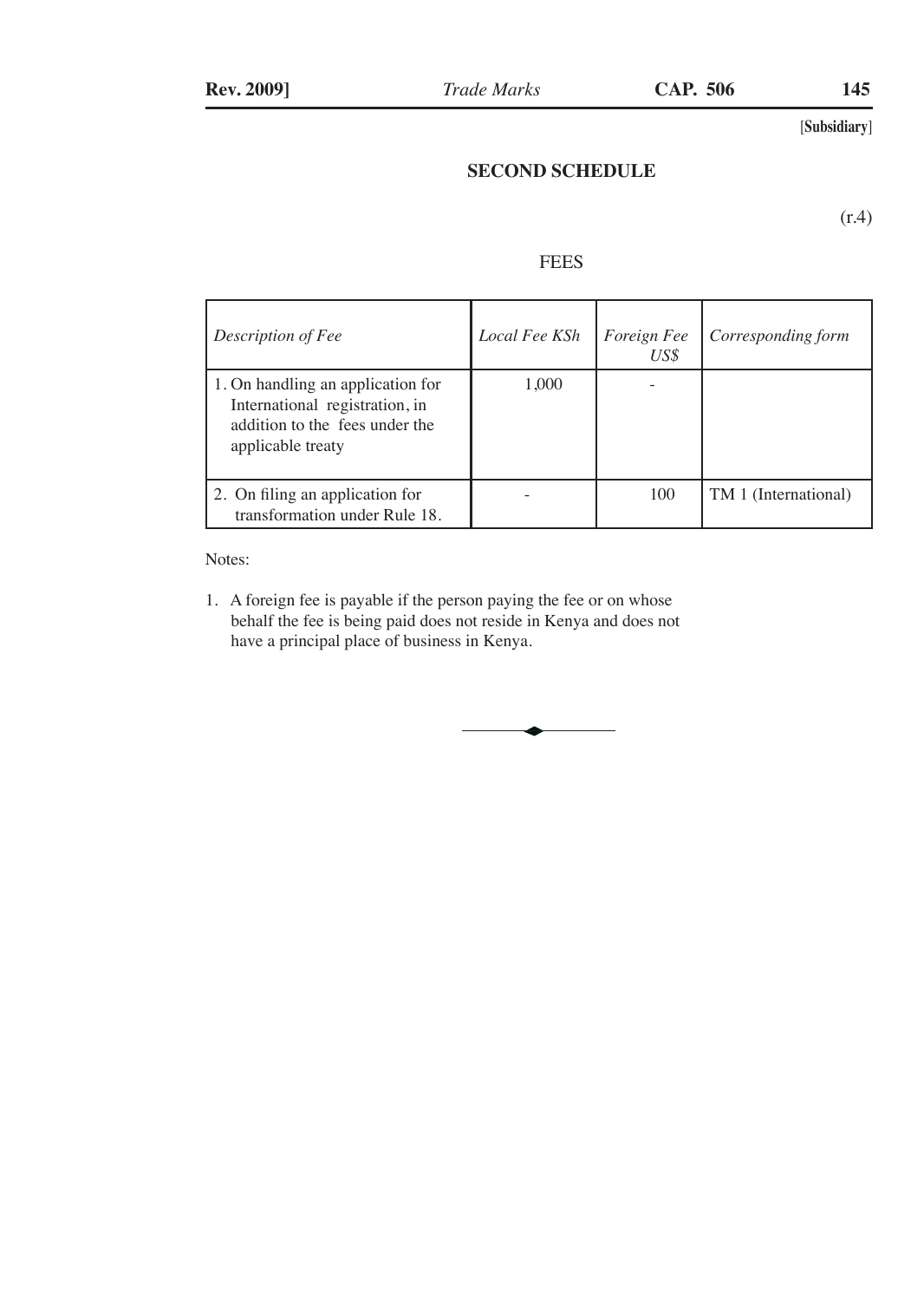[Subsidiary]

## SECOND SCHEDULE

(r.4)

### FEES

| *Description of Fee* | *Local Fee KSh* | *Foreign Fee US$* | *Corresponding form* |
|---|---|---|---|
| 1. On handling an application for International registration, in addition to the fees under the applicable treaty | 1,000 | - | |
| 2. On filing an application for transformation under Rule 18. | - | 100 | TM 1 (International) |

Notes:

1. A foreign fee is payable if the person paying the fee or on whose behalf the fee is being paid does not reside in Kenya and does not have a principal place of business in Kenya.